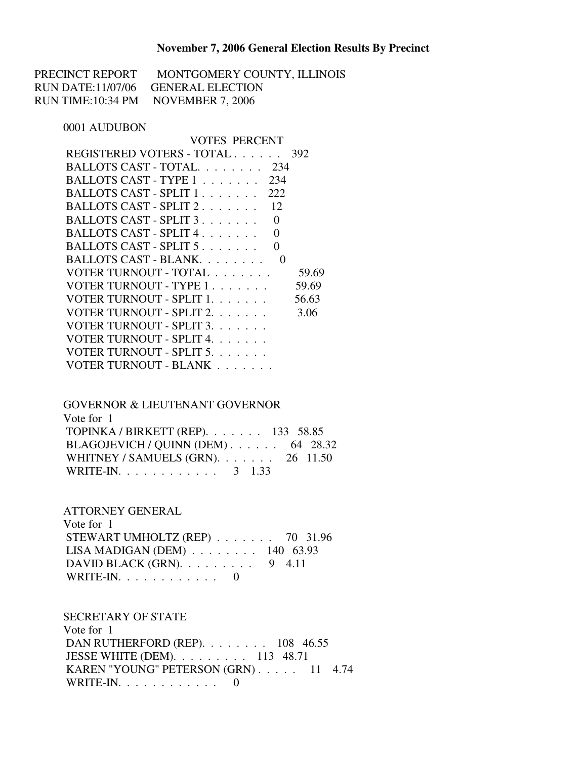# November 7, 2006 General Election Results By Precinct

PRECINCT REPORT MONTGOMERY COUNTY, ILLINOIS
RUN DATE:11/07/06 GENERAL ELECTION
RUN TIME:10:34 PM NOVEMBER 7, 2006

## 0001 AUDUBON

| | VOTES | PERCENT |
|---|---|---|
| REGISTERED VOTERS - TOTAL . . . . . . | 392 | |
| BALLOTS CAST - TOTAL. . . . . . . . | 234 | |
| BALLOTS CAST - TYPE 1 . . . . . . . | 234 | |
| BALLOTS CAST - SPLIT 1 . . . . . . . | 222 | |
| BALLOTS CAST - SPLIT 2 . . . . . . . | 12 | |
| BALLOTS CAST - SPLIT 3 . . . . . . . | 0 | |
| BALLOTS CAST - SPLIT 4 . . . . . . . | 0 | |
| BALLOTS CAST - SPLIT 5 . . . . . . . | 0 | |
| BALLOTS CAST - BLANK. . . . . . . . | 0 | |
| VOTER TURNOUT - TOTAL . . . . . . . | | 59.69 |
| VOTER TURNOUT - TYPE 1 . . . . . . . | | 59.69 |
| VOTER TURNOUT - SPLIT 1. . . . . . . | | 56.63 |
| VOTER TURNOUT - SPLIT 2. . . . . . . | | 3.06 |
| VOTER TURNOUT - SPLIT 3. . . . . . . | | |
| VOTER TURNOUT - SPLIT 4. . . . . . . | | |
| VOTER TURNOUT - SPLIT 5. . . . . . . | | |
| VOTER TURNOUT - BLANK . . . . . . . | | |

### GOVERNOR & LIEUTENANT GOVERNOR

Vote for 1

| | VOTES | PERCENT |
|---|---|---|
| TOPINKA / BIRKETT (REP). . . . . . . | 133 | 58.85 |
| BLAGOJEVICH / QUINN (DEM) . . . . . . | 64 | 28.32 |
| WHITNEY / SAMUELS (GRN). . . . . . . | 26 | 11.50 |
| WRITE-IN. . . . . . . . . . . . | 3 | 1.33 |

### ATTORNEY GENERAL

Vote for 1

| | VOTES | PERCENT |
|---|---|---|
| STEWART UMHOLTZ (REP) . . . . . . . | 70 | 31.96 |
| LISA MADIGAN (DEM) . . . . . . . . | 140 | 63.93 |
| DAVID BLACK (GRN). . . . . . . . . | 9 | 4.11 |
| WRITE-IN. . . . . . . . . . . . | 0 | |

### SECRETARY OF STATE

Vote for 1

| | VOTES | PERCENT |
|---|---|---|
| DAN RUTHERFORD (REP). . . . . . . . | 108 | 46.55 |
| JESSE WHITE (DEM). . . . . . . . . | 113 | 48.71 |
| KAREN "YOUNG" PETERSON (GRN) . . . . . | 11 | 4.74 |
| WRITE-IN. . . . . . . . . . . . | 0 | |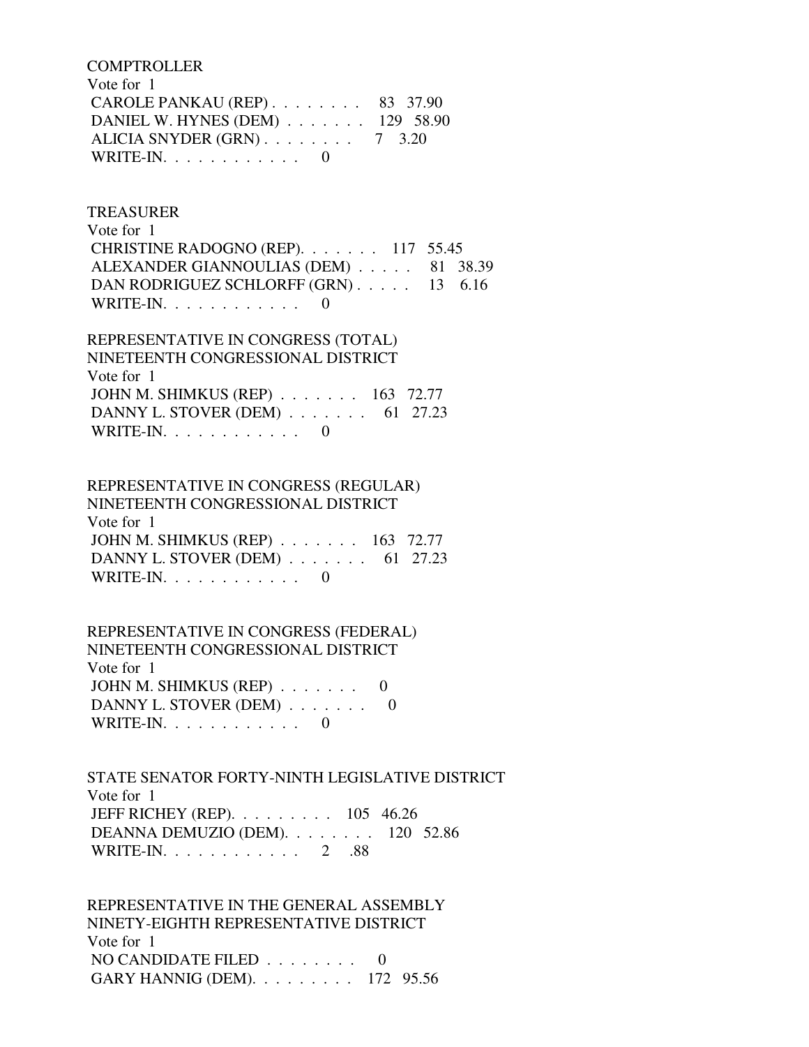COMPTROLLER
Vote for 1

| | | |
|---|---|---|
| CAROLE PANKAU (REP) | 83 | 37.90 |
| DANIEL W. HYNES (DEM) | 129 | 58.90 |
| ALICIA SNYDER (GRN) | 7 | 3.20 |
| WRITE-IN. | 0 | |

TREASURER
Vote for 1

| | | |
|---|---|---|
| CHRISTINE RADOGNO (REP). | 117 | 55.45 |
| ALEXANDER GIANNOULIAS (DEM) | 81 | 38.39 |
| DAN RODRIGUEZ SCHLORFF (GRN) | 13 | 6.16 |
| WRITE-IN. | 0 | |

REPRESENTATIVE IN CONGRESS (TOTAL)
NINETEENTH CONGRESSIONAL DISTRICT
Vote for 1

| | | |
|---|---|---|
| JOHN M. SHIMKUS (REP) | 163 | 72.77 |
| DANNY L. STOVER (DEM) | 61 | 27.23 |
| WRITE-IN. | 0 | |

REPRESENTATIVE IN CONGRESS (REGULAR)
NINETEENTH CONGRESSIONAL DISTRICT
Vote for 1

| | | |
|---|---|---|
| JOHN M. SHIMKUS (REP) | 163 | 72.77 |
| DANNY L. STOVER (DEM) | 61 | 27.23 |
| WRITE-IN. | 0 | |

REPRESENTATIVE IN CONGRESS (FEDERAL)
NINETEENTH CONGRESSIONAL DISTRICT
Vote for 1

| | | |
|---|---|---|
| JOHN M. SHIMKUS (REP) | 0 | |
| DANNY L. STOVER (DEM) | 0 | |
| WRITE-IN. | 0 | |

STATE SENATOR FORTY-NINTH LEGISLATIVE DISTRICT
Vote for 1

| | | |
|---|---|---|
| JEFF RICHEY (REP). | 105 | 46.26 |
| DEANNA DEMUZIO (DEM). | 120 | 52.86 |
| WRITE-IN. | 2 | .88 |

REPRESENTATIVE IN THE GENERAL ASSEMBLY
NINETY-EIGHTH REPRESENTATIVE DISTRICT
Vote for 1

| | | |
|---|---|---|
| NO CANDIDATE FILED | 0 | |
| GARY HANNIG (DEM). | 172 | 95.56 |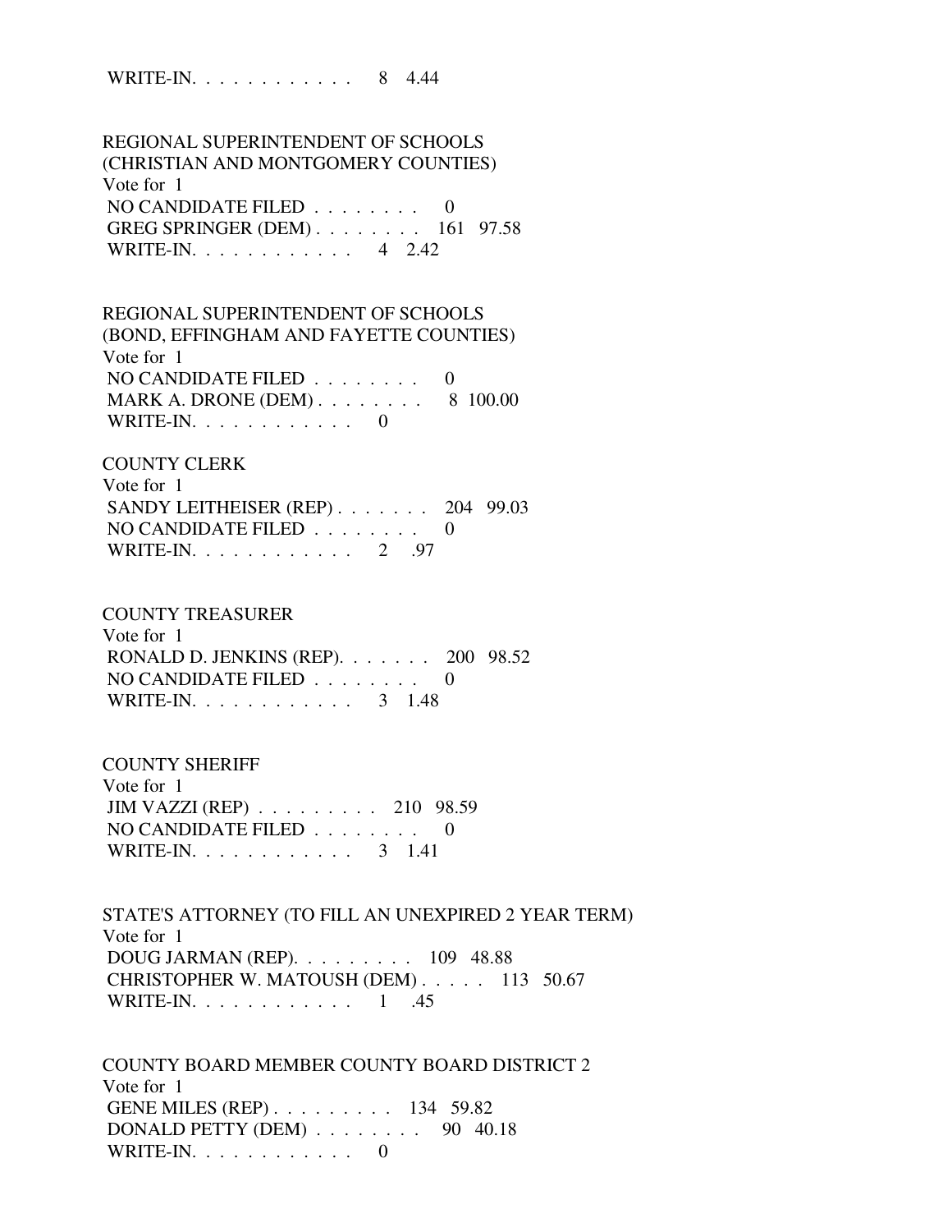WRITE-IN. . . . . . . . . . . . 8 4.44

REGIONAL SUPERINTENDENT OF SCHOOLS
(CHRISTIAN AND MONTGOMERY COUNTIES)
Vote for 1
NO CANDIDATE FILED . . . . . . . . 0
GREG SPRINGER (DEM) . . . . . . . . 161 97.58
WRITE-IN. . . . . . . . . . . . 4 2.42

REGIONAL SUPERINTENDENT OF SCHOOLS
(BOND, EFFINGHAM AND FAYETTE COUNTIES)
Vote for 1
NO CANDIDATE FILED . . . . . . . . 0
MARK A. DRONE (DEM) . . . . . . . . 8 100.00
WRITE-IN. . . . . . . . . . . . 0

COUNTY CLERK
Vote for 1
SANDY LEITHEISER (REP) . . . . . . . 204 99.03
NO CANDIDATE FILED . . . . . . . . 0
WRITE-IN. . . . . . . . . . . . 2 .97

COUNTY TREASURER
Vote for 1
RONALD D. JENKINS (REP). . . . . . . 200 98.52
NO CANDIDATE FILED . . . . . . . . 0
WRITE-IN. . . . . . . . . . . . 3 1.48

COUNTY SHERIFF
Vote for 1
JIM VAZZI (REP) . . . . . . . . . 210 98.59
NO CANDIDATE FILED . . . . . . . . 0
WRITE-IN. . . . . . . . . . . . 3 1.41

STATE'S ATTORNEY (TO FILL AN UNEXPIRED 2 YEAR TERM)
Vote for 1
DOUG JARMAN (REP). . . . . . . . . 109 48.88
CHRISTOPHER W. MATOUSH (DEM) . . . . . 113 50.67
WRITE-IN. . . . . . . . . . . . 1 .45

COUNTY BOARD MEMBER COUNTY BOARD DISTRICT 2
Vote for 1
GENE MILES (REP) . . . . . . . . . 134 59.82
DONALD PETTY (DEM) . . . . . . . . 90 40.18
WRITE-IN. . . . . . . . . . . . 0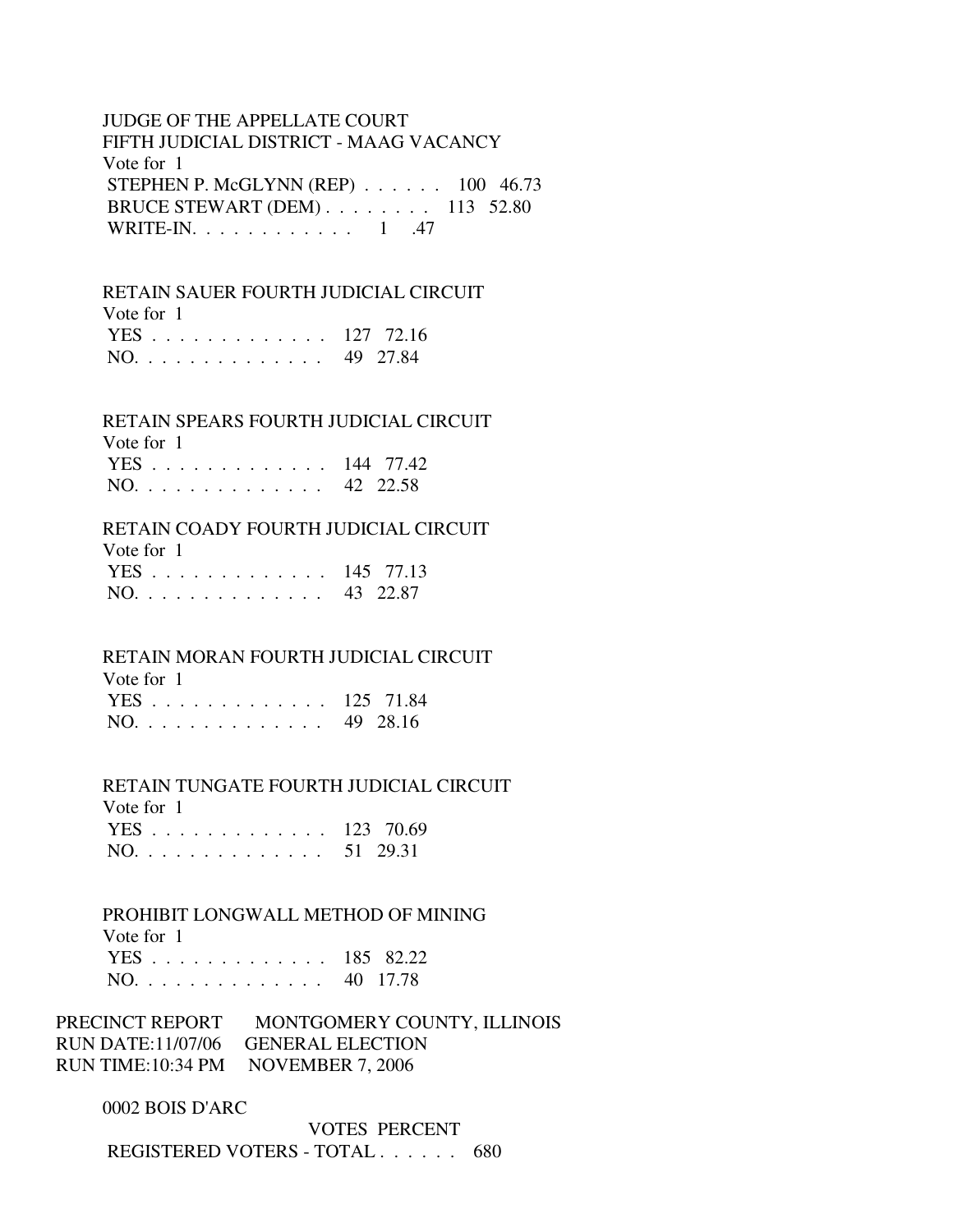JUDGE OF THE APPELLATE COURT
FIFTH JUDICIAL DISTRICT - MAAG VACANCY
Vote for 1

| | | |
|---|---|---|
| STEPHEN P. McGLYNN (REP) | 100 | 46.73 |
| BRUCE STEWART (DEM) | 113 | 52.80 |
| WRITE-IN. | 1 | .47 |

RETAIN SAUER FOURTH JUDICIAL CIRCUIT
Vote for 1

| | | |
|---|---|---|
| YES | 127 | 72.16 |
| NO. | 49 | 27.84 |

RETAIN SPEARS FOURTH JUDICIAL CIRCUIT
Vote for 1

| | | |
|---|---|---|
| YES | 144 | 77.42 |
| NO. | 42 | 22.58 |

RETAIN COADY FOURTH JUDICIAL CIRCUIT
Vote for 1

| | | |
|---|---|---|
| YES | 145 | 77.13 |
| NO. | 43 | 22.87 |

RETAIN MORAN FOURTH JUDICIAL CIRCUIT
Vote for 1

| | | |
|---|---|---|
| YES | 125 | 71.84 |
| NO. | 49 | 28.16 |

RETAIN TUNGATE FOURTH JUDICIAL CIRCUIT
Vote for 1

| | | |
|---|---|---|
| YES | 123 | 70.69 |
| NO. | 51 | 29.31 |

PROHIBIT LONGWALL METHOD OF MINING
Vote for 1

| | | |
|---|---|---|
| YES | 185 | 82.22 |
| NO. | 40 | 17.78 |

PRECINCT REPORT MONTGOMERY COUNTY, ILLINOIS
RUN DATE:11/07/06 GENERAL ELECTION
RUN TIME:10:34 PM NOVEMBER 7, 2006

0002 BOIS D'ARC

| | VOTES | PERCENT |
|---|---|---|
| REGISTERED VOTERS - TOTAL | 680 | |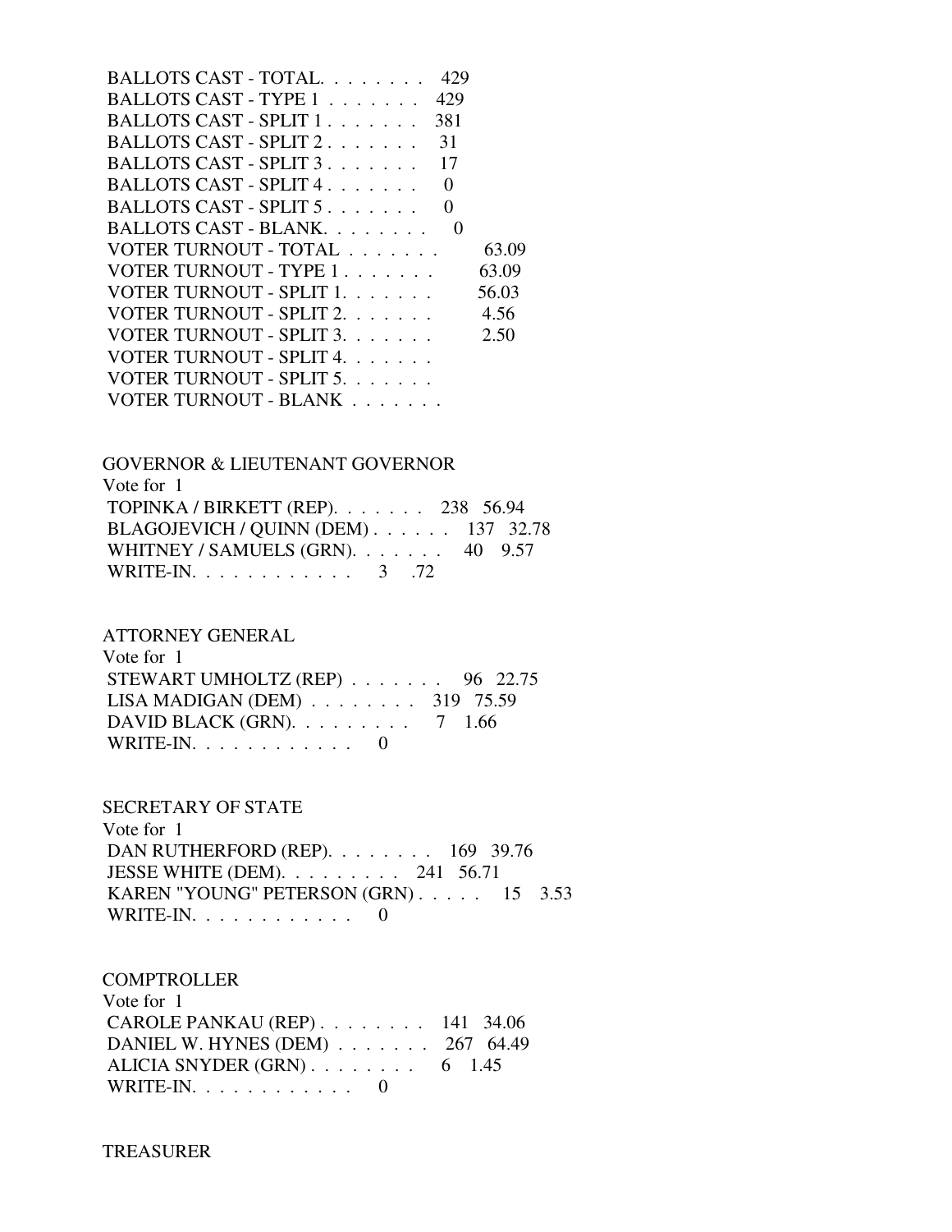BALLOTS CAST - TOTAL. . . . . . . . 429
BALLOTS CAST - TYPE 1 . . . . . . . 429
BALLOTS CAST - SPLIT 1 . . . . . . . 381
BALLOTS CAST - SPLIT 2 . . . . . . . 31
BALLOTS CAST - SPLIT 3 . . . . . . . 17
BALLOTS CAST - SPLIT 4 . . . . . . . 0
BALLOTS CAST - SPLIT 5 . . . . . . . 0
BALLOTS CAST - BLANK. . . . . . . . 0
VOTER TURNOUT - TOTAL . . . . . . . 63.09
VOTER TURNOUT - TYPE 1 . . . . . . . 63.09
VOTER TURNOUT - SPLIT 1. . . . . . . 56.03
VOTER TURNOUT - SPLIT 2. . . . . . . 4.56
VOTER TURNOUT - SPLIT 3. . . . . . . 2.50
VOTER TURNOUT - SPLIT 4. . . . . . .
VOTER TURNOUT - SPLIT 5. . . . . . .
VOTER TURNOUT - BLANK . . . . . . .

GOVERNOR & LIEUTENANT GOVERNOR
Vote for 1
TOPINKA / BIRKETT (REP). . . . . . . 238 56.94
BLAGOJEVICH / QUINN (DEM) . . . . . . 137 32.78
WHITNEY / SAMUELS (GRN). . . . . . . 40 9.57
WRITE-IN. . . . . . . . . . . . 3 .72

ATTORNEY GENERAL
Vote for 1
STEWART UMHOLTZ (REP) . . . . . . . 96 22.75
LISA MADIGAN (DEM) . . . . . . . . 319 75.59
DAVID BLACK (GRN). . . . . . . . . 7 1.66
WRITE-IN. . . . . . . . . . . . 0

SECRETARY OF STATE
Vote for 1
DAN RUTHERFORD (REP). . . . . . . . 169 39.76
JESSE WHITE (DEM). . . . . . . . . 241 56.71
KAREN "YOUNG" PETERSON (GRN) . . . . . 15 3.53
WRITE-IN. . . . . . . . . . . . 0

COMPTROLLER
Vote for 1
CAROLE PANKAU (REP) . . . . . . . . 141 34.06
DANIEL W. HYNES (DEM) . . . . . . . 267 64.49
ALICIA SNYDER (GRN) . . . . . . . . 6 1.45
WRITE-IN. . . . . . . . . . . . 0

TREASURER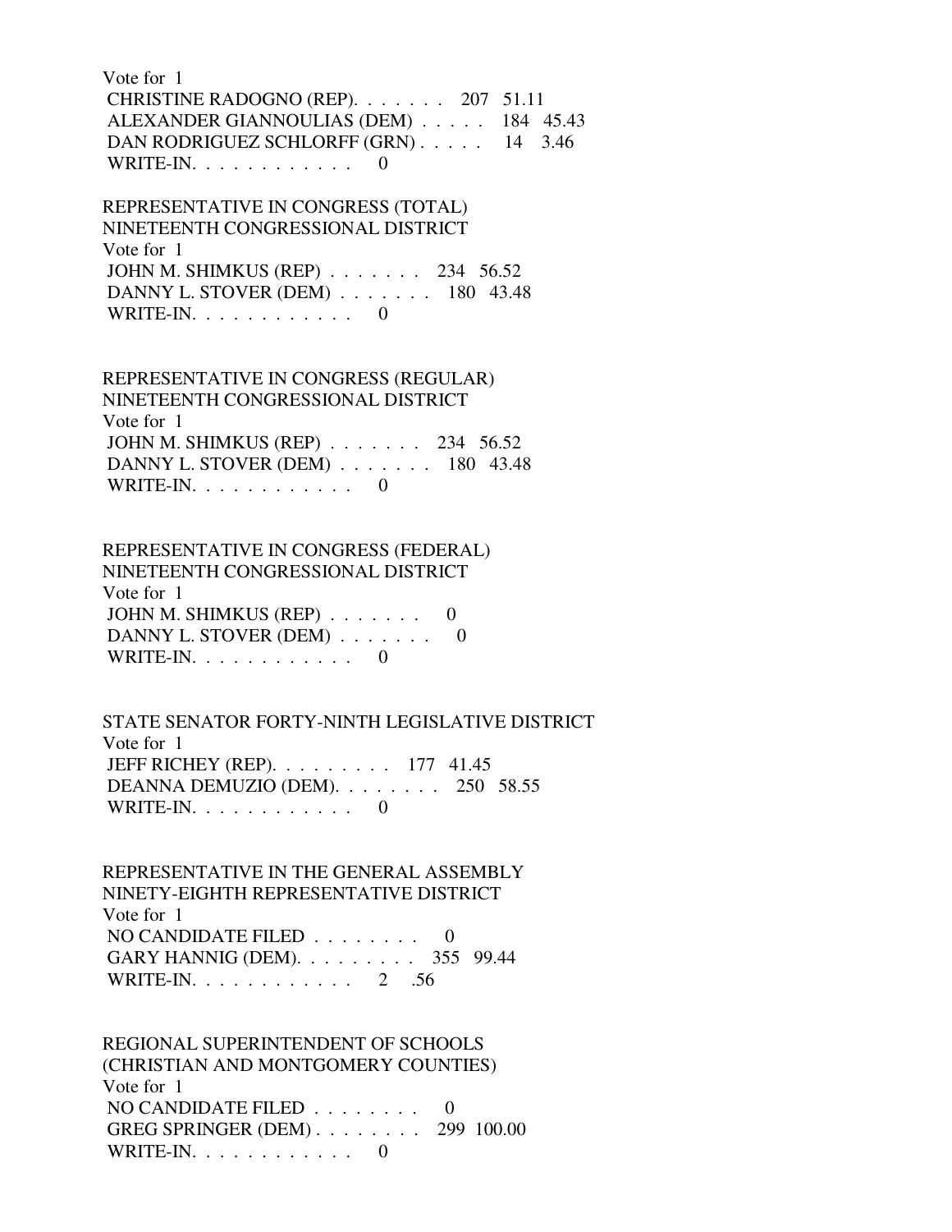Vote for 1
CHRISTINE RADOGNO (REP). . . . . . . 207 51.11
ALEXANDER GIANNOULIAS (DEM) . . . . . 184 45.43
DAN RODRIGUEZ SCHLORFF (GRN) . . . . . 14 3.46
WRITE-IN. . . . . . . . . . . . 0

REPRESENTATIVE IN CONGRESS (TOTAL)
NINETEENTH CONGRESSIONAL DISTRICT
Vote for 1
JOHN M. SHIMKUS (REP) . . . . . . . 234 56.52
DANNY L. STOVER (DEM) . . . . . . . 180 43.48
WRITE-IN. . . . . . . . . . . . 0

REPRESENTATIVE IN CONGRESS (REGULAR)
NINETEENTH CONGRESSIONAL DISTRICT
Vote for 1
JOHN M. SHIMKUS (REP) . . . . . . . 234 56.52
DANNY L. STOVER (DEM) . . . . . . . 180 43.48
WRITE-IN. . . . . . . . . . . . 0

REPRESENTATIVE IN CONGRESS (FEDERAL)
NINETEENTH CONGRESSIONAL DISTRICT
Vote for 1
JOHN M. SHIMKUS (REP) . . . . . . . 0
DANNY L. STOVER (DEM) . . . . . . . 0
WRITE-IN. . . . . . . . . . . . 0

STATE SENATOR FORTY-NINTH LEGISLATIVE DISTRICT
Vote for 1
JEFF RICHEY (REP). . . . . . . . . 177 41.45
DEANNA DEMUZIO (DEM). . . . . . . . 250 58.55
WRITE-IN. . . . . . . . . . . . 0

REPRESENTATIVE IN THE GENERAL ASSEMBLY
NINETY-EIGHTH REPRESENTATIVE DISTRICT
Vote for 1
NO CANDIDATE FILED . . . . . . . . 0
GARY HANNIG (DEM). . . . . . . . . 355 99.44
WRITE-IN. . . . . . . . . . . . 2 .56

REGIONAL SUPERINTENDENT OF SCHOOLS
(CHRISTIAN AND MONTGOMERY COUNTIES)
Vote for 1
NO CANDIDATE FILED . . . . . . . . 0
GREG SPRINGER (DEM) . . . . . . . . 299 100.00
WRITE-IN. . . . . . . . . . . . 0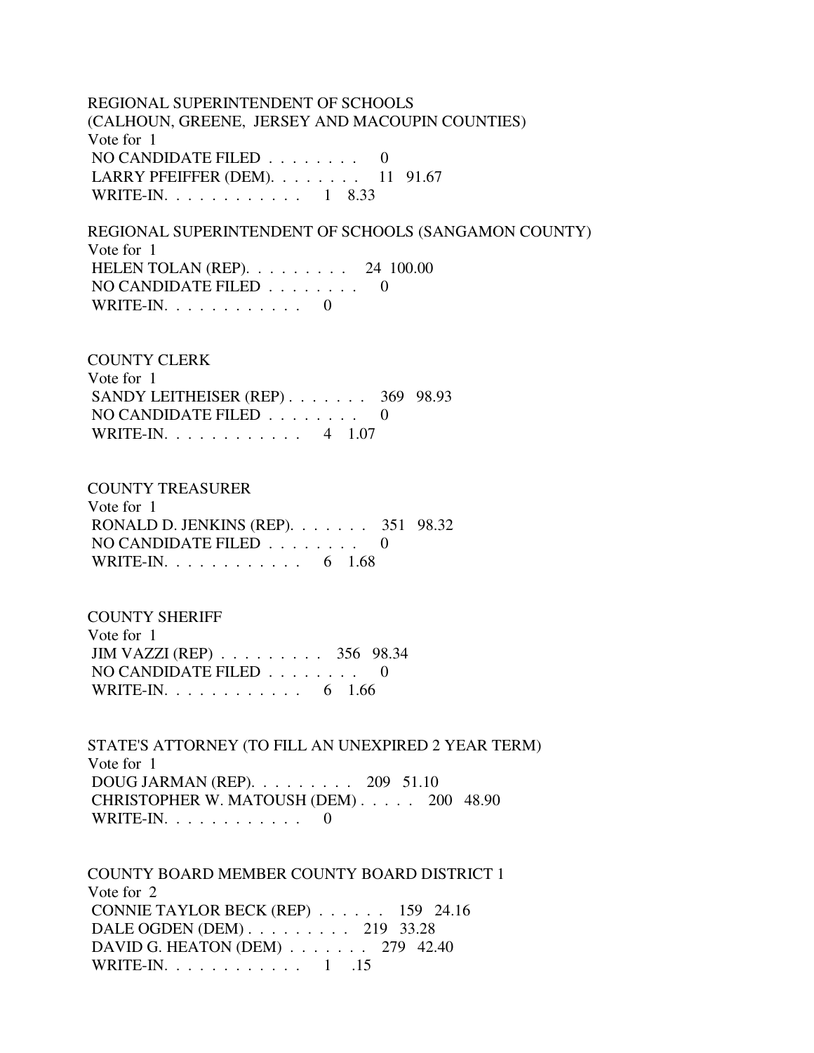REGIONAL SUPERINTENDENT OF SCHOOLS
(CALHOUN, GREENE, JERSEY AND MACOUPIN COUNTIES)
Vote for 1

| | | |
|---|---|---|
| NO CANDIDATE FILED . . . . . . . . | 0 | |
| LARRY PFEIFFER (DEM). . . . . . . . | 11 | 91.67 |
| WRITE-IN. . . . . . . . . . . . | 1 | 8.33 |

REGIONAL SUPERINTENDENT OF SCHOOLS (SANGAMON COUNTY)
Vote for 1

| | | |
|---|---|---|
| HELEN TOLAN (REP). . . . . . . . . | 24 | 100.00 |
| NO CANDIDATE FILED . . . . . . . . | 0 | |
| WRITE-IN. . . . . . . . . . . . | 0 | |

COUNTY CLERK
Vote for 1

| | | |
|---|---|---|
| SANDY LEITHEISER (REP) . . . . . . . | 369 | 98.93 |
| NO CANDIDATE FILED . . . . . . . . | 0 | |
| WRITE-IN. . . . . . . . . . . . | 4 | 1.07 |

COUNTY TREASURER
Vote for 1

| | | |
|---|---|---|
| RONALD D. JENKINS (REP). . . . . . . | 351 | 98.32 |
| NO CANDIDATE FILED . . . . . . . . | 0 | |
| WRITE-IN. . . . . . . . . . . . | 6 | 1.68 |

COUNTY SHERIFF
Vote for 1

| | | |
|---|---|---|
| JIM VAZZI (REP) . . . . . . . . . | 356 | 98.34 |
| NO CANDIDATE FILED . . . . . . . . | 0 | |
| WRITE-IN. . . . . . . . . . . . | 6 | 1.66 |

STATE'S ATTORNEY (TO FILL AN UNEXPIRED 2 YEAR TERM)
Vote for 1

| | | |
|---|---|---|
| DOUG JARMAN (REP). . . . . . . . . | 209 | 51.10 |
| CHRISTOPHER W. MATOUSH (DEM) . . . . . | 200 | 48.90 |
| WRITE-IN. . . . . . . . . . . . | 0 | |

COUNTY BOARD MEMBER COUNTY BOARD DISTRICT 1
Vote for 2

| | | |
|---|---|---|
| CONNIE TAYLOR BECK (REP) . . . . . . | 159 | 24.16 |
| DALE OGDEN (DEM) . . . . . . . . . | 219 | 33.28 |
| DAVID G. HEATON (DEM) . . . . . . . | 279 | 42.40 |
| WRITE-IN. . . . . . . . . . . . | 1 | .15 |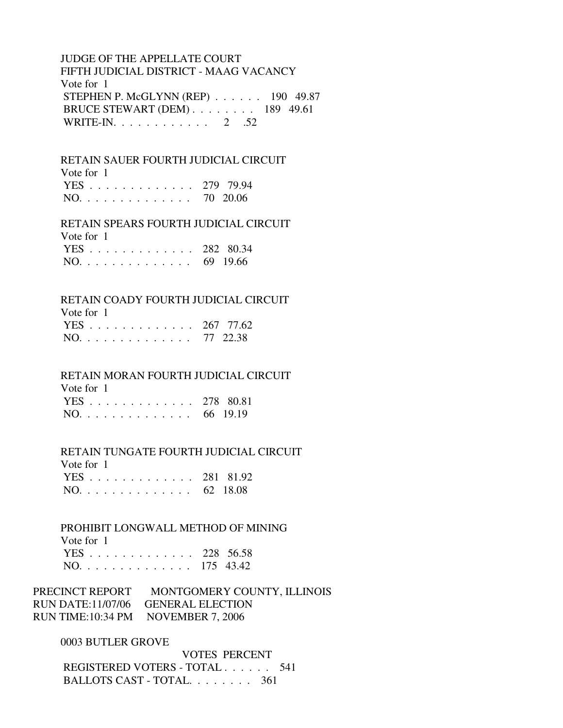JUDGE OF THE APPELLATE COURT
FIFTH JUDICIAL DISTRICT - MAAG VACANCY
Vote for 1

| | | |
|---|---|---|
| STEPHEN P. McGLYNN (REP) | 190 | 49.87 |
| BRUCE STEWART (DEM) | 189 | 49.61 |
| WRITE-IN. | 2 | .52 |

RETAIN SAUER FOURTH JUDICIAL CIRCUIT
Vote for 1

| | | |
|---|---|---|
| YES | 279 | 79.94 |
| NO. | 70 | 20.06 |

RETAIN SPEARS FOURTH JUDICIAL CIRCUIT
Vote for 1

| | | |
|---|---|---|
| YES | 282 | 80.34 |
| NO. | 69 | 19.66 |

RETAIN COADY FOURTH JUDICIAL CIRCUIT
Vote for 1

| | | |
|---|---|---|
| YES | 267 | 77.62 |
| NO. | 77 | 22.38 |

RETAIN MORAN FOURTH JUDICIAL CIRCUIT
Vote for 1

| | | |
|---|---|---|
| YES | 278 | 80.81 |
| NO. | 66 | 19.19 |

RETAIN TUNGATE FOURTH JUDICIAL CIRCUIT
Vote for 1

| | | |
|---|---|---|
| YES | 281 | 81.92 |
| NO. | 62 | 18.08 |

PROHIBIT LONGWALL METHOD OF MINING
Vote for 1

| | | |
|---|---|---|
| YES | 228 | 56.58 |
| NO. | 175 | 43.42 |

PRECINCT REPORT MONTGOMERY COUNTY, ILLINOIS
RUN DATE:11/07/06 GENERAL ELECTION
RUN TIME:10:34 PM NOVEMBER 7, 2006

0003 BUTLER GROVE

| | VOTES | PERCENT |
|---|---|---|
| REGISTERED VOTERS - TOTAL | 541 | |
| BALLOTS CAST - TOTAL. | 361 | |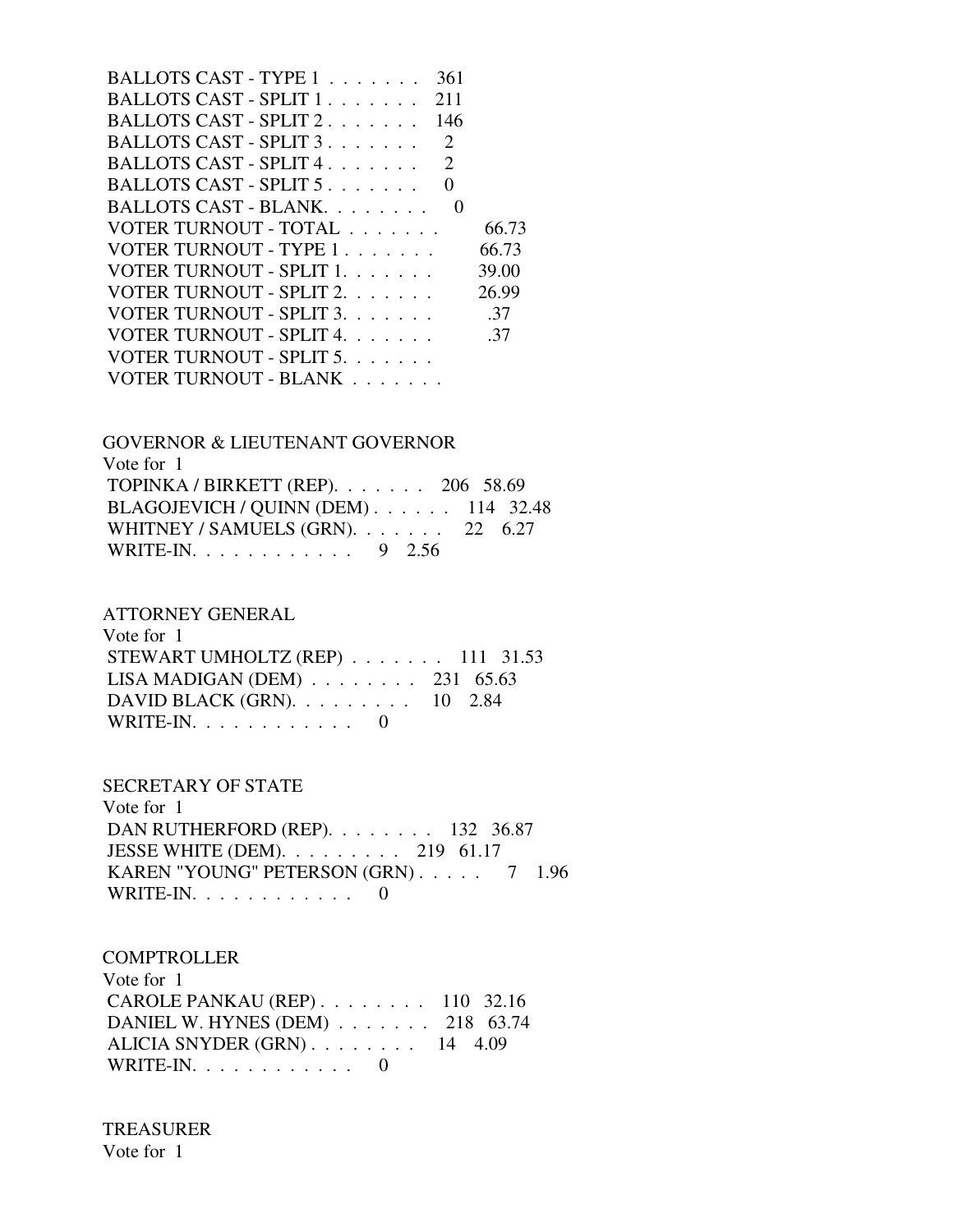| | |
|---|---|
| BALLOTS CAST - TYPE 1 . . . . . . . | 361 |
| BALLOTS CAST - SPLIT 1 . . . . . . . | 211 |
| BALLOTS CAST - SPLIT 2 . . . . . . . | 146 |
| BALLOTS CAST - SPLIT 3 . . . . . . . | 2 |
| BALLOTS CAST - SPLIT 4 . . . . . . . | 2 |
| BALLOTS CAST - SPLIT 5 . . . . . . . | 0 |
| BALLOTS CAST - BLANK. . . . . . . . | 0 |
| VOTER TURNOUT - TOTAL . . . . . . . | 66.73 |
| VOTER TURNOUT - TYPE 1 . . . . . . . | 66.73 |
| VOTER TURNOUT - SPLIT 1. . . . . . . | 39.00 |
| VOTER TURNOUT - SPLIT 2. . . . . . . | 26.99 |
| VOTER TURNOUT - SPLIT 3. . . . . . . | .37 |
| VOTER TURNOUT - SPLIT 4. . . . . . . | .37 |
| VOTER TURNOUT - SPLIT 5. . . . . . . | |
| VOTER TURNOUT - BLANK . . . . . . . | |

GOVERNOR & LIEUTENANT GOVERNOR
Vote for 1

| | | |
|---|---|---|
| TOPINKA / BIRKETT (REP). . . . . . . | 206 | 58.69 |
| BLAGOJEVICH / QUINN (DEM) . . . . . . | 114 | 32.48 |
| WHITNEY / SAMUELS (GRN). . . . . . . | 22 | 6.27 |
| WRITE-IN. . . . . . . . . . . . | 9 | 2.56 |

ATTORNEY GENERAL
Vote for 1

| | | |
|---|---|---|
| STEWART UMHOLTZ (REP) . . . . . . . | 111 | 31.53 |
| LISA MADIGAN (DEM) . . . . . . . . | 231 | 65.63 |
| DAVID BLACK (GRN). . . . . . . . . | 10 | 2.84 |
| WRITE-IN. . . . . . . . . . . . | 0 | |

SECRETARY OF STATE
Vote for 1

| | | |
|---|---|---|
| DAN RUTHERFORD (REP). . . . . . . . | 132 | 36.87 |
| JESSE WHITE (DEM). . . . . . . . . | 219 | 61.17 |
| KAREN "YOUNG" PETERSON (GRN) . . . . . | 7 | 1.96 |
| WRITE-IN. . . . . . . . . . . . | 0 | |

COMPTROLLER
Vote for 1

| | | |
|---|---|---|
| CAROLE PANKAU (REP) . . . . . . . . | 110 | 32.16 |
| DANIEL W. HYNES (DEM) . . . . . . . | 218 | 63.74 |
| ALICIA SNYDER (GRN) . . . . . . . . | 14 | 4.09 |
| WRITE-IN. . . . . . . . . . . . | 0 | |

TREASURER
Vote for 1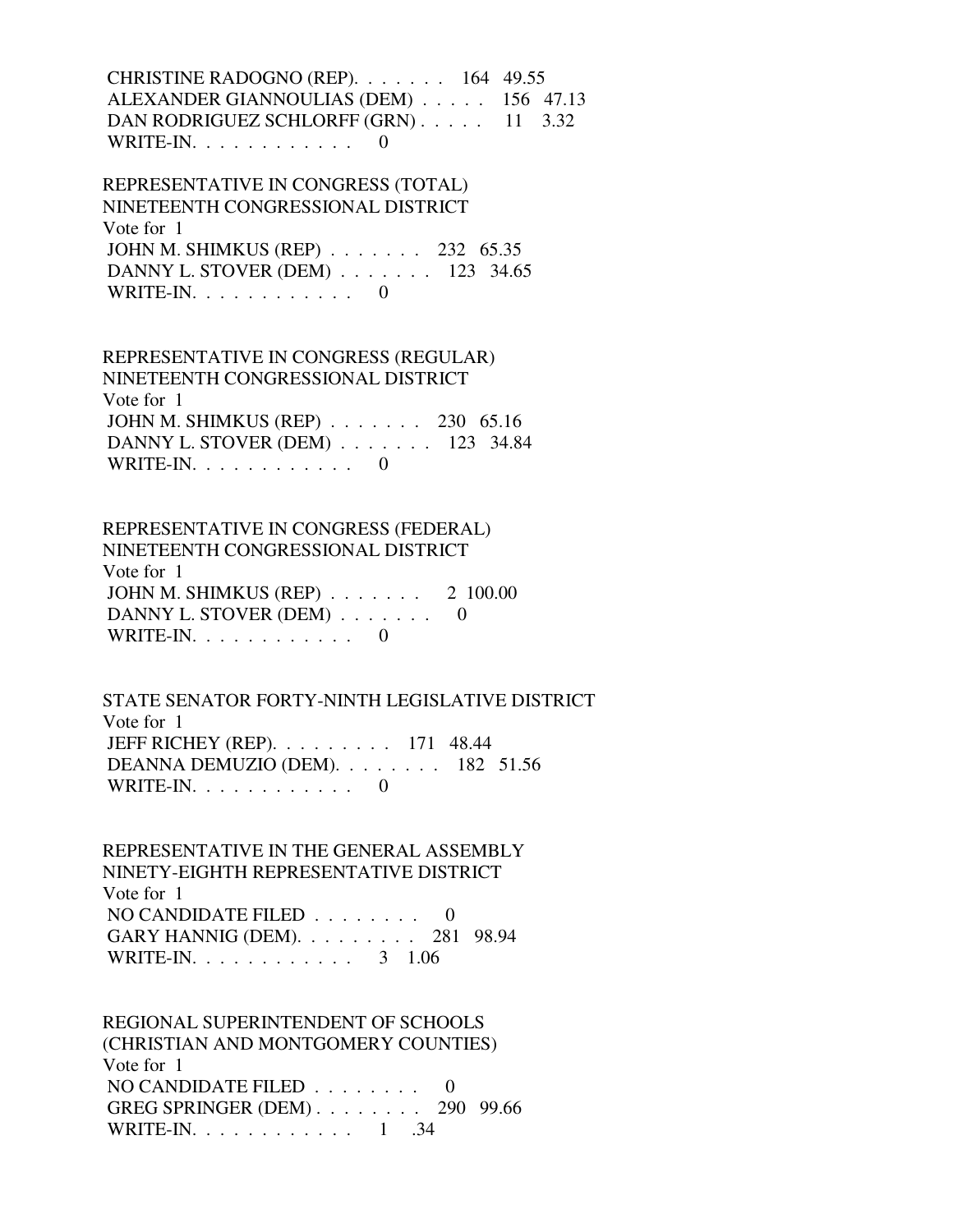CHRISTINE RADOGNO (REP). . . . . . . 164 49.55
ALEXANDER GIANNOULIAS (DEM) . . . . . 156 47.13
DAN RODRIGUEZ SCHLORFF (GRN) . . . . . 11 3.32
WRITE-IN. . . . . . . . . . . . 0

REPRESENTATIVE IN CONGRESS (TOTAL)
NINETEENTH CONGRESSIONAL DISTRICT
Vote for 1
JOHN M. SHIMKUS (REP) . . . . . . . 232 65.35
DANNY L. STOVER (DEM) . . . . . . . 123 34.65
WRITE-IN. . . . . . . . . . . . 0

REPRESENTATIVE IN CONGRESS (REGULAR)
NINETEENTH CONGRESSIONAL DISTRICT
Vote for 1
JOHN M. SHIMKUS (REP) . . . . . . . 230 65.16
DANNY L. STOVER (DEM) . . . . . . . 123 34.84
WRITE-IN. . . . . . . . . . . . 0

REPRESENTATIVE IN CONGRESS (FEDERAL)
NINETEENTH CONGRESSIONAL DISTRICT
Vote for 1
JOHN M. SHIMKUS (REP) . . . . . . . 2 100.00
DANNY L. STOVER (DEM) . . . . . . . 0
WRITE-IN. . . . . . . . . . . . 0

STATE SENATOR FORTY-NINTH LEGISLATIVE DISTRICT
Vote for 1
JEFF RICHEY (REP). . . . . . . . . 171 48.44
DEANNA DEMUZIO (DEM). . . . . . . . 182 51.56
WRITE-IN. . . . . . . . . . . . 0

REPRESENTATIVE IN THE GENERAL ASSEMBLY
NINETY-EIGHTH REPRESENTATIVE DISTRICT
Vote for 1
NO CANDIDATE FILED . . . . . . . . 0
GARY HANNIG (DEM). . . . . . . . . 281 98.94
WRITE-IN. . . . . . . . . . . . 3 1.06

REGIONAL SUPERINTENDENT OF SCHOOLS
(CHRISTIAN AND MONTGOMERY COUNTIES)
Vote for 1
NO CANDIDATE FILED . . . . . . . . 0
GREG SPRINGER (DEM) . . . . . . . . 290 99.66
WRITE-IN. . . . . . . . . . . . 1 .34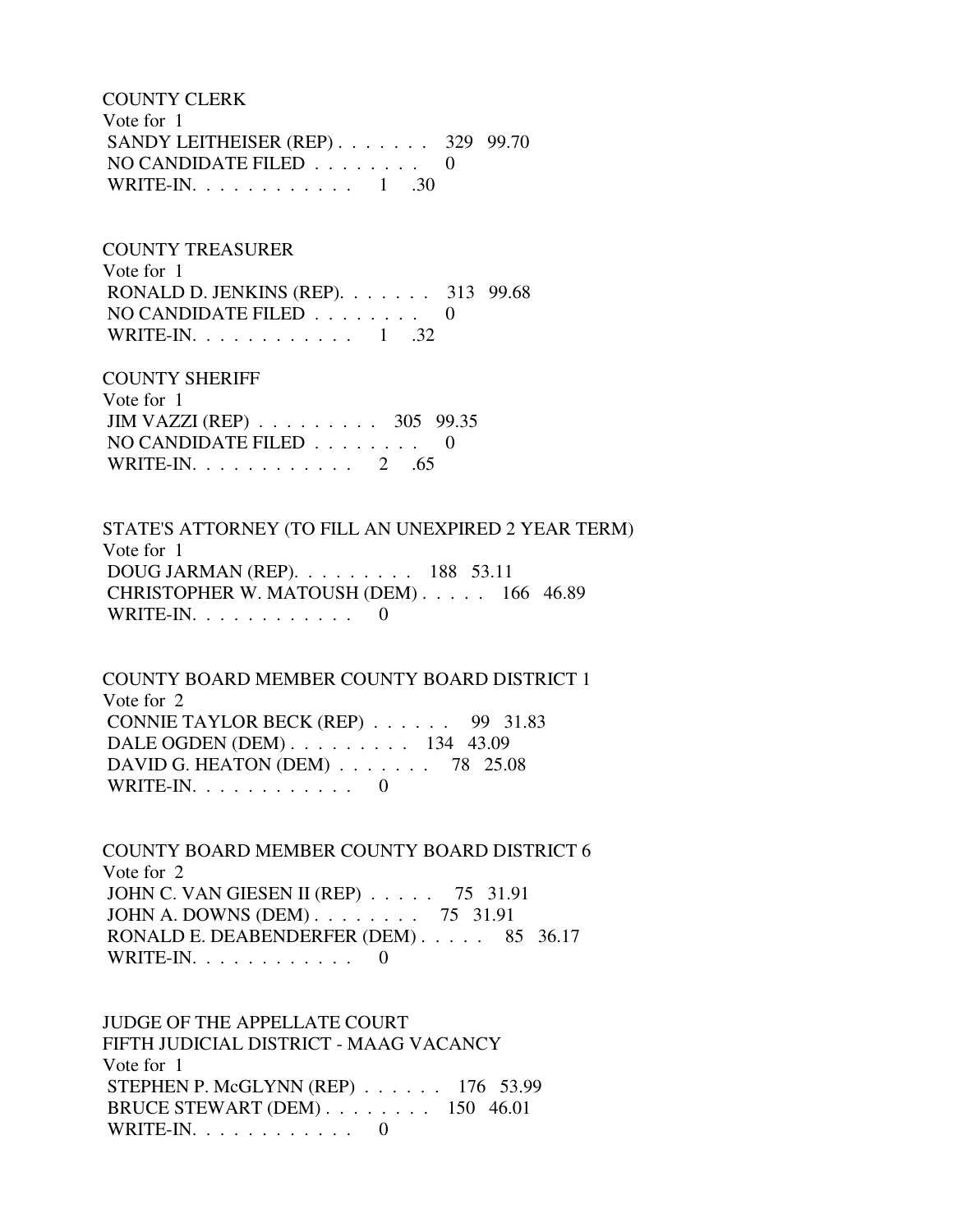COUNTY CLERK
Vote for 1
SANDY LEITHEISER (REP) . . . . . . . 329 99.70
NO CANDIDATE FILED . . . . . . . . 0
WRITE-IN. . . . . . . . . . . . 1 .30

COUNTY TREASURER
Vote for 1
RONALD D. JENKINS (REP). . . . . . . 313 99.68
NO CANDIDATE FILED . . . . . . . . 0
WRITE-IN. . . . . . . . . . . . 1 .32

COUNTY SHERIFF
Vote for 1
JIM VAZZI (REP) . . . . . . . . . 305 99.35
NO CANDIDATE FILED . . . . . . . . 0
WRITE-IN. . . . . . . . . . . . 2 .65

STATE'S ATTORNEY (TO FILL AN UNEXPIRED 2 YEAR TERM)
Vote for 1
DOUG JARMAN (REP). . . . . . . . . 188 53.11
CHRISTOPHER W. MATOUSH (DEM) . . . . . 166 46.89
WRITE-IN. . . . . . . . . . . . 0

COUNTY BOARD MEMBER COUNTY BOARD DISTRICT 1
Vote for 2
CONNIE TAYLOR BECK (REP) . . . . . . 99 31.83
DALE OGDEN (DEM) . . . . . . . . . 134 43.09
DAVID G. HEATON (DEM) . . . . . . . 78 25.08
WRITE-IN. . . . . . . . . . . . 0

COUNTY BOARD MEMBER COUNTY BOARD DISTRICT 6
Vote for 2
JOHN C. VAN GIESEN II (REP) . . . . . 75 31.91
JOHN A. DOWNS (DEM) . . . . . . . . 75 31.91
RONALD E. DEABENDERFER (DEM) . . . . . 85 36.17
WRITE-IN. . . . . . . . . . . . 0

JUDGE OF THE APPELLATE COURT
FIFTH JUDICIAL DISTRICT - MAAG VACANCY
Vote for 1
STEPHEN P. McGLYNN (REP) . . . . . . 176 53.99
BRUCE STEWART (DEM) . . . . . . . . 150 46.01
WRITE-IN. . . . . . . . . . . . 0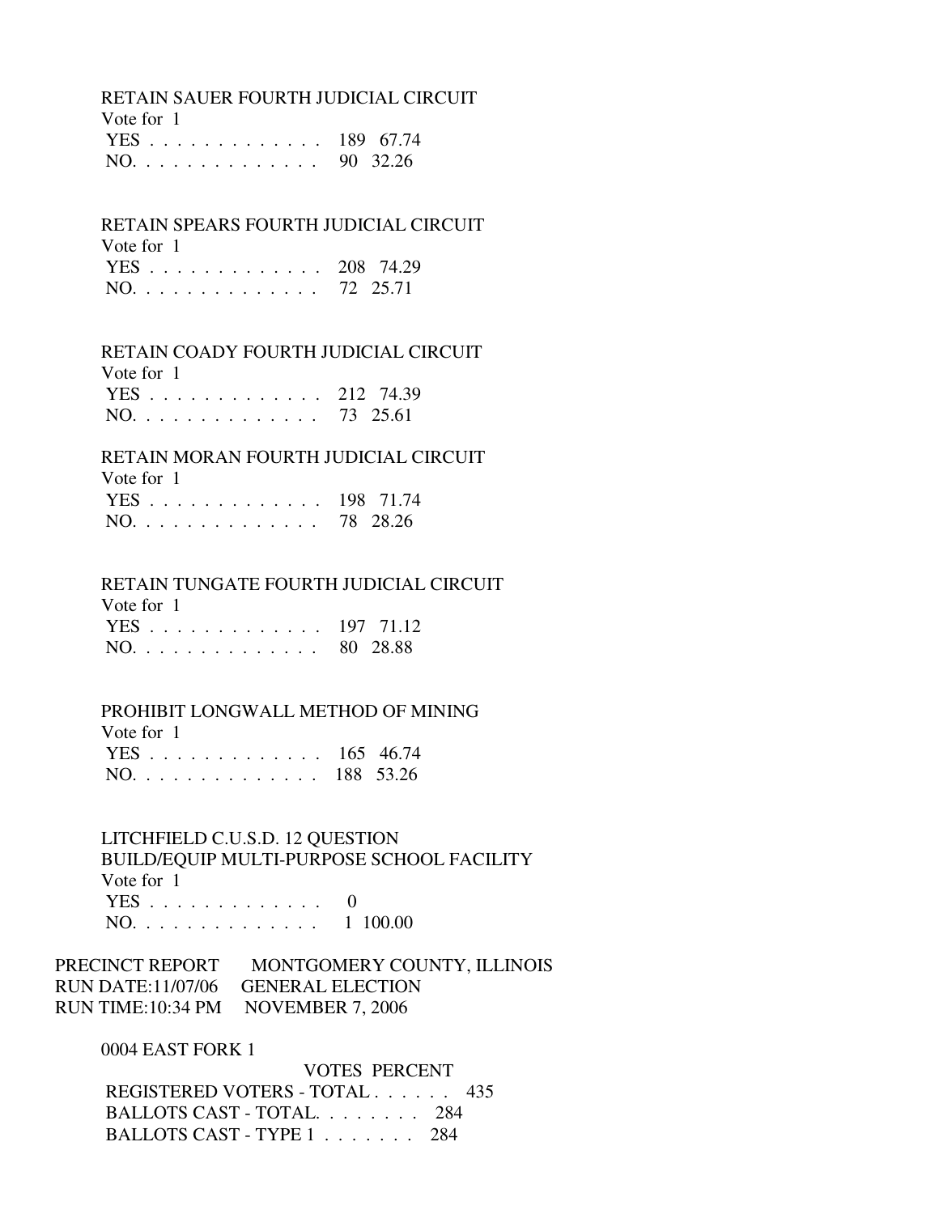RETAIN SAUER FOURTH JUDICIAL CIRCUIT
Vote for 1

| | | |
|---|---|---|
| YES . . . . . . . . . . . . . . | 189 | 67.74 |
| NO. . . . . . . . . . . . . . | 90 | 32.26 |

RETAIN SPEARS FOURTH JUDICIAL CIRCUIT
Vote for 1

| | | |
|---|---|---|
| YES . . . . . . . . . . . . . . | 208 | 74.29 |
| NO. . . . . . . . . . . . . . | 72 | 25.71 |

RETAIN COADY FOURTH JUDICIAL CIRCUIT
Vote for 1

| | | |
|---|---|---|
| YES . . . . . . . . . . . . . . | 212 | 74.39 |
| NO. . . . . . . . . . . . . . | 73 | 25.61 |

RETAIN MORAN FOURTH JUDICIAL CIRCUIT
Vote for 1

| | | |
|---|---|---|
| YES . . . . . . . . . . . . . . | 198 | 71.74 |
| NO. . . . . . . . . . . . . . | 78 | 28.26 |

RETAIN TUNGATE FOURTH JUDICIAL CIRCUIT
Vote for 1

| | | |
|---|---|---|
| YES . . . . . . . . . . . . . . | 197 | 71.12 |
| NO. . . . . . . . . . . . . . | 80 | 28.88 |

PROHIBIT LONGWALL METHOD OF MINING
Vote for 1

| | | |
|---|---|---|
| YES . . . . . . . . . . . . . . | 165 | 46.74 |
| NO. . . . . . . . . . . . . . | 188 | 53.26 |

LITCHFIELD C.U.S.D. 12 QUESTION
BUILD/EQUIP MULTI-PURPOSE SCHOOL FACILITY
Vote for 1

| | | |
|---|---|---|
| YES . . . . . . . . . . . . . . | 0 | |
| NO. . . . . . . . . . . . . . | 1 | 100.00 |

PRECINCT REPORT MONTGOMERY COUNTY, ILLINOIS
RUN DATE:11/07/06 GENERAL ELECTION
RUN TIME:10:34 PM NOVEMBER 7, 2006

0004 EAST FORK 1

| | VOTES | PERCENT |
|---|---|---|
| REGISTERED VOTERS - TOTAL . . . . . . | 435 | |
| BALLOTS CAST - TOTAL. . . . . . . . | 284 | |
| BALLOTS CAST - TYPE 1 . . . . . . . | 284 | |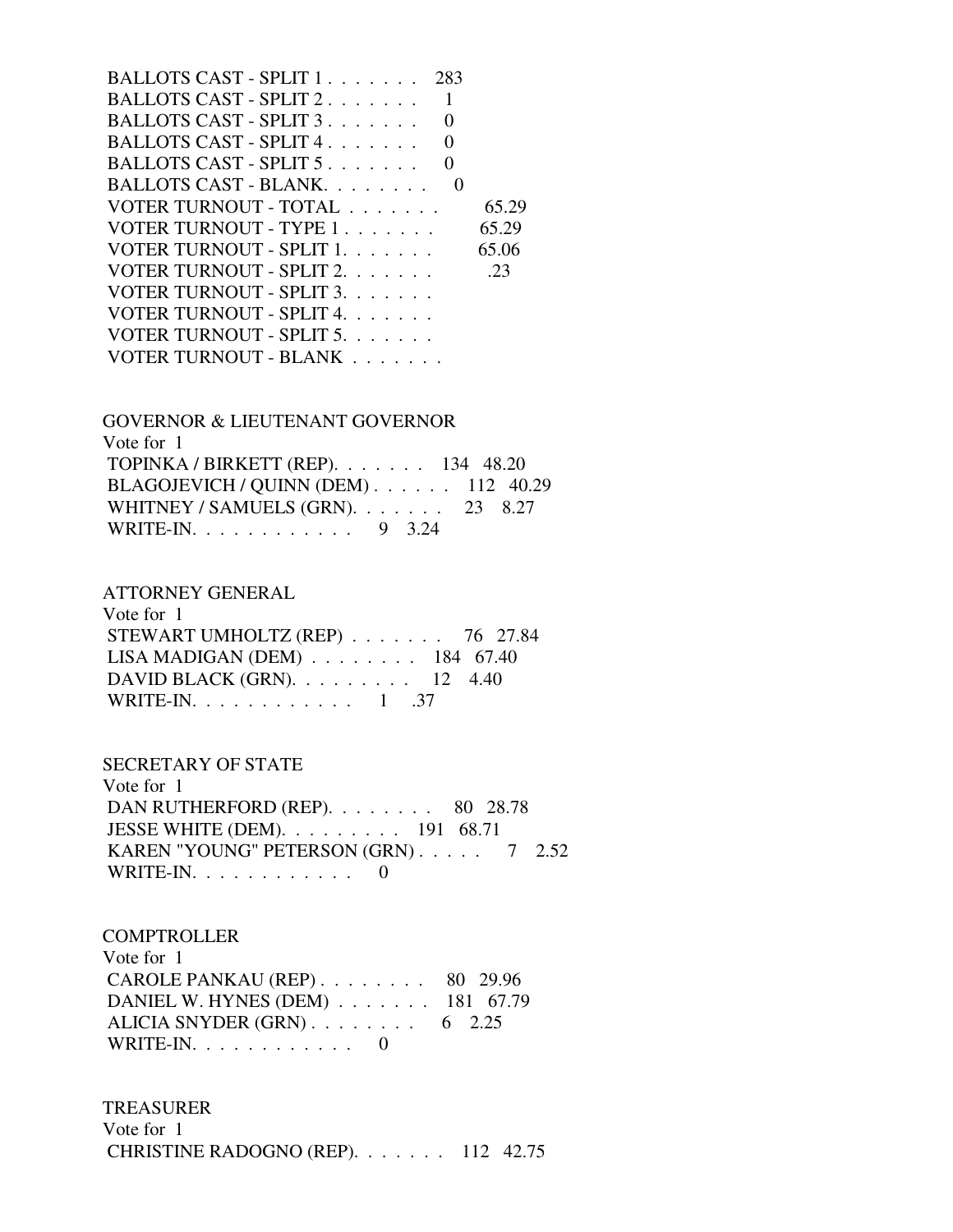BALLOTS CAST - SPLIT 1 . . . . . . . . 283
BALLOTS CAST - SPLIT 2 . . . . . . . . 1
BALLOTS CAST - SPLIT 3 . . . . . . . . 0
BALLOTS CAST - SPLIT 4 . . . . . . . . 0
BALLOTS CAST - SPLIT 5 . . . . . . . . 0
BALLOTS CAST - BLANK. . . . . . . . . 0
VOTER TURNOUT - TOTAL . . . . . . . . 65.29
VOTER TURNOUT - TYPE 1 . . . . . . . . 65.29
VOTER TURNOUT - SPLIT 1. . . . . . . . 65.06
VOTER TURNOUT - SPLIT 2. . . . . . . . .23
VOTER TURNOUT - SPLIT 3. . . . . . . .
VOTER TURNOUT - SPLIT 4. . . . . . . .
VOTER TURNOUT - SPLIT 5. . . . . . . .
VOTER TURNOUT - BLANK . . . . . . . .

GOVERNOR & LIEUTENANT GOVERNOR
Vote for 1
TOPINKA / BIRKETT (REP). . . . . . . 134 48.20
BLAGOJEVICH / QUINN (DEM) . . . . . . 112 40.29
WHITNEY / SAMUELS (GRN). . . . . . . 23 8.27
WRITE-IN. . . . . . . . . . . . 9 3.24

ATTORNEY GENERAL
Vote for 1
STEWART UMHOLTZ (REP) . . . . . . . 76 27.84
LISA MADIGAN (DEM) . . . . . . . . 184 67.40
DAVID BLACK (GRN). . . . . . . . . 12 4.40
WRITE-IN. . . . . . . . . . . . 1 .37

SECRETARY OF STATE
Vote for 1
DAN RUTHERFORD (REP). . . . . . . . 80 28.78
JESSE WHITE (DEM). . . . . . . . . 191 68.71
KAREN "YOUNG" PETERSON (GRN) . . . . . 7 2.52
WRITE-IN. . . . . . . . . . . . 0

COMPTROLLER
Vote for 1
CAROLE PANKAU (REP) . . . . . . . . 80 29.96
DANIEL W. HYNES (DEM) . . . . . . . 181 67.79
ALICIA SNYDER (GRN) . . . . . . . . 6 2.25
WRITE-IN. . . . . . . . . . . . 0

TREASURER
Vote for 1
CHRISTINE RADOGNO (REP). . . . . . . 112 42.75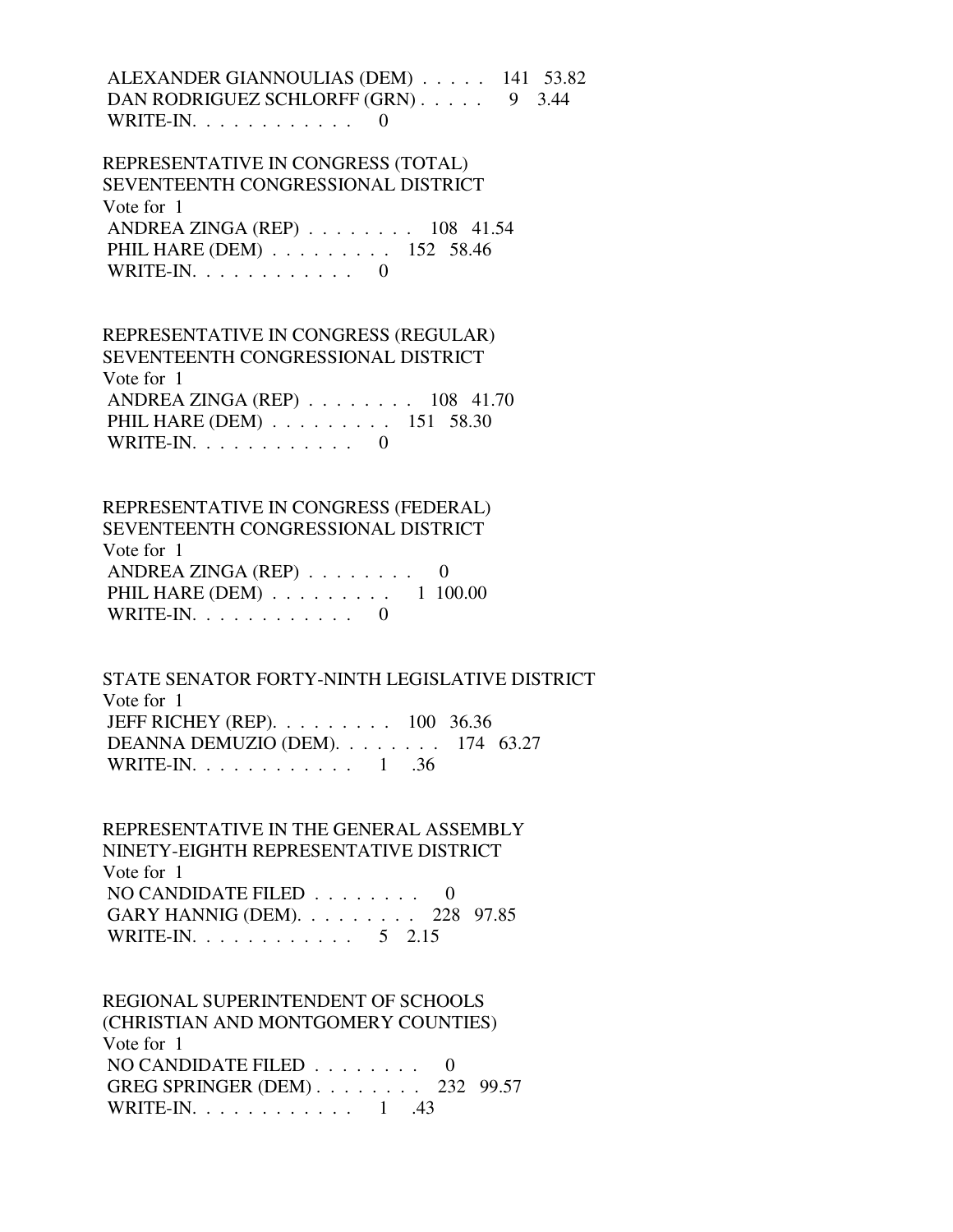ALEXANDER GIANNOULIAS (DEM) . . . . . 141 53.82
DAN RODRIGUEZ SCHLORFF (GRN) . . . . . 9 3.44
WRITE-IN. . . . . . . . . . . . 0

REPRESENTATIVE IN CONGRESS (TOTAL)
SEVENTEENTH CONGRESSIONAL DISTRICT
Vote for 1
ANDREA ZINGA (REP) . . . . . . . . 108 41.54
PHIL HARE (DEM) . . . . . . . . . 152 58.46
WRITE-IN. . . . . . . . . . . . 0

REPRESENTATIVE IN CONGRESS (REGULAR)
SEVENTEENTH CONGRESSIONAL DISTRICT
Vote for 1
ANDREA ZINGA (REP) . . . . . . . . 108 41.70
PHIL HARE (DEM) . . . . . . . . . 151 58.30
WRITE-IN. . . . . . . . . . . . 0

REPRESENTATIVE IN CONGRESS (FEDERAL)
SEVENTEENTH CONGRESSIONAL DISTRICT
Vote for 1
ANDREA ZINGA (REP) . . . . . . . . 0
PHIL HARE (DEM) . . . . . . . . . 1 100.00
WRITE-IN. . . . . . . . . . . . 0

STATE SENATOR FORTY-NINTH LEGISLATIVE DISTRICT
Vote for 1
JEFF RICHEY (REP). . . . . . . . . 100 36.36
DEANNA DEMUZIO (DEM). . . . . . . . 174 63.27
WRITE-IN. . . . . . . . . . . . 1 .36

REPRESENTATIVE IN THE GENERAL ASSEMBLY
NINETY-EIGHTH REPRESENTATIVE DISTRICT
Vote for 1
NO CANDIDATE FILED . . . . . . . . 0
GARY HANNIG (DEM). . . . . . . . . 228 97.85
WRITE-IN. . . . . . . . . . . . 5 2.15

REGIONAL SUPERINTENDENT OF SCHOOLS
(CHRISTIAN AND MONTGOMERY COUNTIES)
Vote for 1
NO CANDIDATE FILED . . . . . . . . 0
GREG SPRINGER (DEM) . . . . . . . . 232 99.57
WRITE-IN. . . . . . . . . . . . 1 .43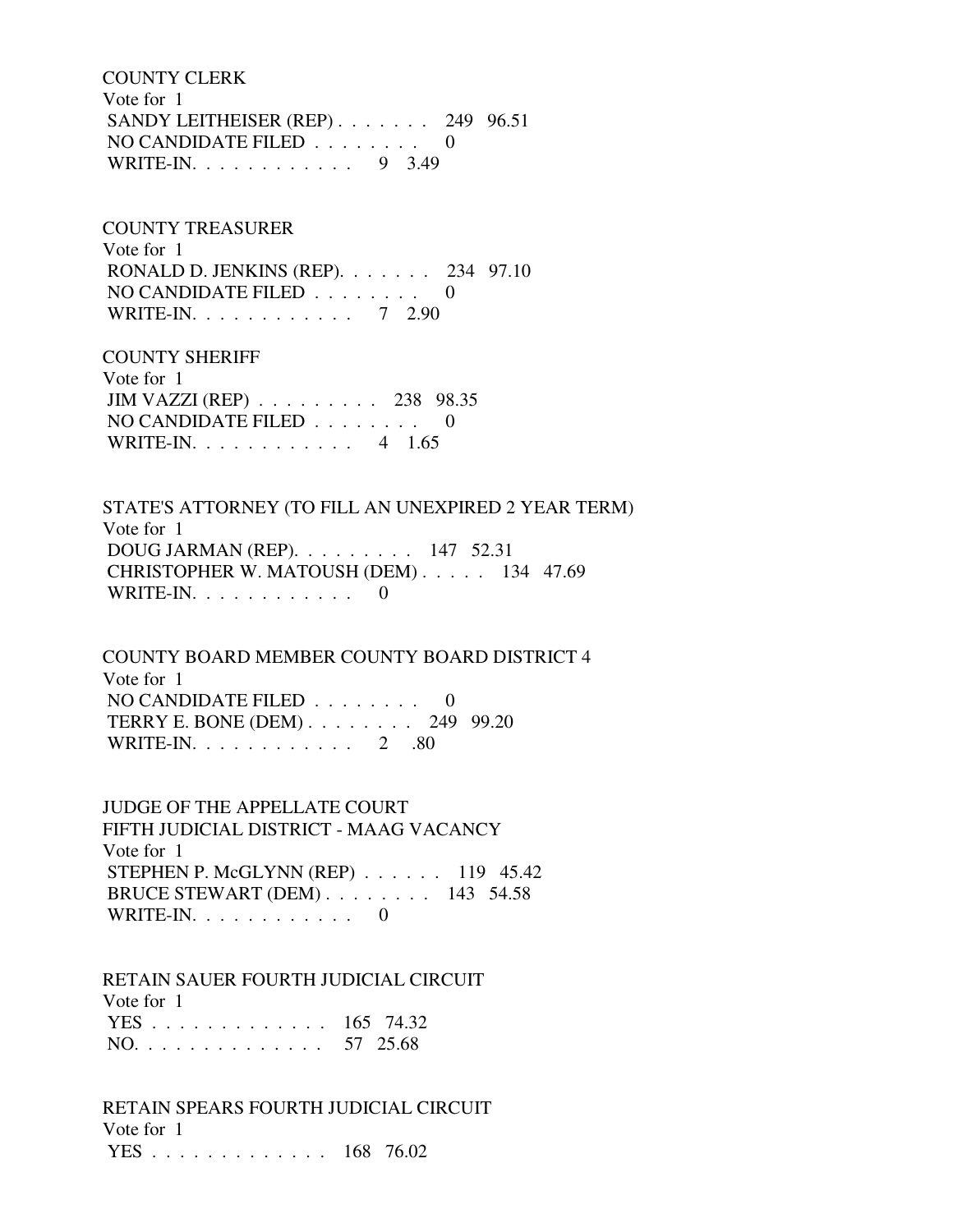COUNTY CLERK
Vote for 1
SANDY LEITHEISER (REP) . . . . . . . 249 96.51
NO CANDIDATE FILED . . . . . . . . 0
WRITE-IN. . . . . . . . . . . . 9 3.49

COUNTY TREASURER
Vote for 1
RONALD D. JENKINS (REP). . . . . . . 234 97.10
NO CANDIDATE FILED . . . . . . . . 0
WRITE-IN. . . . . . . . . . . . 7 2.90

COUNTY SHERIFF
Vote for 1
JIM VAZZI (REP) . . . . . . . . . 238 98.35
NO CANDIDATE FILED . . . . . . . . 0
WRITE-IN. . . . . . . . . . . . 4 1.65

STATE'S ATTORNEY (TO FILL AN UNEXPIRED 2 YEAR TERM)
Vote for 1
DOUG JARMAN (REP). . . . . . . . . 147 52.31
CHRISTOPHER W. MATOUSH (DEM) . . . . . 134 47.69
WRITE-IN. . . . . . . . . . . . 0

COUNTY BOARD MEMBER COUNTY BOARD DISTRICT 4
Vote for 1
NO CANDIDATE FILED . . . . . . . . 0
TERRY E. BONE (DEM) . . . . . . . . 249 99.20
WRITE-IN. . . . . . . . . . . . 2 .80

JUDGE OF THE APPELLATE COURT
FIFTH JUDICIAL DISTRICT - MAAG VACANCY
Vote for 1
STEPHEN P. McGLYNN (REP) . . . . . . 119 45.42
BRUCE STEWART (DEM) . . . . . . . . 143 54.58
WRITE-IN. . . . . . . . . . . . 0

RETAIN SAUER FOURTH JUDICIAL CIRCUIT
Vote for 1
YES . . . . . . . . . . . . . 165 74.32
NO. . . . . . . . . . . . . . 57 25.68

RETAIN SPEARS FOURTH JUDICIAL CIRCUIT
Vote for 1
YES . . . . . . . . . . . . . 168 76.02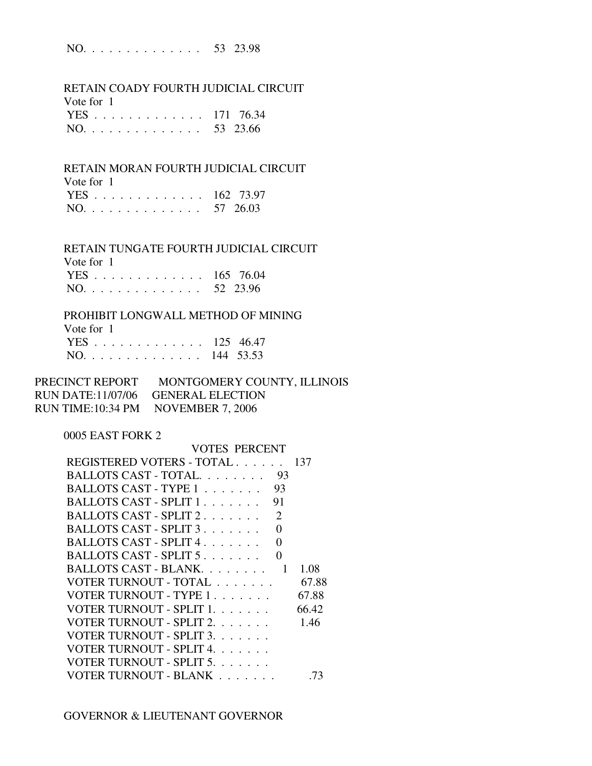| | | |
|---|---|---|
| NO. . . . . . . . . . . . . . | 53 | 23.98 |

RETAIN COADY FOURTH JUDICIAL CIRCUIT
Vote for 1

| | | |
|---|---|---|
| YES . . . . . . . . . . . . . | 171 | 76.34 |
| NO. . . . . . . . . . . . . . | 53 | 23.66 |

RETAIN MORAN FOURTH JUDICIAL CIRCUIT
Vote for 1

| | | |
|---|---|---|
| YES . . . . . . . . . . . . . | 162 | 73.97 |
| NO. . . . . . . . . . . . . . | 57 | 26.03 |

RETAIN TUNGATE FOURTH JUDICIAL CIRCUIT
Vote for 1

| | | |
|---|---|---|
| YES . . . . . . . . . . . . . | 165 | 76.04 |
| NO. . . . . . . . . . . . . . | 52 | 23.96 |

PROHIBIT LONGWALL METHOD OF MINING
Vote for 1

| | | |
|---|---|---|
| YES . . . . . . . . . . . . . | 125 | 46.47 |
| NO. . . . . . . . . . . . . . | 144 | 53.53 |

PRECINCT REPORT MONTGOMERY COUNTY, ILLINOIS
RUN DATE:11/07/06 GENERAL ELECTION
RUN TIME:10:34 PM NOVEMBER 7, 2006

0005 EAST FORK 2

| | VOTES | PERCENT |
|---|---|---|
| REGISTERED VOTERS - TOTAL . . . . . . | 137 | |
| BALLOTS CAST - TOTAL. . . . . . . . | 93 | |
| BALLOTS CAST - TYPE 1 . . . . . . . | 93 | |
| BALLOTS CAST - SPLIT 1 . . . . . . . | 91 | |
| BALLOTS CAST - SPLIT 2 . . . . . . . | 2 | |
| BALLOTS CAST - SPLIT 3 . . . . . . . | 0 | |
| BALLOTS CAST - SPLIT 4 . . . . . . . | 0 | |
| BALLOTS CAST - SPLIT 5 . . . . . . . | 0 | |
| BALLOTS CAST - BLANK. . . . . . . . | 1 | 1.08 |
| VOTER TURNOUT - TOTAL . . . . . . . | | 67.88 |
| VOTER TURNOUT - TYPE 1 . . . . . . . | | 67.88 |
| VOTER TURNOUT - SPLIT 1. . . . . . . | | 66.42 |
| VOTER TURNOUT - SPLIT 2. . . . . . . | | 1.46 |
| VOTER TURNOUT - SPLIT 3. . . . . . . | | |
| VOTER TURNOUT - SPLIT 4. . . . . . . | | |
| VOTER TURNOUT - SPLIT 5. . . . . . . | | |
| VOTER TURNOUT - BLANK . . . . . . . | | .73 |

GOVERNOR & LIEUTENANT GOVERNOR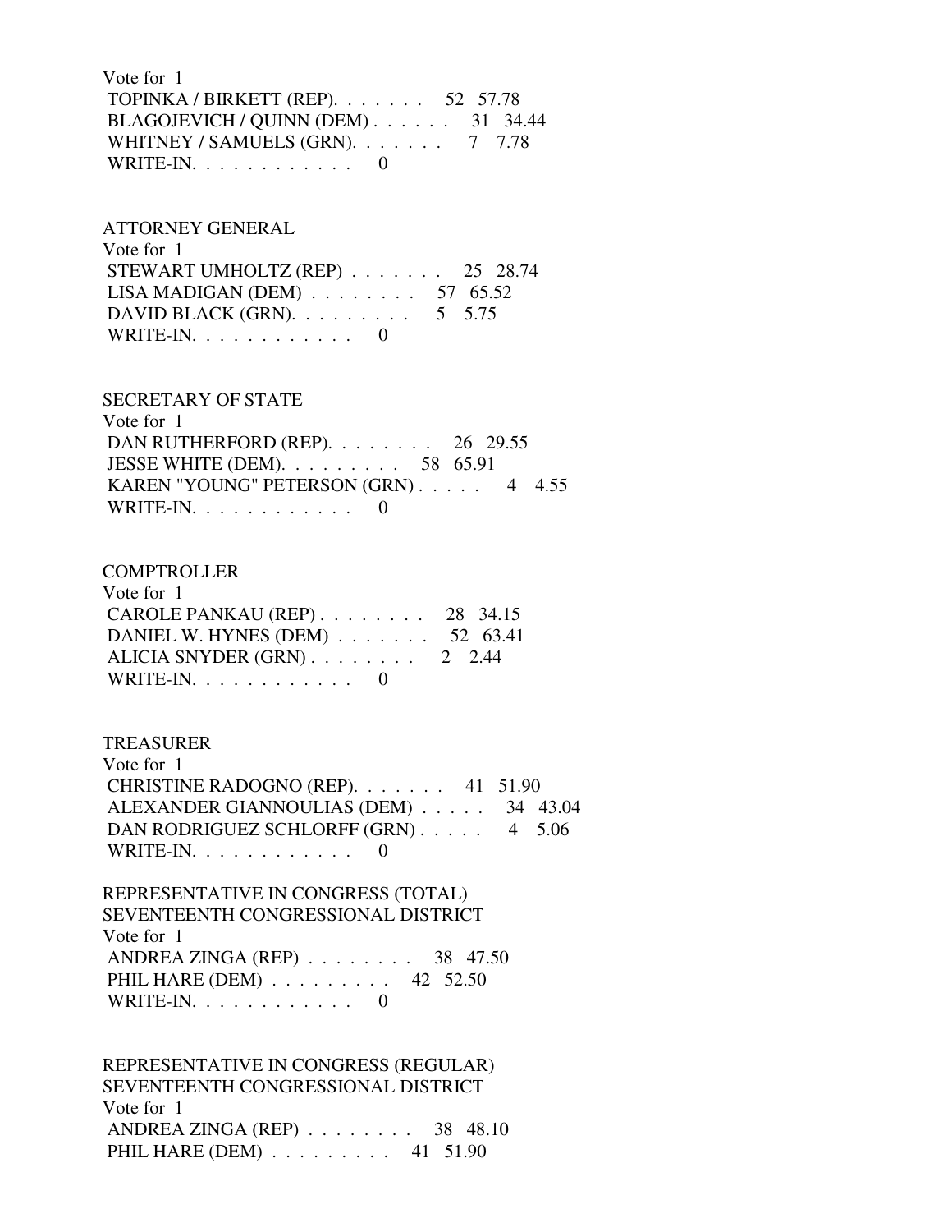Vote for 1

TOPINKA / BIRKETT (REP). . . . . . . 52 57.78
BLAGOJEVICH / QUINN (DEM) . . . . . . 31 34.44
WHITNEY / SAMUELS (GRN). . . . . . . 7 7.78
WRITE-IN. . . . . . . . . . . . 0

ATTORNEY GENERAL
Vote for 1

STEWART UMHOLTZ (REP) . . . . . . . 25 28.74
LISA MADIGAN (DEM) . . . . . . . . 57 65.52
DAVID BLACK (GRN). . . . . . . . . 5 5.75
WRITE-IN. . . . . . . . . . . . 0

SECRETARY OF STATE
Vote for 1

DAN RUTHERFORD (REP). . . . . . . . 26 29.55
JESSE WHITE (DEM). . . . . . . . . 58 65.91
KAREN "YOUNG" PETERSON (GRN) . . . . . 4 4.55
WRITE-IN. . . . . . . . . . . . 0

COMPTROLLER
Vote for 1

CAROLE PANKAU (REP) . . . . . . . . 28 34.15
DANIEL W. HYNES (DEM) . . . . . . . 52 63.41
ALICIA SNYDER (GRN) . . . . . . . . 2 2.44
WRITE-IN. . . . . . . . . . . . 0

TREASURER
Vote for 1

CHRISTINE RADOGNO (REP). . . . . . . 41 51.90
ALEXANDER GIANNOULIAS (DEM) . . . . . 34 43.04
DAN RODRIGUEZ SCHLORFF (GRN) . . . . . 4 5.06
WRITE-IN. . . . . . . . . . . . 0

REPRESENTATIVE IN CONGRESS (TOTAL)
SEVENTEENTH CONGRESSIONAL DISTRICT
Vote for 1

ANDREA ZINGA (REP) . . . . . . . . 38 47.50
PHIL HARE (DEM) . . . . . . . . . 42 52.50
WRITE-IN. . . . . . . . . . . . 0

REPRESENTATIVE IN CONGRESS (REGULAR)
SEVENTEENTH CONGRESSIONAL DISTRICT
Vote for 1

ANDREA ZINGA (REP) . . . . . . . . 38 48.10
PHIL HARE (DEM) . . . . . . . . . 41 51.90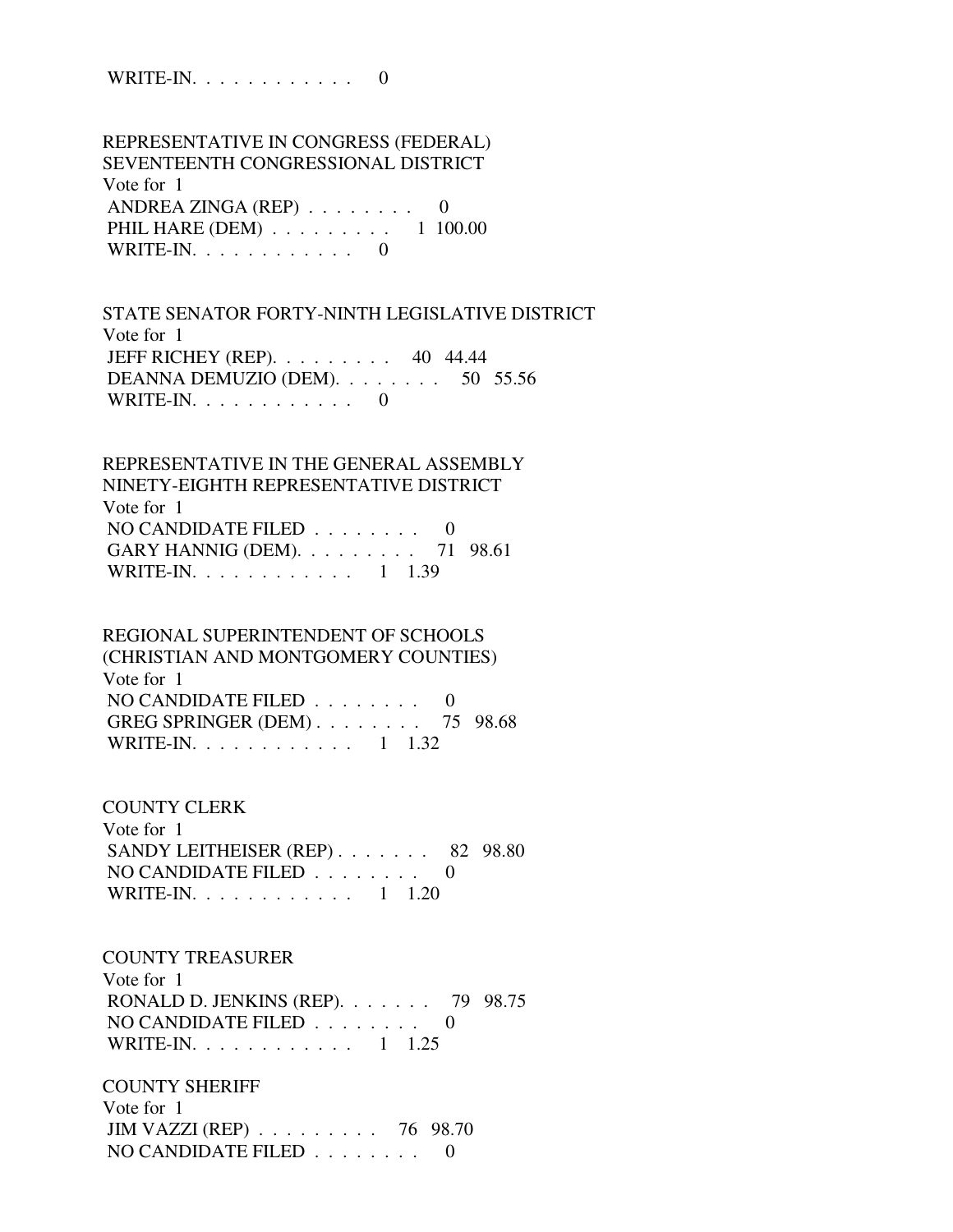WRITE-IN. . . . . . . . . . . . 0

REPRESENTATIVE IN CONGRESS (FEDERAL)
SEVENTEENTH CONGRESSIONAL DISTRICT
Vote for 1
ANDREA ZINGA (REP) . . . . . . . . 0
PHIL HARE (DEM) . . . . . . . . . 1 100.00
WRITE-IN. . . . . . . . . . . . 0

STATE SENATOR FORTY-NINTH LEGISLATIVE DISTRICT
Vote for 1
JEFF RICHEY (REP). . . . . . . . . 40 44.44
DEANNA DEMUZIO (DEM). . . . . . . . 50 55.56
WRITE-IN. . . . . . . . . . . . 0

REPRESENTATIVE IN THE GENERAL ASSEMBLY
NINETY-EIGHTH REPRESENTATIVE DISTRICT
Vote for 1
NO CANDIDATE FILED . . . . . . . . 0
GARY HANNIG (DEM). . . . . . . . . 71 98.61
WRITE-IN. . . . . . . . . . . . 1 1.39

REGIONAL SUPERINTENDENT OF SCHOOLS
(CHRISTIAN AND MONTGOMERY COUNTIES)
Vote for 1
NO CANDIDATE FILED . . . . . . . . 0
GREG SPRINGER (DEM) . . . . . . . . 75 98.68
WRITE-IN. . . . . . . . . . . . 1 1.32

COUNTY CLERK
Vote for 1
SANDY LEITHEISER (REP) . . . . . . . 82 98.80
NO CANDIDATE FILED . . . . . . . . 0
WRITE-IN. . . . . . . . . . . . 1 1.20

COUNTY TREASURER
Vote for 1
RONALD D. JENKINS (REP). . . . . . . 79 98.75
NO CANDIDATE FILED . . . . . . . . 0
WRITE-IN. . . . . . . . . . . . 1 1.25

COUNTY SHERIFF
Vote for 1
JIM VAZZI (REP) . . . . . . . . . 76 98.70
NO CANDIDATE FILED . . . . . . . . 0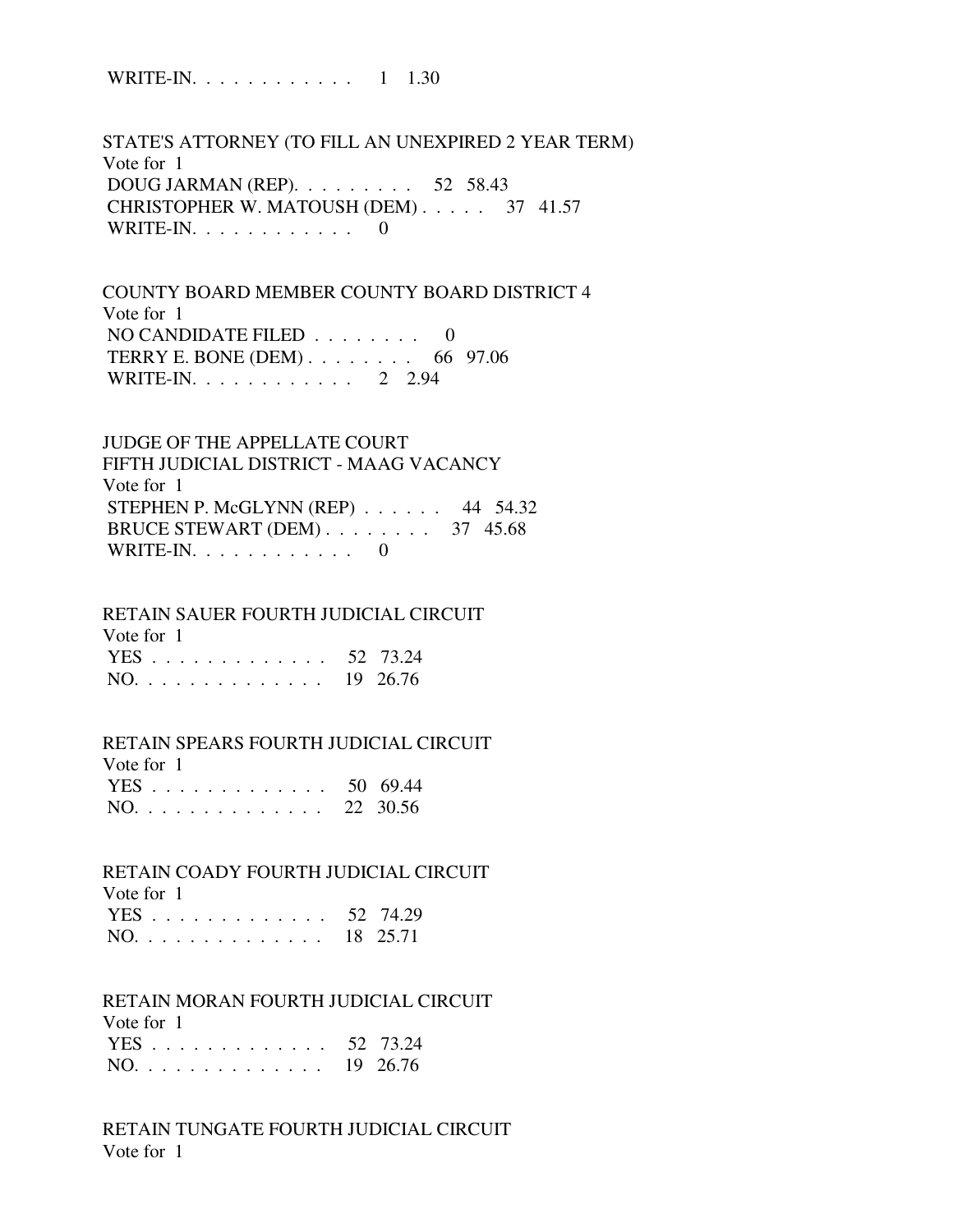WRITE-IN. . . . . . . . . . . . 1 1.30

STATE'S ATTORNEY (TO FILL AN UNEXPIRED 2 YEAR TERM)
Vote for 1
DOUG JARMAN (REP). . . . . . . . . 52 58.43
CHRISTOPHER W. MATOUSH (DEM) . . . . . 37 41.57
WRITE-IN. . . . . . . . . . . . 0

COUNTY BOARD MEMBER COUNTY BOARD DISTRICT 4
Vote for 1
NO CANDIDATE FILED . . . . . . . . 0
TERRY E. BONE (DEM) . . . . . . . . 66 97.06
WRITE-IN. . . . . . . . . . . . 2 2.94

JUDGE OF THE APPELLATE COURT
FIFTH JUDICIAL DISTRICT - MAAG VACANCY
Vote for 1
STEPHEN P. McGLYNN (REP) . . . . . . 44 54.32
BRUCE STEWART (DEM) . . . . . . . . 37 45.68
WRITE-IN. . . . . . . . . . . . 0

RETAIN SAUER FOURTH JUDICIAL CIRCUIT
Vote for 1
YES . . . . . . . . . . . . . 52 73.24
NO. . . . . . . . . . . . . . 19 26.76

RETAIN SPEARS FOURTH JUDICIAL CIRCUIT
Vote for 1
YES . . . . . . . . . . . . . 50 69.44
NO. . . . . . . . . . . . . . 22 30.56

RETAIN COADY FOURTH JUDICIAL CIRCUIT
Vote for 1
YES . . . . . . . . . . . . . 52 74.29
NO. . . . . . . . . . . . . . 18 25.71

RETAIN MORAN FOURTH JUDICIAL CIRCUIT
Vote for 1
YES . . . . . . . . . . . . . 52 73.24
NO. . . . . . . . . . . . . . 19 26.76

RETAIN TUNGATE FOURTH JUDICIAL CIRCUIT
Vote for 1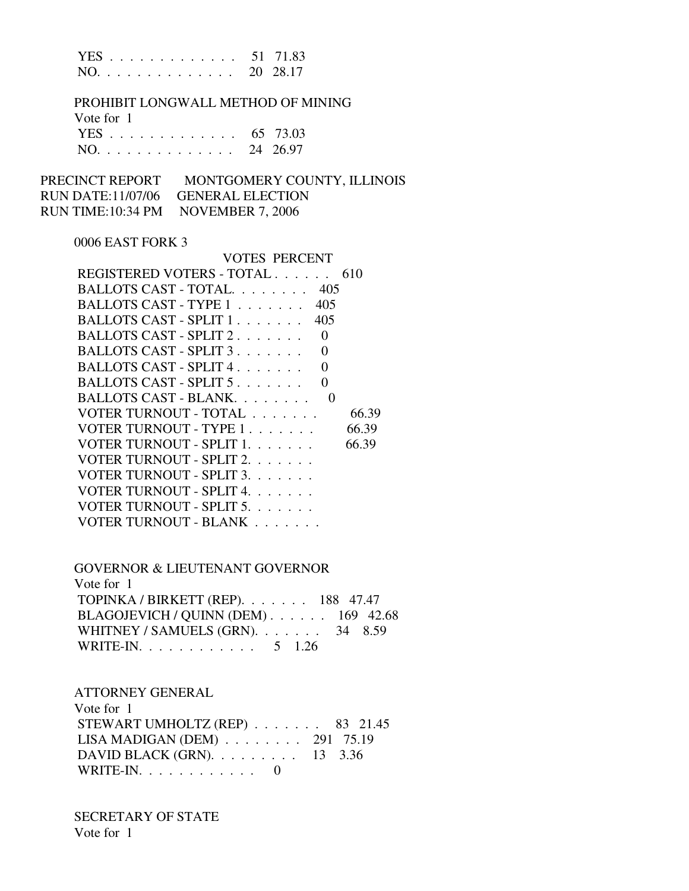| | | |
|---|---|---|
| YES | 51 | 71.83 |
| NO. | 20 | 28.17 |

PROHIBIT LONGWALL METHOD OF MINING

Vote for 1

| | | |
|---|---|---|
| YES | 65 | 73.03 |
| NO. | 24 | 26.97 |

PRECINCT REPORT MONTGOMERY COUNTY, ILLINOIS
RUN DATE:11/07/06 GENERAL ELECTION
RUN TIME:10:34 PM NOVEMBER 7, 2006

0006 EAST FORK 3

| | VOTES | PERCENT |
|---|---|---|
| REGISTERED VOTERS - TOTAL | 610 | |
| BALLOTS CAST - TOTAL. | 405 | |
| BALLOTS CAST - TYPE 1 | 405 | |
| BALLOTS CAST - SPLIT 1 | 405 | |
| BALLOTS CAST - SPLIT 2 | 0 | |
| BALLOTS CAST - SPLIT 3 | 0 | |
| BALLOTS CAST - SPLIT 4 | 0 | |
| BALLOTS CAST - SPLIT 5 | 0 | |
| BALLOTS CAST - BLANK. | 0 | |
| VOTER TURNOUT - TOTAL | | 66.39 |
| VOTER TURNOUT - TYPE 1 | | 66.39 |
| VOTER TURNOUT - SPLIT 1. | | 66.39 |
| VOTER TURNOUT - SPLIT 2. | | |
| VOTER TURNOUT - SPLIT 3. | | |
| VOTER TURNOUT - SPLIT 4. | | |
| VOTER TURNOUT - SPLIT 5. | | |
| VOTER TURNOUT - BLANK | | |

GOVERNOR & LIEUTENANT GOVERNOR

Vote for 1

| | | |
|---|---|---|
| TOPINKA / BIRKETT (REP). | 188 | 47.47 |
| BLAGOJEVICH / QUINN (DEM) | 169 | 42.68 |
| WHITNEY / SAMUELS (GRN). | 34 | 8.59 |
| WRITE-IN. | 5 | 1.26 |

ATTORNEY GENERAL

Vote for 1

| | | |
|---|---|---|
| STEWART UMHOLTZ (REP) | 83 | 21.45 |
| LISA MADIGAN (DEM) | 291 | 75.19 |
| DAVID BLACK (GRN). | 13 | 3.36 |
| WRITE-IN. | 0 | |

SECRETARY OF STATE

Vote for 1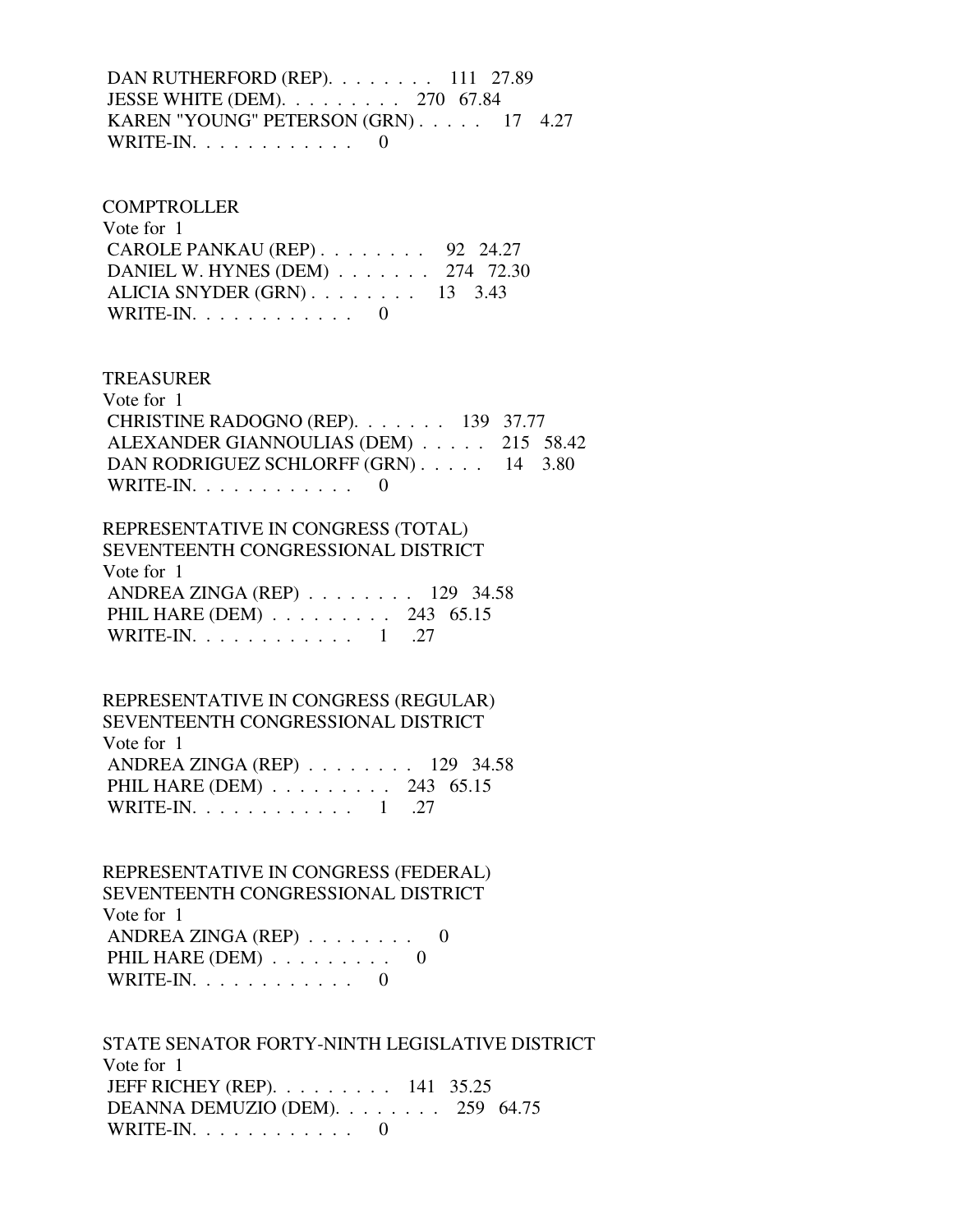DAN RUTHERFORD (REP). . . . . . . . 111 27.89
JESSE WHITE (DEM). . . . . . . . . 270 67.84
KAREN "YOUNG" PETERSON (GRN) . . . . . 17 4.27
WRITE-IN. . . . . . . . . . . . 0

COMPTROLLER
Vote for 1
CAROLE PANKAU (REP) . . . . . . . . 92 24.27
DANIEL W. HYNES (DEM) . . . . . . . 274 72.30
ALICIA SNYDER (GRN) . . . . . . . . 13 3.43
WRITE-IN. . . . . . . . . . . . 0

TREASURER
Vote for 1
CHRISTINE RADOGNO (REP). . . . . . . 139 37.77
ALEXANDER GIANNOULIAS (DEM) . . . . . 215 58.42
DAN RODRIGUEZ SCHLORFF (GRN) . . . . . 14 3.80
WRITE-IN. . . . . . . . . . . . 0

REPRESENTATIVE IN CONGRESS (TOTAL)
SEVENTEENTH CONGRESSIONAL DISTRICT
Vote for 1
ANDREA ZINGA (REP) . . . . . . . . 129 34.58
PHIL HARE (DEM) . . . . . . . . . 243 65.15
WRITE-IN. . . . . . . . . . . . 1 .27

REPRESENTATIVE IN CONGRESS (REGULAR)
SEVENTEENTH CONGRESSIONAL DISTRICT
Vote for 1
ANDREA ZINGA (REP) . . . . . . . . 129 34.58
PHIL HARE (DEM) . . . . . . . . . 243 65.15
WRITE-IN. . . . . . . . . . . . 1 .27

REPRESENTATIVE IN CONGRESS (FEDERAL)
SEVENTEENTH CONGRESSIONAL DISTRICT
Vote for 1
ANDREA ZINGA (REP) . . . . . . . . 0
PHIL HARE (DEM) . . . . . . . . . 0
WRITE-IN. . . . . . . . . . . . 0

STATE SENATOR FORTY-NINTH LEGISLATIVE DISTRICT
Vote for 1
JEFF RICHEY (REP). . . . . . . . . 141 35.25
DEANNA DEMUZIO (DEM). . . . . . . . 259 64.75
WRITE-IN. . . . . . . . . . . . 0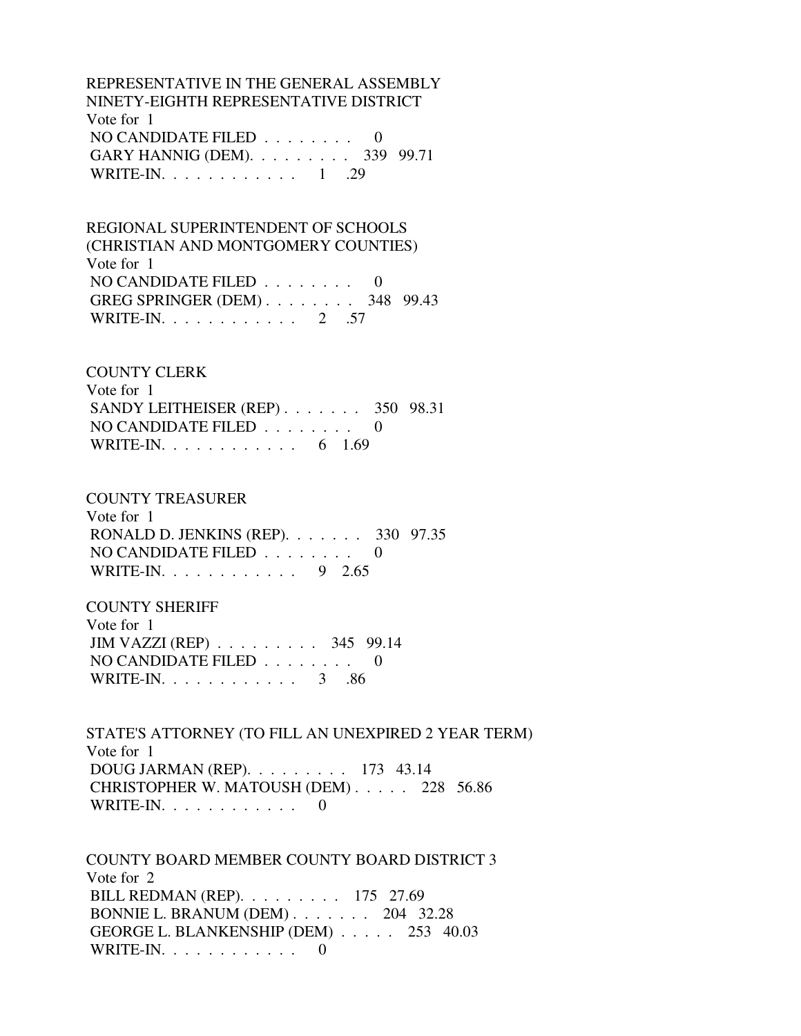REPRESENTATIVE IN THE GENERAL ASSEMBLY
NINETY-EIGHTH REPRESENTATIVE DISTRICT
Vote for 1

| | | |
|---|---|---|
| NO CANDIDATE FILED . . . . . . . . | 0 | |
| GARY HANNIG (DEM). . . . . . . . . | 339 | 99.71 |
| WRITE-IN. . . . . . . . . . . . | 1 | .29 |

REGIONAL SUPERINTENDENT OF SCHOOLS
(CHRISTIAN AND MONTGOMERY COUNTIES)
Vote for 1

| | | |
|---|---|---|
| NO CANDIDATE FILED . . . . . . . . | 0 | |
| GREG SPRINGER (DEM) . . . . . . . . | 348 | 99.43 |
| WRITE-IN. . . . . . . . . . . . | 2 | .57 |

COUNTY CLERK
Vote for 1

| | | |
|---|---|---|
| SANDY LEITHEISER (REP) . . . . . . . | 350 | 98.31 |
| NO CANDIDATE FILED . . . . . . . . | 0 | |
| WRITE-IN. . . . . . . . . . . . | 6 | 1.69 |

COUNTY TREASURER
Vote for 1

| | | |
|---|---|---|
| RONALD D. JENKINS (REP). . . . . . . | 330 | 97.35 |
| NO CANDIDATE FILED . . . . . . . . | 0 | |
| WRITE-IN. . . . . . . . . . . . | 9 | 2.65 |

COUNTY SHERIFF
Vote for 1

| | | |
|---|---|---|
| JIM VAZZI (REP) . . . . . . . . . | 345 | 99.14 |
| NO CANDIDATE FILED . . . . . . . . | 0 | |
| WRITE-IN. . . . . . . . . . . . | 3 | .86 |

STATE'S ATTORNEY (TO FILL AN UNEXPIRED 2 YEAR TERM)
Vote for 1

| | | |
|---|---|---|
| DOUG JARMAN (REP). . . . . . . . . | 173 | 43.14 |
| CHRISTOPHER W. MATOUSH (DEM) . . . . . | 228 | 56.86 |
| WRITE-IN. . . . . . . . . . . . | 0 | |

COUNTY BOARD MEMBER COUNTY BOARD DISTRICT 3
Vote for 2

| | | |
|---|---|---|
| BILL REDMAN (REP). . . . . . . . . | 175 | 27.69 |
| BONNIE L. BRANUM (DEM) . . . . . . . | 204 | 32.28 |
| GEORGE L. BLANKENSHIP (DEM) . . . . . | 253 | 40.03 |
| WRITE-IN. . . . . . . . . . . . | 0 | |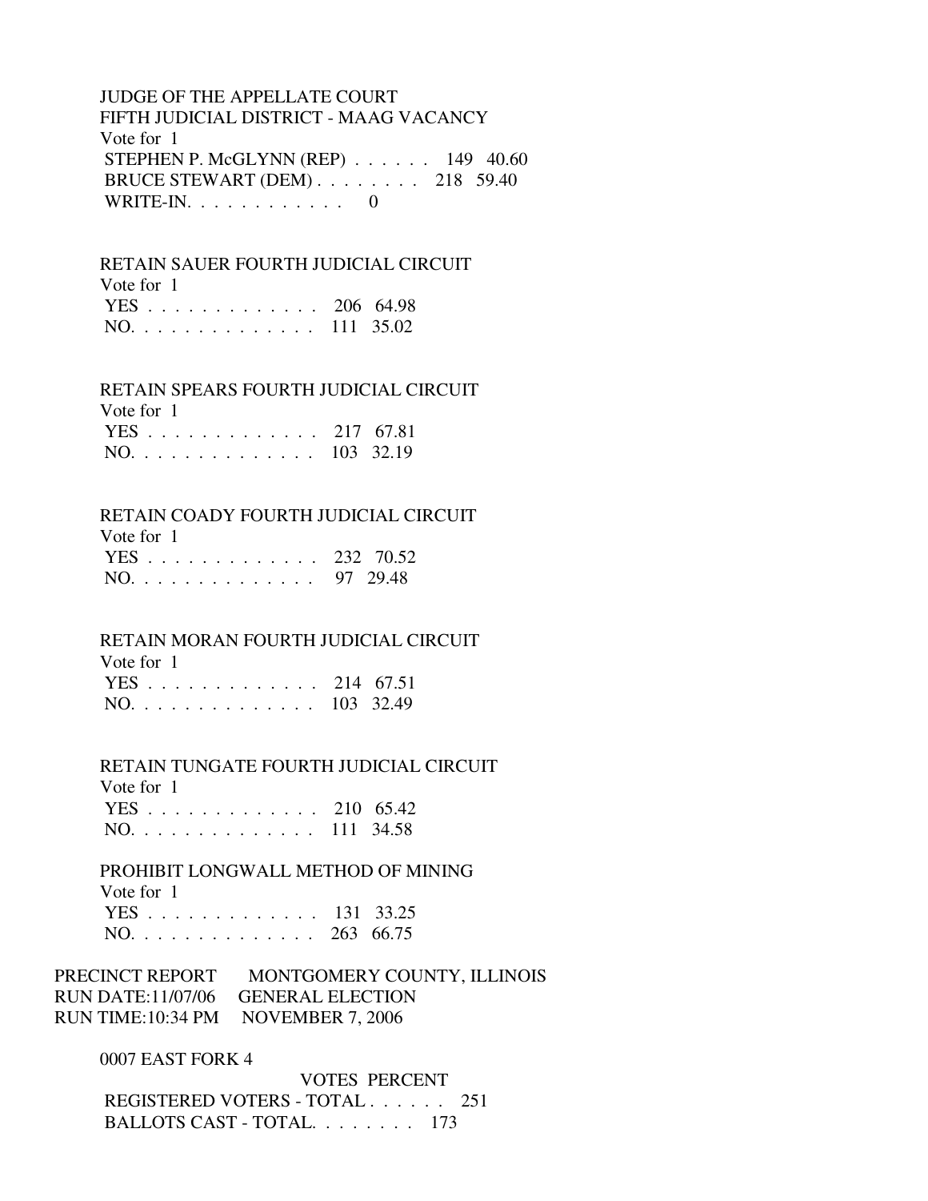JUDGE OF THE APPELLATE COURT
FIFTH JUDICIAL DISTRICT - MAAG VACANCY
Vote for 1

| | | |
|---|---|---|
| STEPHEN P. McGLYNN (REP) | 149 | 40.60 |
| BRUCE STEWART (DEM) | 218 | 59.40 |
| WRITE-IN. | 0 | |

RETAIN SAUER FOURTH JUDICIAL CIRCUIT
Vote for 1

| | | |
|---|---|---|
| YES | 206 | 64.98 |
| NO. | 111 | 35.02 |

RETAIN SPEARS FOURTH JUDICIAL CIRCUIT
Vote for 1

| | | |
|---|---|---|
| YES | 217 | 67.81 |
| NO. | 103 | 32.19 |

RETAIN COADY FOURTH JUDICIAL CIRCUIT
Vote for 1

| | | |
|---|---|---|
| YES | 232 | 70.52 |
| NO. | 97 | 29.48 |

RETAIN MORAN FOURTH JUDICIAL CIRCUIT
Vote for 1

| | | |
|---|---|---|
| YES | 214 | 67.51 |
| NO. | 103 | 32.49 |

RETAIN TUNGATE FOURTH JUDICIAL CIRCUIT
Vote for 1

| | | |
|---|---|---|
| YES | 210 | 65.42 |
| NO. | 111 | 34.58 |

PROHIBIT LONGWALL METHOD OF MINING
Vote for 1

| | | |
|---|---|---|
| YES | 131 | 33.25 |
| NO. | 263 | 66.75 |

PRECINCT REPORT MONTGOMERY COUNTY, ILLINOIS
RUN DATE:11/07/06 GENERAL ELECTION
RUN TIME:10:34 PM NOVEMBER 7, 2006

0007 EAST FORK 4

| | VOTES | PERCENT |
|---|---|---|
| REGISTERED VOTERS - TOTAL | 251 | |
| BALLOTS CAST - TOTAL. | 173 | |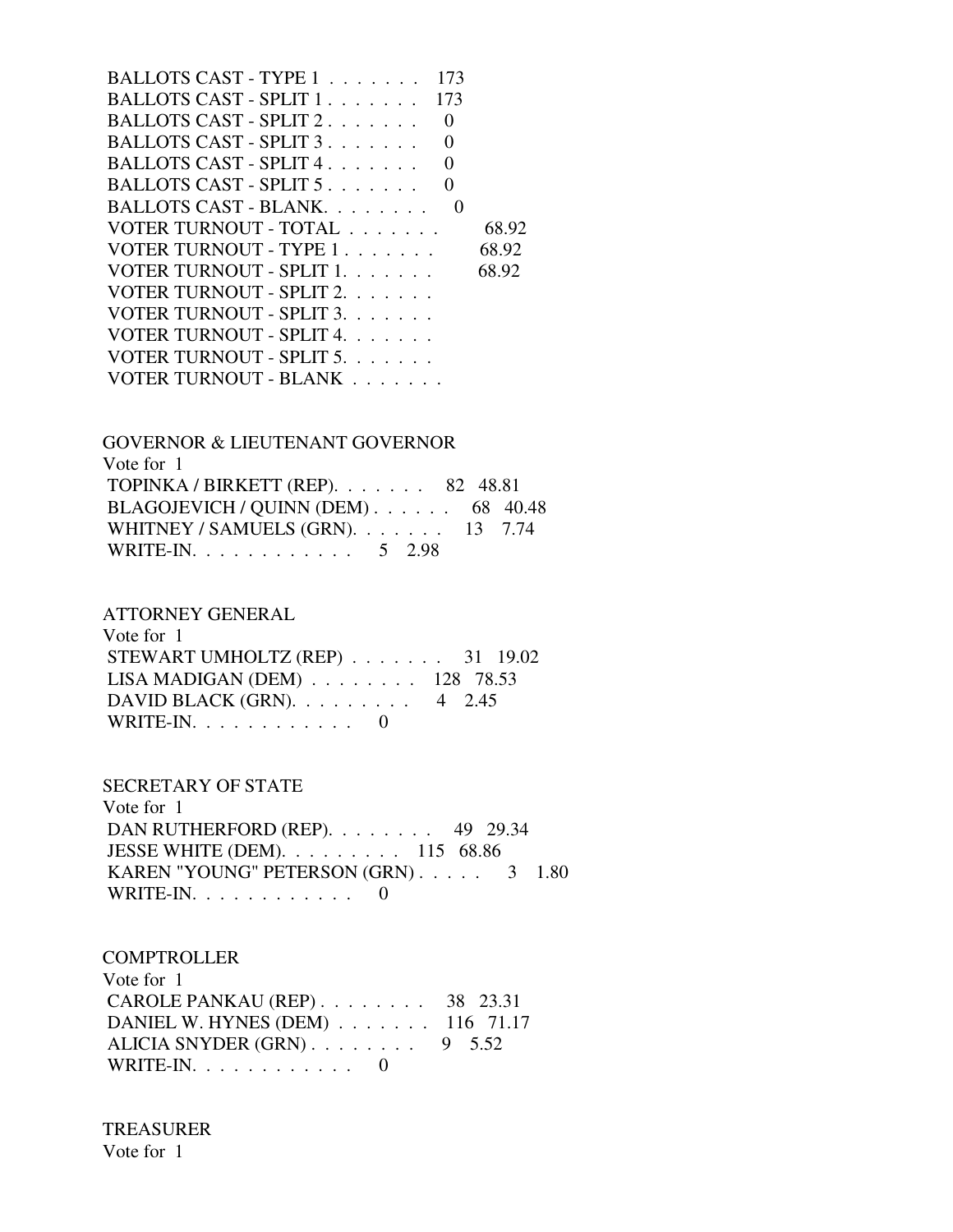BALLOTS CAST - TYPE 1 . . . . . . . 173
BALLOTS CAST - SPLIT 1 . . . . . . . 173
BALLOTS CAST - SPLIT 2 . . . . . . . 0
BALLOTS CAST - SPLIT 3 . . . . . . . 0
BALLOTS CAST - SPLIT 4 . . . . . . . 0
BALLOTS CAST - SPLIT 5 . . . . . . . 0
BALLOTS CAST - BLANK. . . . . . . . 0
VOTER TURNOUT - TOTAL . . . . . . . 68.92
VOTER TURNOUT - TYPE 1 . . . . . . . 68.92
VOTER TURNOUT - SPLIT 1. . . . . . . 68.92
VOTER TURNOUT - SPLIT 2. . . . . . .
VOTER TURNOUT - SPLIT 3. . . . . . .
VOTER TURNOUT - SPLIT 4. . . . . . .
VOTER TURNOUT - SPLIT 5. . . . . . .
VOTER TURNOUT - BLANK . . . . . . .

GOVERNOR & LIEUTENANT GOVERNOR
Vote for 1
TOPINKA / BIRKETT (REP). . . . . . . 82 48.81
BLAGOJEVICH / QUINN (DEM) . . . . . . 68 40.48
WHITNEY / SAMUELS (GRN). . . . . . . 13 7.74
WRITE-IN. . . . . . . . . . . . 5 2.98

ATTORNEY GENERAL
Vote for 1
STEWART UMHOLTZ (REP) . . . . . . . 31 19.02
LISA MADIGAN (DEM) . . . . . . . . 128 78.53
DAVID BLACK (GRN). . . . . . . . . 4 2.45
WRITE-IN. . . . . . . . . . . . 0

SECRETARY OF STATE
Vote for 1
DAN RUTHERFORD (REP). . . . . . . . 49 29.34
JESSE WHITE (DEM). . . . . . . . . 115 68.86
KAREN "YOUNG" PETERSON (GRN) . . . . . 3 1.80
WRITE-IN. . . . . . . . . . . . 0

COMPTROLLER
Vote for 1
CAROLE PANKAU (REP) . . . . . . . . 38 23.31
DANIEL W. HYNES (DEM) . . . . . . . 116 71.17
ALICIA SNYDER (GRN) . . . . . . . . 9 5.52
WRITE-IN. . . . . . . . . . . . 0

TREASURER
Vote for 1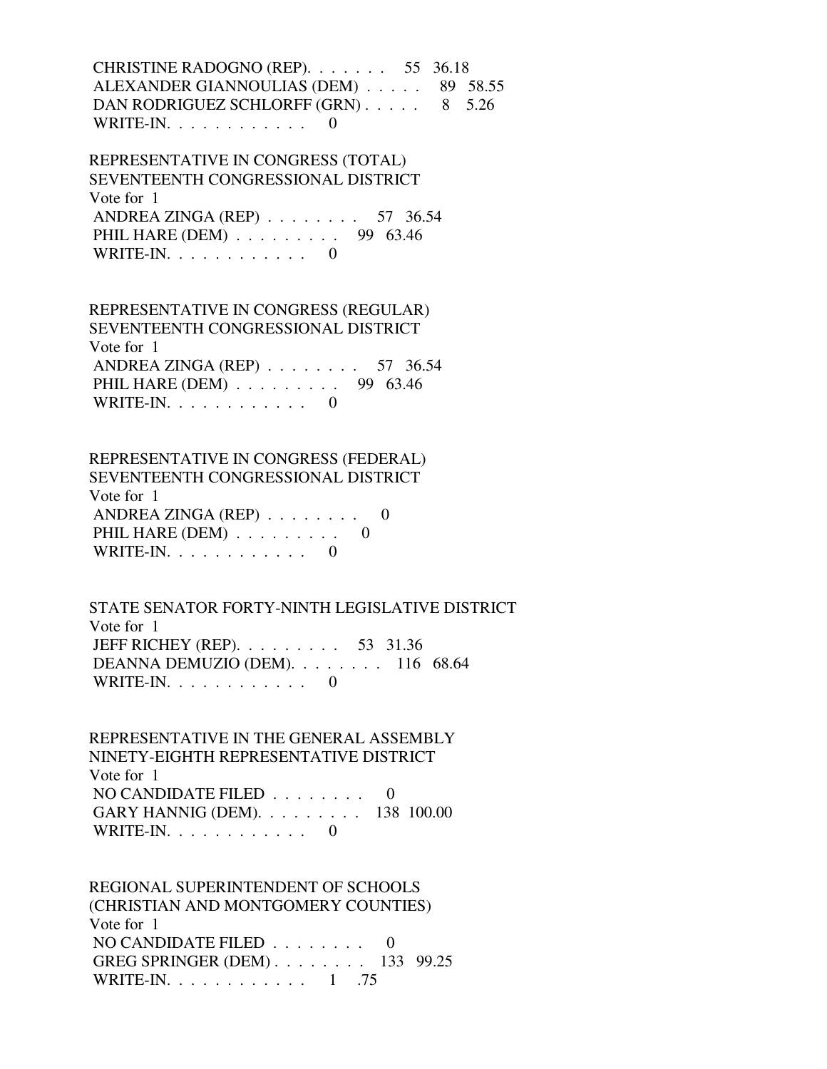CHRISTINE RADOGNO (REP). . . . . . . 55 36.18
ALEXANDER GIANNOULIAS (DEM) . . . . . 89 58.55
DAN RODRIGUEZ SCHLORFF (GRN) . . . . . 8 5.26
WRITE-IN. . . . . . . . . . . . 0

REPRESENTATIVE IN CONGRESS (TOTAL)
SEVENTEENTH CONGRESSIONAL DISTRICT
Vote for 1
ANDREA ZINGA (REP) . . . . . . . . 57 36.54
PHIL HARE (DEM) . . . . . . . . . 99 63.46
WRITE-IN. . . . . . . . . . . . 0

REPRESENTATIVE IN CONGRESS (REGULAR)
SEVENTEENTH CONGRESSIONAL DISTRICT
Vote for 1
ANDREA ZINGA (REP) . . . . . . . . 57 36.54
PHIL HARE (DEM) . . . . . . . . . 99 63.46
WRITE-IN. . . . . . . . . . . . 0

REPRESENTATIVE IN CONGRESS (FEDERAL)
SEVENTEENTH CONGRESSIONAL DISTRICT
Vote for 1
ANDREA ZINGA (REP) . . . . . . . . 0
PHIL HARE (DEM) . . . . . . . . . 0
WRITE-IN. . . . . . . . . . . . 0

STATE SENATOR FORTY-NINTH LEGISLATIVE DISTRICT
Vote for 1
JEFF RICHEY (REP). . . . . . . . . 53 31.36
DEANNA DEMUZIO (DEM). . . . . . . . 116 68.64
WRITE-IN. . . . . . . . . . . . 0

REPRESENTATIVE IN THE GENERAL ASSEMBLY
NINETY-EIGHTH REPRESENTATIVE DISTRICT
Vote for 1
NO CANDIDATE FILED . . . . . . . . 0
GARY HANNIG (DEM). . . . . . . . . 138 100.00
WRITE-IN. . . . . . . . . . . . 0

REGIONAL SUPERINTENDENT OF SCHOOLS
(CHRISTIAN AND MONTGOMERY COUNTIES)
Vote for 1
NO CANDIDATE FILED . . . . . . . . 0
GREG SPRINGER (DEM) . . . . . . . . 133 99.25
WRITE-IN. . . . . . . . . . . . 1 .75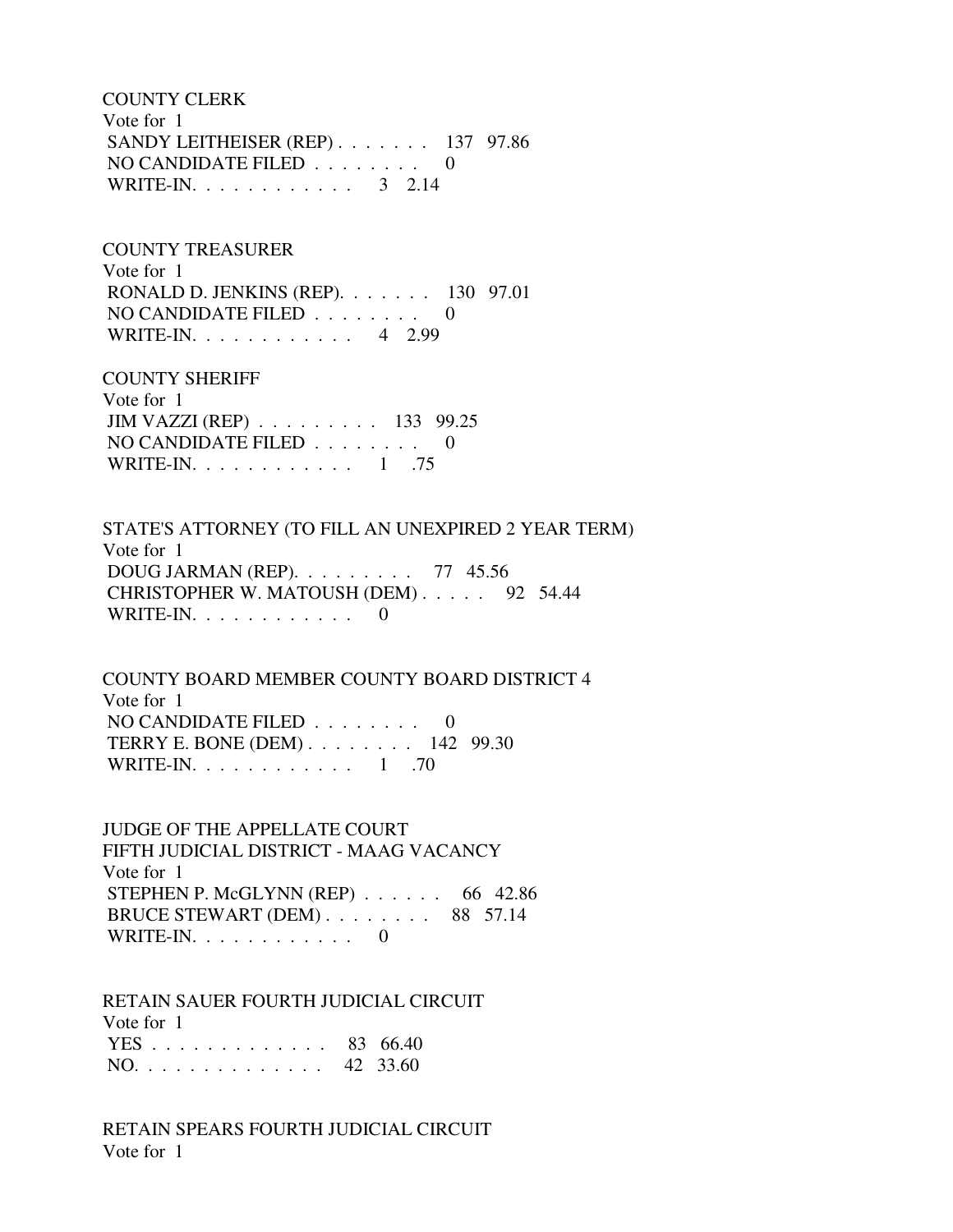COUNTY CLERK
Vote for 1
SANDY LEITHEISER (REP) . . . . . . . 137 97.86
NO CANDIDATE FILED . . . . . . . . 0
WRITE-IN. . . . . . . . . . . . 3 2.14

COUNTY TREASURER
Vote for 1
RONALD D. JENKINS (REP). . . . . . . 130 97.01
NO CANDIDATE FILED . . . . . . . . 0
WRITE-IN. . . . . . . . . . . . 4 2.99

COUNTY SHERIFF
Vote for 1
JIM VAZZI (REP) . . . . . . . . . 133 99.25
NO CANDIDATE FILED . . . . . . . . 0
WRITE-IN. . . . . . . . . . . . 1 .75

STATE'S ATTORNEY (TO FILL AN UNEXPIRED 2 YEAR TERM)
Vote for 1
DOUG JARMAN (REP). . . . . . . . . 77 45.56
CHRISTOPHER W. MATOUSH (DEM) . . . . . 92 54.44
WRITE-IN. . . . . . . . . . . . 0

COUNTY BOARD MEMBER COUNTY BOARD DISTRICT 4
Vote for 1
NO CANDIDATE FILED . . . . . . . . 0
TERRY E. BONE (DEM) . . . . . . . . 142 99.30
WRITE-IN. . . . . . . . . . . . 1 .70

JUDGE OF THE APPELLATE COURT
FIFTH JUDICIAL DISTRICT - MAAG VACANCY
Vote for 1
STEPHEN P. McGLYNN (REP) . . . . . . 66 42.86
BRUCE STEWART (DEM) . . . . . . . . 88 57.14
WRITE-IN. . . . . . . . . . . . 0

RETAIN SAUER FOURTH JUDICIAL CIRCUIT
Vote for 1
YES . . . . . . . . . . . . . 83 66.40
NO. . . . . . . . . . . . . . 42 33.60

RETAIN SPEARS FOURTH JUDICIAL CIRCUIT
Vote for 1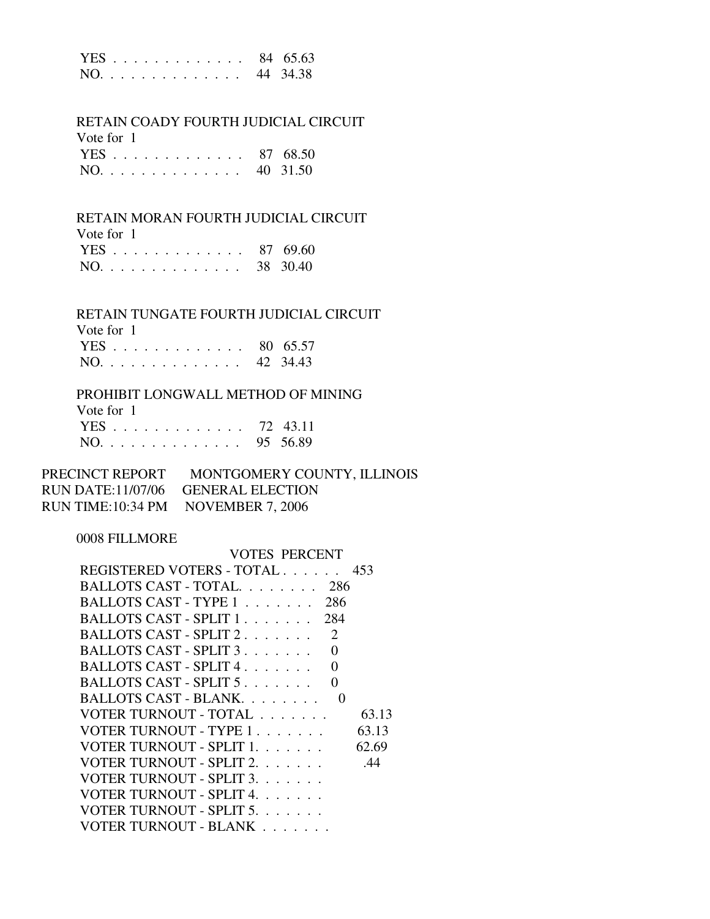| | | |
|---|---|---|
| YES . . . . . . . . . . . . . . | 84 | 65.63 |
| NO. . . . . . . . . . . . . . . | 44 | 34.38 |

RETAIN COADY FOURTH JUDICIAL CIRCUIT
Vote for 1

| | | |
|---|---|---|
| YES . . . . . . . . . . . . . . | 87 | 68.50 |
| NO. . . . . . . . . . . . . . . | 40 | 31.50 |

RETAIN MORAN FOURTH JUDICIAL CIRCUIT
Vote for 1

| | | |
|---|---|---|
| YES . . . . . . . . . . . . . . | 87 | 69.60 |
| NO. . . . . . . . . . . . . . . | 38 | 30.40 |

RETAIN TUNGATE FOURTH JUDICIAL CIRCUIT
Vote for 1

| | | |
|---|---|---|
| YES . . . . . . . . . . . . . . | 80 | 65.57 |
| NO. . . . . . . . . . . . . . . | 42 | 34.43 |

PROHIBIT LONGWALL METHOD OF MINING
Vote for 1

| | | |
|---|---|---|
| YES . . . . . . . . . . . . . . | 72 | 43.11 |
| NO. . . . . . . . . . . . . . . | 95 | 56.89 |

PRECINCT REPORT    MONTGOMERY COUNTY, ILLINOIS
RUN DATE:11/07/06    GENERAL ELECTION
RUN TIME:10:34 PM    NOVEMBER 7, 2006

0008 FILLMORE

| | VOTES | PERCENT |
|---|---|---|
| REGISTERED VOTERS - TOTAL . . . . . . | 453 | |
| BALLOTS CAST - TOTAL. . . . . . . . | 286 | |
| BALLOTS CAST - TYPE 1 . . . . . . . | 286 | |
| BALLOTS CAST - SPLIT 1 . . . . . . . | 284 | |
| BALLOTS CAST - SPLIT 2 . . . . . . . | 2 | |
| BALLOTS CAST - SPLIT 3 . . . . . . . | 0 | |
| BALLOTS CAST - SPLIT 4 . . . . . . . | 0 | |
| BALLOTS CAST - SPLIT 5 . . . . . . . | 0 | |
| BALLOTS CAST - BLANK. . . . . . . . | 0 | |
| VOTER TURNOUT - TOTAL . . . . . . . | | 63.13 |
| VOTER TURNOUT - TYPE 1 . . . . . . . | | 63.13 |
| VOTER TURNOUT - SPLIT 1. . . . . . . | | 62.69 |
| VOTER TURNOUT - SPLIT 2. . . . . . . | | .44 |
| VOTER TURNOUT - SPLIT 3. . . . . . . | | |
| VOTER TURNOUT - SPLIT 4. . . . . . . | | |
| VOTER TURNOUT - SPLIT 5. . . . . . . | | |
| VOTER TURNOUT - BLANK . . . . . . . | | |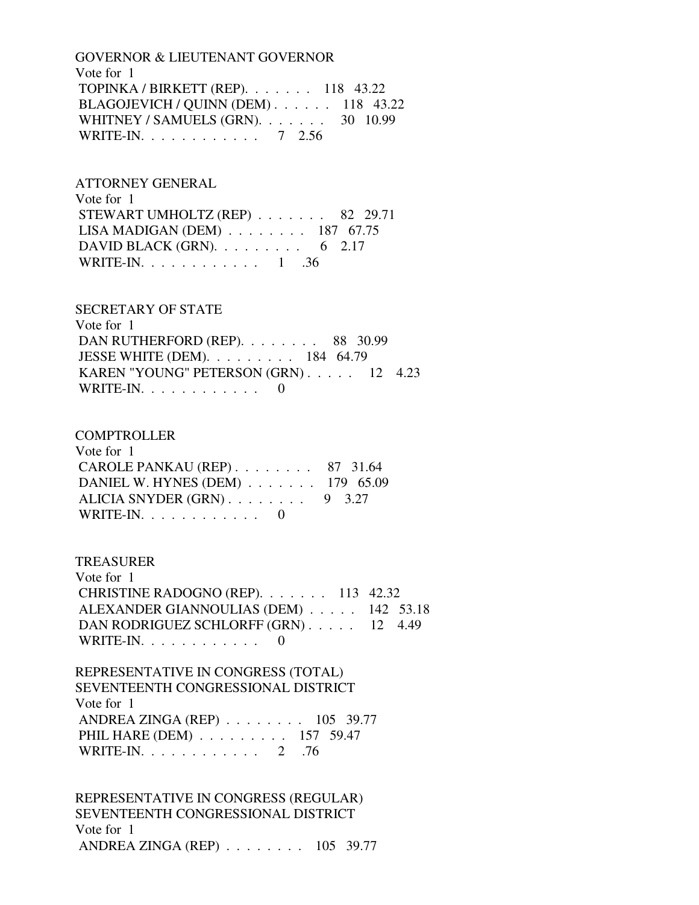GOVERNOR & LIEUTENANT GOVERNOR
Vote for 1
TOPINKA / BIRKETT (REP). . . . . . . 118 43.22
BLAGOJEVICH / QUINN (DEM) . . . . . . 118 43.22
WHITNEY / SAMUELS (GRN). . . . . . . 30 10.99
WRITE-IN. . . . . . . . . . . . 7 2.56

ATTORNEY GENERAL
Vote for 1
STEWART UMHOLTZ (REP) . . . . . . . 82 29.71
LISA MADIGAN (DEM) . . . . . . . . 187 67.75
DAVID BLACK (GRN). . . . . . . . . 6 2.17
WRITE-IN. . . . . . . . . . . . 1 .36

SECRETARY OF STATE
Vote for 1
DAN RUTHERFORD (REP). . . . . . . . 88 30.99
JESSE WHITE (DEM). . . . . . . . . 184 64.79
KAREN "YOUNG" PETERSON (GRN) . . . . . 12 4.23
WRITE-IN. . . . . . . . . . . . 0

COMPTROLLER
Vote for 1
CAROLE PANKAU (REP) . . . . . . . . 87 31.64
DANIEL W. HYNES (DEM) . . . . . . . 179 65.09
ALICIA SNYDER (GRN) . . . . . . . . 9 3.27
WRITE-IN. . . . . . . . . . . . 0

TREASURER
Vote for 1
CHRISTINE RADOGNO (REP). . . . . . . 113 42.32
ALEXANDER GIANNOULIAS (DEM) . . . . . 142 53.18
DAN RODRIGUEZ SCHLORFF (GRN) . . . . . 12 4.49
WRITE-IN. . . . . . . . . . . . 0

REPRESENTATIVE IN CONGRESS (TOTAL)
SEVENTEENTH CONGRESSIONAL DISTRICT
Vote for 1
ANDREA ZINGA (REP) . . . . . . . . 105 39.77
PHIL HARE (DEM) . . . . . . . . . 157 59.47
WRITE-IN. . . . . . . . . . . . 2 .76

REPRESENTATIVE IN CONGRESS (REGULAR)
SEVENTEENTH CONGRESSIONAL DISTRICT
Vote for 1
ANDREA ZINGA (REP) . . . . . . . . 105 39.77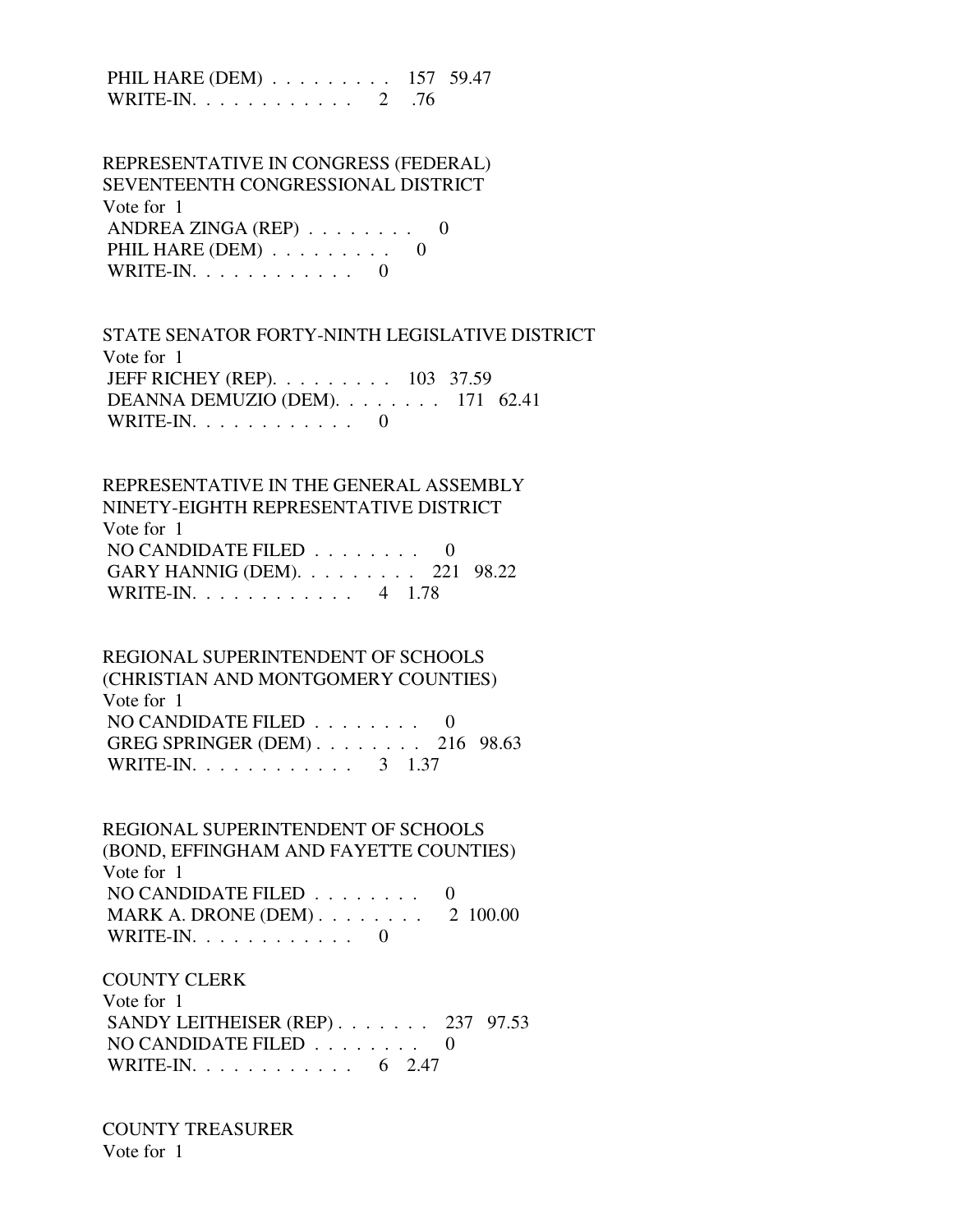PHIL HARE (DEM) . . . . . . . . . 157 59.47
WRITE-IN. . . . . . . . . . . . 2 .76

REPRESENTATIVE IN CONGRESS (FEDERAL)
SEVENTEENTH CONGRESSIONAL DISTRICT
Vote for 1
ANDREA ZINGA (REP) . . . . . . . . 0
PHIL HARE (DEM) . . . . . . . . . 0
WRITE-IN. . . . . . . . . . . . 0

STATE SENATOR FORTY-NINTH LEGISLATIVE DISTRICT
Vote for 1
JEFF RICHEY (REP). . . . . . . . . 103 37.59
DEANNA DEMUZIO (DEM). . . . . . . . 171 62.41
WRITE-IN. . . . . . . . . . . . 0

REPRESENTATIVE IN THE GENERAL ASSEMBLY
NINETY-EIGHTH REPRESENTATIVE DISTRICT
Vote for 1
NO CANDIDATE FILED . . . . . . . . 0
GARY HANNIG (DEM). . . . . . . . . 221 98.22
WRITE-IN. . . . . . . . . . . . 4 1.78

REGIONAL SUPERINTENDENT OF SCHOOLS
(CHRISTIAN AND MONTGOMERY COUNTIES)
Vote for 1
NO CANDIDATE FILED . . . . . . . . 0
GREG SPRINGER (DEM) . . . . . . . . 216 98.63
WRITE-IN. . . . . . . . . . . . 3 1.37

REGIONAL SUPERINTENDENT OF SCHOOLS
(BOND, EFFINGHAM AND FAYETTE COUNTIES)
Vote for 1
NO CANDIDATE FILED . . . . . . . . 0
MARK A. DRONE (DEM) . . . . . . . . 2 100.00
WRITE-IN. . . . . . . . . . . . 0

COUNTY CLERK
Vote for 1
SANDY LEITHEISER (REP) . . . . . . . 237 97.53
NO CANDIDATE FILED . . . . . . . . 0
WRITE-IN. . . . . . . . . . . . 6 2.47

COUNTY TREASURER
Vote for 1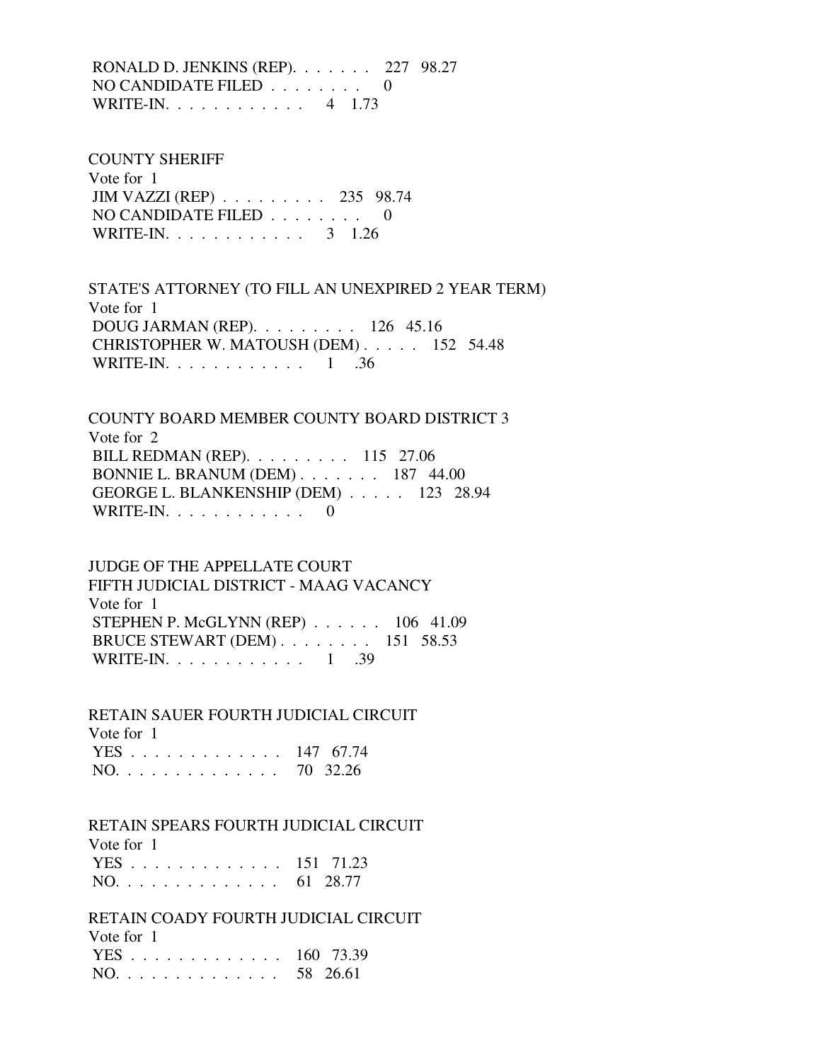RONALD D. JENKINS (REP). . . . . . . 227 98.27
NO CANDIDATE FILED . . . . . . . . 0
WRITE-IN. . . . . . . . . . . . 4 1.73

COUNTY SHERIFF
Vote for 1
JIM VAZZI (REP) . . . . . . . . . 235 98.74
NO CANDIDATE FILED . . . . . . . . 0
WRITE-IN. . . . . . . . . . . . 3 1.26

STATE'S ATTORNEY (TO FILL AN UNEXPIRED 2 YEAR TERM)
Vote for 1
DOUG JARMAN (REP). . . . . . . . . 126 45.16
CHRISTOPHER W. MATOUSH (DEM) . . . . . 152 54.48
WRITE-IN. . . . . . . . . . . . 1 .36

COUNTY BOARD MEMBER COUNTY BOARD DISTRICT 3
Vote for 2
BILL REDMAN (REP). . . . . . . . . 115 27.06
BONNIE L. BRANUM (DEM) . . . . . . . 187 44.00
GEORGE L. BLANKENSHIP (DEM) . . . . . 123 28.94
WRITE-IN. . . . . . . . . . . . 0

JUDGE OF THE APPELLATE COURT
FIFTH JUDICIAL DISTRICT - MAAG VACANCY
Vote for 1
STEPHEN P. McGLYNN (REP) . . . . . . 106 41.09
BRUCE STEWART (DEM) . . . . . . . . 151 58.53
WRITE-IN. . . . . . . . . . . . 1 .39

RETAIN SAUER FOURTH JUDICIAL CIRCUIT
Vote for 1
YES . . . . . . . . . . . . . 147 67.74
NO. . . . . . . . . . . . . . 70 32.26

RETAIN SPEARS FOURTH JUDICIAL CIRCUIT
Vote for 1
YES . . . . . . . . . . . . . 151 71.23
NO. . . . . . . . . . . . . . 61 28.77

RETAIN COADY FOURTH JUDICIAL CIRCUIT
Vote for 1
YES . . . . . . . . . . . . . 160 73.39
NO. . . . . . . . . . . . . . 58 26.61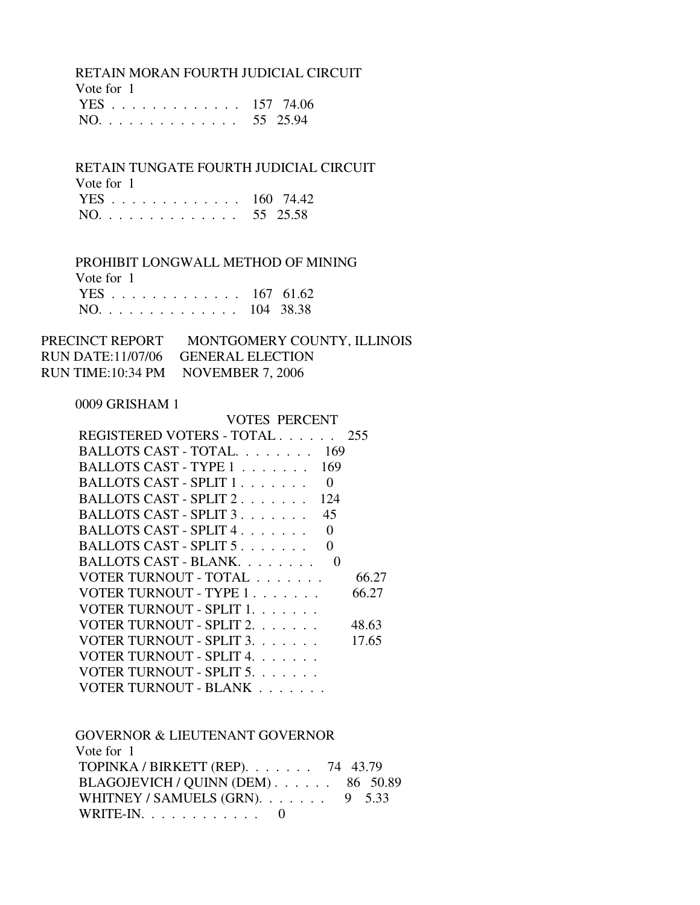RETAIN MORAN FOURTH JUDICIAL CIRCUIT
Vote for 1

| | | |
|---|---|---|
| YES . . . . . . . . . . . . . | 157 | 74.06 |
| NO. . . . . . . . . . . . . . | 55 | 25.94 |

RETAIN TUNGATE FOURTH JUDICIAL CIRCUIT
Vote for 1

| | | |
|---|---|---|
| YES . . . . . . . . . . . . . | 160 | 74.42 |
| NO. . . . . . . . . . . . . . | 55 | 25.58 |

PROHIBIT LONGWALL METHOD OF MINING
Vote for 1

| | | |
|---|---|---|
| YES . . . . . . . . . . . . . | 167 | 61.62 |
| NO. . . . . . . . . . . . . . | 104 | 38.38 |

PRECINCT REPORT MONTGOMERY COUNTY, ILLINOIS
RUN DATE:11/07/06 GENERAL ELECTION
RUN TIME:10:34 PM NOVEMBER 7, 2006

0009 GRISHAM 1

| | VOTES | PERCENT |
|---|---|---|
| REGISTERED VOTERS - TOTAL . . . . . . | 255 | |
| BALLOTS CAST - TOTAL. . . . . . . . | 169 | |
| BALLOTS CAST - TYPE 1 . . . . . . . | 169 | |
| BALLOTS CAST - SPLIT 1 . . . . . . . | 0 | |
| BALLOTS CAST - SPLIT 2 . . . . . . . | 124 | |
| BALLOTS CAST - SPLIT 3 . . . . . . . | 45 | |
| BALLOTS CAST - SPLIT 4 . . . . . . . | 0 | |
| BALLOTS CAST - SPLIT 5 . . . . . . . | 0 | |
| BALLOTS CAST - BLANK. . . . . . . . | 0 | |
| VOTER TURNOUT - TOTAL . . . . . . . | | 66.27 |
| VOTER TURNOUT - TYPE 1 . . . . . . . | | 66.27 |
| VOTER TURNOUT - SPLIT 1. . . . . . . | | |
| VOTER TURNOUT - SPLIT 2. . . . . . . | | 48.63 |
| VOTER TURNOUT - SPLIT 3. . . . . . . | | 17.65 |
| VOTER TURNOUT - SPLIT 4. . . . . . . | | |
| VOTER TURNOUT - SPLIT 5. . . . . . . | | |
| VOTER TURNOUT - BLANK . . . . . . . | | |

GOVERNOR & LIEUTENANT GOVERNOR
Vote for 1

| | | |
|---|---|---|
| TOPINKA / BIRKETT (REP). . . . . . . | 74 | 43.79 |
| BLAGOJEVICH / QUINN (DEM) . . . . . . | 86 | 50.89 |
| WHITNEY / SAMUELS (GRN). . . . . . . | 9 | 5.33 |
| WRITE-IN. . . . . . . . . . . . | 0 | |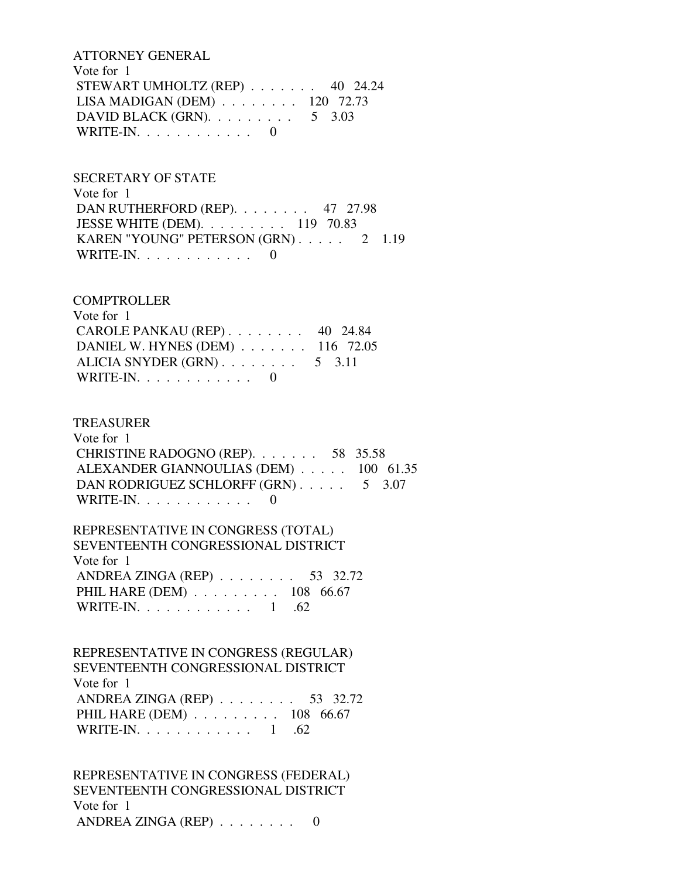ATTORNEY GENERAL
Vote for 1
STEWART UMHOLTZ (REP) . . . . . . . 40 24.24
LISA MADIGAN (DEM) . . . . . . . . 120 72.73
DAVID BLACK (GRN). . . . . . . . . 5 3.03
WRITE-IN. . . . . . . . . . . . 0

SECRETARY OF STATE
Vote for 1
DAN RUTHERFORD (REP). . . . . . . . 47 27.98
JESSE WHITE (DEM). . . . . . . . . 119 70.83
KAREN "YOUNG" PETERSON (GRN) . . . . . 2 1.19
WRITE-IN. . . . . . . . . . . . 0

COMPTROLLER
Vote for 1
CAROLE PANKAU (REP) . . . . . . . . 40 24.84
DANIEL W. HYNES (DEM) . . . . . . . 116 72.05
ALICIA SNYDER (GRN) . . . . . . . . 5 3.11
WRITE-IN. . . . . . . . . . . . 0

TREASURER
Vote for 1
CHRISTINE RADOGNO (REP). . . . . . . 58 35.58
ALEXANDER GIANNOULIAS (DEM) . . . . . 100 61.35
DAN RODRIGUEZ SCHLORFF (GRN) . . . . . 5 3.07
WRITE-IN. . . . . . . . . . . . 0

REPRESENTATIVE IN CONGRESS (TOTAL)
SEVENTEENTH CONGRESSIONAL DISTRICT
Vote for 1
ANDREA ZINGA (REP) . . . . . . . . 53 32.72
PHIL HARE (DEM) . . . . . . . . . 108 66.67
WRITE-IN. . . . . . . . . . . . 1 .62

REPRESENTATIVE IN CONGRESS (REGULAR)
SEVENTEENTH CONGRESSIONAL DISTRICT
Vote for 1
ANDREA ZINGA (REP) . . . . . . . . 53 32.72
PHIL HARE (DEM) . . . . . . . . . 108 66.67
WRITE-IN. . . . . . . . . . . . 1 .62

REPRESENTATIVE IN CONGRESS (FEDERAL)
SEVENTEENTH CONGRESSIONAL DISTRICT
Vote for 1
ANDREA ZINGA (REP) . . . . . . . . 0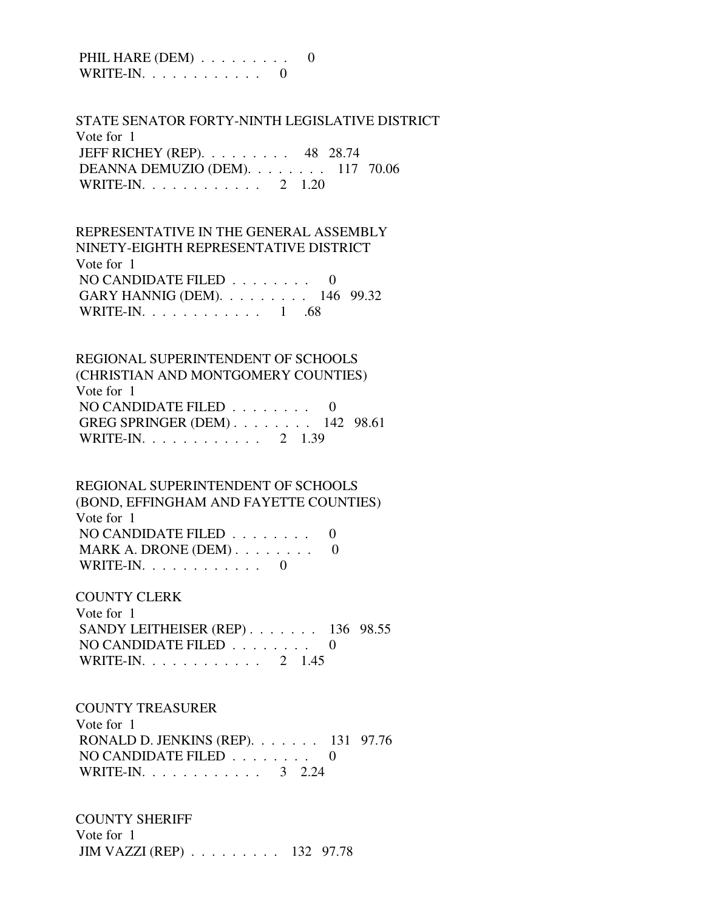PHIL HARE (DEM) . . . . . . . . . 0
WRITE-IN. . . . . . . . . . . . 0

STATE SENATOR FORTY-NINTH LEGISLATIVE DISTRICT
Vote for 1
JEFF RICHEY (REP). . . . . . . . . 48 28.74
DEANNA DEMUZIO (DEM). . . . . . . . 117 70.06
WRITE-IN. . . . . . . . . . . . 2 1.20

REPRESENTATIVE IN THE GENERAL ASSEMBLY
NINETY-EIGHTH REPRESENTATIVE DISTRICT
Vote for 1
NO CANDIDATE FILED . . . . . . . . 0
GARY HANNIG (DEM). . . . . . . . . 146 99.32
WRITE-IN. . . . . . . . . . . . 1 .68

REGIONAL SUPERINTENDENT OF SCHOOLS
(CHRISTIAN AND MONTGOMERY COUNTIES)
Vote for 1
NO CANDIDATE FILED . . . . . . . . 0
GREG SPRINGER (DEM) . . . . . . . . 142 98.61
WRITE-IN. . . . . . . . . . . . 2 1.39

REGIONAL SUPERINTENDENT OF SCHOOLS
(BOND, EFFINGHAM AND FAYETTE COUNTIES)
Vote for 1
NO CANDIDATE FILED . . . . . . . . 0
MARK A. DRONE (DEM) . . . . . . . . 0
WRITE-IN. . . . . . . . . . . . 0

COUNTY CLERK
Vote for 1
SANDY LEITHEISER (REP) . . . . . . . 136 98.55
NO CANDIDATE FILED . . . . . . . . 0
WRITE-IN. . . . . . . . . . . . 2 1.45

COUNTY TREASURER
Vote for 1
RONALD D. JENKINS (REP). . . . . . . 131 97.76
NO CANDIDATE FILED . . . . . . . . 0
WRITE-IN. . . . . . . . . . . . 3 2.24

COUNTY SHERIFF
Vote for 1
JIM VAZZI (REP) . . . . . . . . . 132 97.78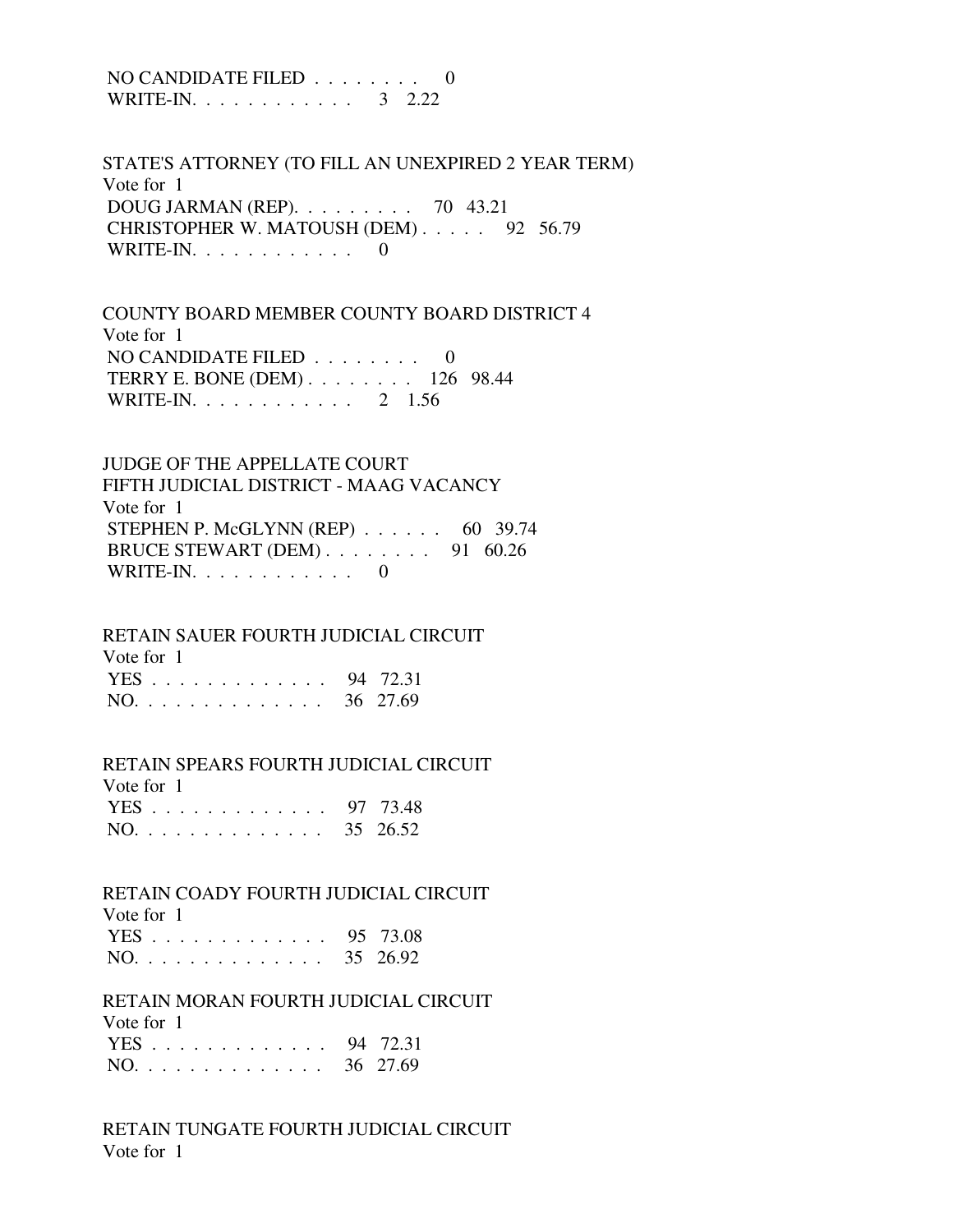NO CANDIDATE FILED . . . . . . . . 0
WRITE-IN. . . . . . . . . . . . 3 2.22

STATE'S ATTORNEY (TO FILL AN UNEXPIRED 2 YEAR TERM)
Vote for 1
DOUG JARMAN (REP). . . . . . . . . 70 43.21
CHRISTOPHER W. MATOUSH (DEM) . . . . . 92 56.79
WRITE-IN. . . . . . . . . . . . 0

COUNTY BOARD MEMBER COUNTY BOARD DISTRICT 4
Vote for 1
NO CANDIDATE FILED . . . . . . . . 0
TERRY E. BONE (DEM) . . . . . . . . 126 98.44
WRITE-IN. . . . . . . . . . . . 2 1.56

JUDGE OF THE APPELLATE COURT
FIFTH JUDICIAL DISTRICT - MAAG VACANCY
Vote for 1
STEPHEN P. McGLYNN (REP) . . . . . . 60 39.74
BRUCE STEWART (DEM) . . . . . . . . 91 60.26
WRITE-IN. . . . . . . . . . . . 0

RETAIN SAUER FOURTH JUDICIAL CIRCUIT
Vote for 1
YES . . . . . . . . . . . . . 94 72.31
NO. . . . . . . . . . . . . . 36 27.69

RETAIN SPEARS FOURTH JUDICIAL CIRCUIT
Vote for 1
YES . . . . . . . . . . . . . 97 73.48
NO. . . . . . . . . . . . . . 35 26.52

RETAIN COADY FOURTH JUDICIAL CIRCUIT
Vote for 1
YES . . . . . . . . . . . . . 95 73.08
NO. . . . . . . . . . . . . . 35 26.92

RETAIN MORAN FOURTH JUDICIAL CIRCUIT
Vote for 1
YES . . . . . . . . . . . . . 94 72.31
NO. . . . . . . . . . . . . . 36 27.69

RETAIN TUNGATE FOURTH JUDICIAL CIRCUIT
Vote for 1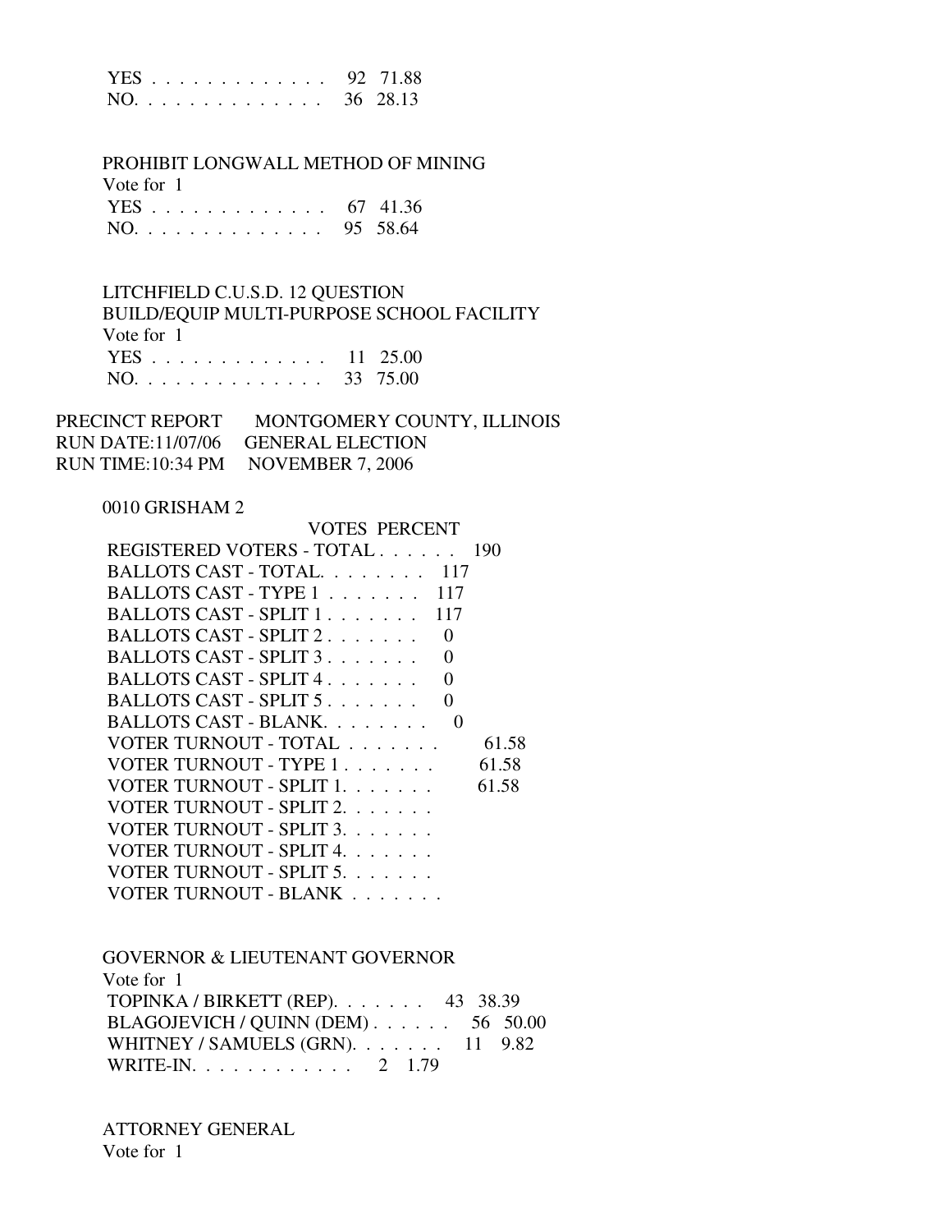YES . . . . . . . . . . . . . 92 71.88
NO. . . . . . . . . . . . . . 36 28.13

PROHIBIT LONGWALL METHOD OF MINING
Vote for 1

YES . . . . . . . . . . . . . 67 41.36
NO. . . . . . . . . . . . . . 95 58.64

LITCHFIELD C.U.S.D. 12 QUESTION
BUILD/EQUIP MULTI-PURPOSE SCHOOL FACILITY
Vote for 1

YES . . . . . . . . . . . . . 11 25.00
NO. . . . . . . . . . . . . . 33 75.00

PRECINCT REPORT MONTGOMERY COUNTY, ILLINOIS
RUN DATE:11/07/06 GENERAL ELECTION
RUN TIME:10:34 PM NOVEMBER 7, 2006

0010 GRISHAM 2

| | VOTES | PERCENT |
|---|---|---|
| REGISTERED VOTERS - TOTAL . . . . . . | 190 | |
| BALLOTS CAST - TOTAL. . . . . . . . | 117 | |
| BALLOTS CAST - TYPE 1 . . . . . . . | 117 | |
| BALLOTS CAST - SPLIT 1 . . . . . . . | 117 | |
| BALLOTS CAST - SPLIT 2 . . . . . . . | 0 | |
| BALLOTS CAST - SPLIT 3 . . . . . . . | 0 | |
| BALLOTS CAST - SPLIT 4 . . . . . . . | 0 | |
| BALLOTS CAST - SPLIT 5 . . . . . . . | 0 | |
| BALLOTS CAST - BLANK. . . . . . . . | 0 | |
| VOTER TURNOUT - TOTAL . . . . . . . | | 61.58 |
| VOTER TURNOUT - TYPE 1 . . . . . . . | | 61.58 |
| VOTER TURNOUT - SPLIT 1. . . . . . . | | 61.58 |
| VOTER TURNOUT - SPLIT 2. . . . . . . | | |
| VOTER TURNOUT - SPLIT 3. . . . . . . | | |
| VOTER TURNOUT - SPLIT 4. . . . . . . | | |
| VOTER TURNOUT - SPLIT 5. . . . . . . | | |
| VOTER TURNOUT - BLANK . . . . . . . | | |

GOVERNOR & LIEUTENANT GOVERNOR
Vote for 1

TOPINKA / BIRKETT (REP). . . . . . . 43 38.39
BLAGOJEVICH / QUINN (DEM) . . . . . . 56 50.00
WHITNEY / SAMUELS (GRN). . . . . . . 11 9.82
WRITE-IN. . . . . . . . . . . . 2 1.79

ATTORNEY GENERAL
Vote for 1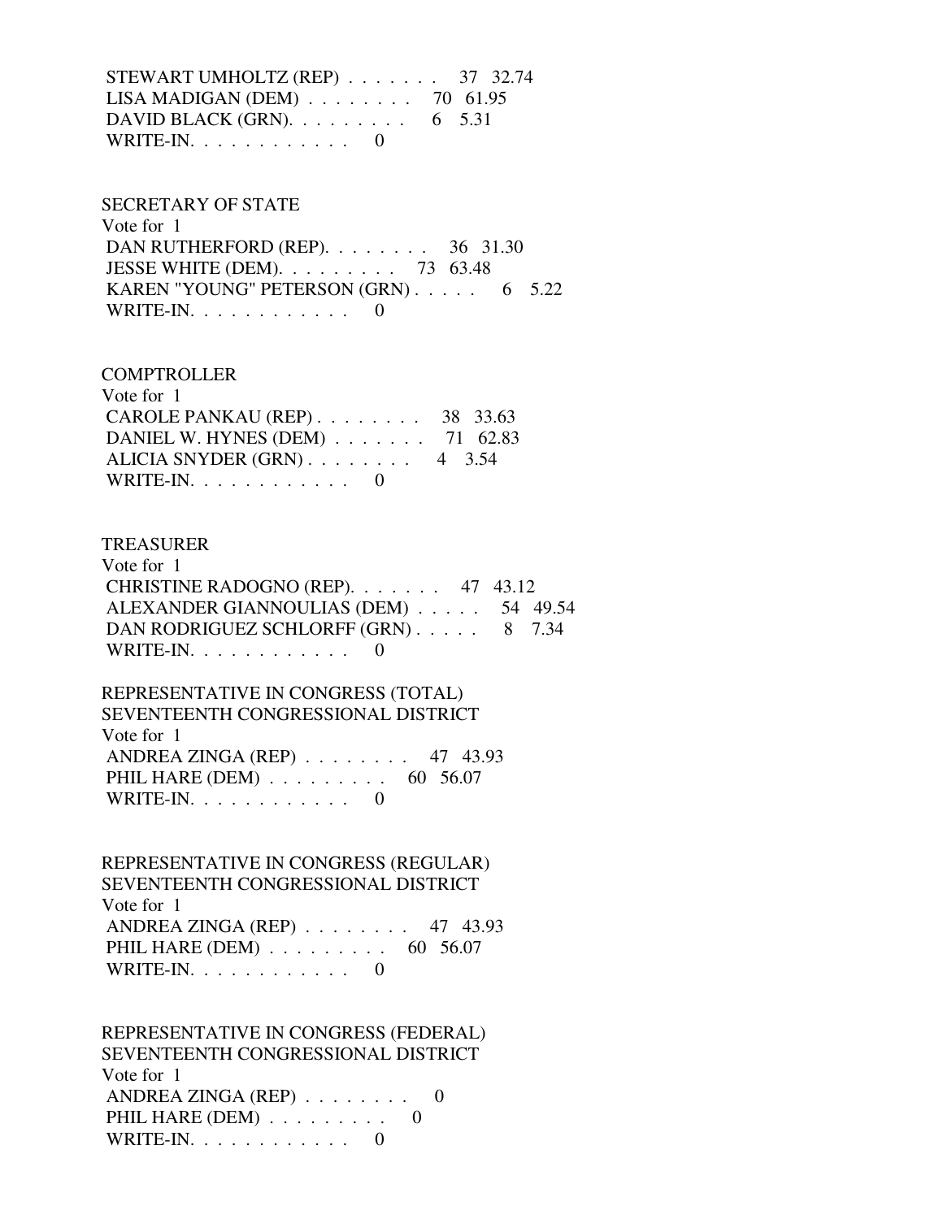STEWART UMHOLTZ (REP) . . . . . . . 37 32.74
LISA MADIGAN (DEM) . . . . . . . . 70 61.95
DAVID BLACK (GRN). . . . . . . . . 6 5.31
WRITE-IN. . . . . . . . . . . . 0

SECRETARY OF STATE
Vote for 1
DAN RUTHERFORD (REP). . . . . . . . 36 31.30
JESSE WHITE (DEM). . . . . . . . . 73 63.48
KAREN "YOUNG" PETERSON (GRN) . . . . . 6 5.22
WRITE-IN. . . . . . . . . . . . 0

COMPTROLLER
Vote for 1
CAROLE PANKAU (REP) . . . . . . . . 38 33.63
DANIEL W. HYNES (DEM) . . . . . . . 71 62.83
ALICIA SNYDER (GRN) . . . . . . . . 4 3.54
WRITE-IN. . . . . . . . . . . . 0

TREASURER
Vote for 1
CHRISTINE RADOGNO (REP). . . . . . . 47 43.12
ALEXANDER GIANNOULIAS (DEM) . . . . . 54 49.54
DAN RODRIGUEZ SCHLORFF (GRN) . . . . . 8 7.34
WRITE-IN. . . . . . . . . . . . 0

REPRESENTATIVE IN CONGRESS (TOTAL)
SEVENTEENTH CONGRESSIONAL DISTRICT
Vote for 1
ANDREA ZINGA (REP) . . . . . . . . 47 43.93
PHIL HARE (DEM) . . . . . . . . . 60 56.07
WRITE-IN. . . . . . . . . . . . 0

REPRESENTATIVE IN CONGRESS (REGULAR)
SEVENTEENTH CONGRESSIONAL DISTRICT
Vote for 1
ANDREA ZINGA (REP) . . . . . . . . 47 43.93
PHIL HARE (DEM) . . . . . . . . . 60 56.07
WRITE-IN. . . . . . . . . . . . 0

REPRESENTATIVE IN CONGRESS (FEDERAL)
SEVENTEENTH CONGRESSIONAL DISTRICT
Vote for 1
ANDREA ZINGA (REP) . . . . . . . . 0
PHIL HARE (DEM) . . . . . . . . . 0
WRITE-IN. . . . . . . . . . . . 0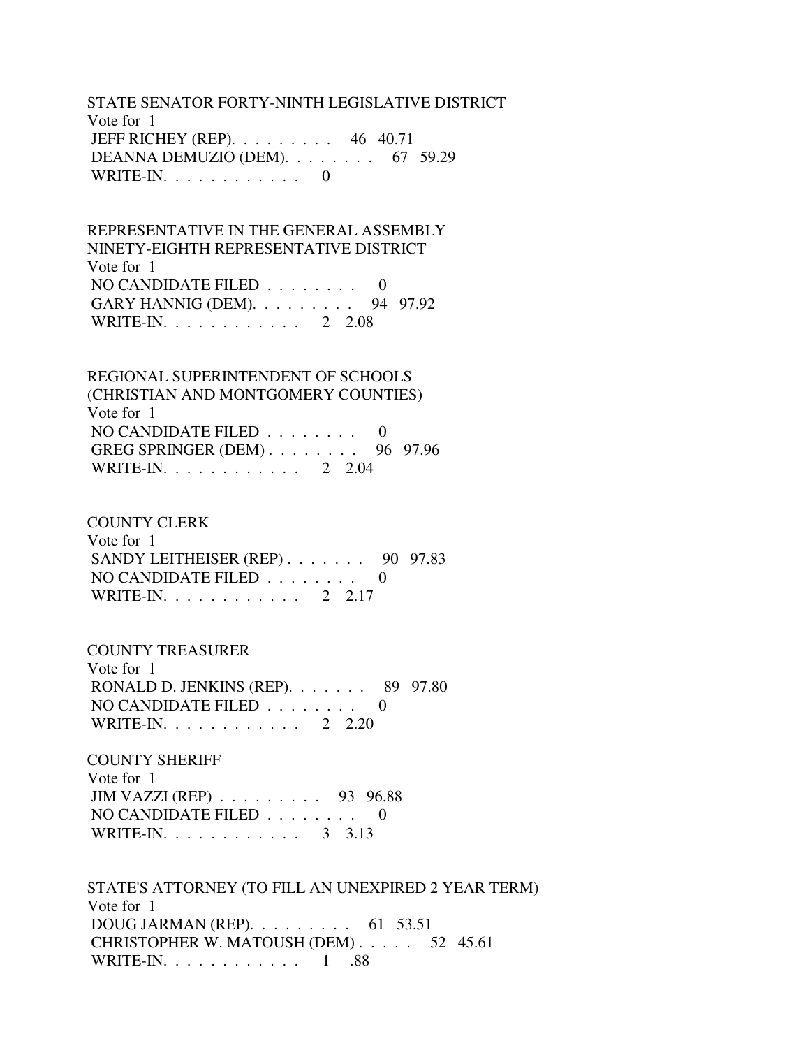STATE SENATOR FORTY-NINTH LEGISLATIVE DISTRICT
Vote for 1
JEFF RICHEY (REP). . . . . . . . . 46 40.71
DEANNA DEMUZIO (DEM). . . . . . . . 67 59.29
WRITE-IN. . . . . . . . . . . . 0

REPRESENTATIVE IN THE GENERAL ASSEMBLY
NINETY-EIGHTH REPRESENTATIVE DISTRICT
Vote for 1
NO CANDIDATE FILED . . . . . . . . 0
GARY HANNIG (DEM). . . . . . . . . 94 97.92
WRITE-IN. . . . . . . . . . . . 2 2.08

REGIONAL SUPERINTENDENT OF SCHOOLS
(CHRISTIAN AND MONTGOMERY COUNTIES)
Vote for 1
NO CANDIDATE FILED . . . . . . . . 0
GREG SPRINGER (DEM) . . . . . . . . 96 97.96
WRITE-IN. . . . . . . . . . . . 2 2.04

COUNTY CLERK
Vote for 1
SANDY LEITHEISER (REP) . . . . . . . 90 97.83
NO CANDIDATE FILED . . . . . . . . 0
WRITE-IN. . . . . . . . . . . . 2 2.17

COUNTY TREASURER
Vote for 1
RONALD D. JENKINS (REP). . . . . . . 89 97.80
NO CANDIDATE FILED . . . . . . . . 0
WRITE-IN. . . . . . . . . . . . 2 2.20

COUNTY SHERIFF
Vote for 1
JIM VAZZI (REP) . . . . . . . . . 93 96.88
NO CANDIDATE FILED . . . . . . . . 0
WRITE-IN. . . . . . . . . . . . 3 3.13

STATE'S ATTORNEY (TO FILL AN UNEXPIRED 2 YEAR TERM)
Vote for 1
DOUG JARMAN (REP). . . . . . . . . 61 53.51
CHRISTOPHER W. MATOUSH (DEM) . . . . . 52 45.61
WRITE-IN. . . . . . . . . . . . 1 .88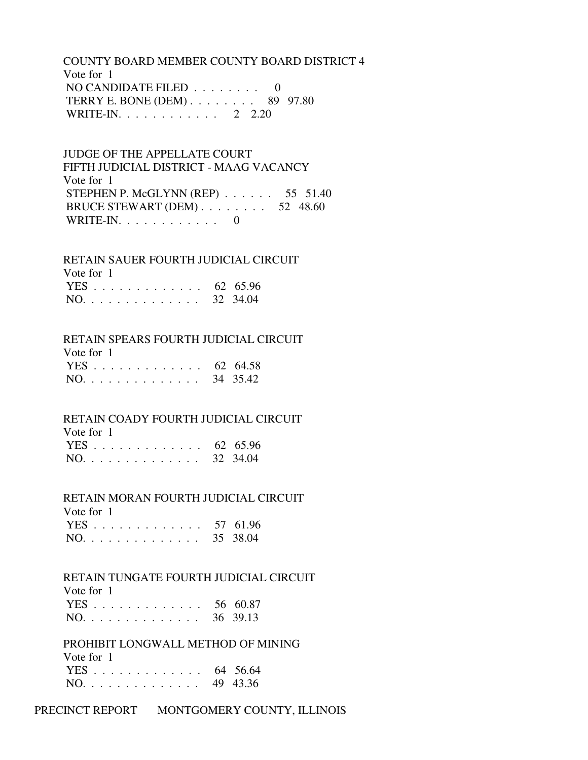COUNTY BOARD MEMBER COUNTY BOARD DISTRICT 4
Vote for 1

| | | |
|---|---|---|
| NO CANDIDATE FILED | 0 | |
| TERRY E. BONE (DEM) | 89 | 97.80 |
| WRITE-IN. | 2 | 2.20 |

JUDGE OF THE APPELLATE COURT
FIFTH JUDICIAL DISTRICT - MAAG VACANCY
Vote for 1

| | | |
|---|---|---|
| STEPHEN P. McGLYNN (REP) | 55 | 51.40 |
| BRUCE STEWART (DEM) | 52 | 48.60 |
| WRITE-IN. | 0 | |

RETAIN SAUER FOURTH JUDICIAL CIRCUIT
Vote for 1

| | | |
|---|---|---|
| YES | 62 | 65.96 |
| NO. | 32 | 34.04 |

RETAIN SPEARS FOURTH JUDICIAL CIRCUIT
Vote for 1

| | | |
|---|---|---|
| YES | 62 | 64.58 |
| NO. | 34 | 35.42 |

RETAIN COADY FOURTH JUDICIAL CIRCUIT
Vote for 1

| | | |
|---|---|---|
| YES | 62 | 65.96 |
| NO. | 32 | 34.04 |

RETAIN MORAN FOURTH JUDICIAL CIRCUIT
Vote for 1

| | | |
|---|---|---|
| YES | 57 | 61.96 |
| NO. | 35 | 38.04 |

RETAIN TUNGATE FOURTH JUDICIAL CIRCUIT
Vote for 1

| | | |
|---|---|---|
| YES | 56 | 60.87 |
| NO. | 36 | 39.13 |

PROHIBIT LONGWALL METHOD OF MINING
Vote for 1

| | | |
|---|---|---|
| YES | 64 | 56.64 |
| NO. | 49 | 43.36 |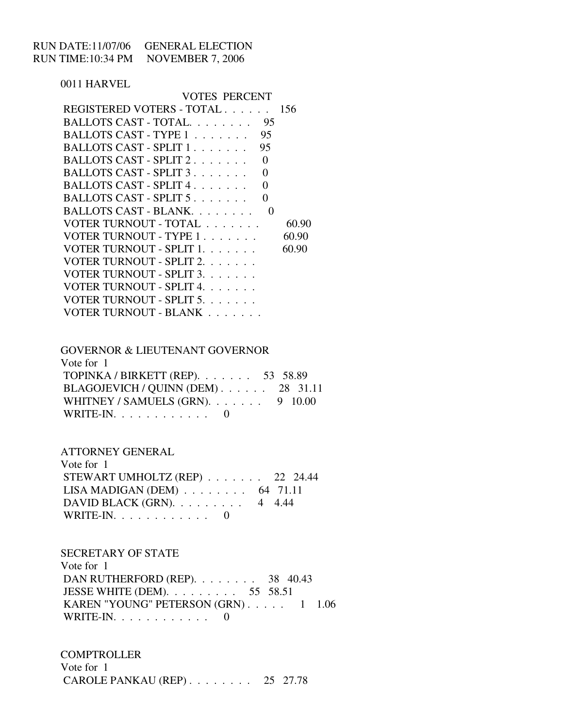RUN DATE:11/07/06 GENERAL ELECTION
RUN TIME:10:34 PM NOVEMBER 7, 2006

0011 HARVEL

| | VOTES | PERCENT |
|---|---|---|
| REGISTERED VOTERS - TOTAL . . . . . . | 156 | |
| BALLOTS CAST - TOTAL. . . . . . . . | 95 | |
| BALLOTS CAST - TYPE 1 . . . . . . . | 95 | |
| BALLOTS CAST - SPLIT 1 . . . . . . . | 95 | |
| BALLOTS CAST - SPLIT 2 . . . . . . . | 0 | |
| BALLOTS CAST - SPLIT 3 . . . . . . . | 0 | |
| BALLOTS CAST - SPLIT 4 . . . . . . . | 0 | |
| BALLOTS CAST - SPLIT 5 . . . . . . . | 0 | |
| BALLOTS CAST - BLANK. . . . . . . . | 0 | |
| VOTER TURNOUT - TOTAL . . . . . . . | | 60.90 |
| VOTER TURNOUT - TYPE 1 . . . . . . . | | 60.90 |
| VOTER TURNOUT - SPLIT 1. . . . . . . | | 60.90 |
| VOTER TURNOUT - SPLIT 2. . . . . . . | | |
| VOTER TURNOUT - SPLIT 3. . . . . . . | | |
| VOTER TURNOUT - SPLIT 4. . . . . . . | | |
| VOTER TURNOUT - SPLIT 5. . . . . . . | | |
| VOTER TURNOUT - BLANK . . . . . . . | | |

GOVERNOR & LIEUTENANT GOVERNOR
Vote for 1

| | VOTES | PERCENT |
|---|---|---|
| TOPINKA / BIRKETT (REP). . . . . . . | 53 | 58.89 |
| BLAGOJEVICH / QUINN (DEM) . . . . . . | 28 | 31.11 |
| WHITNEY / SAMUELS (GRN). . . . . . . | 9 | 10.00 |
| WRITE-IN. . . . . . . . . . . . | 0 | |

ATTORNEY GENERAL
Vote for 1

| | VOTES | PERCENT |
|---|---|---|
| STEWART UMHOLTZ (REP) . . . . . . . | 22 | 24.44 |
| LISA MADIGAN (DEM) . . . . . . . . | 64 | 71.11 |
| DAVID BLACK (GRN). . . . . . . . . | 4 | 4.44 |
| WRITE-IN. . . . . . . . . . . . | 0 | |

SECRETARY OF STATE
Vote for 1

| | VOTES | PERCENT |
|---|---|---|
| DAN RUTHERFORD (REP). . . . . . . . | 38 | 40.43 |
| JESSE WHITE (DEM). . . . . . . . . | 55 | 58.51 |
| KAREN "YOUNG" PETERSON (GRN) . . . . . | 1 | 1.06 |
| WRITE-IN. . . . . . . . . . . . | 0 | |

COMPTROLLER
Vote for 1

| | VOTES | PERCENT |
|---|---|---|
| CAROLE PANKAU (REP) . . . . . . . . | 25 | 27.78 |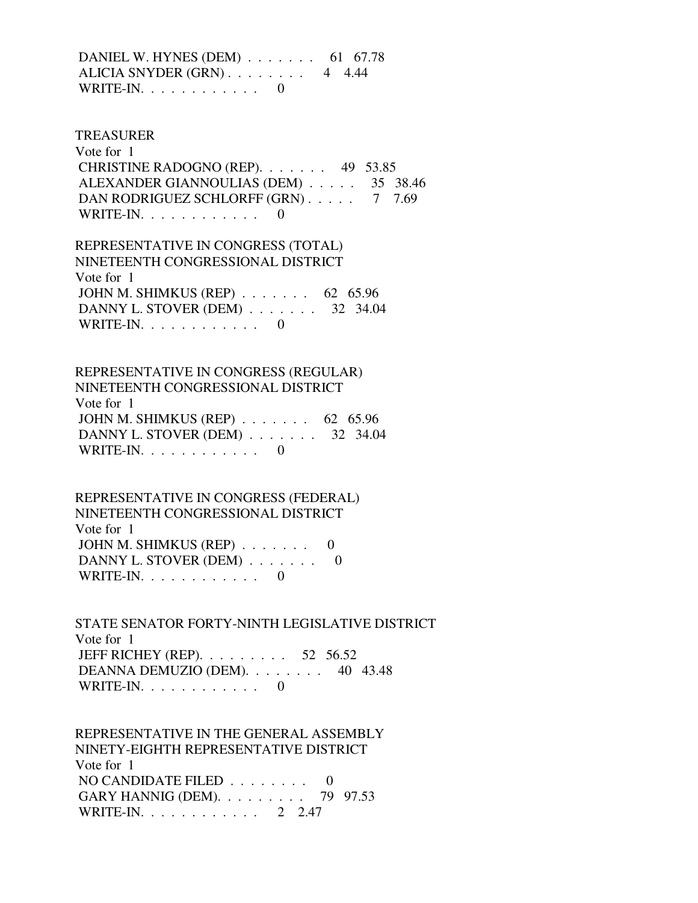DANIEL W. HYNES (DEM) . . . . . . . 61 67.78
ALICIA SNYDER (GRN) . . . . . . . . 4 4.44
WRITE-IN. . . . . . . . . . . . 0

TREASURER
Vote for 1
CHRISTINE RADOGNO (REP). . . . . . . 49 53.85
ALEXANDER GIANNOULIAS (DEM) . . . . . 35 38.46
DAN RODRIGUEZ SCHLORFF (GRN) . . . . . 7 7.69
WRITE-IN. . . . . . . . . . . . 0

REPRESENTATIVE IN CONGRESS (TOTAL)
NINETEENTH CONGRESSIONAL DISTRICT
Vote for 1
JOHN M. SHIMKUS (REP) . . . . . . . 62 65.96
DANNY L. STOVER (DEM) . . . . . . . 32 34.04
WRITE-IN. . . . . . . . . . . . 0

REPRESENTATIVE IN CONGRESS (REGULAR)
NINETEENTH CONGRESSIONAL DISTRICT
Vote for 1
JOHN M. SHIMKUS (REP) . . . . . . . 62 65.96
DANNY L. STOVER (DEM) . . . . . . . 32 34.04
WRITE-IN. . . . . . . . . . . . 0

REPRESENTATIVE IN CONGRESS (FEDERAL)
NINETEENTH CONGRESSIONAL DISTRICT
Vote for 1
JOHN M. SHIMKUS (REP) . . . . . . . 0
DANNY L. STOVER (DEM) . . . . . . . 0
WRITE-IN. . . . . . . . . . . . 0

STATE SENATOR FORTY-NINTH LEGISLATIVE DISTRICT
Vote for 1
JEFF RICHEY (REP). . . . . . . . . 52 56.52
DEANNA DEMUZIO (DEM). . . . . . . . 40 43.48
WRITE-IN. . . . . . . . . . . . 0

REPRESENTATIVE IN THE GENERAL ASSEMBLY
NINETY-EIGHTH REPRESENTATIVE DISTRICT
Vote for 1
NO CANDIDATE FILED . . . . . . . . 0
GARY HANNIG (DEM). . . . . . . . . 79 97.53
WRITE-IN. . . . . . . . . . . . 2 2.47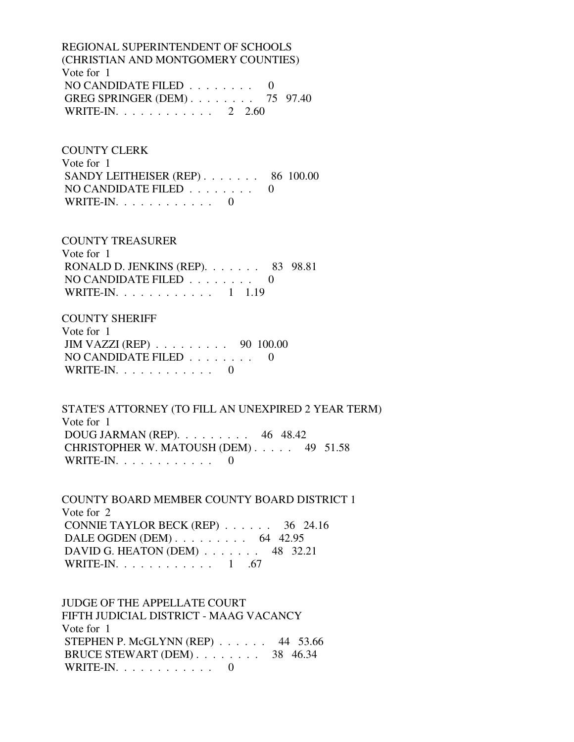REGIONAL SUPERINTENDENT OF SCHOOLS
(CHRISTIAN AND MONTGOMERY COUNTIES)
Vote for 1

| | | |
|---|---|---|
| NO CANDIDATE FILED . . . . . . . . | 0 | |
| GREG SPRINGER (DEM) . . . . . . . . | 75 | 97.40 |
| WRITE-IN. . . . . . . . . . . . | 2 | 2.60 |

COUNTY CLERK
Vote for 1

| | | |
|---|---|---|
| SANDY LEITHEISER (REP) . . . . . . . | 86 | 100.00 |
| NO CANDIDATE FILED . . . . . . . . | 0 | |
| WRITE-IN. . . . . . . . . . . . | 0 | |

COUNTY TREASURER
Vote for 1

| | | |
|---|---|---|
| RONALD D. JENKINS (REP). . . . . . . | 83 | 98.81 |
| NO CANDIDATE FILED . . . . . . . . | 0 | |
| WRITE-IN. . . . . . . . . . . . | 1 | 1.19 |

COUNTY SHERIFF
Vote for 1

| | | |
|---|---|---|
| JIM VAZZI (REP) . . . . . . . . . | 90 | 100.00 |
| NO CANDIDATE FILED . . . . . . . . | 0 | |
| WRITE-IN. . . . . . . . . . . . | 0 | |

STATE'S ATTORNEY (TO FILL AN UNEXPIRED 2 YEAR TERM)
Vote for 1

| | | |
|---|---|---|
| DOUG JARMAN (REP). . . . . . . . . | 46 | 48.42 |
| CHRISTOPHER W. MATOUSH (DEM) . . . . . | 49 | 51.58 |
| WRITE-IN. . . . . . . . . . . . | 0 | |

COUNTY BOARD MEMBER COUNTY BOARD DISTRICT 1
Vote for 2

| | | |
|---|---|---|
| CONNIE TAYLOR BECK (REP) . . . . . . | 36 | 24.16 |
| DALE OGDEN (DEM) . . . . . . . . . | 64 | 42.95 |
| DAVID G. HEATON (DEM) . . . . . . . | 48 | 32.21 |
| WRITE-IN. . . . . . . . . . . . | 1 | .67 |

JUDGE OF THE APPELLATE COURT
FIFTH JUDICIAL DISTRICT - MAAG VACANCY
Vote for 1

| | | |
|---|---|---|
| STEPHEN P. McGLYNN (REP) . . . . . . | 44 | 53.66 |
| BRUCE STEWART (DEM) . . . . . . . . | 38 | 46.34 |
| WRITE-IN. . . . . . . . . . . . | 0 | |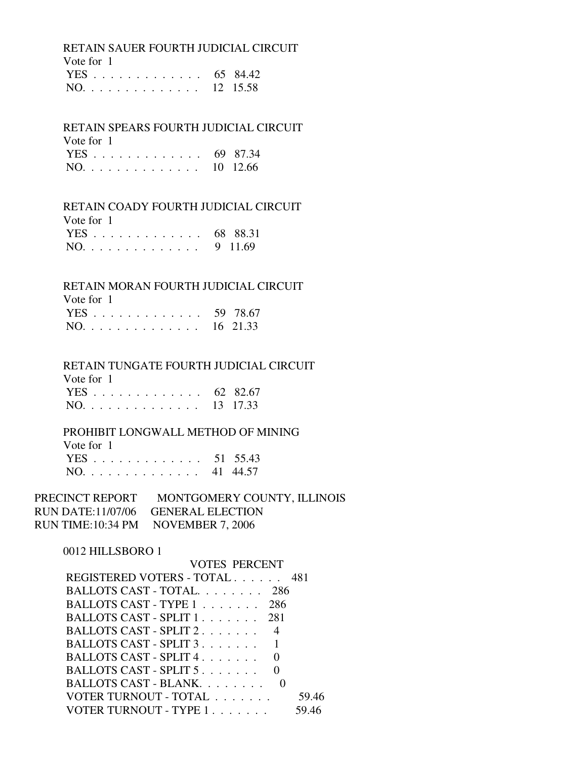RETAIN SAUER FOURTH JUDICIAL CIRCUIT
Vote for 1

| | | |
|---|---|---|
| YES . . . . . . . . . . . . . . | 65 | 84.42 |
| NO. . . . . . . . . . . . . . . | 12 | 15.58 |

RETAIN SPEARS FOURTH JUDICIAL CIRCUIT
Vote for 1

| | | |
|---|---|---|
| YES . . . . . . . . . . . . . . | 69 | 87.34 |
| NO. . . . . . . . . . . . . . . | 10 | 12.66 |

RETAIN COADY FOURTH JUDICIAL CIRCUIT
Vote for 1

| | | |
|---|---|---|
| YES . . . . . . . . . . . . . . | 68 | 88.31 |
| NO. . . . . . . . . . . . . . . | 9 | 11.69 |

RETAIN MORAN FOURTH JUDICIAL CIRCUIT
Vote for 1

| | | |
|---|---|---|
| YES . . . . . . . . . . . . . . | 59 | 78.67 |
| NO. . . . . . . . . . . . . . . | 16 | 21.33 |

RETAIN TUNGATE FOURTH JUDICIAL CIRCUIT
Vote for 1

| | | |
|---|---|---|
| YES . . . . . . . . . . . . . . | 62 | 82.67 |
| NO. . . . . . . . . . . . . . . | 13 | 17.33 |

PROHIBIT LONGWALL METHOD OF MINING
Vote for 1

| | | |
|---|---|---|
| YES . . . . . . . . . . . . . . | 51 | 55.43 |
| NO. . . . . . . . . . . . . . . | 41 | 44.57 |

PRECINCT REPORT MONTGOMERY COUNTY, ILLINOIS
RUN DATE:11/07/06 GENERAL ELECTION
RUN TIME:10:34 PM NOVEMBER 7, 2006

0012 HILLSBORO 1

| | VOTES | PERCENT |
|---|---|---|
| REGISTERED VOTERS - TOTAL . . . . . . | 481 | |
| BALLOTS CAST - TOTAL. . . . . . . . | 286 | |
| BALLOTS CAST - TYPE 1 . . . . . . . | 286 | |
| BALLOTS CAST - SPLIT 1 . . . . . . . | 281 | |
| BALLOTS CAST - SPLIT 2 . . . . . . . | 4 | |
| BALLOTS CAST - SPLIT 3 . . . . . . . | 1 | |
| BALLOTS CAST - SPLIT 4 . . . . . . . | 0 | |
| BALLOTS CAST - SPLIT 5 . . . . . . . | 0 | |
| BALLOTS CAST - BLANK. . . . . . . . | 0 | |
| VOTER TURNOUT - TOTAL . . . . . . . | | 59.46 |
| VOTER TURNOUT - TYPE 1 . . . . . . . | | 59.46 |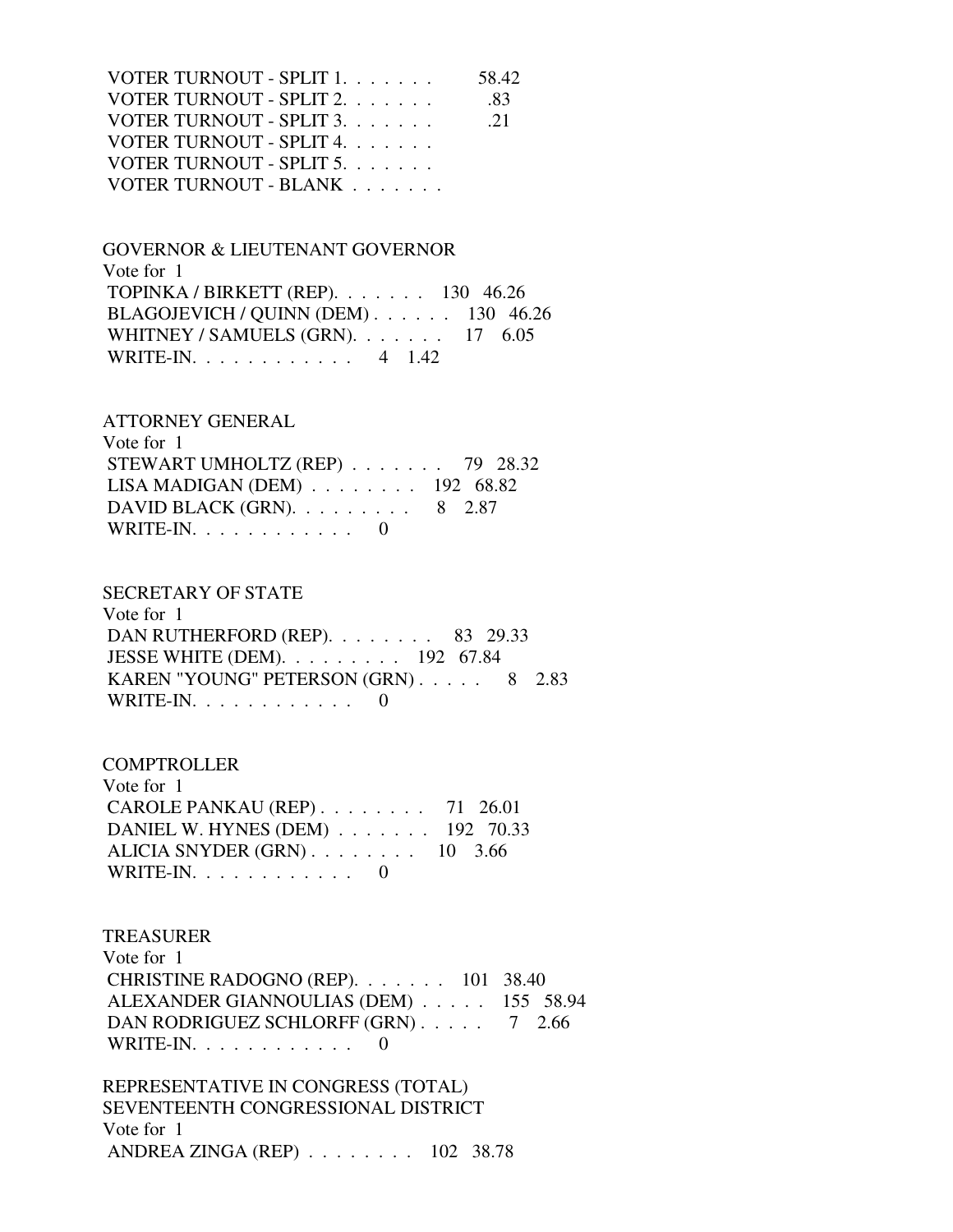VOTER TURNOUT - SPLIT 1. . . . . . . 58.42
VOTER TURNOUT - SPLIT 2. . . . . . . .83
VOTER TURNOUT - SPLIT 3. . . . . . . .21
VOTER TURNOUT - SPLIT 4. . . . . . .
VOTER TURNOUT - SPLIT 5. . . . . . .
VOTER TURNOUT - BLANK . . . . . . .

GOVERNOR & LIEUTENANT GOVERNOR
Vote for 1

| | | |
|---|---|---|
| TOPINKA / BIRKETT (REP). . . . . . . | 130 | 46.26 |
| BLAGOJEVICH / QUINN (DEM) . . . . . . | 130 | 46.26 |
| WHITNEY / SAMUELS (GRN). . . . . . . | 17 | 6.05 |
| WRITE-IN. . . . . . . . . . . . | 4 | 1.42 |

ATTORNEY GENERAL
Vote for 1

| | | |
|---|---|---|
| STEWART UMHOLTZ (REP) . . . . . . . | 79 | 28.32 |
| LISA MADIGAN (DEM) . . . . . . . . | 192 | 68.82 |
| DAVID BLACK (GRN). . . . . . . . . | 8 | 2.87 |
| WRITE-IN. . . . . . . . . . . . | 0 | |

SECRETARY OF STATE
Vote for 1

| | | |
|---|---|---|
| DAN RUTHERFORD (REP). . . . . . . . | 83 | 29.33 |
| JESSE WHITE (DEM). . . . . . . . . | 192 | 67.84 |
| KAREN "YOUNG" PETERSON (GRN) . . . . . | 8 | 2.83 |
| WRITE-IN. . . . . . . . . . . . | 0 | |

COMPTROLLER
Vote for 1

| | | |
|---|---|---|
| CAROLE PANKAU (REP) . . . . . . . . | 71 | 26.01 |
| DANIEL W. HYNES (DEM) . . . . . . . | 192 | 70.33 |
| ALICIA SNYDER (GRN) . . . . . . . . | 10 | 3.66 |
| WRITE-IN. . . . . . . . . . . . | 0 | |

TREASURER
Vote for 1

| | | |
|---|---|---|
| CHRISTINE RADOGNO (REP). . . . . . . | 101 | 38.40 |
| ALEXANDER GIANNOULIAS (DEM) . . . . . | 155 | 58.94 |
| DAN RODRIGUEZ SCHLORFF (GRN) . . . . . | 7 | 2.66 |
| WRITE-IN. . . . . . . . . . . . | 0 | |

REPRESENTATIVE IN CONGRESS (TOTAL)
SEVENTEENTH CONGRESSIONAL DISTRICT
Vote for 1

| | | |
|---|---|---|
| ANDREA ZINGA (REP) . . . . . . . . | 102 | 38.78 |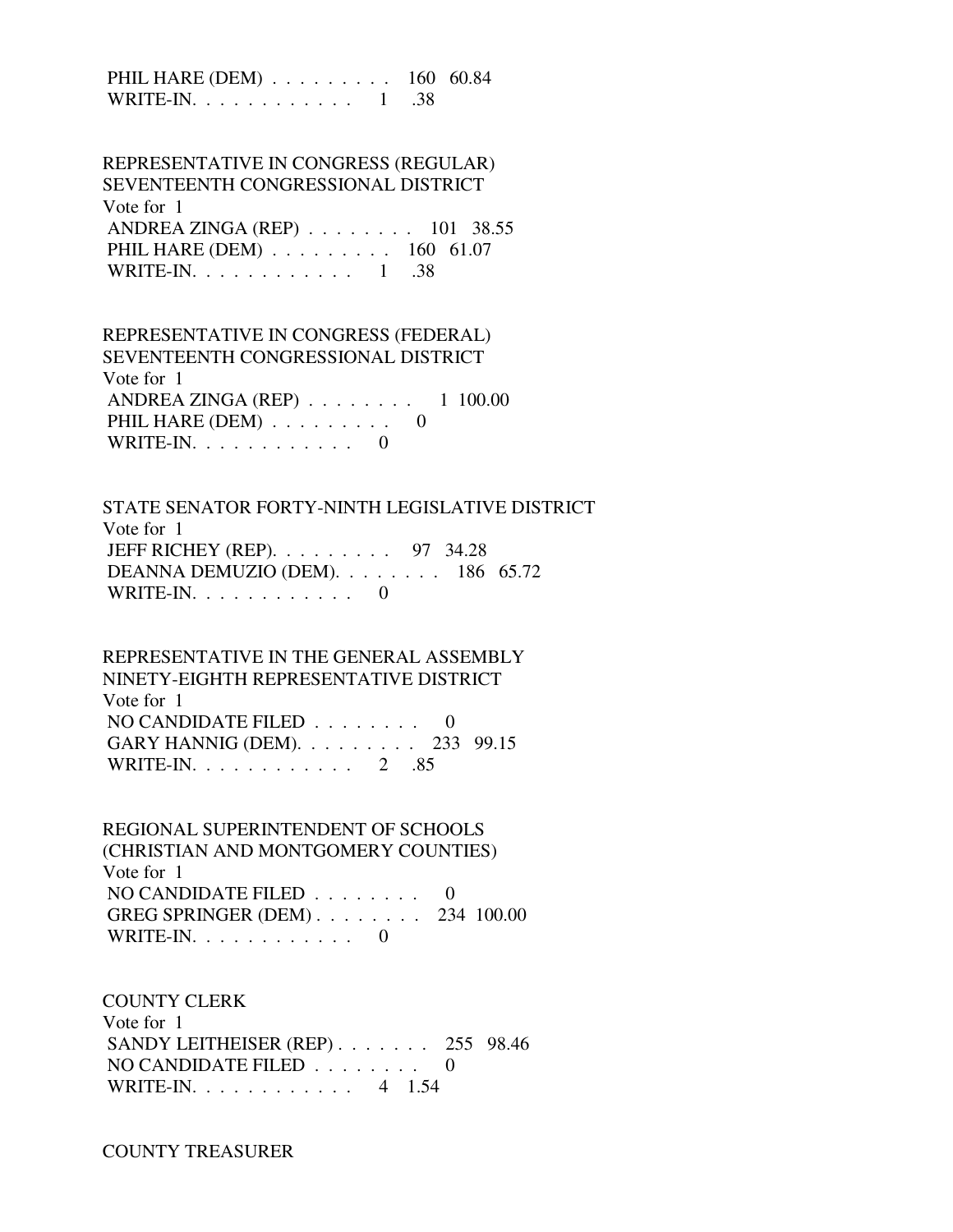PHIL HARE (DEM) . . . . . . . . . 160 60.84
WRITE-IN. . . . . . . . . . . . 1 .38

REPRESENTATIVE IN CONGRESS (REGULAR)
SEVENTEENTH CONGRESSIONAL DISTRICT
Vote for 1
ANDREA ZINGA (REP) . . . . . . . . 101 38.55
PHIL HARE (DEM) . . . . . . . . . 160 61.07
WRITE-IN. . . . . . . . . . . . 1 .38

REPRESENTATIVE IN CONGRESS (FEDERAL)
SEVENTEENTH CONGRESSIONAL DISTRICT
Vote for 1
ANDREA ZINGA (REP) . . . . . . . . 1 100.00
PHIL HARE (DEM) . . . . . . . . . 0
WRITE-IN. . . . . . . . . . . . 0

STATE SENATOR FORTY-NINTH LEGISLATIVE DISTRICT
Vote for 1
JEFF RICHEY (REP). . . . . . . . . 97 34.28
DEANNA DEMUZIO (DEM). . . . . . . . 186 65.72
WRITE-IN. . . . . . . . . . . . 0

REPRESENTATIVE IN THE GENERAL ASSEMBLY
NINETY-EIGHTH REPRESENTATIVE DISTRICT
Vote for 1
NO CANDIDATE FILED . . . . . . . . 0
GARY HANNIG (DEM). . . . . . . . . 233 99.15
WRITE-IN. . . . . . . . . . . . 2 .85

REGIONAL SUPERINTENDENT OF SCHOOLS
(CHRISTIAN AND MONTGOMERY COUNTIES)
Vote for 1
NO CANDIDATE FILED . . . . . . . . 0
GREG SPRINGER (DEM) . . . . . . . . 234 100.00
WRITE-IN. . . . . . . . . . . . 0

COUNTY CLERK
Vote for 1
SANDY LEITHEISER (REP) . . . . . . . 255 98.46
NO CANDIDATE FILED . . . . . . . . 0
WRITE-IN. . . . . . . . . . . . 4 1.54

COUNTY TREASURER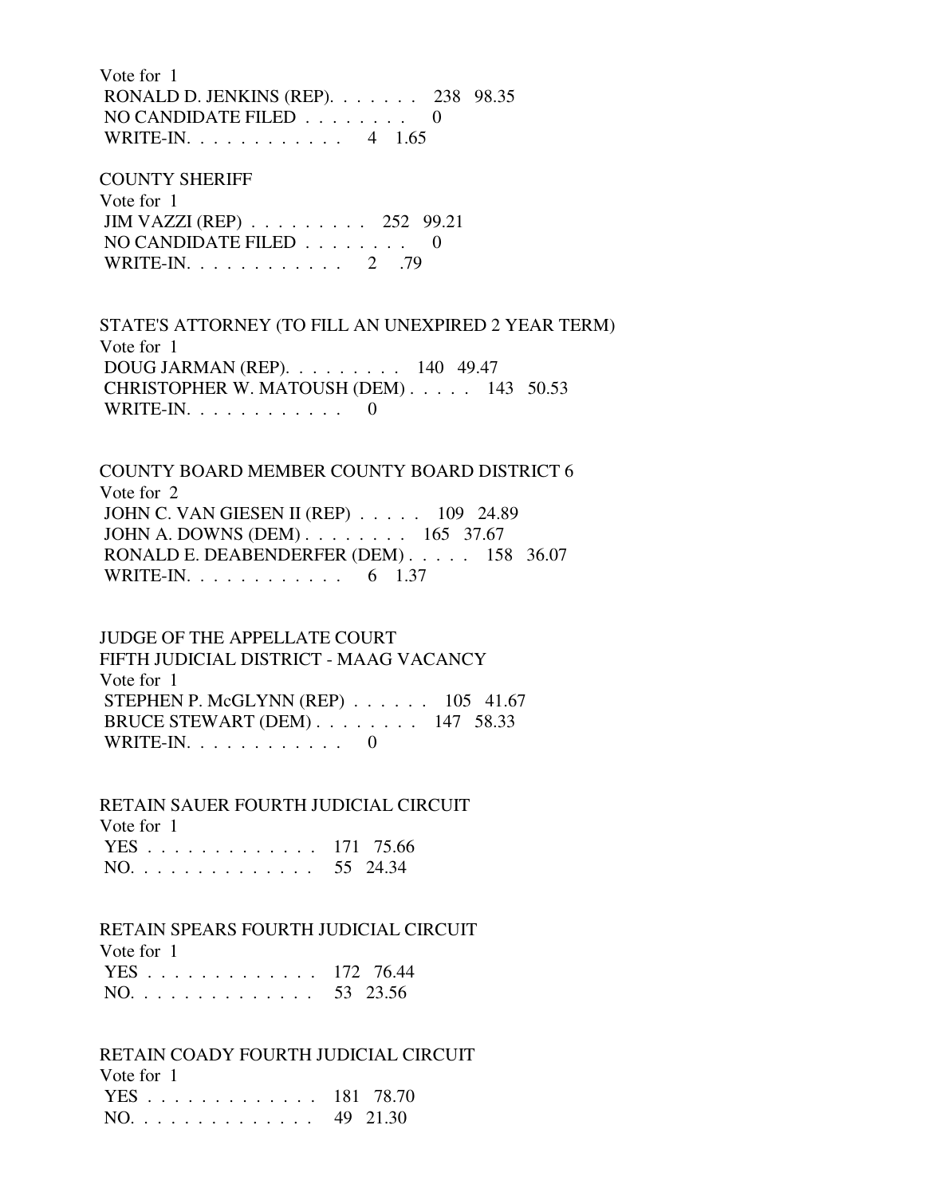Vote for 1
RONALD D. JENKINS (REP). . . . . . . 238 98.35
NO CANDIDATE FILED . . . . . . . . 0
WRITE-IN. . . . . . . . . . . . 4 1.65

COUNTY SHERIFF
Vote for 1
JIM VAZZI (REP) . . . . . . . . . 252 99.21
NO CANDIDATE FILED . . . . . . . . 0
WRITE-IN. . . . . . . . . . . . 2 .79

STATE'S ATTORNEY (TO FILL AN UNEXPIRED 2 YEAR TERM)
Vote for 1
DOUG JARMAN (REP). . . . . . . . . 140 49.47
CHRISTOPHER W. MATOUSH (DEM) . . . . . 143 50.53
WRITE-IN. . . . . . . . . . . . 0

COUNTY BOARD MEMBER COUNTY BOARD DISTRICT 6
Vote for 2
JOHN C. VAN GIESEN II (REP) . . . . . 109 24.89
JOHN A. DOWNS (DEM) . . . . . . . . 165 37.67
RONALD E. DEABENDERFER (DEM) . . . . . 158 36.07
WRITE-IN. . . . . . . . . . . . 6 1.37

JUDGE OF THE APPELLATE COURT
FIFTH JUDICIAL DISTRICT - MAAG VACANCY
Vote for 1
STEPHEN P. McGLYNN (REP) . . . . . . 105 41.67
BRUCE STEWART (DEM) . . . . . . . . 147 58.33
WRITE-IN. . . . . . . . . . . . 0

RETAIN SAUER FOURTH JUDICIAL CIRCUIT
Vote for 1
YES . . . . . . . . . . . . . 171 75.66
NO. . . . . . . . . . . . . . 55 24.34

RETAIN SPEARS FOURTH JUDICIAL CIRCUIT
Vote for 1
YES . . . . . . . . . . . . . 172 76.44
NO. . . . . . . . . . . . . . 53 23.56

RETAIN COADY FOURTH JUDICIAL CIRCUIT
Vote for 1
YES . . . . . . . . . . . . . 181 78.70
NO. . . . . . . . . . . . . . 49 21.30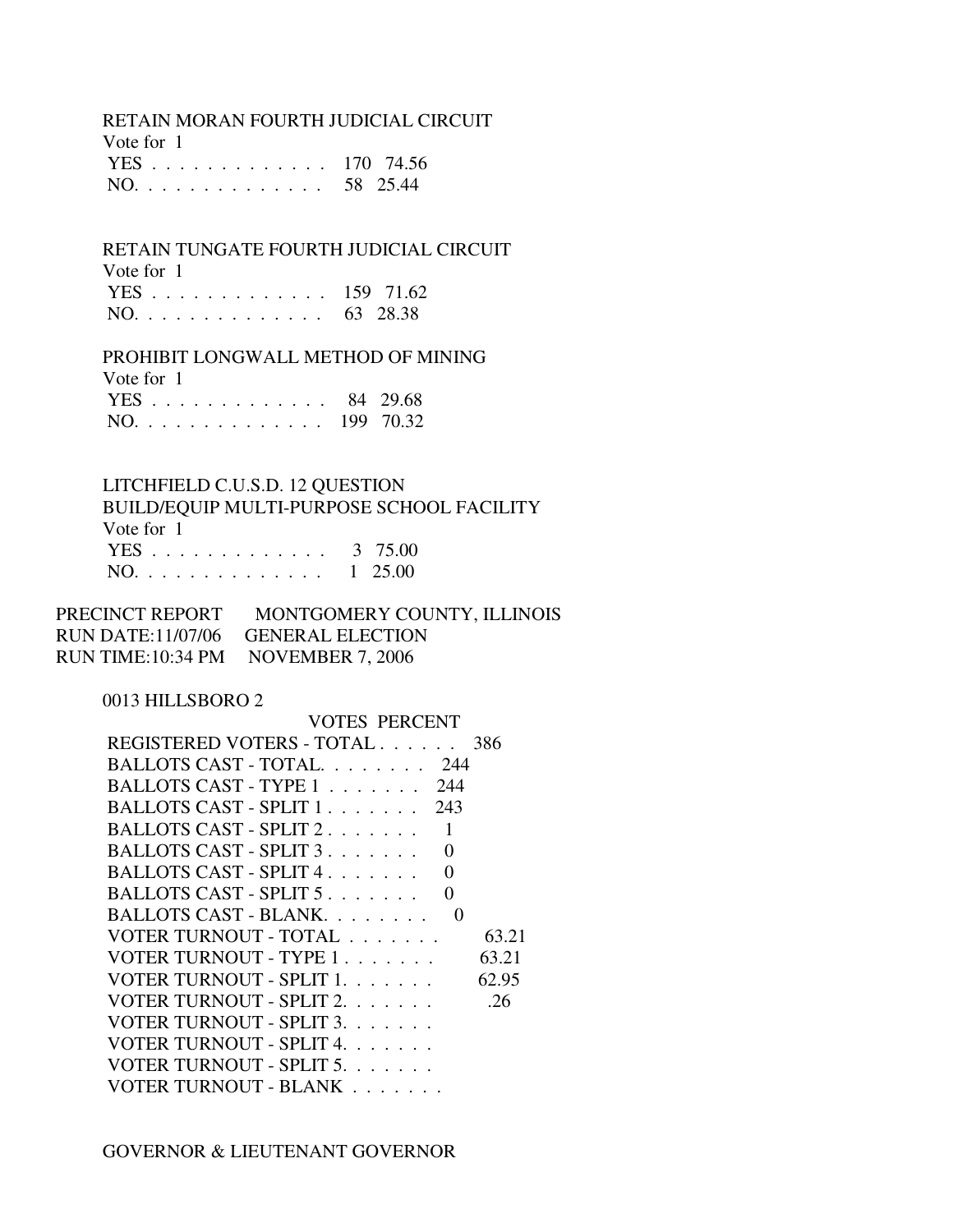RETAIN MORAN FOURTH JUDICIAL CIRCUIT
Vote for 1

| | | |
|---|---|---|
| YES | 170 | 74.56 |
| NO. | 58 | 25.44 |

RETAIN TUNGATE FOURTH JUDICIAL CIRCUIT
Vote for 1

| | | |
|---|---|---|
| YES | 159 | 71.62 |
| NO. | 63 | 28.38 |

PROHIBIT LONGWALL METHOD OF MINING
Vote for 1

| | | |
|---|---|---|
| YES | 84 | 29.68 |
| NO. | 199 | 70.32 |

LITCHFIELD C.U.S.D. 12 QUESTION
BUILD/EQUIP MULTI-PURPOSE SCHOOL FACILITY
Vote for 1

| | | |
|---|---|---|
| YES | 3 | 75.00 |
| NO. | 1 | 25.00 |

PRECINCT REPORT MONTGOMERY COUNTY, ILLINOIS
RUN DATE:11/07/06 GENERAL ELECTION
RUN TIME:10:34 PM NOVEMBER 7, 2006

0013 HILLSBORO 2

| | VOTES | PERCENT |
|---|---|---|
| REGISTERED VOTERS - TOTAL | 386 | |
| BALLOTS CAST - TOTAL. | 244 | |
| BALLOTS CAST - TYPE 1 | 244 | |
| BALLOTS CAST - SPLIT 1 | 243 | |
| BALLOTS CAST - SPLIT 2 | 1 | |
| BALLOTS CAST - SPLIT 3 | 0 | |
| BALLOTS CAST - SPLIT 4 | 0 | |
| BALLOTS CAST - SPLIT 5 | 0 | |
| BALLOTS CAST - BLANK. | 0 | |
| VOTER TURNOUT - TOTAL | | 63.21 |
| VOTER TURNOUT - TYPE 1 | | 63.21 |
| VOTER TURNOUT - SPLIT 1. | | 62.95 |
| VOTER TURNOUT - SPLIT 2. | | .26 |
| VOTER TURNOUT - SPLIT 3. | | |
| VOTER TURNOUT - SPLIT 4. | | |
| VOTER TURNOUT - SPLIT 5. | | |
| VOTER TURNOUT - BLANK | | |

GOVERNOR & LIEUTENANT GOVERNOR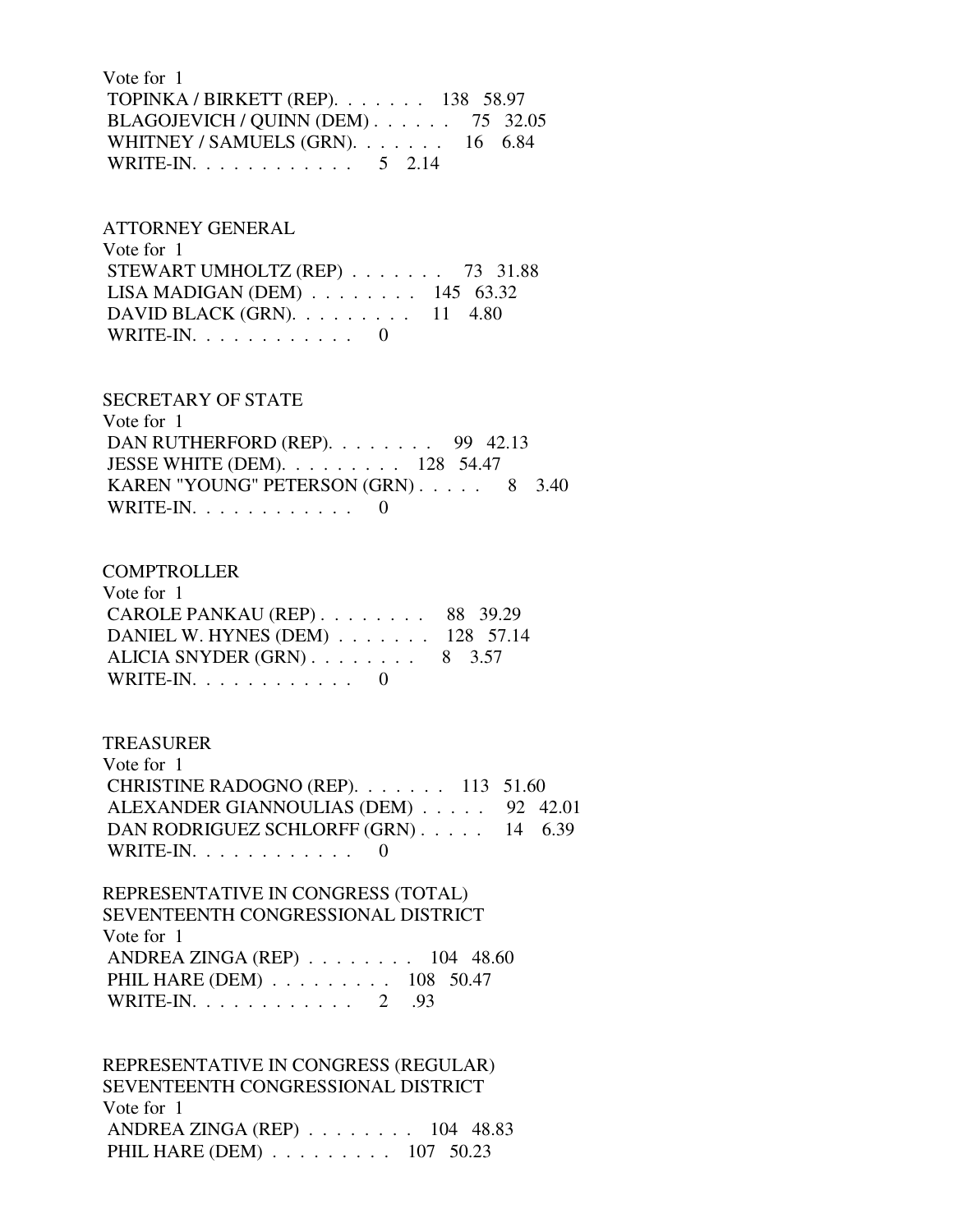Vote for 1

TOPINKA / BIRKETT (REP). . . . . . . 138 58.97
BLAGOJEVICH / QUINN (DEM) . . . . . . 75 32.05
WHITNEY / SAMUELS (GRN). . . . . . . 16 6.84
WRITE-IN. . . . . . . . . . . . 5 2.14

ATTORNEY GENERAL
Vote for 1

STEWART UMHOLTZ (REP) . . . . . . . 73 31.88
LISA MADIGAN (DEM) . . . . . . . . 145 63.32
DAVID BLACK (GRN). . . . . . . . . 11 4.80
WRITE-IN. . . . . . . . . . . . 0

SECRETARY OF STATE
Vote for 1

DAN RUTHERFORD (REP). . . . . . . . 99 42.13
JESSE WHITE (DEM). . . . . . . . . 128 54.47
KAREN "YOUNG" PETERSON (GRN) . . . . . 8 3.40
WRITE-IN. . . . . . . . . . . . 0

COMPTROLLER
Vote for 1

CAROLE PANKAU (REP) . . . . . . . . 88 39.29
DANIEL W. HYNES (DEM) . . . . . . . 128 57.14
ALICIA SNYDER (GRN) . . . . . . . . 8 3.57
WRITE-IN. . . . . . . . . . . . 0

TREASURER
Vote for 1

CHRISTINE RADOGNO (REP). . . . . . . 113 51.60
ALEXANDER GIANNOULIAS (DEM) . . . . . 92 42.01
DAN RODRIGUEZ SCHLORFF (GRN) . . . . . 14 6.39
WRITE-IN. . . . . . . . . . . . 0

REPRESENTATIVE IN CONGRESS (TOTAL)
SEVENTEENTH CONGRESSIONAL DISTRICT
Vote for 1

ANDREA ZINGA (REP) . . . . . . . . 104 48.60
PHIL HARE (DEM) . . . . . . . . . 108 50.47
WRITE-IN. . . . . . . . . . . . 2 .93

REPRESENTATIVE IN CONGRESS (REGULAR)
SEVENTEENTH CONGRESSIONAL DISTRICT
Vote for 1

ANDREA ZINGA (REP) . . . . . . . . 104 48.83
PHIL HARE (DEM) . . . . . . . . . 107 50.23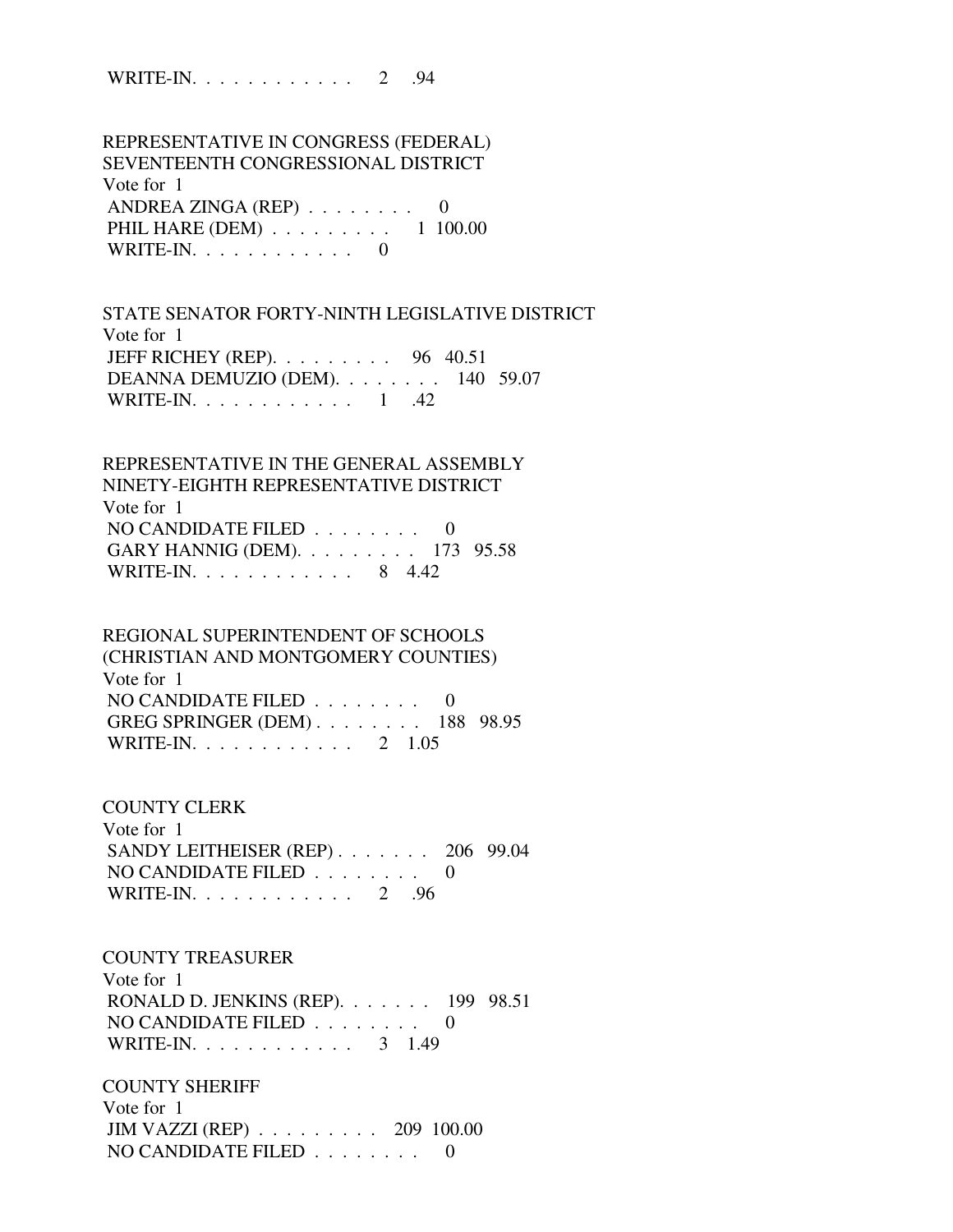WRITE-IN. . . . . . . . . . . . 2 .94

REPRESENTATIVE IN CONGRESS (FEDERAL)
SEVENTEENTH CONGRESSIONAL DISTRICT
Vote for 1
ANDREA ZINGA (REP) . . . . . . . . 0
PHIL HARE (DEM) . . . . . . . . . 1 100.00
WRITE-IN. . . . . . . . . . . . 0

STATE SENATOR FORTY-NINTH LEGISLATIVE DISTRICT
Vote for 1
JEFF RICHEY (REP). . . . . . . . . 96 40.51
DEANNA DEMUZIO (DEM). . . . . . . . 140 59.07
WRITE-IN. . . . . . . . . . . . 1 .42

REPRESENTATIVE IN THE GENERAL ASSEMBLY
NINETY-EIGHTH REPRESENTATIVE DISTRICT
Vote for 1
NO CANDIDATE FILED . . . . . . . . 0
GARY HANNIG (DEM). . . . . . . . . 173 95.58
WRITE-IN. . . . . . . . . . . . 8 4.42

REGIONAL SUPERINTENDENT OF SCHOOLS
(CHRISTIAN AND MONTGOMERY COUNTIES)
Vote for 1
NO CANDIDATE FILED . . . . . . . . 0
GREG SPRINGER (DEM) . . . . . . . . 188 98.95
WRITE-IN. . . . . . . . . . . . 2 1.05

COUNTY CLERK
Vote for 1
SANDY LEITHEISER (REP) . . . . . . . 206 99.04
NO CANDIDATE FILED . . . . . . . . 0
WRITE-IN. . . . . . . . . . . . 2 .96

COUNTY TREASURER
Vote for 1
RONALD D. JENKINS (REP). . . . . . . 199 98.51
NO CANDIDATE FILED . . . . . . . . 0
WRITE-IN. . . . . . . . . . . . 3 1.49

COUNTY SHERIFF
Vote for 1
JIM VAZZI (REP) . . . . . . . . . 209 100.00
NO CANDIDATE FILED . . . . . . . . 0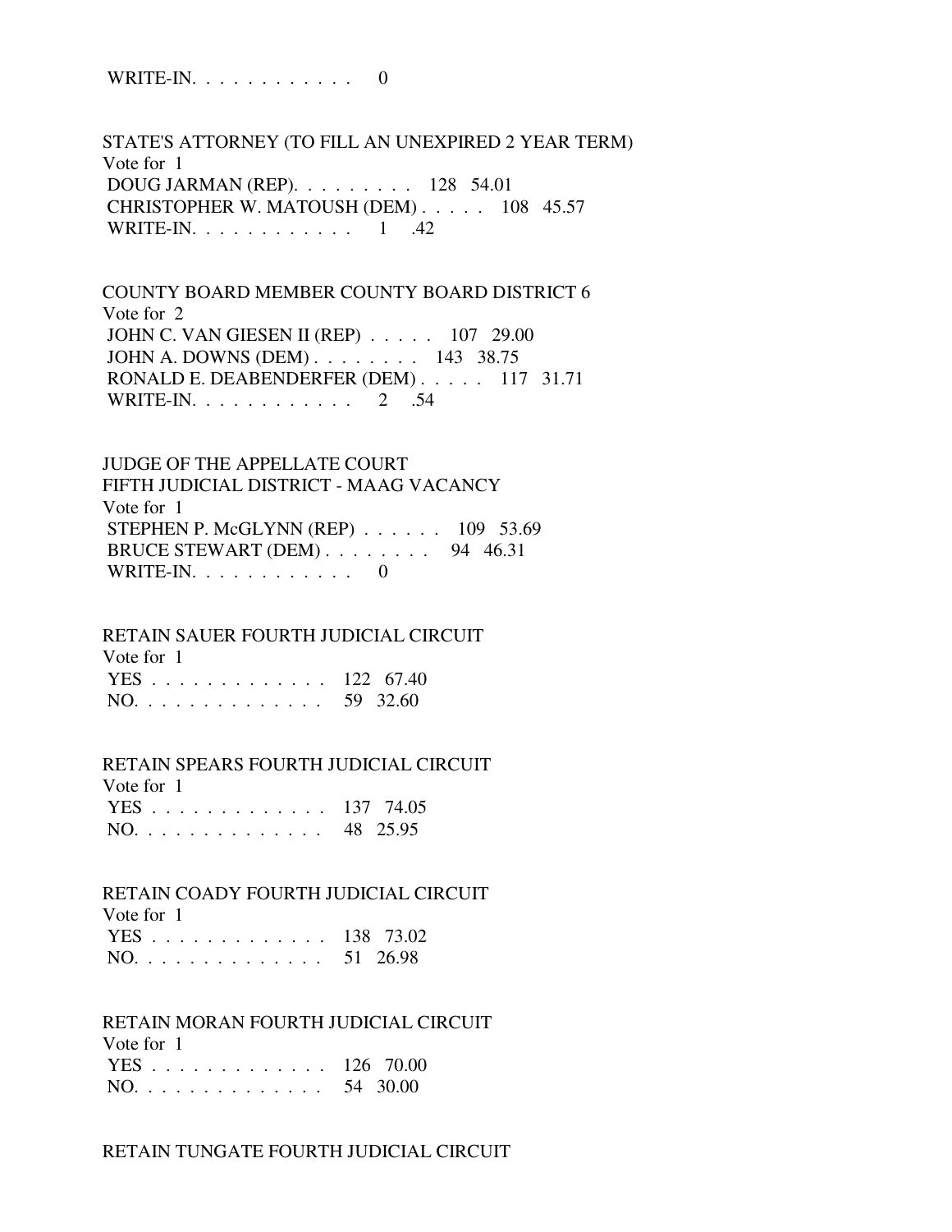WRITE-IN. . . . . . . . . . . . 0

STATE'S ATTORNEY (TO FILL AN UNEXPIRED 2 YEAR TERM)
Vote for 1
DOUG JARMAN (REP). . . . . . . . . 128 54.01
CHRISTOPHER W. MATOUSH (DEM) . . . . . 108 45.57
WRITE-IN. . . . . . . . . . . . 1 .42

COUNTY BOARD MEMBER COUNTY BOARD DISTRICT 6
Vote for 2
JOHN C. VAN GIESEN II (REP) . . . . . 107 29.00
JOHN A. DOWNS (DEM) . . . . . . . . 143 38.75
RONALD E. DEABENDERFER (DEM) . . . . . 117 31.71
WRITE-IN. . . . . . . . . . . . 2 .54

JUDGE OF THE APPELLATE COURT
FIFTH JUDICIAL DISTRICT - MAAG VACANCY
Vote for 1
STEPHEN P. McGLYNN (REP) . . . . . . 109 53.69
BRUCE STEWART (DEM) . . . . . . . . 94 46.31
WRITE-IN. . . . . . . . . . . . 0

RETAIN SAUER FOURTH JUDICIAL CIRCUIT
Vote for 1
YES . . . . . . . . . . . . . 122 67.40
NO. . . . . . . . . . . . . . 59 32.60

RETAIN SPEARS FOURTH JUDICIAL CIRCUIT
Vote for 1
YES . . . . . . . . . . . . . 137 74.05
NO. . . . . . . . . . . . . . 48 25.95

RETAIN COADY FOURTH JUDICIAL CIRCUIT
Vote for 1
YES . . . . . . . . . . . . . 138 73.02
NO. . . . . . . . . . . . . . 51 26.98

RETAIN MORAN FOURTH JUDICIAL CIRCUIT
Vote for 1
YES . . . . . . . . . . . . . 126 70.00
NO. . . . . . . . . . . . . . 54 30.00

RETAIN TUNGATE FOURTH JUDICIAL CIRCUIT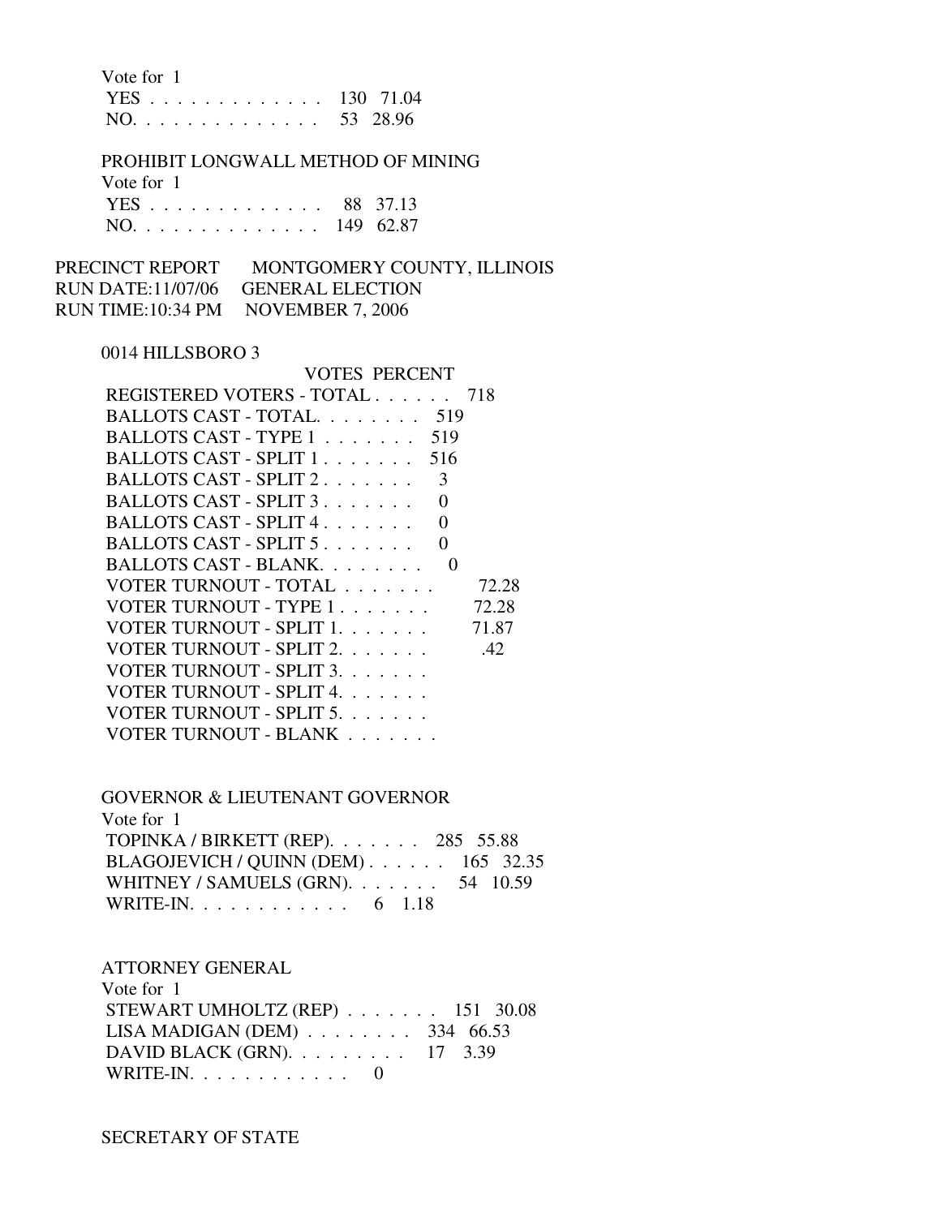Vote for 1

| | VOTES | PERCENT |
|---|---|---|
| YES . . . . . . . . . . . . . . | 130 | 71.04 |
| NO. . . . . . . . . . . . . . . | 53 | 28.96 |

PROHIBIT LONGWALL METHOD OF MINING

Vote for 1

| | VOTES | PERCENT |
|---|---|---|
| YES . . . . . . . . . . . . . . | 88 | 37.13 |
| NO. . . . . . . . . . . . . . . | 149 | 62.87 |

PRECINCT REPORT MONTGOMERY COUNTY, ILLINOIS
RUN DATE:11/07/06 GENERAL ELECTION
RUN TIME:10:34 PM NOVEMBER 7, 2006

0014 HILLSBORO 3

| | VOTES | PERCENT |
|---|---|---|
| REGISTERED VOTERS - TOTAL . . . . . . | 718 | |
| BALLOTS CAST - TOTAL. . . . . . . . | 519 | |
| BALLOTS CAST - TYPE 1 . . . . . . . | 519 | |
| BALLOTS CAST - SPLIT 1 . . . . . . . | 516 | |
| BALLOTS CAST - SPLIT 2 . . . . . . . | 3 | |
| BALLOTS CAST - SPLIT 3 . . . . . . . | 0 | |
| BALLOTS CAST - SPLIT 4 . . . . . . . | 0 | |
| BALLOTS CAST - SPLIT 5 . . . . . . . | 0 | |
| BALLOTS CAST - BLANK. . . . . . . . | 0 | |
| VOTER TURNOUT - TOTAL . . . . . . . | | 72.28 |
| VOTER TURNOUT - TYPE 1 . . . . . . . | | 72.28 |
| VOTER TURNOUT - SPLIT 1. . . . . . . | | 71.87 |
| VOTER TURNOUT - SPLIT 2. . . . . . . | | .42 |
| VOTER TURNOUT - SPLIT 3. . . . . . . | | |
| VOTER TURNOUT - SPLIT 4. . . . . . . | | |
| VOTER TURNOUT - SPLIT 5. . . . . . . | | |
| VOTER TURNOUT - BLANK . . . . . . . | | |

GOVERNOR & LIEUTENANT GOVERNOR

Vote for 1

| | VOTES | PERCENT |
|---|---|---|
| TOPINKA / BIRKETT (REP). . . . . . . | 285 | 55.88 |
| BLAGOJEVICH / QUINN (DEM) . . . . . . | 165 | 32.35 |
| WHITNEY / SAMUELS (GRN). . . . . . . | 54 | 10.59 |
| WRITE-IN. . . . . . . . . . . . | 6 | 1.18 |

ATTORNEY GENERAL

Vote for 1

| | VOTES | PERCENT |
|---|---|---|
| STEWART UMHOLTZ (REP) . . . . . . . | 151 | 30.08 |
| LISA MADIGAN (DEM) . . . . . . . . | 334 | 66.53 |
| DAVID BLACK (GRN). . . . . . . . . | 17 | 3.39 |
| WRITE-IN. . . . . . . . . . . . | 0 | |

SECRETARY OF STATE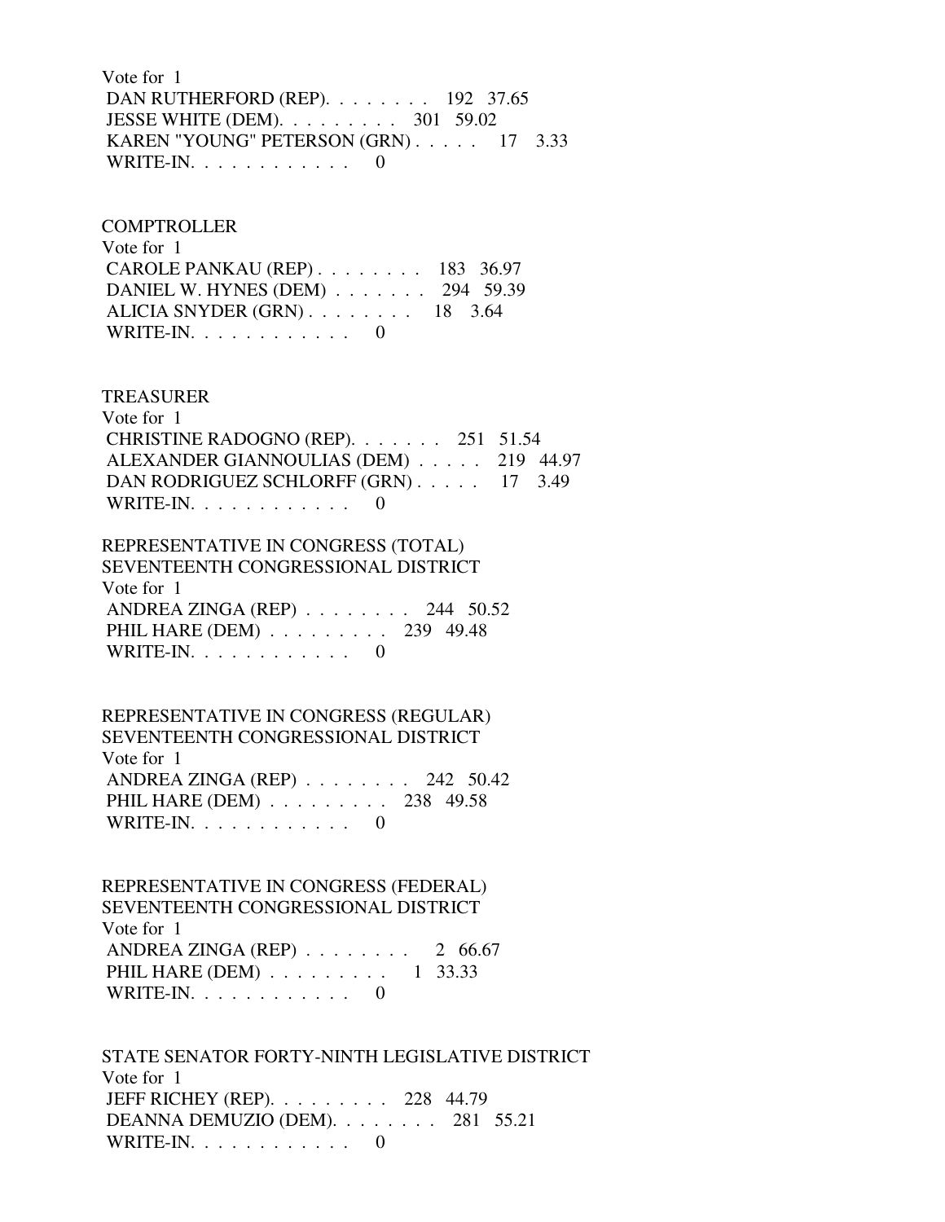Vote for 1

DAN RUTHERFORD (REP). . . . . . . . 192 37.65
JESSE WHITE (DEM). . . . . . . . . 301 59.02
KAREN "YOUNG" PETERSON (GRN) . . . . . 17 3.33
WRITE-IN. . . . . . . . . . . . 0

COMPTROLLER

Vote for 1

CAROLE PANKAU (REP) . . . . . . . . 183 36.97
DANIEL W. HYNES (DEM) . . . . . . . 294 59.39
ALICIA SNYDER (GRN) . . . . . . . . 18 3.64
WRITE-IN. . . . . . . . . . . . 0

TREASURER

Vote for 1

CHRISTINE RADOGNO (REP). . . . . . . 251 51.54
ALEXANDER GIANNOULIAS (DEM) . . . . . 219 44.97
DAN RODRIGUEZ SCHLORFF (GRN) . . . . . 17 3.49
WRITE-IN. . . . . . . . . . . . 0

REPRESENTATIVE IN CONGRESS (TOTAL)
SEVENTEENTH CONGRESSIONAL DISTRICT

Vote for 1

ANDREA ZINGA (REP) . . . . . . . . 244 50.52
PHIL HARE (DEM) . . . . . . . . . 239 49.48
WRITE-IN. . . . . . . . . . . . 0

REPRESENTATIVE IN CONGRESS (REGULAR)
SEVENTEENTH CONGRESSIONAL DISTRICT

Vote for 1

ANDREA ZINGA (REP) . . . . . . . . 242 50.42
PHIL HARE (DEM) . . . . . . . . . 238 49.58
WRITE-IN. . . . . . . . . . . . 0

REPRESENTATIVE IN CONGRESS (FEDERAL)
SEVENTEENTH CONGRESSIONAL DISTRICT

Vote for 1

ANDREA ZINGA (REP) . . . . . . . . 2 66.67
PHIL HARE (DEM) . . . . . . . . . 1 33.33
WRITE-IN. . . . . . . . . . . . 0

STATE SENATOR FORTY-NINTH LEGISLATIVE DISTRICT

Vote for 1

JEFF RICHEY (REP). . . . . . . . . 228 44.79
DEANNA DEMUZIO (DEM). . . . . . . . 281 55.21
WRITE-IN. . . . . . . . . . . . 0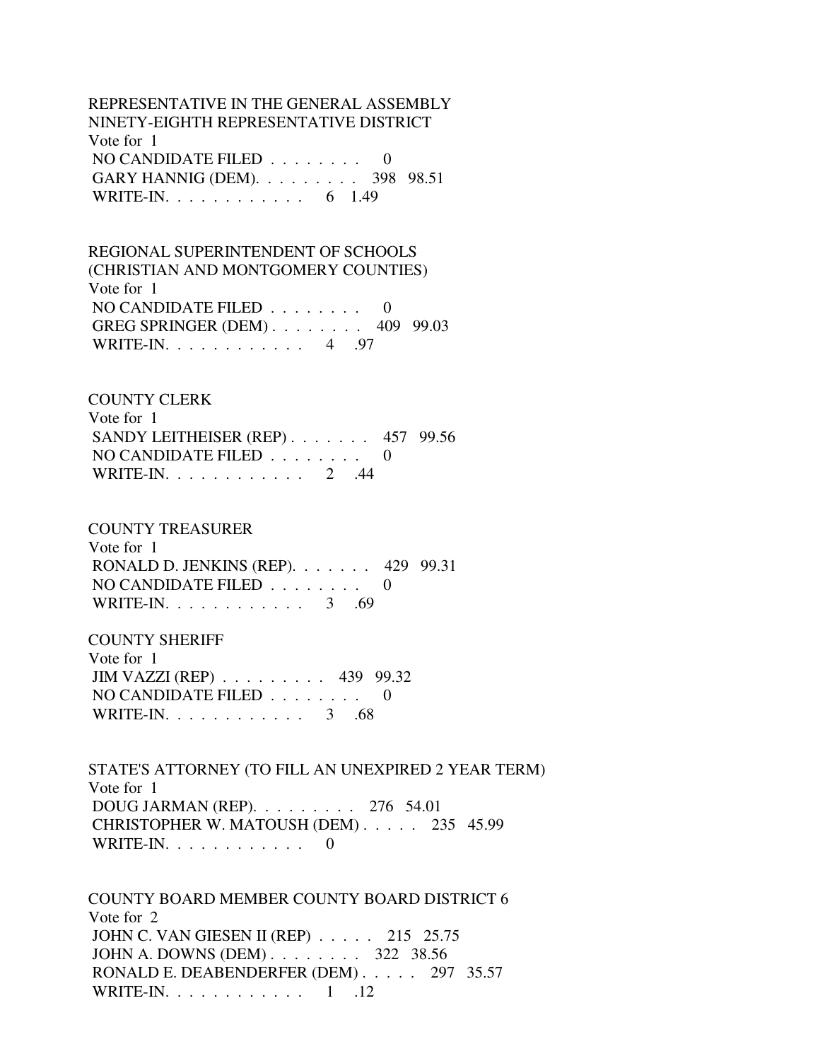REPRESENTATIVE IN THE GENERAL ASSEMBLY
NINETY-EIGHTH REPRESENTATIVE DISTRICT
Vote for 1
NO CANDIDATE FILED . . . . . . . . 0
GARY HANNIG (DEM). . . . . . . . . 398 98.51
WRITE-IN. . . . . . . . . . . . 6 1.49

REGIONAL SUPERINTENDENT OF SCHOOLS
(CHRISTIAN AND MONTGOMERY COUNTIES)
Vote for 1
NO CANDIDATE FILED . . . . . . . . 0
GREG SPRINGER (DEM) . . . . . . . . 409 99.03
WRITE-IN. . . . . . . . . . . . 4 .97

COUNTY CLERK
Vote for 1
SANDY LEITHEISER (REP) . . . . . . . 457 99.56
NO CANDIDATE FILED . . . . . . . . 0
WRITE-IN. . . . . . . . . . . . 2 .44

COUNTY TREASURER
Vote for 1
RONALD D. JENKINS (REP). . . . . . . 429 99.31
NO CANDIDATE FILED . . . . . . . . 0
WRITE-IN. . . . . . . . . . . . 3 .69

COUNTY SHERIFF
Vote for 1
JIM VAZZI (REP) . . . . . . . . . 439 99.32
NO CANDIDATE FILED . . . . . . . . 0
WRITE-IN. . . . . . . . . . . . 3 .68

STATE'S ATTORNEY (TO FILL AN UNEXPIRED 2 YEAR TERM)
Vote for 1
DOUG JARMAN (REP). . . . . . . . . 276 54.01
CHRISTOPHER W. MATOUSH (DEM) . . . . . 235 45.99
WRITE-IN. . . . . . . . . . . . 0

COUNTY BOARD MEMBER COUNTY BOARD DISTRICT 6
Vote for 2
JOHN C. VAN GIESEN II (REP) . . . . . 215 25.75
JOHN A. DOWNS (DEM) . . . . . . . . 322 38.56
RONALD E. DEABENDERFER (DEM) . . . . . 297 35.57
WRITE-IN. . . . . . . . . . . . 1 .12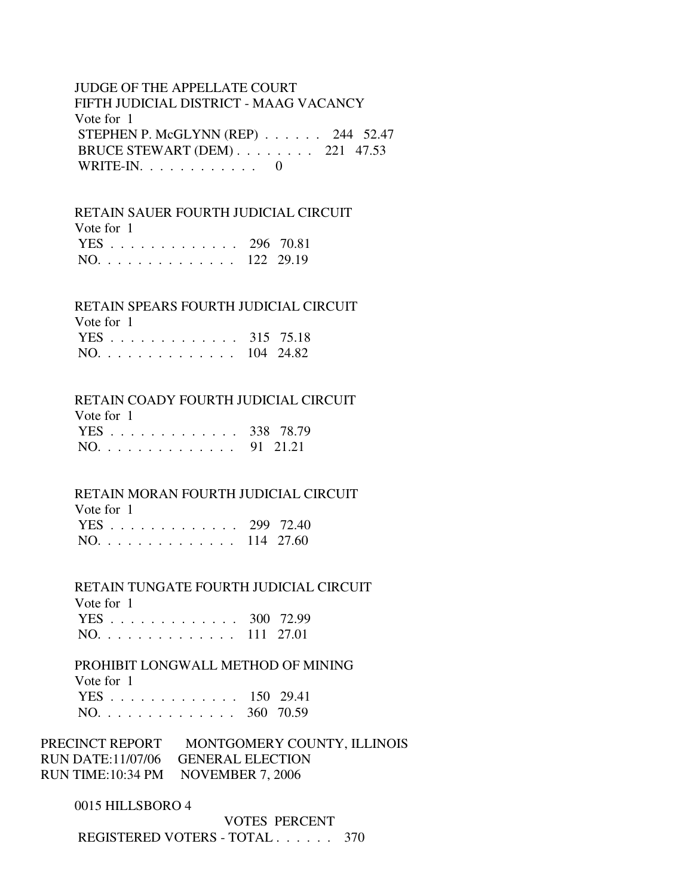JUDGE OF THE APPELLATE COURT
FIFTH JUDICIAL DISTRICT - MAAG VACANCY
Vote for 1

| | | |
|---|---|---|
| STEPHEN P. McGLYNN (REP) . . . . . . | 244 | 52.47 |
| BRUCE STEWART (DEM) . . . . . . . . | 221 | 47.53 |
| WRITE-IN. . . . . . . . . . . . | 0 | |

RETAIN SAUER FOURTH JUDICIAL CIRCUIT
Vote for 1

| | | |
|---|---|---|
| YES . . . . . . . . . . . . . | 296 | 70.81 |
| NO. . . . . . . . . . . . . . | 122 | 29.19 |

RETAIN SPEARS FOURTH JUDICIAL CIRCUIT
Vote for 1

| | | |
|---|---|---|
| YES . . . . . . . . . . . . . | 315 | 75.18 |
| NO. . . . . . . . . . . . . . | 104 | 24.82 |

RETAIN COADY FOURTH JUDICIAL CIRCUIT
Vote for 1

| | | |
|---|---|---|
| YES . . . . . . . . . . . . . | 338 | 78.79 |
| NO. . . . . . . . . . . . . . | 91 | 21.21 |

RETAIN MORAN FOURTH JUDICIAL CIRCUIT
Vote for 1

| | | |
|---|---|---|
| YES . . . . . . . . . . . . . | 299 | 72.40 |
| NO. . . . . . . . . . . . . . | 114 | 27.60 |

RETAIN TUNGATE FOURTH JUDICIAL CIRCUIT
Vote for 1

| | | |
|---|---|---|
| YES . . . . . . . . . . . . . | 300 | 72.99 |
| NO. . . . . . . . . . . . . . | 111 | 27.01 |

PROHIBIT LONGWALL METHOD OF MINING
Vote for 1

| | | |
|---|---|---|
| YES . . . . . . . . . . . . . | 150 | 29.41 |
| NO. . . . . . . . . . . . . . | 360 | 70.59 |

PRECINCT REPORT MONTGOMERY COUNTY, ILLINOIS
RUN DATE:11/07/06 GENERAL ELECTION
RUN TIME:10:34 PM NOVEMBER 7, 2006

0015 HILLSBORO 4

| | VOTES | PERCENT |
|---|---|---|
| REGISTERED VOTERS - TOTAL . . . . . . | 370 | |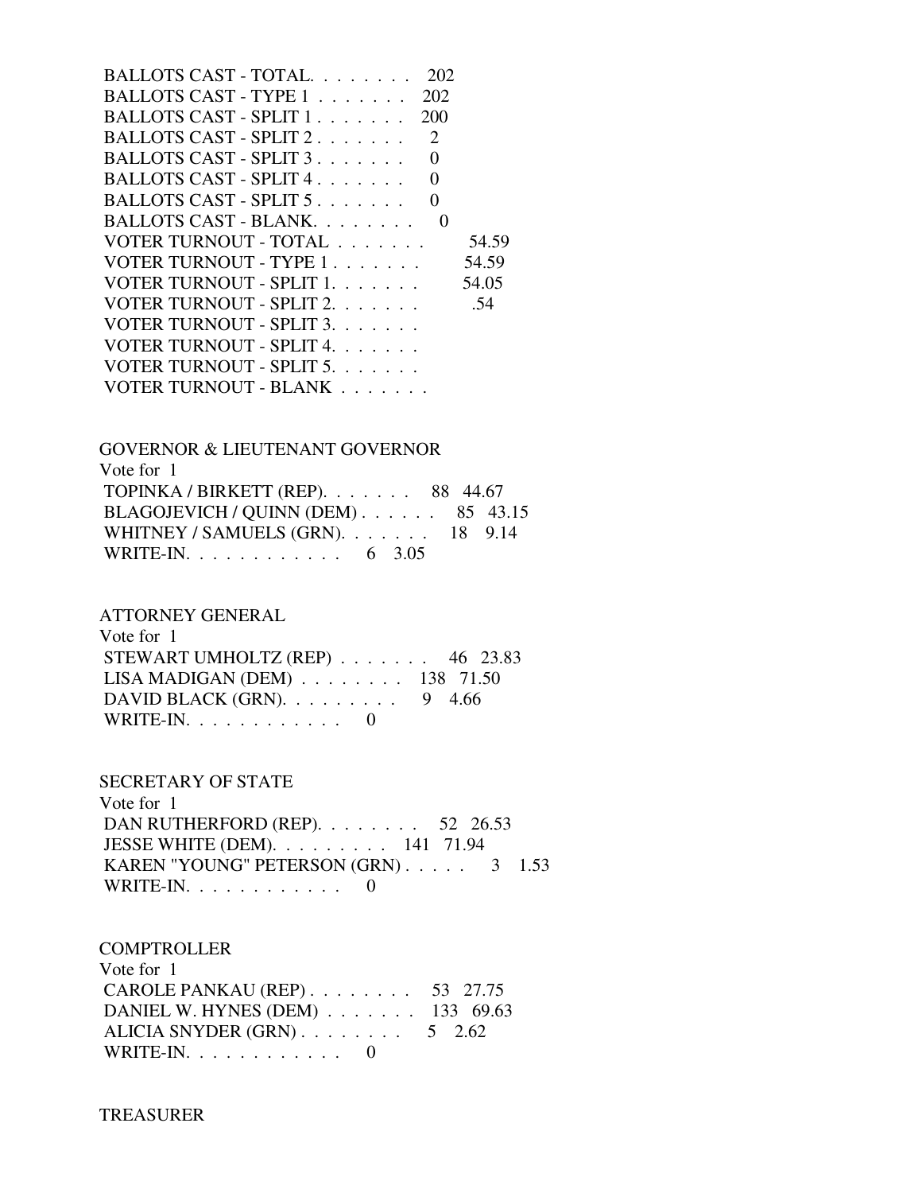BALLOTS CAST - TOTAL. . . . . . . . 202
BALLOTS CAST - TYPE 1 . . . . . . . 202
BALLOTS CAST - SPLIT 1 . . . . . . . 200
BALLOTS CAST - SPLIT 2 . . . . . . . 2
BALLOTS CAST - SPLIT 3 . . . . . . . 0
BALLOTS CAST - SPLIT 4 . . . . . . . 0
BALLOTS CAST - SPLIT 5 . . . . . . . 0
BALLOTS CAST - BLANK. . . . . . . . 0
VOTER TURNOUT - TOTAL . . . . . . . 54.59
VOTER TURNOUT - TYPE 1 . . . . . . . 54.59
VOTER TURNOUT - SPLIT 1. . . . . . . 54.05
VOTER TURNOUT - SPLIT 2. . . . . . . .54
VOTER TURNOUT - SPLIT 3. . . . . . .
VOTER TURNOUT - SPLIT 4. . . . . . .
VOTER TURNOUT - SPLIT 5. . . . . . .
VOTER TURNOUT - BLANK . . . . . . .

GOVERNOR & LIEUTENANT GOVERNOR
Vote for 1
TOPINKA / BIRKETT (REP). . . . . . . 88 44.67
BLAGOJEVICH / QUINN (DEM) . . . . . . 85 43.15
WHITNEY / SAMUELS (GRN). . . . . . . 18 9.14
WRITE-IN. . . . . . . . . . . . 6 3.05

ATTORNEY GENERAL
Vote for 1
STEWART UMHOLTZ (REP) . . . . . . . 46 23.83
LISA MADIGAN (DEM) . . . . . . . . 138 71.50
DAVID BLACK (GRN). . . . . . . . . 9 4.66
WRITE-IN. . . . . . . . . . . . 0

SECRETARY OF STATE
Vote for 1
DAN RUTHERFORD (REP). . . . . . . . 52 26.53
JESSE WHITE (DEM). . . . . . . . . 141 71.94
KAREN "YOUNG" PETERSON (GRN) . . . . . 3 1.53
WRITE-IN. . . . . . . . . . . . 0

COMPTROLLER
Vote for 1
CAROLE PANKAU (REP) . . . . . . . . 53 27.75
DANIEL W. HYNES (DEM) . . . . . . . 133 69.63
ALICIA SNYDER (GRN) . . . . . . . . 5 2.62
WRITE-IN. . . . . . . . . . . . 0

TREASURER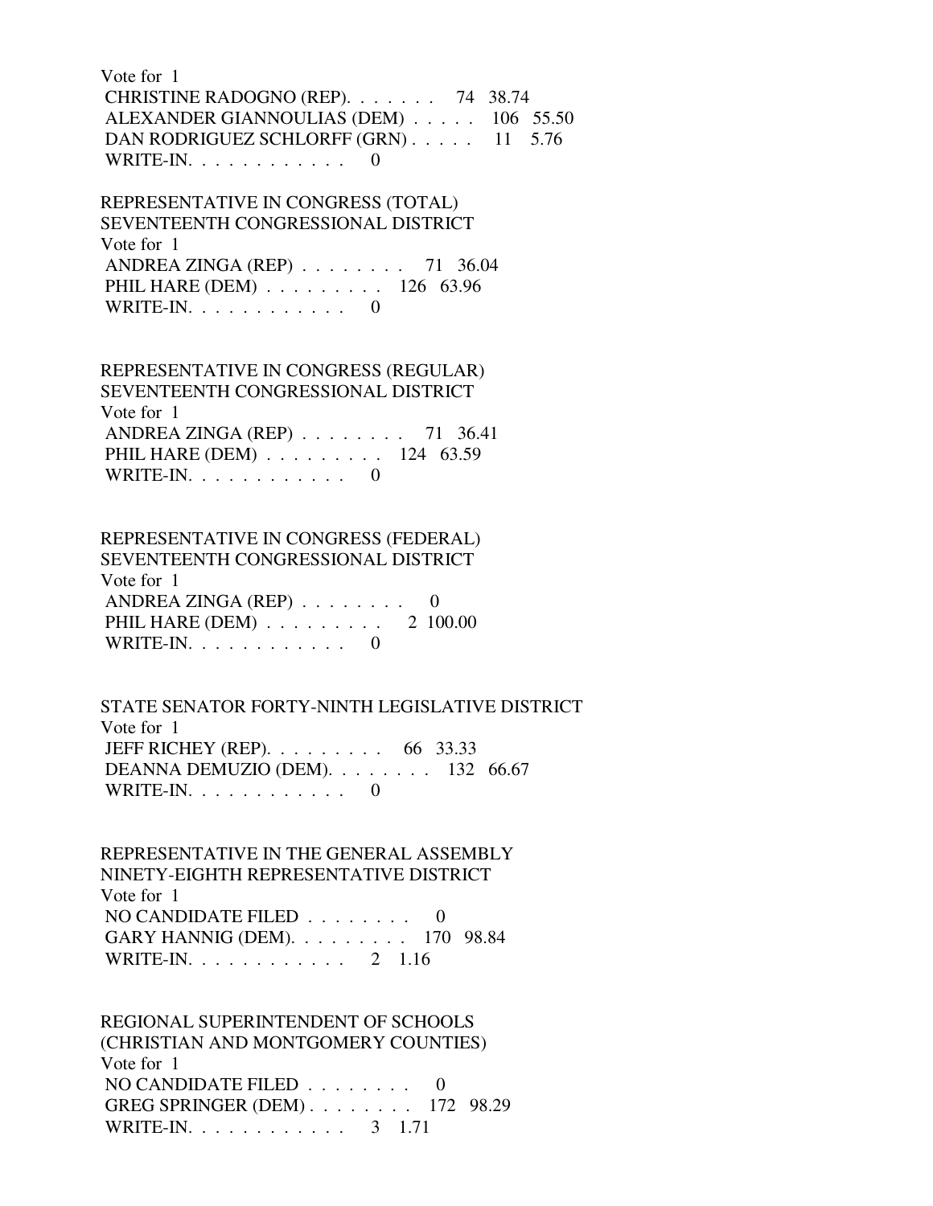Vote for 1

CHRISTINE RADOGNO (REP). . . . . . . 74 38.74
ALEXANDER GIANNOULIAS (DEM) . . . . . 106 55.50
DAN RODRIGUEZ SCHLORFF (GRN) . . . . . 11 5.76
WRITE-IN. . . . . . . . . . . . 0

REPRESENTATIVE IN CONGRESS (TOTAL)
SEVENTEENTH CONGRESSIONAL DISTRICT
Vote for 1

ANDREA ZINGA (REP) . . . . . . . . 71 36.04
PHIL HARE (DEM) . . . . . . . . . 126 63.96
WRITE-IN. . . . . . . . . . . . 0

REPRESENTATIVE IN CONGRESS (REGULAR)
SEVENTEENTH CONGRESSIONAL DISTRICT
Vote for 1

ANDREA ZINGA (REP) . . . . . . . . 71 36.41
PHIL HARE (DEM) . . . . . . . . . 124 63.59
WRITE-IN. . . . . . . . . . . . 0

REPRESENTATIVE IN CONGRESS (FEDERAL)
SEVENTEENTH CONGRESSIONAL DISTRICT
Vote for 1

ANDREA ZINGA (REP) . . . . . . . . 0
PHIL HARE (DEM) . . . . . . . . . 2 100.00
WRITE-IN. . . . . . . . . . . . 0

STATE SENATOR FORTY-NINTH LEGISLATIVE DISTRICT
Vote for 1

JEFF RICHEY (REP). . . . . . . . . 66 33.33
DEANNA DEMUZIO (DEM). . . . . . . . 132 66.67
WRITE-IN. . . . . . . . . . . . 0

REPRESENTATIVE IN THE GENERAL ASSEMBLY
NINETY-EIGHTH REPRESENTATIVE DISTRICT
Vote for 1

NO CANDIDATE FILED . . . . . . . . 0
GARY HANNIG (DEM). . . . . . . . . 170 98.84
WRITE-IN. . . . . . . . . . . . 2 1.16

REGIONAL SUPERINTENDENT OF SCHOOLS
(CHRISTIAN AND MONTGOMERY COUNTIES)
Vote for 1

NO CANDIDATE FILED . . . . . . . . 0
GREG SPRINGER (DEM) . . . . . . . . 172 98.29
WRITE-IN. . . . . . . . . . . . 3 1.71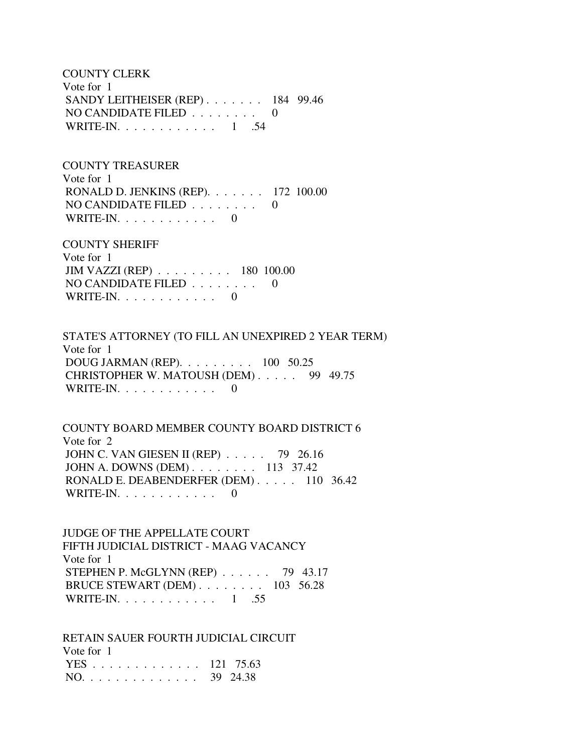COUNTY CLERK
Vote for 1
SANDY LEITHEISER (REP) . . . . . . . 184 99.46
NO CANDIDATE FILED . . . . . . . . 0
WRITE-IN. . . . . . . . . . . . 1 .54

COUNTY TREASURER
Vote for 1
RONALD D. JENKINS (REP). . . . . . . 172 100.00
NO CANDIDATE FILED . . . . . . . . 0
WRITE-IN. . . . . . . . . . . . 0

COUNTY SHERIFF
Vote for 1
JIM VAZZI (REP) . . . . . . . . . 180 100.00
NO CANDIDATE FILED . . . . . . . . 0
WRITE-IN. . . . . . . . . . . . 0

STATE'S ATTORNEY (TO FILL AN UNEXPIRED 2 YEAR TERM)
Vote for 1
DOUG JARMAN (REP). . . . . . . . . 100 50.25
CHRISTOPHER W. MATOUSH (DEM) . . . . . 99 49.75
WRITE-IN. . . . . . . . . . . . 0

COUNTY BOARD MEMBER COUNTY BOARD DISTRICT 6
Vote for 2
JOHN C. VAN GIESEN II (REP) . . . . . 79 26.16
JOHN A. DOWNS (DEM) . . . . . . . . 113 37.42
RONALD E. DEABENDERFER (DEM) . . . . . 110 36.42
WRITE-IN. . . . . . . . . . . . 0

JUDGE OF THE APPELLATE COURT
FIFTH JUDICIAL DISTRICT - MAAG VACANCY
Vote for 1
STEPHEN P. McGLYNN (REP) . . . . . . 79 43.17
BRUCE STEWART (DEM) . . . . . . . . 103 56.28
WRITE-IN. . . . . . . . . . . . 1 .55

RETAIN SAUER FOURTH JUDICIAL CIRCUIT
Vote for 1
YES . . . . . . . . . . . . . 121 75.63
NO. . . . . . . . . . . . . . 39 24.38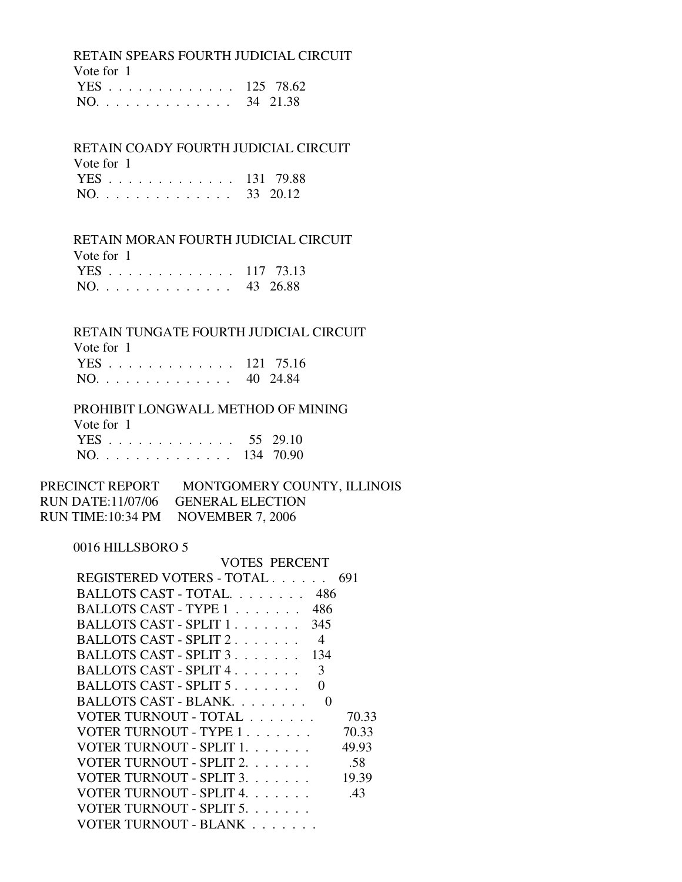RETAIN SPEARS FOURTH JUDICIAL CIRCUIT
Vote for 1

| | | |
|---|---|---|
| YES . . . . . . . . . . . . . | 125 | 78.62 |
| NO. . . . . . . . . . . . . . | 34 | 21.38 |

RETAIN COADY FOURTH JUDICIAL CIRCUIT
Vote for 1

| | | |
|---|---|---|
| YES . . . . . . . . . . . . . | 131 | 79.88 |
| NO. . . . . . . . . . . . . . | 33 | 20.12 |

RETAIN MORAN FOURTH JUDICIAL CIRCUIT
Vote for 1

| | | |
|---|---|---|
| YES . . . . . . . . . . . . . | 117 | 73.13 |
| NO. . . . . . . . . . . . . . | 43 | 26.88 |

RETAIN TUNGATE FOURTH JUDICIAL CIRCUIT
Vote for 1

| | | |
|---|---|---|
| YES . . . . . . . . . . . . . | 121 | 75.16 |
| NO. . . . . . . . . . . . . . | 40 | 24.84 |

PROHIBIT LONGWALL METHOD OF MINING
Vote for 1

| | | |
|---|---|---|
| YES . . . . . . . . . . . . . | 55 | 29.10 |
| NO. . . . . . . . . . . . . . | 134 | 70.90 |

PRECINCT REPORT MONTGOMERY COUNTY, ILLINOIS
RUN DATE:11/07/06 GENERAL ELECTION
RUN TIME:10:34 PM NOVEMBER 7, 2006

0016 HILLSBORO 5

| | VOTES | PERCENT |
|---|---|---|
| REGISTERED VOTERS - TOTAL . . . . . . | 691 | |
| BALLOTS CAST - TOTAL. . . . . . . . | 486 | |
| BALLOTS CAST - TYPE 1 . . . . . . . | 486 | |
| BALLOTS CAST - SPLIT 1 . . . . . . . | 345 | |
| BALLOTS CAST - SPLIT 2 . . . . . . . | 4 | |
| BALLOTS CAST - SPLIT 3 . . . . . . . | 134 | |
| BALLOTS CAST - SPLIT 4 . . . . . . . | 3 | |
| BALLOTS CAST - SPLIT 5 . . . . . . . | 0 | |
| BALLOTS CAST - BLANK. . . . . . . . | 0 | |
| VOTER TURNOUT - TOTAL . . . . . . . | | 70.33 |
| VOTER TURNOUT - TYPE 1 . . . . . . . | | 70.33 |
| VOTER TURNOUT - SPLIT 1. . . . . . . | | 49.93 |
| VOTER TURNOUT - SPLIT 2. . . . . . . | | .58 |
| VOTER TURNOUT - SPLIT 3. . . . . . . | | 19.39 |
| VOTER TURNOUT - SPLIT 4. . . . . . . | | .43 |
| VOTER TURNOUT - SPLIT 5. . . . . . . | | |
| VOTER TURNOUT - BLANK . . . . . . . | | |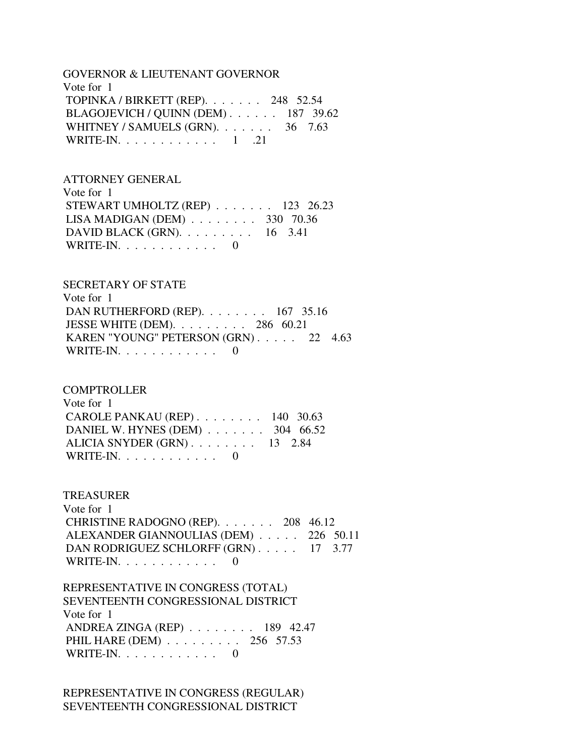GOVERNOR & LIEUTENANT GOVERNOR
Vote for 1

| | | |
|---|---|---|
| TOPINKA / BIRKETT (REP). . . . . . . | 248 | 52.54 |
| BLAGOJEVICH / QUINN (DEM) . . . . . . | 187 | 39.62 |
| WHITNEY / SAMUELS (GRN). . . . . . . | 36 | 7.63 |
| WRITE-IN. . . . . . . . . . . . | 1 | .21 |

ATTORNEY GENERAL
Vote for 1

| | | |
|---|---|---|
| STEWART UMHOLTZ (REP) . . . . . . . | 123 | 26.23 |
| LISA MADIGAN (DEM) . . . . . . . . | 330 | 70.36 |
| DAVID BLACK (GRN). . . . . . . . . | 16 | 3.41 |
| WRITE-IN. . . . . . . . . . . . | 0 | |

SECRETARY OF STATE
Vote for 1

| | | |
|---|---|---|
| DAN RUTHERFORD (REP). . . . . . . . | 167 | 35.16 |
| JESSE WHITE (DEM). . . . . . . . . | 286 | 60.21 |
| KAREN "YOUNG" PETERSON (GRN) . . . . . | 22 | 4.63 |
| WRITE-IN. . . . . . . . . . . . | 0 | |

COMPTROLLER
Vote for 1

| | | |
|---|---|---|
| CAROLE PANKAU (REP) . . . . . . . . | 140 | 30.63 |
| DANIEL W. HYNES (DEM) . . . . . . . | 304 | 66.52 |
| ALICIA SNYDER (GRN) . . . . . . . . | 13 | 2.84 |
| WRITE-IN. . . . . . . . . . . . | 0 | |

TREASURER
Vote for 1

| | | |
|---|---|---|
| CHRISTINE RADOGNO (REP). . . . . . . | 208 | 46.12 |
| ALEXANDER GIANNOULIAS (DEM) . . . . . | 226 | 50.11 |
| DAN RODRIGUEZ SCHLORFF (GRN) . . . . . | 17 | 3.77 |
| WRITE-IN. . . . . . . . . . . . | 0 | |

REPRESENTATIVE IN CONGRESS (TOTAL)
SEVENTEENTH CONGRESSIONAL DISTRICT
Vote for 1

| | | |
|---|---|---|
| ANDREA ZINGA (REP) . . . . . . . . | 189 | 42.47 |
| PHIL HARE (DEM) . . . . . . . . . | 256 | 57.53 |
| WRITE-IN. . . . . . . . . . . . | 0 | |

REPRESENTATIVE IN CONGRESS (REGULAR)
SEVENTEENTH CONGRESSIONAL DISTRICT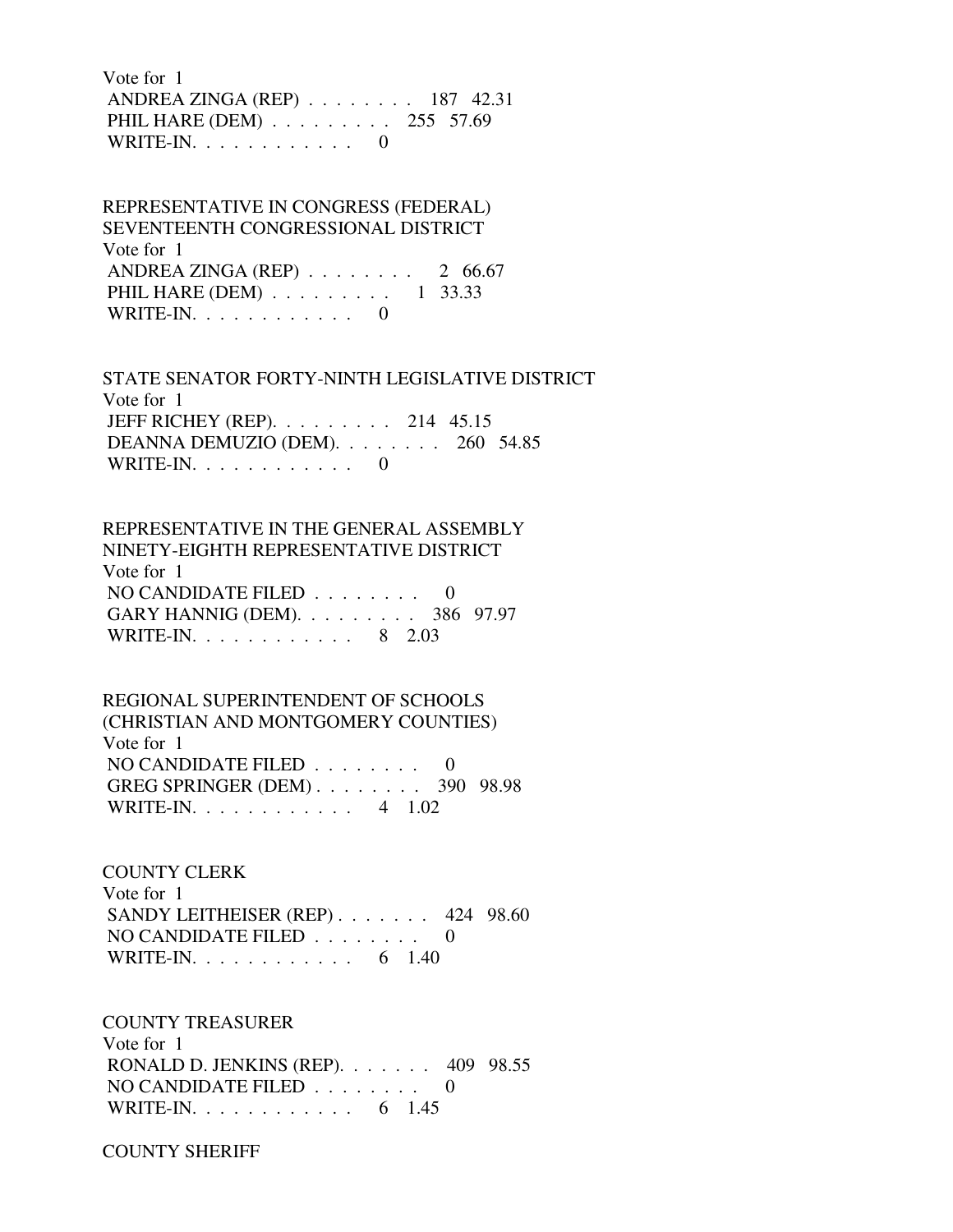Vote for 1
ANDREA ZINGA (REP) . . . . . . . . 187 42.31
PHIL HARE (DEM) . . . . . . . . . 255 57.69
WRITE-IN. . . . . . . . . . . . 0

REPRESENTATIVE IN CONGRESS (FEDERAL)
SEVENTEENTH CONGRESSIONAL DISTRICT
Vote for 1
ANDREA ZINGA (REP) . . . . . . . . 2 66.67
PHIL HARE (DEM) . . . . . . . . . 1 33.33
WRITE-IN. . . . . . . . . . . . 0

STATE SENATOR FORTY-NINTH LEGISLATIVE DISTRICT
Vote for 1
JEFF RICHEY (REP). . . . . . . . . 214 45.15
DEANNA DEMUZIO (DEM). . . . . . . . 260 54.85
WRITE-IN. . . . . . . . . . . . 0

REPRESENTATIVE IN THE GENERAL ASSEMBLY
NINETY-EIGHTH REPRESENTATIVE DISTRICT
Vote for 1
NO CANDIDATE FILED . . . . . . . . 0
GARY HANNIG (DEM). . . . . . . . . 386 97.97
WRITE-IN. . . . . . . . . . . . 8 2.03

REGIONAL SUPERINTENDENT OF SCHOOLS
(CHRISTIAN AND MONTGOMERY COUNTIES)
Vote for 1
NO CANDIDATE FILED . . . . . . . . 0
GREG SPRINGER (DEM) . . . . . . . . 390 98.98
WRITE-IN. . . . . . . . . . . . 4 1.02

COUNTY CLERK
Vote for 1
SANDY LEITHEISER (REP) . . . . . . . 424 98.60
NO CANDIDATE FILED . . . . . . . . 0
WRITE-IN. . . . . . . . . . . . 6 1.40

COUNTY TREASURER
Vote for 1
RONALD D. JENKINS (REP). . . . . . . 409 98.55
NO CANDIDATE FILED . . . . . . . . 0
WRITE-IN. . . . . . . . . . . . 6 1.45

COUNTY SHERIFF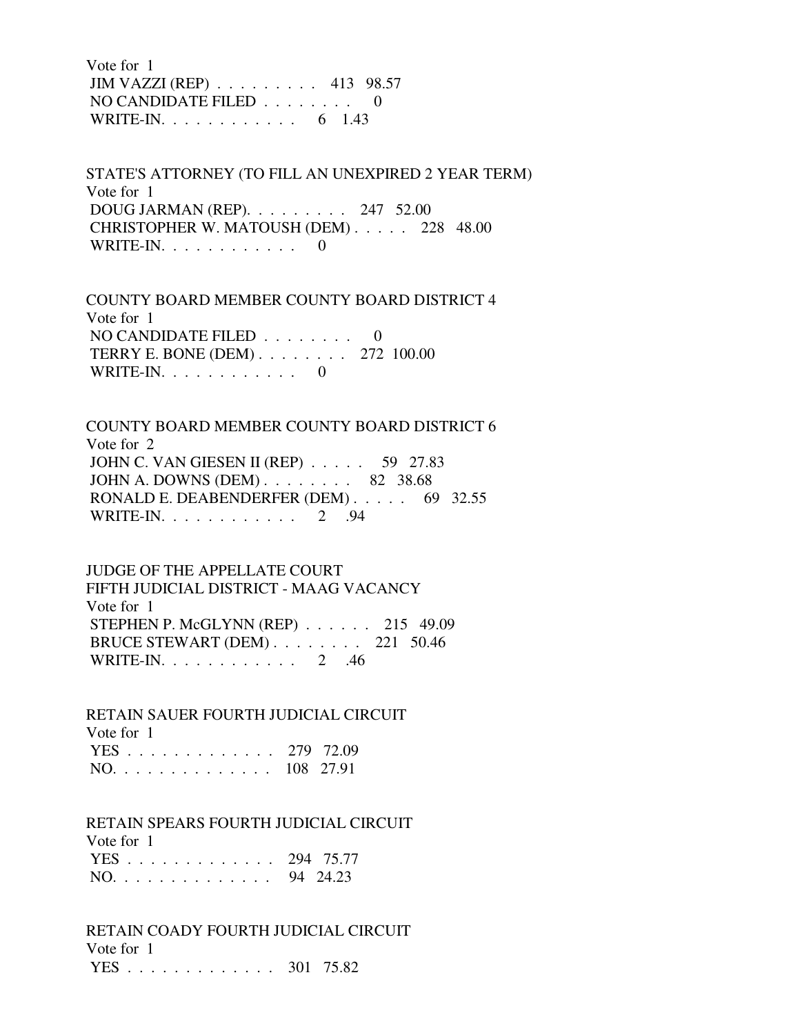Vote for 1
JIM VAZZI (REP) . . . . . . . . . 413 98.57
NO CANDIDATE FILED . . . . . . . . 0
WRITE-IN. . . . . . . . . . . . 6 1.43

STATE'S ATTORNEY (TO FILL AN UNEXPIRED 2 YEAR TERM)
Vote for 1
DOUG JARMAN (REP). . . . . . . . . 247 52.00
CHRISTOPHER W. MATOUSH (DEM) . . . . . 228 48.00
WRITE-IN. . . . . . . . . . . . 0

COUNTY BOARD MEMBER COUNTY BOARD DISTRICT 4
Vote for 1
NO CANDIDATE FILED . . . . . . . . 0
TERRY E. BONE (DEM) . . . . . . . . 272 100.00
WRITE-IN. . . . . . . . . . . . 0

COUNTY BOARD MEMBER COUNTY BOARD DISTRICT 6
Vote for 2
JOHN C. VAN GIESEN II (REP) . . . . . 59 27.83
JOHN A. DOWNS (DEM) . . . . . . . . 82 38.68
RONALD E. DEABENDERFER (DEM) . . . . . 69 32.55
WRITE-IN. . . . . . . . . . . . 2 .94

JUDGE OF THE APPELLATE COURT
FIFTH JUDICIAL DISTRICT - MAAG VACANCY
Vote for 1
STEPHEN P. McGLYNN (REP) . . . . . . 215 49.09
BRUCE STEWART (DEM) . . . . . . . . 221 50.46
WRITE-IN. . . . . . . . . . . . 2 .46

RETAIN SAUER FOURTH JUDICIAL CIRCUIT
Vote for 1
YES . . . . . . . . . . . . . 279 72.09
NO. . . . . . . . . . . . . . 108 27.91

RETAIN SPEARS FOURTH JUDICIAL CIRCUIT
Vote for 1
YES . . . . . . . . . . . . . 294 75.77
NO. . . . . . . . . . . . . . 94 24.23

RETAIN COADY FOURTH JUDICIAL CIRCUIT
Vote for 1
YES . . . . . . . . . . . . . 301 75.82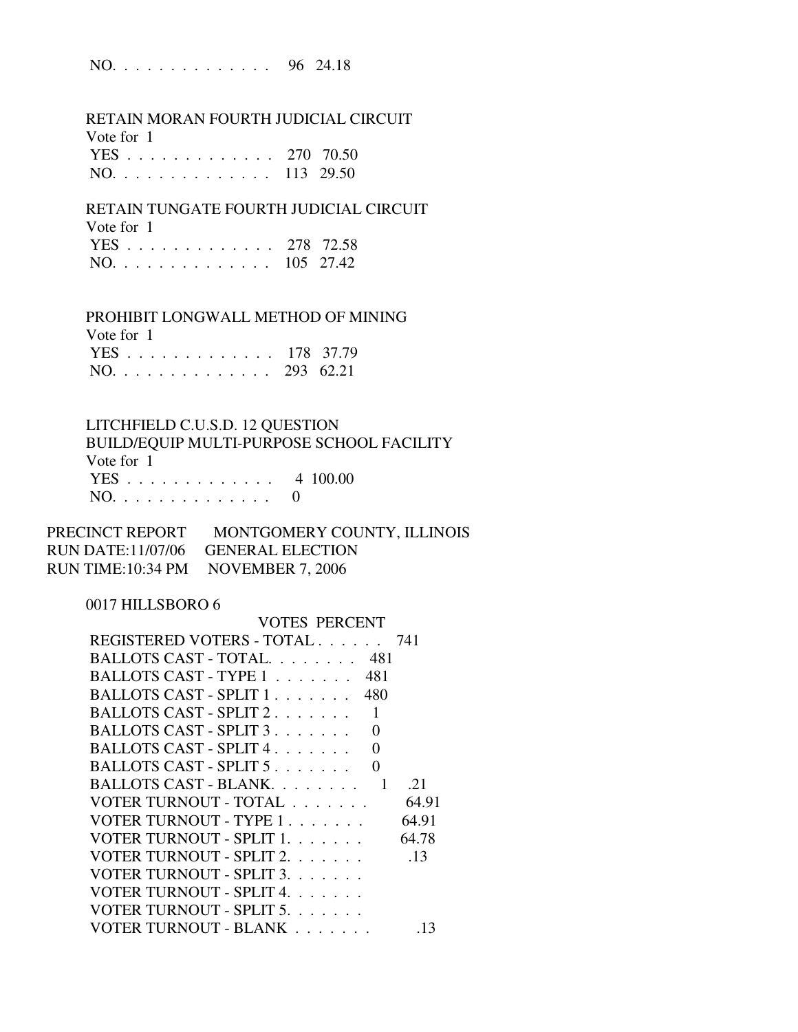NO. . . . . . . . . . . . . . 96 24.18

RETAIN MORAN FOURTH JUDICIAL CIRCUIT
Vote for 1

| | VOTES | PERCENT |
|---|---|---|
| YES . . . . . . . . . . . . . | 270 | 70.50 |
| NO. . . . . . . . . . . . . . | 113 | 29.50 |

RETAIN TUNGATE FOURTH JUDICIAL CIRCUIT
Vote for 1

| | VOTES | PERCENT |
|---|---|---|
| YES . . . . . . . . . . . . . | 278 | 72.58 |
| NO. . . . . . . . . . . . . . | 105 | 27.42 |

PROHIBIT LONGWALL METHOD OF MINING
Vote for 1

| | VOTES | PERCENT |
|---|---|---|
| YES . . . . . . . . . . . . . | 178 | 37.79 |
| NO. . . . . . . . . . . . . . | 293 | 62.21 |

LITCHFIELD C.U.S.D. 12 QUESTION
BUILD/EQUIP MULTI-PURPOSE SCHOOL FACILITY
Vote for 1

| | VOTES | PERCENT |
|---|---|---|
| YES . . . . . . . . . . . . . | 4 | 100.00 |
| NO. . . . . . . . . . . . . . | 0 | |

PRECINCT REPORT MONTGOMERY COUNTY, ILLINOIS
RUN DATE:11/07/06 GENERAL ELECTION
RUN TIME:10:34 PM NOVEMBER 7, 2006

0017 HILLSBORO 6

| | VOTES | PERCENT |
|---|---|---|
| REGISTERED VOTERS - TOTAL . . . . . . | 741 | |
| BALLOTS CAST - TOTAL. . . . . . . . | 481 | |
| BALLOTS CAST - TYPE 1 . . . . . . . | 481 | |
| BALLOTS CAST - SPLIT 1 . . . . . . . | 480 | |
| BALLOTS CAST - SPLIT 2 . . . . . . . | 1 | |
| BALLOTS CAST - SPLIT 3 . . . . . . . | 0 | |
| BALLOTS CAST - SPLIT 4 . . . . . . . | 0 | |
| BALLOTS CAST - SPLIT 5 . . . . . . . | 0 | |
| BALLOTS CAST - BLANK. . . . . . . . | 1 | .21 |
| VOTER TURNOUT - TOTAL . . . . . . . | | 64.91 |
| VOTER TURNOUT - TYPE 1 . . . . . . . | | 64.91 |
| VOTER TURNOUT - SPLIT 1. . . . . . . | | 64.78 |
| VOTER TURNOUT - SPLIT 2. . . . . . . | | .13 |
| VOTER TURNOUT - SPLIT 3. . . . . . . | | |
| VOTER TURNOUT - SPLIT 4. . . . . . . | | |
| VOTER TURNOUT - SPLIT 5. . . . . . . | | |
| VOTER TURNOUT - BLANK . . . . . . . | | .13 |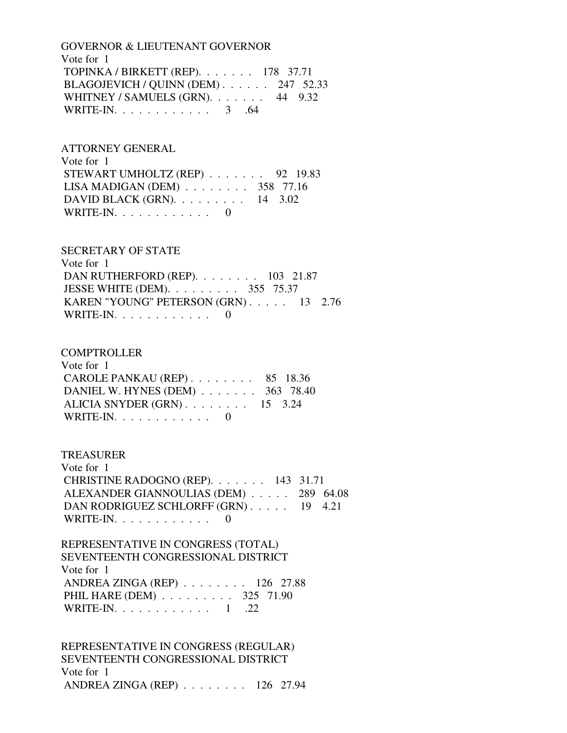GOVERNOR & LIEUTENANT GOVERNOR
Vote for 1

| Candidate | Votes | Percent |
|---|---|---|
| TOPINKA / BIRKETT (REP) | 178 | 37.71 |
| BLAGOJEVICH / QUINN (DEM) | 247 | 52.33 |
| WHITNEY / SAMUELS (GRN) | 44 | 9.32 |
| WRITE-IN | 3 | .64 |

ATTORNEY GENERAL
Vote for 1

| Candidate | Votes | Percent |
|---|---|---|
| STEWART UMHOLTZ (REP) | 92 | 19.83 |
| LISA MADIGAN (DEM) | 358 | 77.16 |
| DAVID BLACK (GRN) | 14 | 3.02 |
| WRITE-IN | 0 | |

SECRETARY OF STATE
Vote for 1

| Candidate | Votes | Percent |
|---|---|---|
| DAN RUTHERFORD (REP) | 103 | 21.87 |
| JESSE WHITE (DEM) | 355 | 75.37 |
| KAREN "YOUNG" PETERSON (GRN) | 13 | 2.76 |
| WRITE-IN | 0 | |

COMPTROLLER
Vote for 1

| Candidate | Votes | Percent |
|---|---|---|
| CAROLE PANKAU (REP) | 85 | 18.36 |
| DANIEL W. HYNES (DEM) | 363 | 78.40 |
| ALICIA SNYDER (GRN) | 15 | 3.24 |
| WRITE-IN | 0 | |

TREASURER
Vote for 1

| Candidate | Votes | Percent |
|---|---|---|
| CHRISTINE RADOGNO (REP) | 143 | 31.71 |
| ALEXANDER GIANNOULIAS (DEM) | 289 | 64.08 |
| DAN RODRIGUEZ SCHLORFF (GRN) | 19 | 4.21 |
| WRITE-IN | 0 | |

REPRESENTATIVE IN CONGRESS (TOTAL)
SEVENTEENTH CONGRESSIONAL DISTRICT
Vote for 1

| Candidate | Votes | Percent |
|---|---|---|
| ANDREA ZINGA (REP) | 126 | 27.88 |
| PHIL HARE (DEM) | 325 | 71.90 |
| WRITE-IN | 1 | .22 |

REPRESENTATIVE IN CONGRESS (REGULAR)
SEVENTEENTH CONGRESSIONAL DISTRICT
Vote for 1

| Candidate | Votes | Percent |
|---|---|---|
| ANDREA ZINGA (REP) | 126 | 27.94 |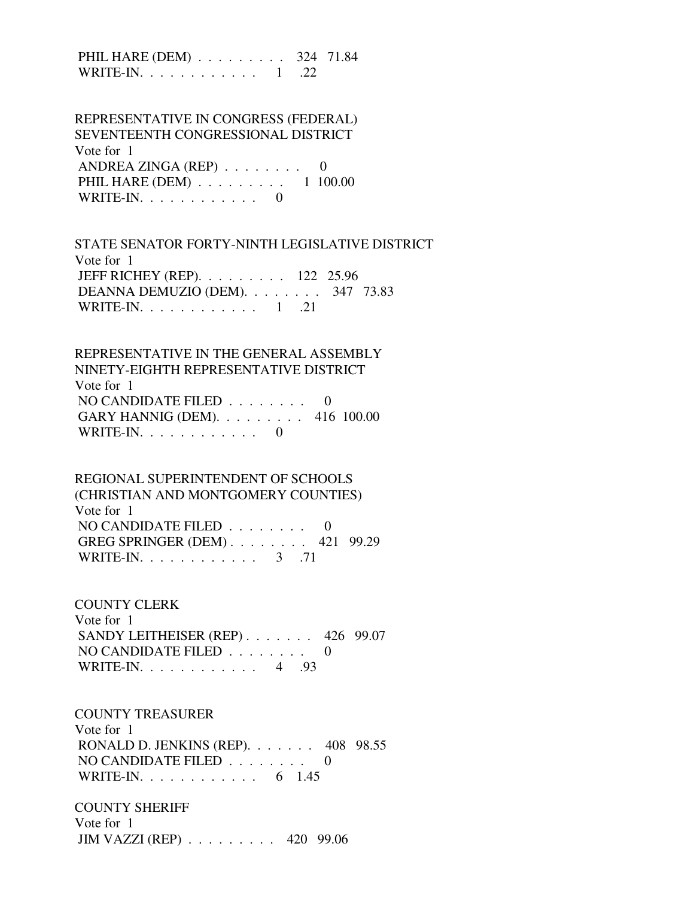PHIL HARE (DEM) . . . . . . . . . 324 71.84
WRITE-IN. . . . . . . . . . . . 1 .22

REPRESENTATIVE IN CONGRESS (FEDERAL)
SEVENTEENTH CONGRESSIONAL DISTRICT
Vote for 1
ANDREA ZINGA (REP) . . . . . . . . 0
PHIL HARE (DEM) . . . . . . . . . 1 100.00
WRITE-IN. . . . . . . . . . . . 0

STATE SENATOR FORTY-NINTH LEGISLATIVE DISTRICT
Vote for 1
JEFF RICHEY (REP). . . . . . . . . 122 25.96
DEANNA DEMUZIO (DEM). . . . . . . . 347 73.83
WRITE-IN. . . . . . . . . . . . 1 .21

REPRESENTATIVE IN THE GENERAL ASSEMBLY
NINETY-EIGHTH REPRESENTATIVE DISTRICT
Vote for 1
NO CANDIDATE FILED . . . . . . . . 0
GARY HANNIG (DEM). . . . . . . . . 416 100.00
WRITE-IN. . . . . . . . . . . . 0

REGIONAL SUPERINTENDENT OF SCHOOLS
(CHRISTIAN AND MONTGOMERY COUNTIES)
Vote for 1
NO CANDIDATE FILED . . . . . . . . 0
GREG SPRINGER (DEM) . . . . . . . . 421 99.29
WRITE-IN. . . . . . . . . . . . 3 .71

COUNTY CLERK
Vote for 1
SANDY LEITHEISER (REP) . . . . . . . 426 99.07
NO CANDIDATE FILED . . . . . . . . 0
WRITE-IN. . . . . . . . . . . . 4 .93

COUNTY TREASURER
Vote for 1
RONALD D. JENKINS (REP). . . . . . . 408 98.55
NO CANDIDATE FILED . . . . . . . . 0
WRITE-IN. . . . . . . . . . . . 6 1.45

COUNTY SHERIFF
Vote for 1
JIM VAZZI (REP) . . . . . . . . . 420 99.06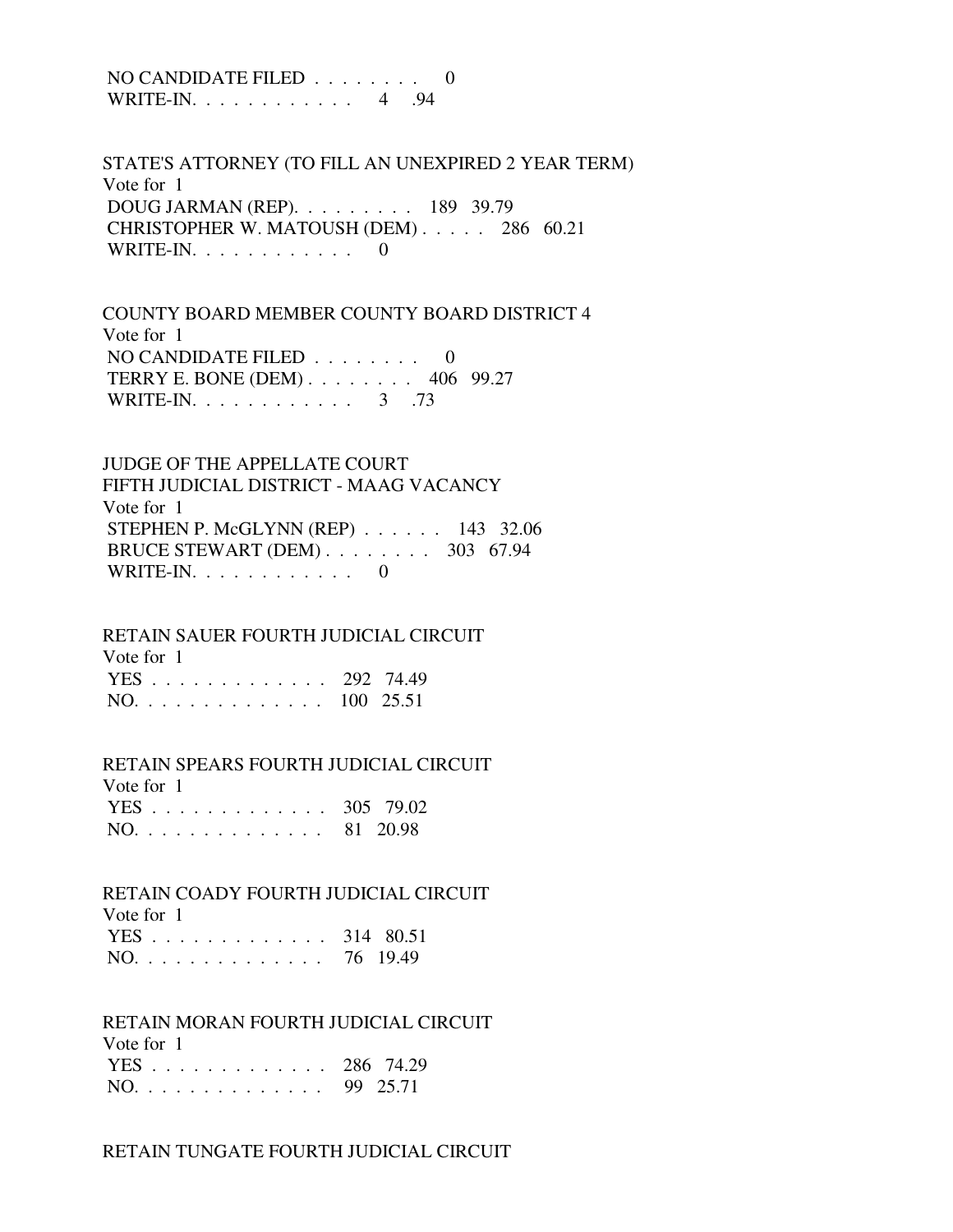NO CANDIDATE FILED . . . . . . . . 0
WRITE-IN. . . . . . . . . . . . 4 .94

STATE'S ATTORNEY (TO FILL AN UNEXPIRED 2 YEAR TERM)
Vote for 1
DOUG JARMAN (REP). . . . . . . . . 189 39.79
CHRISTOPHER W. MATOUSH (DEM) . . . . . 286 60.21
WRITE-IN. . . . . . . . . . . . 0

COUNTY BOARD MEMBER COUNTY BOARD DISTRICT 4
Vote for 1
NO CANDIDATE FILED . . . . . . . . 0
TERRY E. BONE (DEM) . . . . . . . . 406 99.27
WRITE-IN. . . . . . . . . . . . 3 .73

JUDGE OF THE APPELLATE COURT
FIFTH JUDICIAL DISTRICT - MAAG VACANCY
Vote for 1
STEPHEN P. McGLYNN (REP) . . . . . . 143 32.06
BRUCE STEWART (DEM) . . . . . . . . 303 67.94
WRITE-IN. . . . . . . . . . . . 0

RETAIN SAUER FOURTH JUDICIAL CIRCUIT
Vote for 1
YES . . . . . . . . . . . . . 292 74.49
NO. . . . . . . . . . . . . . 100 25.51

RETAIN SPEARS FOURTH JUDICIAL CIRCUIT
Vote for 1
YES . . . . . . . . . . . . . 305 79.02
NO. . . . . . . . . . . . . . 81 20.98

RETAIN COADY FOURTH JUDICIAL CIRCUIT
Vote for 1
YES . . . . . . . . . . . . . 314 80.51
NO. . . . . . . . . . . . . . 76 19.49

RETAIN MORAN FOURTH JUDICIAL CIRCUIT
Vote for 1
YES . . . . . . . . . . . . . 286 74.29
NO. . . . . . . . . . . . . . 99 25.71

RETAIN TUNGATE FOURTH JUDICIAL CIRCUIT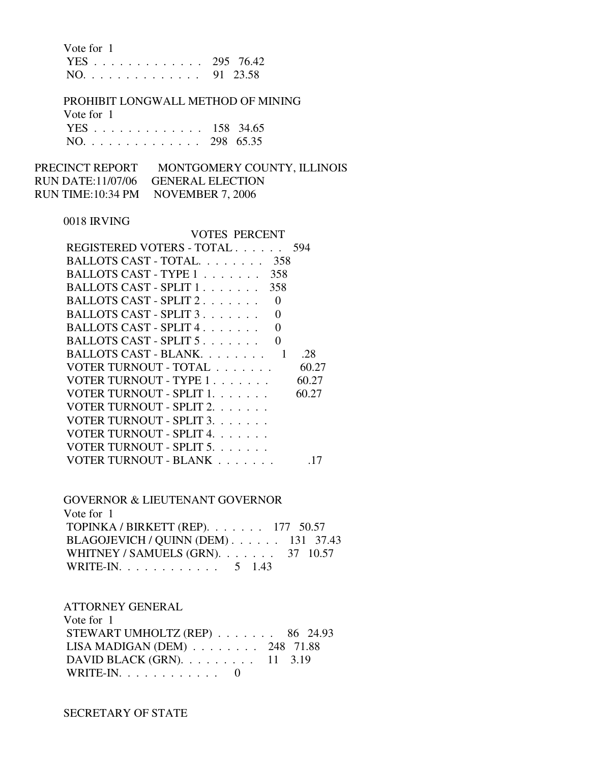Vote for 1

| | | |
|---|---|---|
| YES | 295 | 76.42 |
| NO. | 91 | 23.58 |

PROHIBIT LONGWALL METHOD OF MINING

Vote for 1

| | | |
|---|---|---|
| YES | 158 | 34.65 |
| NO. | 298 | 65.35 |

PRECINCT REPORT MONTGOMERY COUNTY, ILLINOIS
RUN DATE:11/07/06 GENERAL ELECTION
RUN TIME:10:34 PM NOVEMBER 7, 2006

0018 IRVING

| | VOTES | PERCENT |
|---|---|---|
| REGISTERED VOTERS - TOTAL | 594 | |
| BALLOTS CAST - TOTAL. | 358 | |
| BALLOTS CAST - TYPE 1 | 358 | |
| BALLOTS CAST - SPLIT 1 | 358 | |
| BALLOTS CAST - SPLIT 2 | 0 | |
| BALLOTS CAST - SPLIT 3 | 0 | |
| BALLOTS CAST - SPLIT 4 | 0 | |
| BALLOTS CAST - SPLIT 5 | 0 | |
| BALLOTS CAST - BLANK. | 1 | .28 |
| VOTER TURNOUT - TOTAL | | 60.27 |
| VOTER TURNOUT - TYPE 1 | | 60.27 |
| VOTER TURNOUT - SPLIT 1. | | 60.27 |
| VOTER TURNOUT - SPLIT 2. | | |
| VOTER TURNOUT - SPLIT 3. | | |
| VOTER TURNOUT - SPLIT 4. | | |
| VOTER TURNOUT - SPLIT 5. | | |
| VOTER TURNOUT - BLANK | | .17 |

GOVERNOR & LIEUTENANT GOVERNOR

Vote for 1

| | | |
|---|---|---|
| TOPINKA / BIRKETT (REP). | 177 | 50.57 |
| BLAGOJEVICH / QUINN (DEM) | 131 | 37.43 |
| WHITNEY / SAMUELS (GRN). | 37 | 10.57 |
| WRITE-IN. | 5 | 1.43 |

ATTORNEY GENERAL

Vote for 1

| | | |
|---|---|---|
| STEWART UMHOLTZ (REP) | 86 | 24.93 |
| LISA MADIGAN (DEM) | 248 | 71.88 |
| DAVID BLACK (GRN). | 11 | 3.19 |
| WRITE-IN. | 0 | |

SECRETARY OF STATE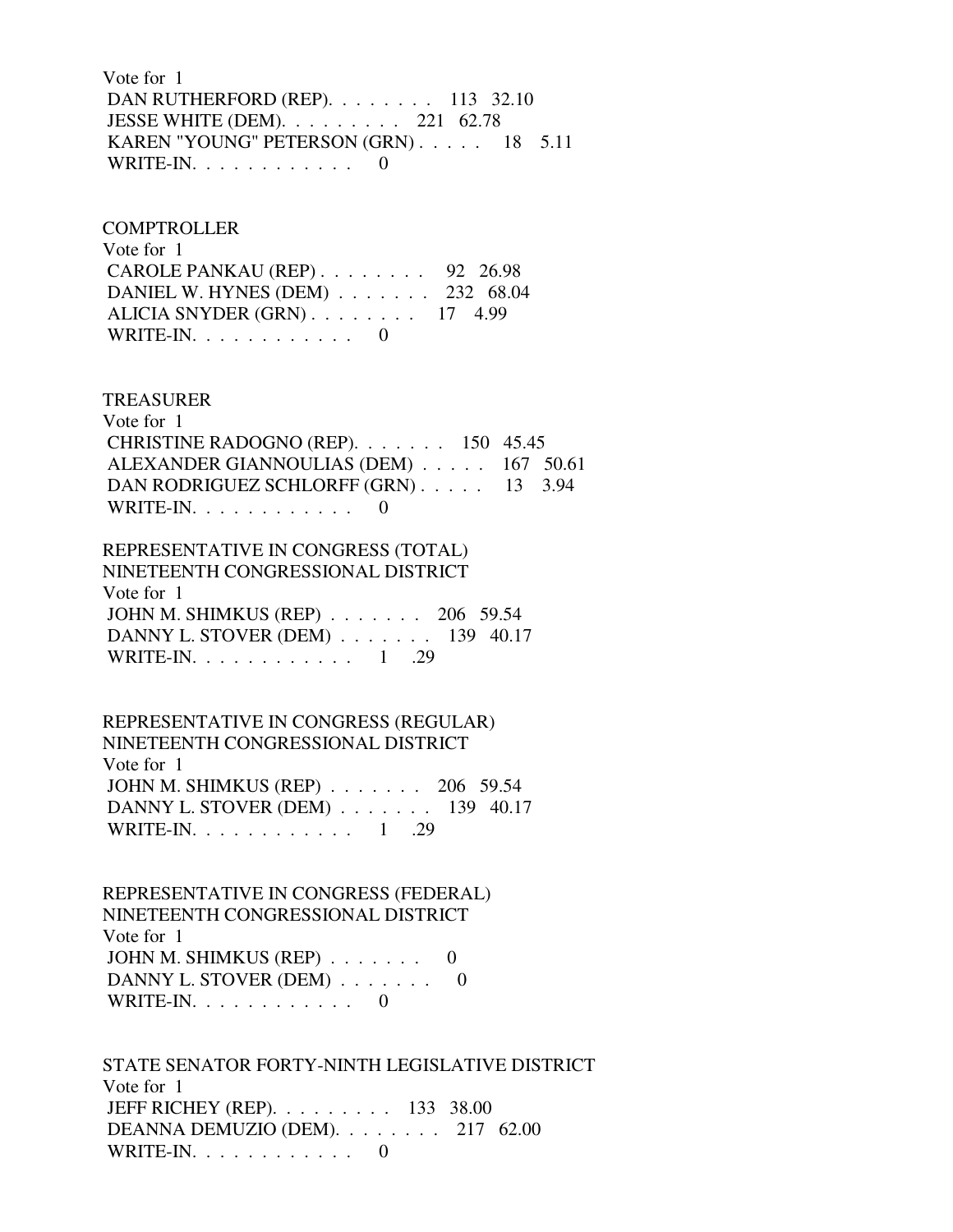Vote for 1

DAN RUTHERFORD (REP). . . . . . . . 113 32.10
JESSE WHITE (DEM). . . . . . . . . 221 62.78
KAREN "YOUNG" PETERSON (GRN) . . . . . 18 5.11
WRITE-IN. . . . . . . . . . . . 0

COMPTROLLER

Vote for 1

CAROLE PANKAU (REP) . . . . . . . . 92 26.98
DANIEL W. HYNES (DEM) . . . . . . . 232 68.04
ALICIA SNYDER (GRN) . . . . . . . . 17 4.99
WRITE-IN. . . . . . . . . . . . 0

TREASURER

Vote for 1

CHRISTINE RADOGNO (REP). . . . . . . 150 45.45
ALEXANDER GIANNOULIAS (DEM) . . . . . 167 50.61
DAN RODRIGUEZ SCHLORFF (GRN) . . . . . 13 3.94
WRITE-IN. . . . . . . . . . . . 0

REPRESENTATIVE IN CONGRESS (TOTAL)
NINETEENTH CONGRESSIONAL DISTRICT

Vote for 1

JOHN M. SHIMKUS (REP) . . . . . . . 206 59.54
DANNY L. STOVER (DEM) . . . . . . . 139 40.17
WRITE-IN. . . . . . . . . . . . 1 .29

REPRESENTATIVE IN CONGRESS (REGULAR)
NINETEENTH CONGRESSIONAL DISTRICT

Vote for 1

JOHN M. SHIMKUS (REP) . . . . . . . 206 59.54
DANNY L. STOVER (DEM) . . . . . . . 139 40.17
WRITE-IN. . . . . . . . . . . . 1 .29

REPRESENTATIVE IN CONGRESS (FEDERAL)
NINETEENTH CONGRESSIONAL DISTRICT

Vote for 1

JOHN M. SHIMKUS (REP) . . . . . . . 0
DANNY L. STOVER (DEM) . . . . . . . 0
WRITE-IN. . . . . . . . . . . . 0

STATE SENATOR FORTY-NINTH LEGISLATIVE DISTRICT

Vote for 1

JEFF RICHEY (REP). . . . . . . . . 133 38.00
DEANNA DEMUZIO (DEM). . . . . . . . 217 62.00
WRITE-IN. . . . . . . . . . . . 0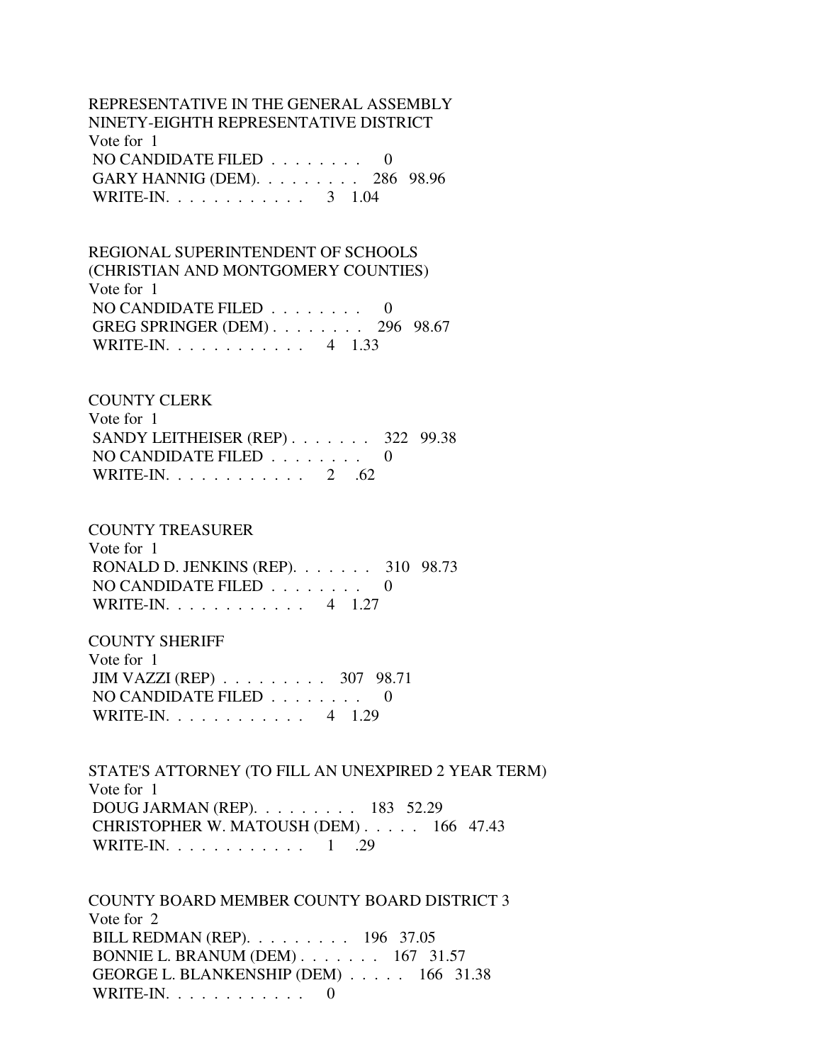REPRESENTATIVE IN THE GENERAL ASSEMBLY
NINETY-EIGHTH REPRESENTATIVE DISTRICT
Vote for 1
NO CANDIDATE FILED . . . . . . . . 0
GARY HANNIG (DEM). . . . . . . . . 286 98.96
WRITE-IN. . . . . . . . . . . . 3 1.04

REGIONAL SUPERINTENDENT OF SCHOOLS
(CHRISTIAN AND MONTGOMERY COUNTIES)
Vote for 1
NO CANDIDATE FILED . . . . . . . . 0
GREG SPRINGER (DEM) . . . . . . . . 296 98.67
WRITE-IN. . . . . . . . . . . . 4 1.33

COUNTY CLERK
Vote for 1
SANDY LEITHEISER (REP) . . . . . . . 322 99.38
NO CANDIDATE FILED . . . . . . . . 0
WRITE-IN. . . . . . . . . . . . 2 .62

COUNTY TREASURER
Vote for 1
RONALD D. JENKINS (REP). . . . . . . 310 98.73
NO CANDIDATE FILED . . . . . . . . 0
WRITE-IN. . . . . . . . . . . . 4 1.27

COUNTY SHERIFF
Vote for 1
JIM VAZZI (REP) . . . . . . . . . 307 98.71
NO CANDIDATE FILED . . . . . . . . 0
WRITE-IN. . . . . . . . . . . . 4 1.29

STATE'S ATTORNEY (TO FILL AN UNEXPIRED 2 YEAR TERM)
Vote for 1
DOUG JARMAN (REP). . . . . . . . . 183 52.29
CHRISTOPHER W. MATOUSH (DEM) . . . . . 166 47.43
WRITE-IN. . . . . . . . . . . . 1 .29

COUNTY BOARD MEMBER COUNTY BOARD DISTRICT 3
Vote for 2
BILL REDMAN (REP). . . . . . . . . 196 37.05
BONNIE L. BRANUM (DEM) . . . . . . . 167 31.57
GEORGE L. BLANKENSHIP (DEM) . . . . . 166 31.38
WRITE-IN. . . . . . . . . . . . 0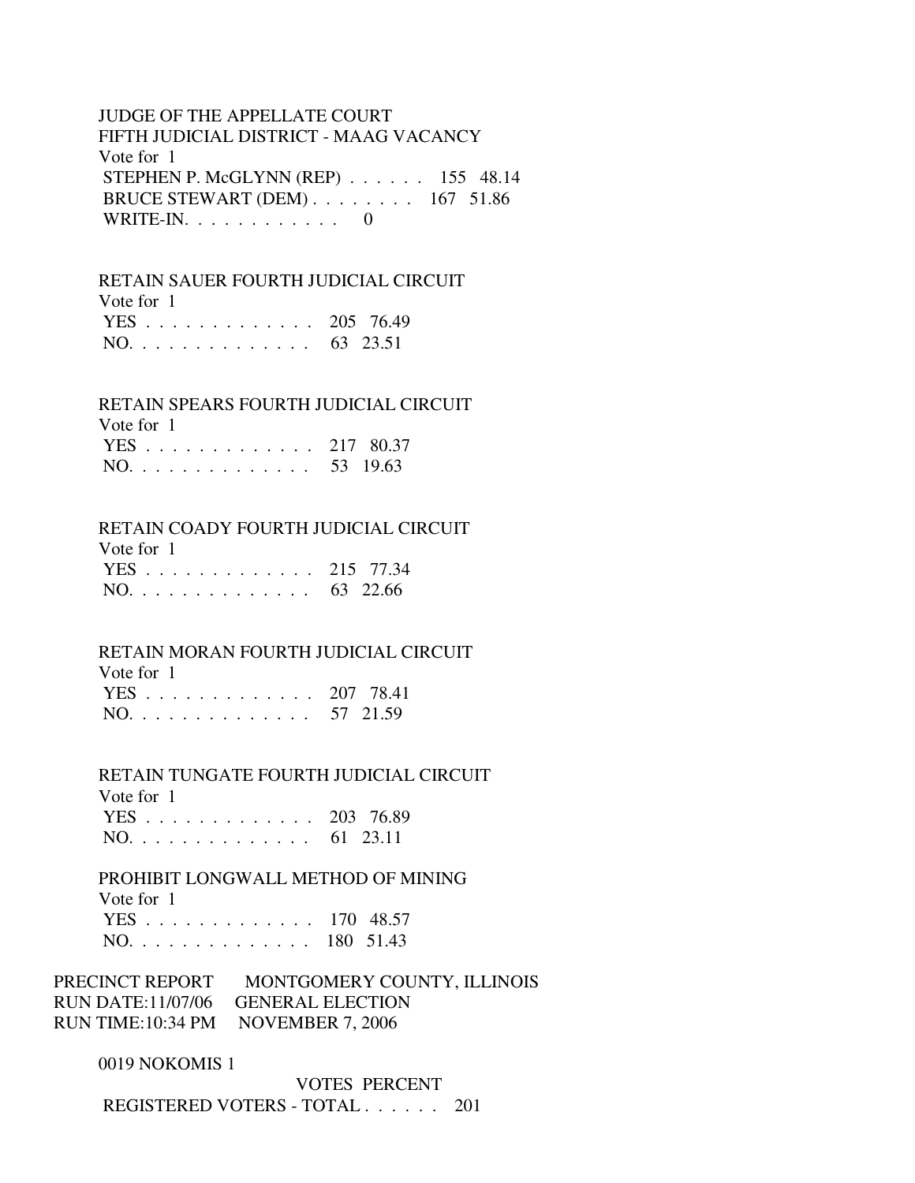JUDGE OF THE APPELLATE COURT
FIFTH JUDICIAL DISTRICT - MAAG VACANCY
Vote for 1

| | | |
|---|---|---|
| STEPHEN P. McGLYNN (REP) | 155 | 48.14 |
| BRUCE STEWART (DEM) | 167 | 51.86 |
| WRITE-IN. | 0 | |

RETAIN SAUER FOURTH JUDICIAL CIRCUIT
Vote for 1

| | | |
|---|---|---|
| YES | 205 | 76.49 |
| NO. | 63 | 23.51 |

RETAIN SPEARS FOURTH JUDICIAL CIRCUIT
Vote for 1

| | | |
|---|---|---|
| YES | 217 | 80.37 |
| NO. | 53 | 19.63 |

RETAIN COADY FOURTH JUDICIAL CIRCUIT
Vote for 1

| | | |
|---|---|---|
| YES | 215 | 77.34 |
| NO. | 63 | 22.66 |

RETAIN MORAN FOURTH JUDICIAL CIRCUIT
Vote for 1

| | | |
|---|---|---|
| YES | 207 | 78.41 |
| NO. | 57 | 21.59 |

RETAIN TUNGATE FOURTH JUDICIAL CIRCUIT
Vote for 1

| | | |
|---|---|---|
| YES | 203 | 76.89 |
| NO. | 61 | 23.11 |

PROHIBIT LONGWALL METHOD OF MINING
Vote for 1

| | | |
|---|---|---|
| YES | 170 | 48.57 |
| NO. | 180 | 51.43 |

PRECINCT REPORT MONTGOMERY COUNTY, ILLINOIS
RUN DATE:11/07/06 GENERAL ELECTION
RUN TIME:10:34 PM NOVEMBER 7, 2006

0019 NOKOMIS 1

| | VOTES | PERCENT |
|---|---|---|
| REGISTERED VOTERS - TOTAL | 201 | |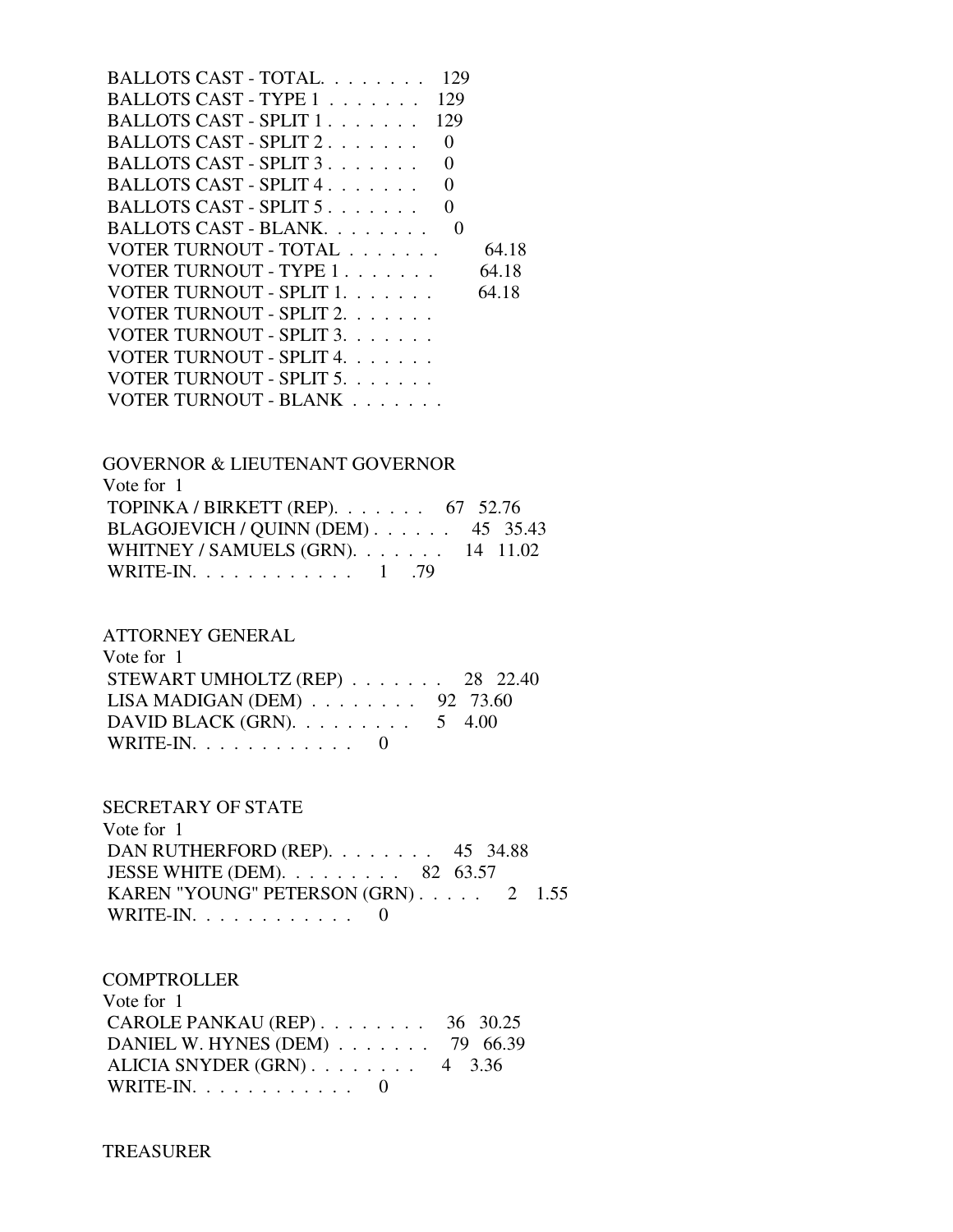BALLOTS CAST - TOTAL. . . . . . . . 129
BALLOTS CAST - TYPE 1 . . . . . . . 129
BALLOTS CAST - SPLIT 1 . . . . . . . 129
BALLOTS CAST - SPLIT 2 . . . . . . . 0
BALLOTS CAST - SPLIT 3 . . . . . . . 0
BALLOTS CAST - SPLIT 4 . . . . . . . 0
BALLOTS CAST - SPLIT 5 . . . . . . . 0
BALLOTS CAST - BLANK. . . . . . . . 0
VOTER TURNOUT - TOTAL . . . . . . . 64.18
VOTER TURNOUT - TYPE 1 . . . . . . . 64.18
VOTER TURNOUT - SPLIT 1. . . . . . . 64.18
VOTER TURNOUT - SPLIT 2. . . . . . .
VOTER TURNOUT - SPLIT 3. . . . . . .
VOTER TURNOUT - SPLIT 4. . . . . . .
VOTER TURNOUT - SPLIT 5. . . . . . .
VOTER TURNOUT - BLANK . . . . . . .

GOVERNOR & LIEUTENANT GOVERNOR
Vote for 1
TOPINKA / BIRKETT (REP). . . . . . . 67 52.76
BLAGOJEVICH / QUINN (DEM) . . . . . . 45 35.43
WHITNEY / SAMUELS (GRN). . . . . . . 14 11.02
WRITE-IN. . . . . . . . . . . . 1 .79

ATTORNEY GENERAL
Vote for 1
STEWART UMHOLTZ (REP) . . . . . . . 28 22.40
LISA MADIGAN (DEM) . . . . . . . . 92 73.60
DAVID BLACK (GRN). . . . . . . . . 5 4.00
WRITE-IN. . . . . . . . . . . . 0

SECRETARY OF STATE
Vote for 1
DAN RUTHERFORD (REP). . . . . . . . 45 34.88
JESSE WHITE (DEM). . . . . . . . . 82 63.57
KAREN "YOUNG" PETERSON (GRN) . . . . . 2 1.55
WRITE-IN. . . . . . . . . . . . 0

COMPTROLLER
Vote for 1
CAROLE PANKAU (REP) . . . . . . . . 36 30.25
DANIEL W. HYNES (DEM) . . . . . . . 79 66.39
ALICIA SNYDER (GRN) . . . . . . . . 4 3.36
WRITE-IN. . . . . . . . . . . . 0

TREASURER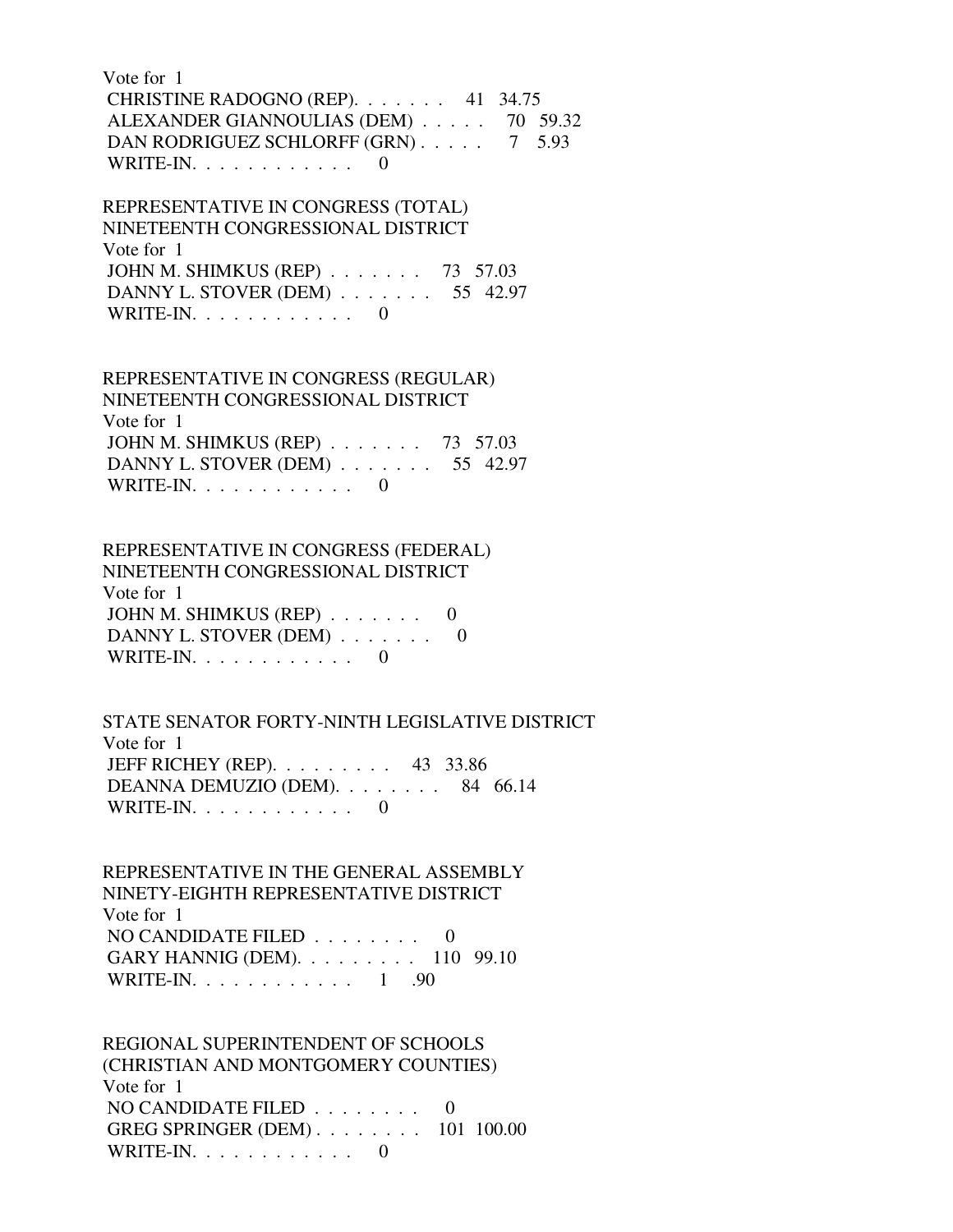Vote for 1
CHRISTINE RADOGNO (REP). . . . . . . 41 34.75
ALEXANDER GIANNOULIAS (DEM) . . . . . 70 59.32
DAN RODRIGUEZ SCHLORFF (GRN) . . . . . 7 5.93
WRITE-IN. . . . . . . . . . . . 0

REPRESENTATIVE IN CONGRESS (TOTAL)
NINETEENTH CONGRESSIONAL DISTRICT
Vote for 1
JOHN M. SHIMKUS (REP) . . . . . . . 73 57.03
DANNY L. STOVER (DEM) . . . . . . . 55 42.97
WRITE-IN. . . . . . . . . . . . 0

REPRESENTATIVE IN CONGRESS (REGULAR)
NINETEENTH CONGRESSIONAL DISTRICT
Vote for 1
JOHN M. SHIMKUS (REP) . . . . . . . 73 57.03
DANNY L. STOVER (DEM) . . . . . . . 55 42.97
WRITE-IN. . . . . . . . . . . . 0

REPRESENTATIVE IN CONGRESS (FEDERAL)
NINETEENTH CONGRESSIONAL DISTRICT
Vote for 1
JOHN M. SHIMKUS (REP) . . . . . . . 0
DANNY L. STOVER (DEM) . . . . . . . 0
WRITE-IN. . . . . . . . . . . . 0

STATE SENATOR FORTY-NINTH LEGISLATIVE DISTRICT
Vote for 1
JEFF RICHEY (REP). . . . . . . . . 43 33.86
DEANNA DEMUZIO (DEM). . . . . . . . 84 66.14
WRITE-IN. . . . . . . . . . . . 0

REPRESENTATIVE IN THE GENERAL ASSEMBLY
NINETY-EIGHTH REPRESENTATIVE DISTRICT
Vote for 1
NO CANDIDATE FILED . . . . . . . . 0
GARY HANNIG (DEM). . . . . . . . . 110 99.10
WRITE-IN. . . . . . . . . . . . 1 .90

REGIONAL SUPERINTENDENT OF SCHOOLS
(CHRISTIAN AND MONTGOMERY COUNTIES)
Vote for 1
NO CANDIDATE FILED . . . . . . . . 0
GREG SPRINGER (DEM) . . . . . . . . 101 100.00
WRITE-IN. . . . . . . . . . . . 0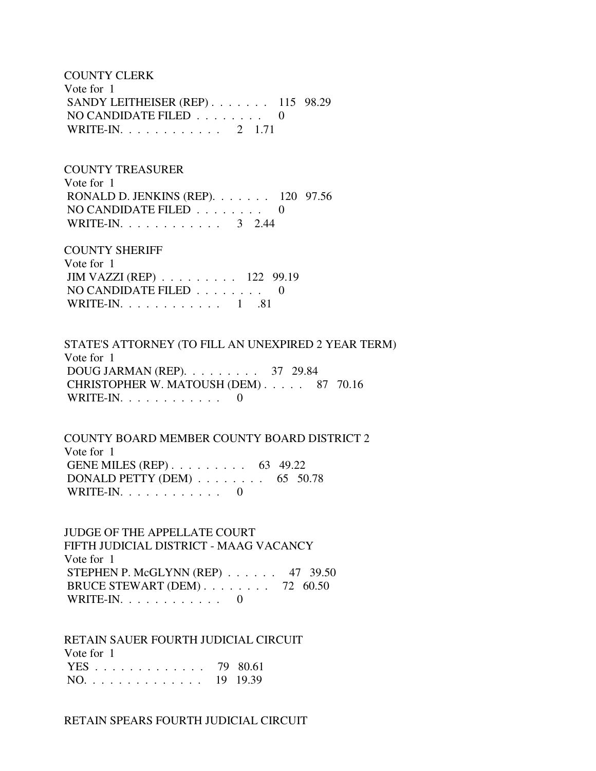COUNTY CLERK
Vote for 1
SANDY LEITHEISER (REP) . . . . . . . 115 98.29
NO CANDIDATE FILED . . . . . . . . 0
WRITE-IN. . . . . . . . . . . . 2 1.71

COUNTY TREASURER
Vote for 1
RONALD D. JENKINS (REP). . . . . . . 120 97.56
NO CANDIDATE FILED . . . . . . . . 0
WRITE-IN. . . . . . . . . . . . 3 2.44

COUNTY SHERIFF
Vote for 1
JIM VAZZI (REP) . . . . . . . . . 122 99.19
NO CANDIDATE FILED . . . . . . . . 0
WRITE-IN. . . . . . . . . . . . 1 .81

STATE'S ATTORNEY (TO FILL AN UNEXPIRED 2 YEAR TERM)
Vote for 1
DOUG JARMAN (REP). . . . . . . . . 37 29.84
CHRISTOPHER W. MATOUSH (DEM) . . . . . 87 70.16
WRITE-IN. . . . . . . . . . . . 0

COUNTY BOARD MEMBER COUNTY BOARD DISTRICT 2
Vote for 1
GENE MILES (REP) . . . . . . . . . 63 49.22
DONALD PETTY (DEM) . . . . . . . . 65 50.78
WRITE-IN. . . . . . . . . . . . 0

JUDGE OF THE APPELLATE COURT
FIFTH JUDICIAL DISTRICT - MAAG VACANCY
Vote for 1
STEPHEN P. McGLYNN (REP) . . . . . . 47 39.50
BRUCE STEWART (DEM) . . . . . . . . 72 60.50
WRITE-IN. . . . . . . . . . . . 0

RETAIN SAUER FOURTH JUDICIAL CIRCUIT
Vote for 1
YES . . . . . . . . . . . . . 79 80.61
NO. . . . . . . . . . . . . . 19 19.39

RETAIN SPEARS FOURTH JUDICIAL CIRCUIT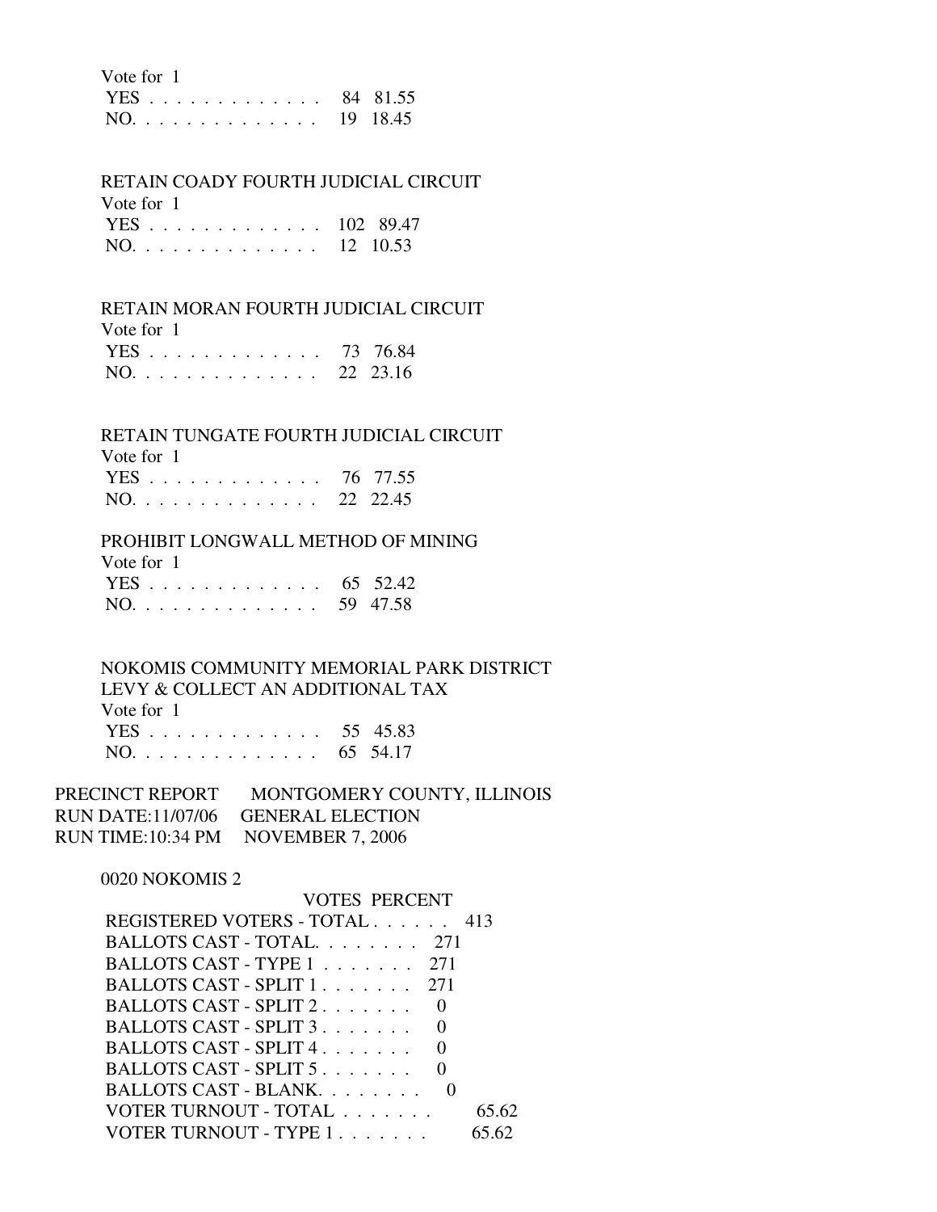Vote for 1

YES . . . . . . . . . . . . . 84 81.55
NO. . . . . . . . . . . . . . 19 18.45

RETAIN COADY FOURTH JUDICIAL CIRCUIT

Vote for 1

YES . . . . . . . . . . . . . 102 89.47
NO. . . . . . . . . . . . . . 12 10.53

RETAIN MORAN FOURTH JUDICIAL CIRCUIT

Vote for 1

YES . . . . . . . . . . . . . 73 76.84
NO. . . . . . . . . . . . . . 22 23.16

RETAIN TUNGATE FOURTH JUDICIAL CIRCUIT

Vote for 1

YES . . . . . . . . . . . . . 76 77.55
NO. . . . . . . . . . . . . . 22 22.45

PROHIBIT LONGWALL METHOD OF MINING

Vote for 1

YES . . . . . . . . . . . . . 65 52.42
NO. . . . . . . . . . . . . . 59 47.58

NOKOMIS COMMUNITY MEMORIAL PARK DISTRICT
LEVY & COLLECT AN ADDITIONAL TAX

Vote for 1

YES . . . . . . . . . . . . . 55 45.83
NO. . . . . . . . . . . . . . 65 54.17

PRECINCT REPORT MONTGOMERY COUNTY, ILLINOIS
RUN DATE:11/07/06 GENERAL ELECTION
RUN TIME:10:34 PM NOVEMBER 7, 2006

0020 NOKOMIS 2

VOTES PERCENT

REGISTERED VOTERS - TOTAL . . . . . . 413
BALLOTS CAST - TOTAL. . . . . . . . 271
BALLOTS CAST - TYPE 1 . . . . . . . 271
BALLOTS CAST - SPLIT 1 . . . . . . . 271
BALLOTS CAST - SPLIT 2 . . . . . . . 0
BALLOTS CAST - SPLIT 3 . . . . . . . 0
BALLOTS CAST - SPLIT 4 . . . . . . . 0
BALLOTS CAST - SPLIT 5 . . . . . . . 0
BALLOTS CAST - BLANK. . . . . . . . 0
VOTER TURNOUT - TOTAL . . . . . . . 65.62
VOTER TURNOUT - TYPE 1 . . . . . . . 65.62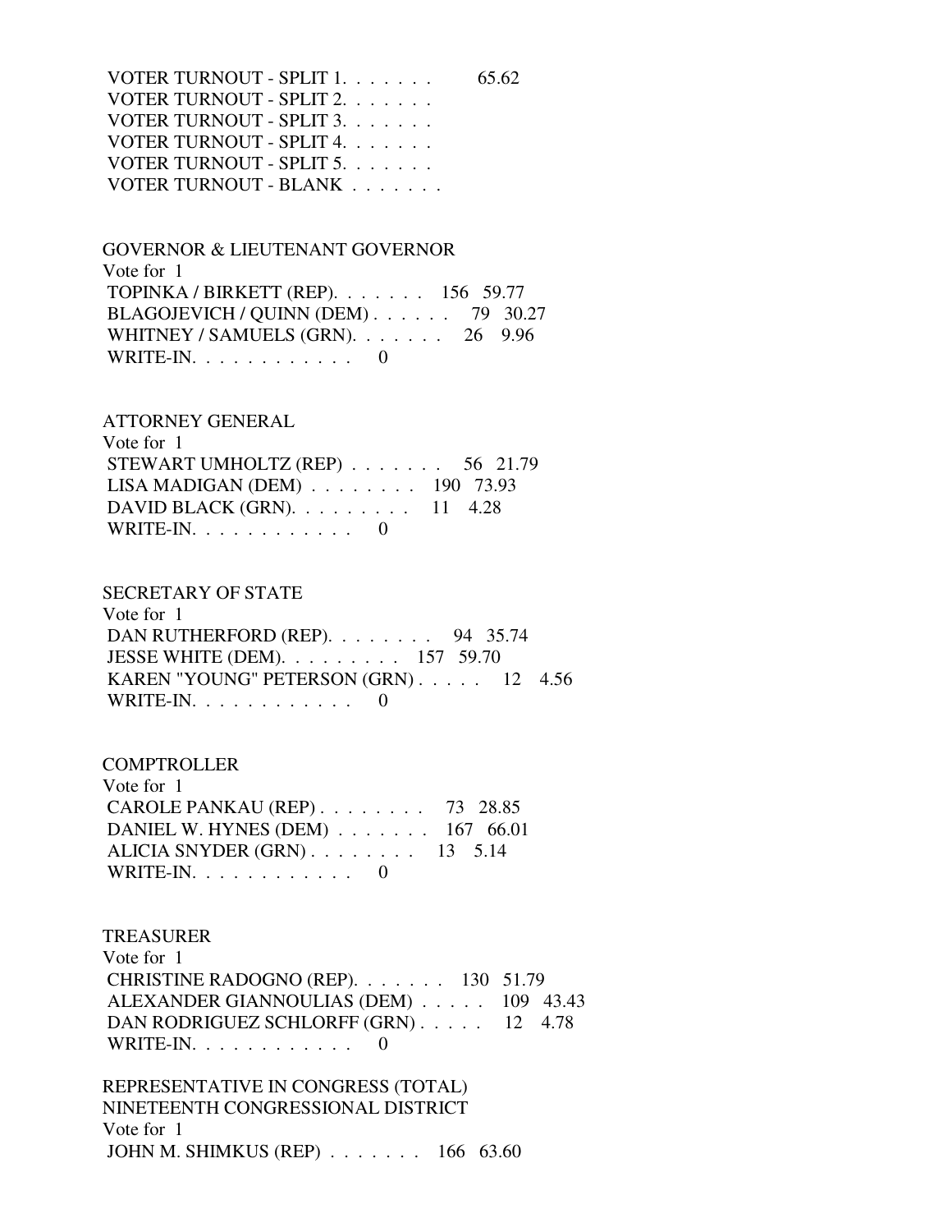VOTER TURNOUT - SPLIT 1. . . . . . . 65.62
VOTER TURNOUT - SPLIT 2. . . . . . .
VOTER TURNOUT - SPLIT 3. . . . . . .
VOTER TURNOUT - SPLIT 4. . . . . . .
VOTER TURNOUT - SPLIT 5. . . . . . .
VOTER TURNOUT - BLANK . . . . . . .

GOVERNOR & LIEUTENANT GOVERNOR
Vote for 1
TOPINKA / BIRKETT (REP). . . . . . . 156 59.77
BLAGOJEVICH / QUINN (DEM) . . . . . . 79 30.27
WHITNEY / SAMUELS (GRN). . . . . . . 26 9.96
WRITE-IN. . . . . . . . . . . . 0

ATTORNEY GENERAL
Vote for 1
STEWART UMHOLTZ (REP) . . . . . . . 56 21.79
LISA MADIGAN (DEM) . . . . . . . . 190 73.93
DAVID BLACK (GRN). . . . . . . . . 11 4.28
WRITE-IN. . . . . . . . . . . . 0

SECRETARY OF STATE
Vote for 1
DAN RUTHERFORD (REP). . . . . . . . 94 35.74
JESSE WHITE (DEM). . . . . . . . . 157 59.70
KAREN "YOUNG" PETERSON (GRN) . . . . . 12 4.56
WRITE-IN. . . . . . . . . . . . 0

COMPTROLLER
Vote for 1
CAROLE PANKAU (REP) . . . . . . . . 73 28.85
DANIEL W. HYNES (DEM) . . . . . . . 167 66.01
ALICIA SNYDER (GRN) . . . . . . . . 13 5.14
WRITE-IN. . . . . . . . . . . . 0

TREASURER
Vote for 1
CHRISTINE RADOGNO (REP). . . . . . . 130 51.79
ALEXANDER GIANNOULIAS (DEM) . . . . . 109 43.43
DAN RODRIGUEZ SCHLORFF (GRN) . . . . . 12 4.78
WRITE-IN. . . . . . . . . . . . 0

REPRESENTATIVE IN CONGRESS (TOTAL)
NINETEENTH CONGRESSIONAL DISTRICT
Vote for 1
JOHN M. SHIMKUS (REP) . . . . . . . 166 63.60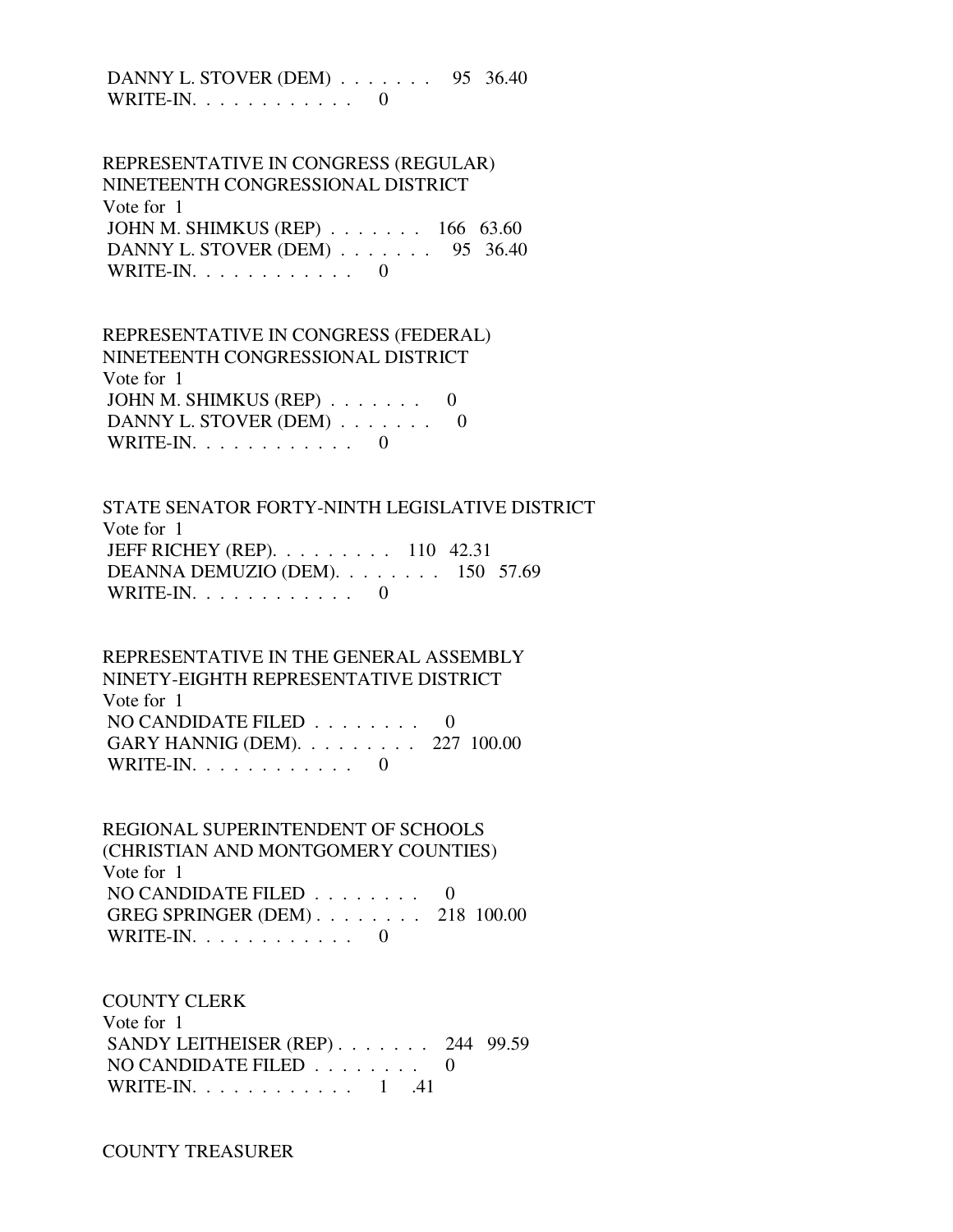DANNY L. STOVER (DEM) . . . . . . . 95 36.40
WRITE-IN. . . . . . . . . . . . 0

REPRESENTATIVE IN CONGRESS (REGULAR)
NINETEENTH CONGRESSIONAL DISTRICT
Vote for 1
JOHN M. SHIMKUS (REP) . . . . . . . 166 63.60
DANNY L. STOVER (DEM) . . . . . . . 95 36.40
WRITE-IN. . . . . . . . . . . . 0

REPRESENTATIVE IN CONGRESS (FEDERAL)
NINETEENTH CONGRESSIONAL DISTRICT
Vote for 1
JOHN M. SHIMKUS (REP) . . . . . . . 0
DANNY L. STOVER (DEM) . . . . . . . 0
WRITE-IN. . . . . . . . . . . . 0

STATE SENATOR FORTY-NINTH LEGISLATIVE DISTRICT
Vote for 1
JEFF RICHEY (REP). . . . . . . . . 110 42.31
DEANNA DEMUZIO (DEM). . . . . . . . 150 57.69
WRITE-IN. . . . . . . . . . . . 0

REPRESENTATIVE IN THE GENERAL ASSEMBLY
NINETY-EIGHTH REPRESENTATIVE DISTRICT
Vote for 1
NO CANDIDATE FILED . . . . . . . . 0
GARY HANNIG (DEM). . . . . . . . . 227 100.00
WRITE-IN. . . . . . . . . . . . 0

REGIONAL SUPERINTENDENT OF SCHOOLS
(CHRISTIAN AND MONTGOMERY COUNTIES)
Vote for 1
NO CANDIDATE FILED . . . . . . . . 0
GREG SPRINGER (DEM) . . . . . . . . 218 100.00
WRITE-IN. . . . . . . . . . . . 0

COUNTY CLERK
Vote for 1
SANDY LEITHEISER (REP) . . . . . . . 244 99.59
NO CANDIDATE FILED . . . . . . . . 0
WRITE-IN. . . . . . . . . . . . 1 .41

COUNTY TREASURER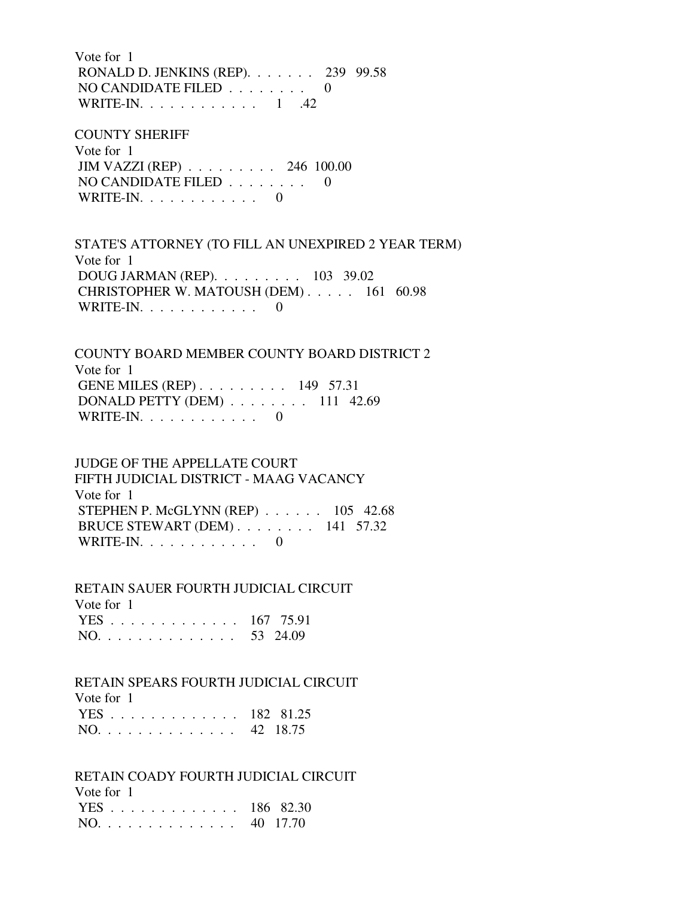Vote for 1
RONALD D. JENKINS (REP). . . . . . . 239 99.58
NO CANDIDATE FILED . . . . . . . . 0
WRITE-IN. . . . . . . . . . . . 1 .42

COUNTY SHERIFF
Vote for 1
JIM VAZZI (REP) . . . . . . . . . 246 100.00
NO CANDIDATE FILED . . . . . . . . 0
WRITE-IN. . . . . . . . . . . . 0

STATE'S ATTORNEY (TO FILL AN UNEXPIRED 2 YEAR TERM)
Vote for 1
DOUG JARMAN (REP). . . . . . . . . 103 39.02
CHRISTOPHER W. MATOUSH (DEM) . . . . . 161 60.98
WRITE-IN. . . . . . . . . . . . 0

COUNTY BOARD MEMBER COUNTY BOARD DISTRICT 2
Vote for 1
GENE MILES (REP) . . . . . . . . . 149 57.31
DONALD PETTY (DEM) . . . . . . . . 111 42.69
WRITE-IN. . . . . . . . . . . . 0

JUDGE OF THE APPELLATE COURT
FIFTH JUDICIAL DISTRICT - MAAG VACANCY
Vote for 1
STEPHEN P. McGLYNN (REP) . . . . . . 105 42.68
BRUCE STEWART (DEM) . . . . . . . . 141 57.32
WRITE-IN. . . . . . . . . . . . 0

RETAIN SAUER FOURTH JUDICIAL CIRCUIT
Vote for 1
YES . . . . . . . . . . . . . 167 75.91
NO. . . . . . . . . . . . . . 53 24.09

RETAIN SPEARS FOURTH JUDICIAL CIRCUIT
Vote for 1
YES . . . . . . . . . . . . . 182 81.25
NO. . . . . . . . . . . . . . 42 18.75

RETAIN COADY FOURTH JUDICIAL CIRCUIT
Vote for 1
YES . . . . . . . . . . . . . 186 82.30
NO. . . . . . . . . . . . . . 40 17.70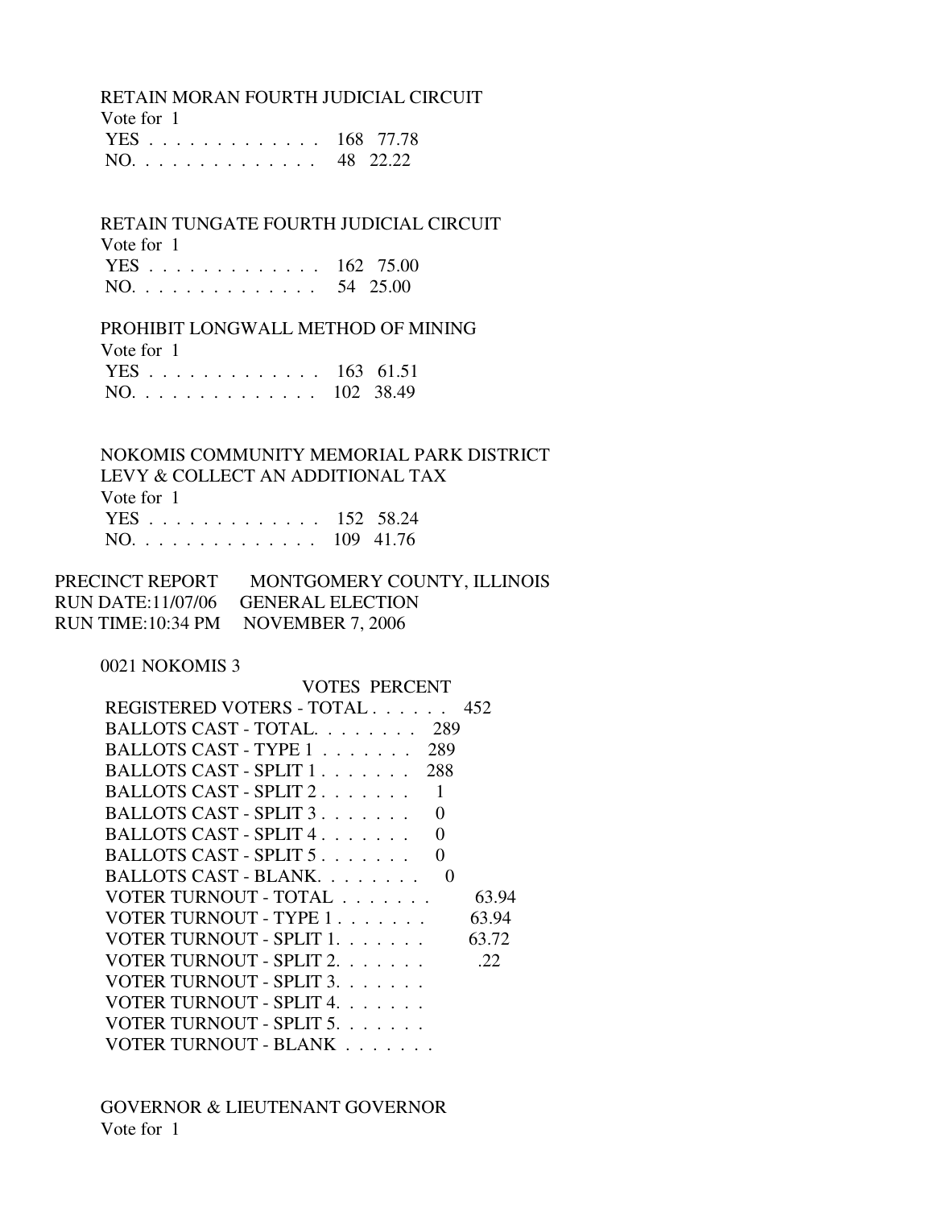RETAIN MORAN FOURTH JUDICIAL CIRCUIT
Vote for 1

| | | |
|---|---|---|
| YES . . . . . . . . . . . . . | 168 | 77.78 |
| NO. . . . . . . . . . . . . . | 48 | 22.22 |

RETAIN TUNGATE FOURTH JUDICIAL CIRCUIT
Vote for 1

| | | |
|---|---|---|
| YES . . . . . . . . . . . . . | 162 | 75.00 |
| NO. . . . . . . . . . . . . . | 54 | 25.00 |

PROHIBIT LONGWALL METHOD OF MINING
Vote for 1

| | | |
|---|---|---|
| YES . . . . . . . . . . . . . | 163 | 61.51 |
| NO. . . . . . . . . . . . . . | 102 | 38.49 |

NOKOMIS COMMUNITY MEMORIAL PARK DISTRICT
LEVY & COLLECT AN ADDITIONAL TAX
Vote for 1

| | | |
|---|---|---|
| YES . . . . . . . . . . . . . | 152 | 58.24 |
| NO. . . . . . . . . . . . . . | 109 | 41.76 |

PRECINCT REPORT MONTGOMERY COUNTY, ILLINOIS
RUN DATE:11/07/06 GENERAL ELECTION
RUN TIME:10:34 PM NOVEMBER 7, 2006

0021 NOKOMIS 3

| | VOTES | PERCENT |
|---|---|---|
| REGISTERED VOTERS - TOTAL . . . . . . | 452 | |
| BALLOTS CAST - TOTAL. . . . . . . . | 289 | |
| BALLOTS CAST - TYPE 1 . . . . . . . | 289 | |
| BALLOTS CAST - SPLIT 1 . . . . . . . | 288 | |
| BALLOTS CAST - SPLIT 2 . . . . . . . | 1 | |
| BALLOTS CAST - SPLIT 3 . . . . . . . | 0 | |
| BALLOTS CAST - SPLIT 4 . . . . . . . | 0 | |
| BALLOTS CAST - SPLIT 5 . . . . . . . | 0 | |
| BALLOTS CAST - BLANK. . . . . . . . | 0 | |
| VOTER TURNOUT - TOTAL . . . . . . . | | 63.94 |
| VOTER TURNOUT - TYPE 1 . . . . . . . | | 63.94 |
| VOTER TURNOUT - SPLIT 1. . . . . . . | | 63.72 |
| VOTER TURNOUT - SPLIT 2. . . . . . . | | .22 |
| VOTER TURNOUT - SPLIT 3. . . . . . . | | |
| VOTER TURNOUT - SPLIT 4. . . . . . . | | |
| VOTER TURNOUT - SPLIT 5. . . . . . . | | |
| VOTER TURNOUT - BLANK . . . . . . . | | |

GOVERNOR & LIEUTENANT GOVERNOR
Vote for 1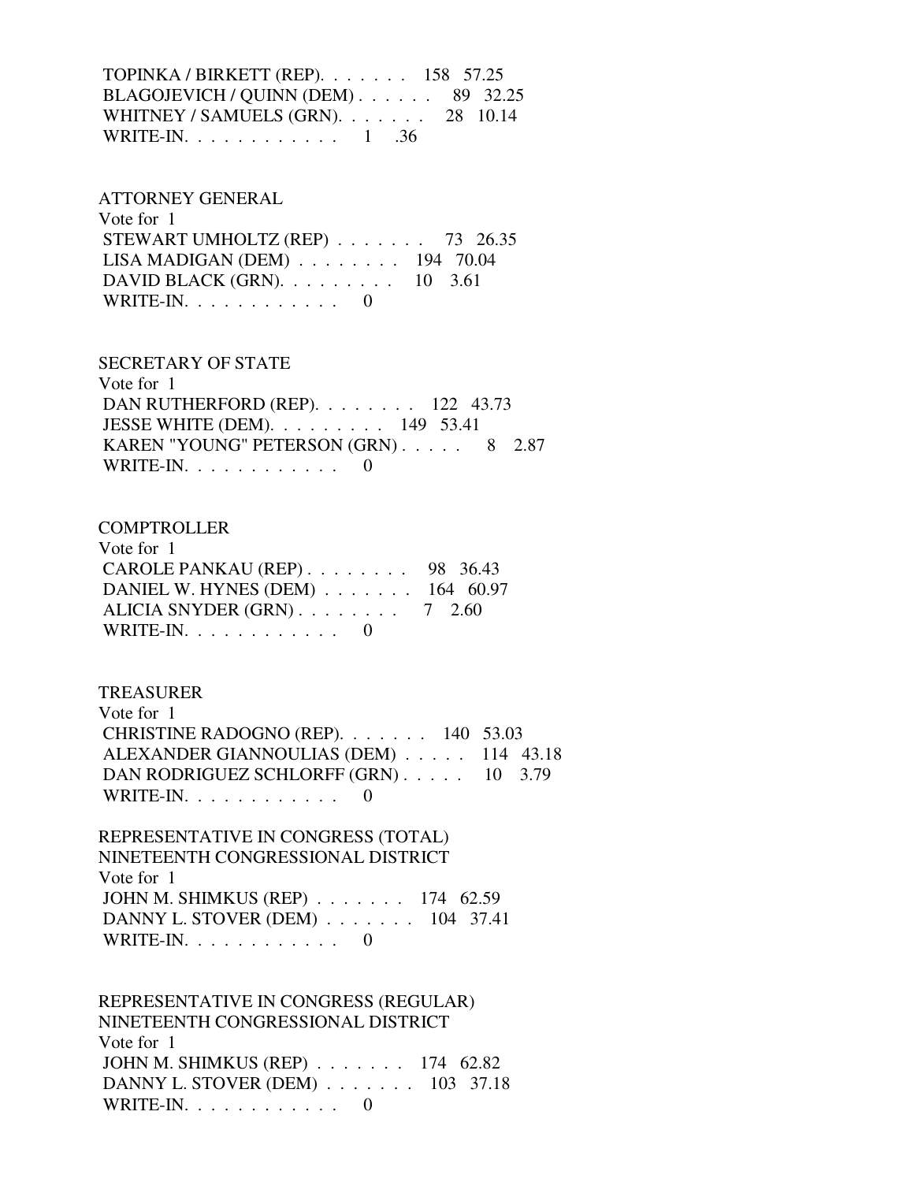TOPINKA / BIRKETT (REP). . . . . . . 158 57.25
BLAGOJEVICH / QUINN (DEM) . . . . . . 89 32.25
WHITNEY / SAMUELS (GRN). . . . . . . 28 10.14
WRITE-IN. . . . . . . . . . . . 1 .36

ATTORNEY GENERAL
Vote for 1
STEWART UMHOLTZ (REP) . . . . . . . 73 26.35
LISA MADIGAN (DEM) . . . . . . . . 194 70.04
DAVID BLACK (GRN). . . . . . . . . 10 3.61
WRITE-IN. . . . . . . . . . . . 0

SECRETARY OF STATE
Vote for 1
DAN RUTHERFORD (REP). . . . . . . . 122 43.73
JESSE WHITE (DEM). . . . . . . . . 149 53.41
KAREN "YOUNG" PETERSON (GRN) . . . . . 8 2.87
WRITE-IN. . . . . . . . . . . . 0

COMPTROLLER
Vote for 1
CAROLE PANKAU (REP) . . . . . . . . 98 36.43
DANIEL W. HYNES (DEM) . . . . . . . 164 60.97
ALICIA SNYDER (GRN) . . . . . . . . 7 2.60
WRITE-IN. . . . . . . . . . . . 0

TREASURER
Vote for 1
CHRISTINE RADOGNO (REP). . . . . . . 140 53.03
ALEXANDER GIANNOULIAS (DEM) . . . . . 114 43.18
DAN RODRIGUEZ SCHLORFF (GRN) . . . . . 10 3.79
WRITE-IN. . . . . . . . . . . . 0

REPRESENTATIVE IN CONGRESS (TOTAL)
NINETEENTH CONGRESSIONAL DISTRICT
Vote for 1
JOHN M. SHIMKUS (REP) . . . . . . . 174 62.59
DANNY L. STOVER (DEM) . . . . . . . 104 37.41
WRITE-IN. . . . . . . . . . . . 0

REPRESENTATIVE IN CONGRESS (REGULAR)
NINETEENTH CONGRESSIONAL DISTRICT
Vote for 1
JOHN M. SHIMKUS (REP) . . . . . . . 174 62.82
DANNY L. STOVER (DEM) . . . . . . . 103 37.18
WRITE-IN. . . . . . . . . . . . 0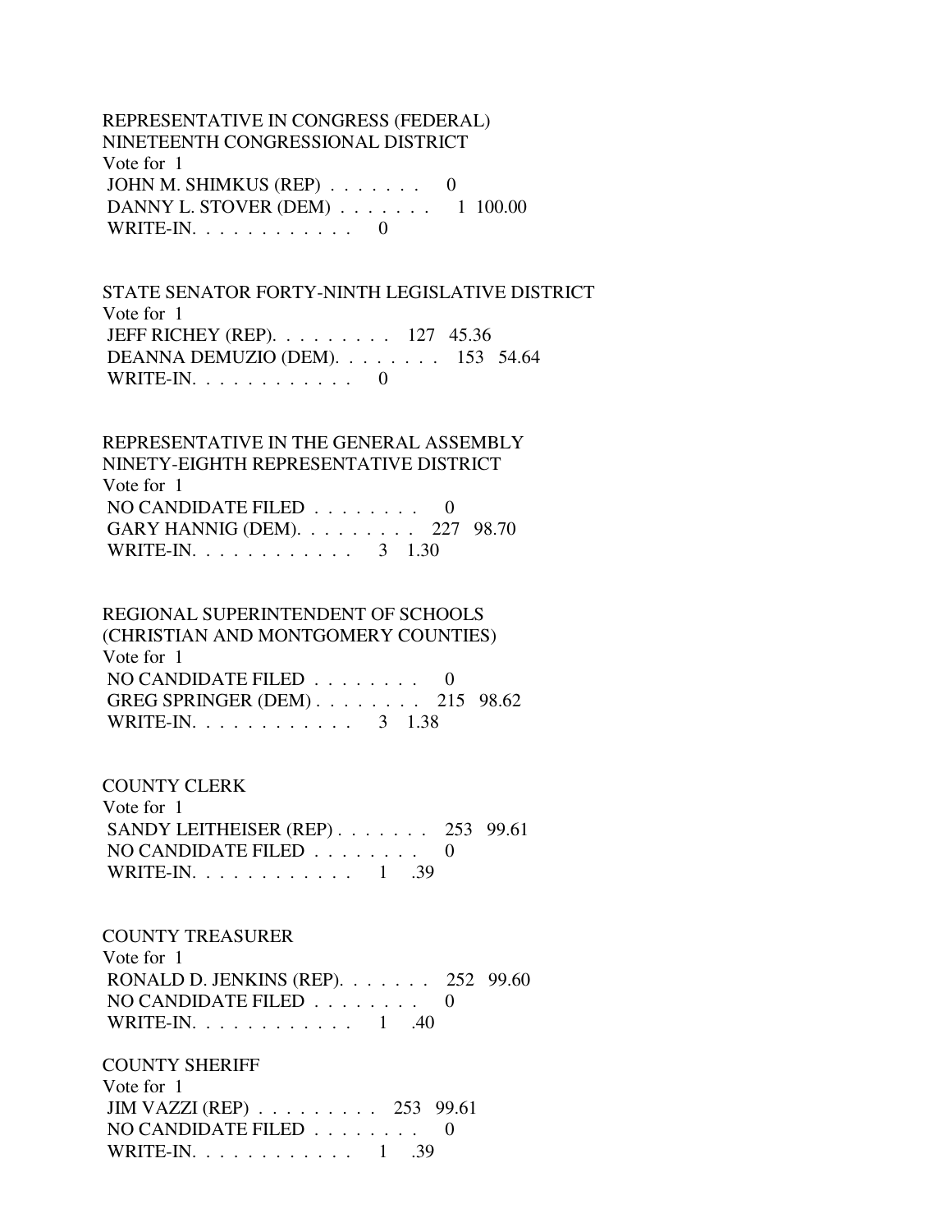REPRESENTATIVE IN CONGRESS (FEDERAL)
NINETEENTH CONGRESSIONAL DISTRICT
Vote for 1

| | | |
|---|---|---|
| JOHN M. SHIMKUS (REP) . . . . . . . | 0 | |
| DANNY L. STOVER (DEM) . . . . . . . | 1 | 100.00 |
| WRITE-IN. . . . . . . . . . . . | 0 | |

STATE SENATOR FORTY-NINTH LEGISLATIVE DISTRICT
Vote for 1

| | | |
|---|---|---|
| JEFF RICHEY (REP). . . . . . . . . | 127 | 45.36 |
| DEANNA DEMUZIO (DEM). . . . . . . . | 153 | 54.64 |
| WRITE-IN. . . . . . . . . . . . | 0 | |

REPRESENTATIVE IN THE GENERAL ASSEMBLY
NINETY-EIGHTH REPRESENTATIVE DISTRICT
Vote for 1

| | | |
|---|---|---|
| NO CANDIDATE FILED . . . . . . . . | 0 | |
| GARY HANNIG (DEM). . . . . . . . . | 227 | 98.70 |
| WRITE-IN. . . . . . . . . . . . | 3 | 1.30 |

REGIONAL SUPERINTENDENT OF SCHOOLS
(CHRISTIAN AND MONTGOMERY COUNTIES)
Vote for 1

| | | |
|---|---|---|
| NO CANDIDATE FILED . . . . . . . . | 0 | |
| GREG SPRINGER (DEM) . . . . . . . . | 215 | 98.62 |
| WRITE-IN. . . . . . . . . . . . | 3 | 1.38 |

COUNTY CLERK
Vote for 1

| | | |
|---|---|---|
| SANDY LEITHEISER (REP) . . . . . . . | 253 | 99.61 |
| NO CANDIDATE FILED . . . . . . . . | 0 | |
| WRITE-IN. . . . . . . . . . . . | 1 | .39 |

COUNTY TREASURER
Vote for 1

| | | |
|---|---|---|
| RONALD D. JENKINS (REP). . . . . . . | 252 | 99.60 |
| NO CANDIDATE FILED . . . . . . . . | 0 | |
| WRITE-IN. . . . . . . . . . . . | 1 | .40 |

COUNTY SHERIFF
Vote for 1

| | | |
|---|---|---|
| JIM VAZZI (REP) . . . . . . . . . | 253 | 99.61 |
| NO CANDIDATE FILED . . . . . . . . | 0 | |
| WRITE-IN. . . . . . . . . . . . | 1 | .39 |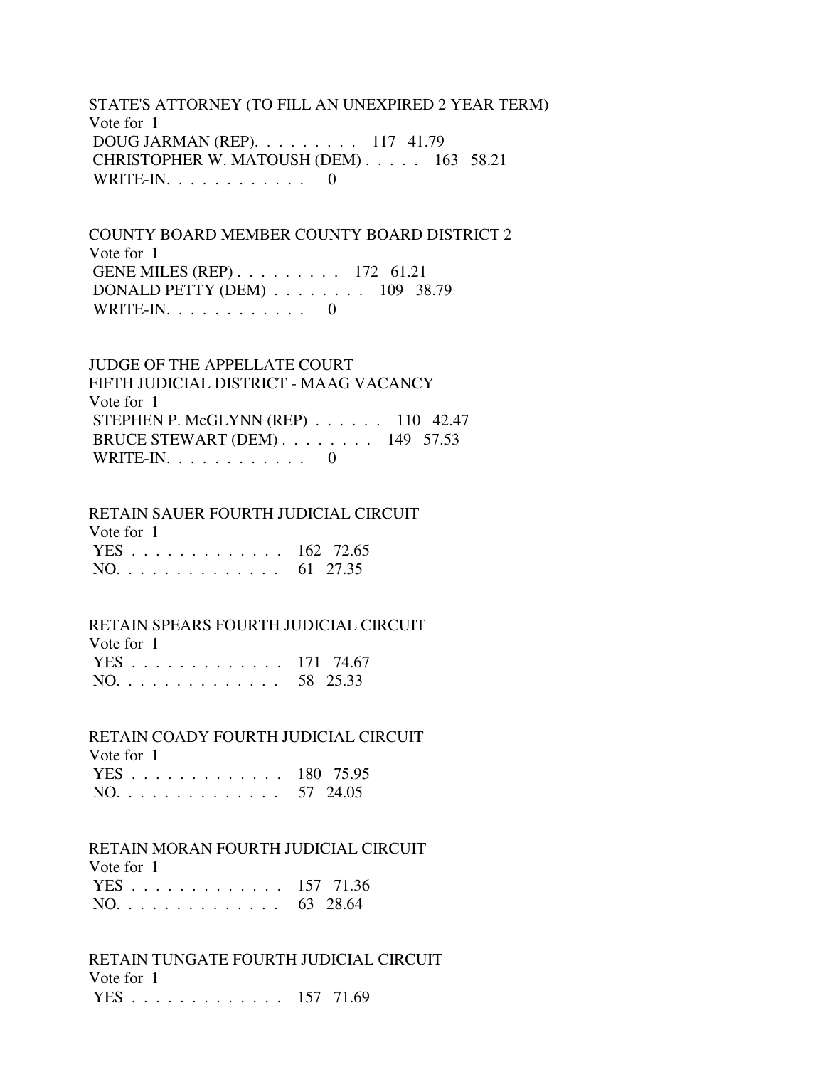STATE'S ATTORNEY (TO FILL AN UNEXPIRED 2 YEAR TERM)
Vote for 1

| | | |
|---|---|---|
| DOUG JARMAN (REP). . . . . . . . . | 117 | 41.79 |
| CHRISTOPHER W. MATOUSH (DEM) . . . . . | 163 | 58.21 |
| WRITE-IN. . . . . . . . . . . . | 0 | |

COUNTY BOARD MEMBER COUNTY BOARD DISTRICT 2
Vote for 1

| | | |
|---|---|---|
| GENE MILES (REP) . . . . . . . . . | 172 | 61.21 |
| DONALD PETTY (DEM) . . . . . . . . | 109 | 38.79 |
| WRITE-IN. . . . . . . . . . . . | 0 | |

JUDGE OF THE APPELLATE COURT
FIFTH JUDICIAL DISTRICT - MAAG VACANCY
Vote for 1

| | | |
|---|---|---|
| STEPHEN P. McGLYNN (REP) . . . . . . | 110 | 42.47 |
| BRUCE STEWART (DEM) . . . . . . . . | 149 | 57.53 |
| WRITE-IN. . . . . . . . . . . . | 0 | |

RETAIN SAUER FOURTH JUDICIAL CIRCUIT
Vote for 1

| | | |
|---|---|---|
| YES . . . . . . . . . . . . . | 162 | 72.65 |
| NO. . . . . . . . . . . . . . | 61 | 27.35 |

RETAIN SPEARS FOURTH JUDICIAL CIRCUIT
Vote for 1

| | | |
|---|---|---|
| YES . . . . . . . . . . . . . | 171 | 74.67 |
| NO. . . . . . . . . . . . . . | 58 | 25.33 |

RETAIN COADY FOURTH JUDICIAL CIRCUIT
Vote for 1

| | | |
|---|---|---|
| YES . . . . . . . . . . . . . | 180 | 75.95 |
| NO. . . . . . . . . . . . . . | 57 | 24.05 |

RETAIN MORAN FOURTH JUDICIAL CIRCUIT
Vote for 1

| | | |
|---|---|---|
| YES . . . . . . . . . . . . . | 157 | 71.36 |
| NO. . . . . . . . . . . . . . | 63 | 28.64 |

RETAIN TUNGATE FOURTH JUDICIAL CIRCUIT
Vote for 1

| | | |
|---|---|---|
| YES . . . . . . . . . . . . . | 157 | 71.69 |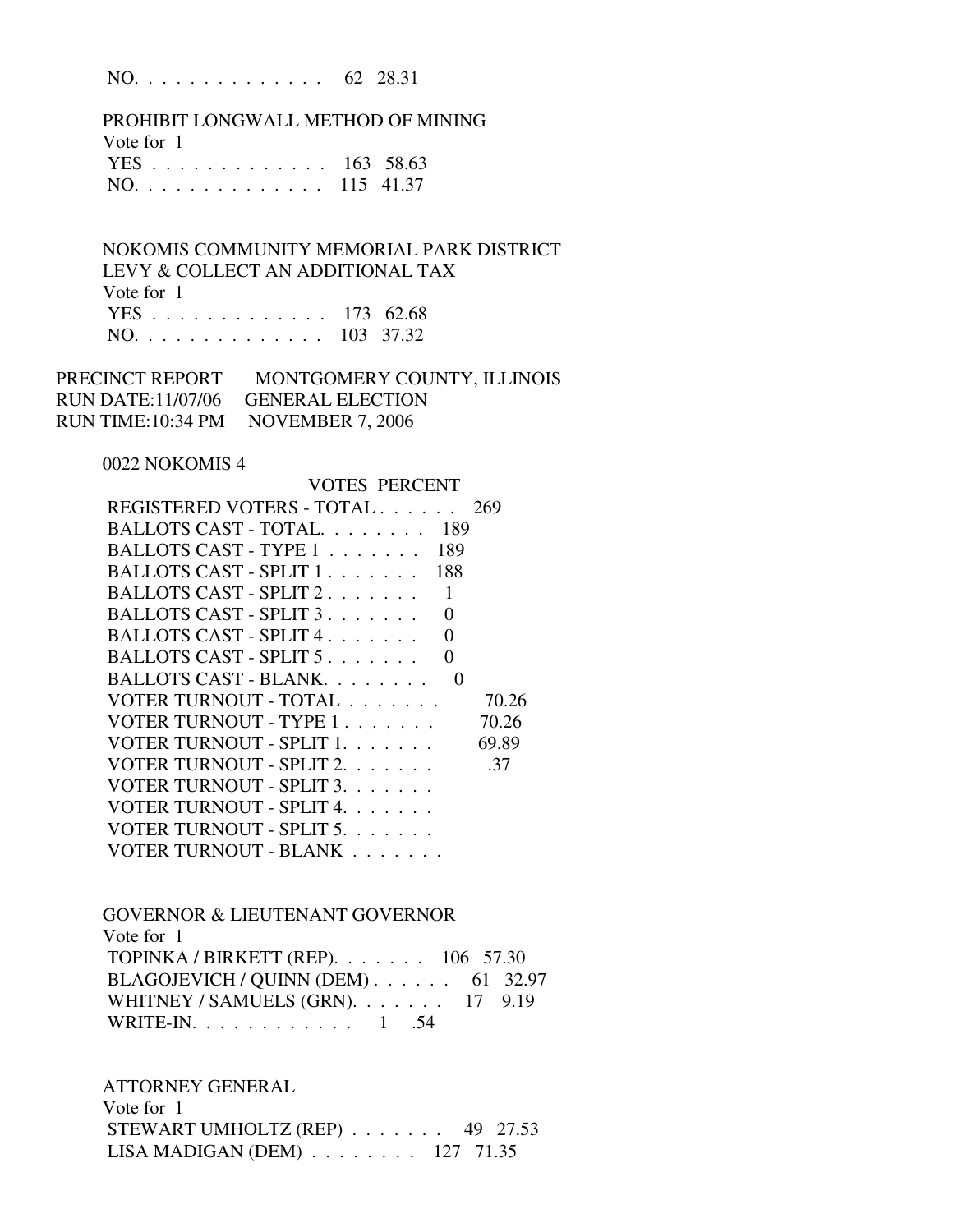NO. . . . . . . . . . . . . . 62 28.31

PROHIBIT LONGWALL METHOD OF MINING
Vote for 1

| | | |
|---|---|---|
| YES . . . . . . . . . . . . . | 163 | 58.63 |
| NO. . . . . . . . . . . . . . | 115 | 41.37 |

NOKOMIS COMMUNITY MEMORIAL PARK DISTRICT
LEVY & COLLECT AN ADDITIONAL TAX
Vote for 1

| | | |
|---|---|---|
| YES . . . . . . . . . . . . . | 173 | 62.68 |
| NO. . . . . . . . . . . . . . | 103 | 37.32 |

PRECINCT REPORT MONTGOMERY COUNTY, ILLINOIS
RUN DATE:11/07/06 GENERAL ELECTION
RUN TIME:10:34 PM NOVEMBER 7, 2006

0022 NOKOMIS 4

| | VOTES | PERCENT |
|---|---|---|
| REGISTERED VOTERS - TOTAL . . . . . . | 269 | |
| BALLOTS CAST - TOTAL. . . . . . . . | 189 | |
| BALLOTS CAST - TYPE 1 . . . . . . . | 189 | |
| BALLOTS CAST - SPLIT 1 . . . . . . . | 188 | |
| BALLOTS CAST - SPLIT 2 . . . . . . . | 1 | |
| BALLOTS CAST - SPLIT 3 . . . . . . . | 0 | |
| BALLOTS CAST - SPLIT 4 . . . . . . . | 0 | |
| BALLOTS CAST - SPLIT 5 . . . . . . . | 0 | |
| BALLOTS CAST - BLANK. . . . . . . . | 0 | |
| VOTER TURNOUT - TOTAL . . . . . . . | | 70.26 |
| VOTER TURNOUT - TYPE 1 . . . . . . . | | 70.26 |
| VOTER TURNOUT - SPLIT 1. . . . . . . | | 69.89 |
| VOTER TURNOUT - SPLIT 2. . . . . . . | | .37 |
| VOTER TURNOUT - SPLIT 3. . . . . . . | | |
| VOTER TURNOUT - SPLIT 4. . . . . . . | | |
| VOTER TURNOUT - SPLIT 5. . . . . . . | | |
| VOTER TURNOUT - BLANK . . . . . . . | | |

GOVERNOR & LIEUTENANT GOVERNOR
Vote for 1

| | | |
|---|---|---|
| TOPINKA / BIRKETT (REP). . . . . . . | 106 | 57.30 |
| BLAGOJEVICH / QUINN (DEM) . . . . . . | 61 | 32.97 |
| WHITNEY / SAMUELS (GRN). . . . . . . | 17 | 9.19 |
| WRITE-IN. . . . . . . . . . . . | 1 | .54 |

ATTORNEY GENERAL
Vote for 1

| | | |
|---|---|---|
| STEWART UMHOLTZ (REP) . . . . . . . | 49 | 27.53 |
| LISA MADIGAN (DEM) . . . . . . . . | 127 | 71.35 |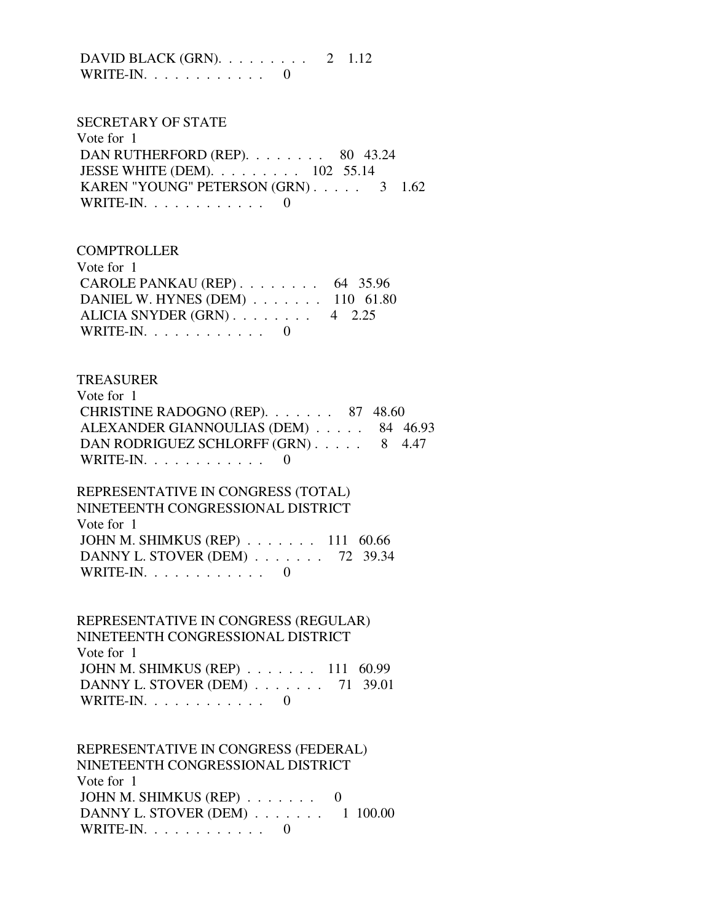DAVID BLACK (GRN). . . . . . . . . 2 1.12
WRITE-IN. . . . . . . . . . . . 0

SECRETARY OF STATE
Vote for 1
DAN RUTHERFORD (REP). . . . . . . . 80 43.24
JESSE WHITE (DEM). . . . . . . . . 102 55.14
KAREN "YOUNG" PETERSON (GRN) . . . . . 3 1.62
WRITE-IN. . . . . . . . . . . . 0

COMPTROLLER
Vote for 1
CAROLE PANKAU (REP) . . . . . . . . 64 35.96
DANIEL W. HYNES (DEM) . . . . . . . 110 61.80
ALICIA SNYDER (GRN) . . . . . . . . 4 2.25
WRITE-IN. . . . . . . . . . . . 0

TREASURER
Vote for 1
CHRISTINE RADOGNO (REP). . . . . . . 87 48.60
ALEXANDER GIANNOULIAS (DEM) . . . . . 84 46.93
DAN RODRIGUEZ SCHLORFF (GRN) . . . . . 8 4.47
WRITE-IN. . . . . . . . . . . . 0

REPRESENTATIVE IN CONGRESS (TOTAL)
NINETEENTH CONGRESSIONAL DISTRICT
Vote for 1
JOHN M. SHIMKUS (REP) . . . . . . . 111 60.66
DANNY L. STOVER (DEM) . . . . . . . 72 39.34
WRITE-IN. . . . . . . . . . . . 0

REPRESENTATIVE IN CONGRESS (REGULAR)
NINETEENTH CONGRESSIONAL DISTRICT
Vote for 1
JOHN M. SHIMKUS (REP) . . . . . . . 111 60.99
DANNY L. STOVER (DEM) . . . . . . . 71 39.01
WRITE-IN. . . . . . . . . . . . 0

REPRESENTATIVE IN CONGRESS (FEDERAL)
NINETEENTH CONGRESSIONAL DISTRICT
Vote for 1
JOHN M. SHIMKUS (REP) . . . . . . . 0
DANNY L. STOVER (DEM) . . . . . . . 1 100.00
WRITE-IN. . . . . . . . . . . . 0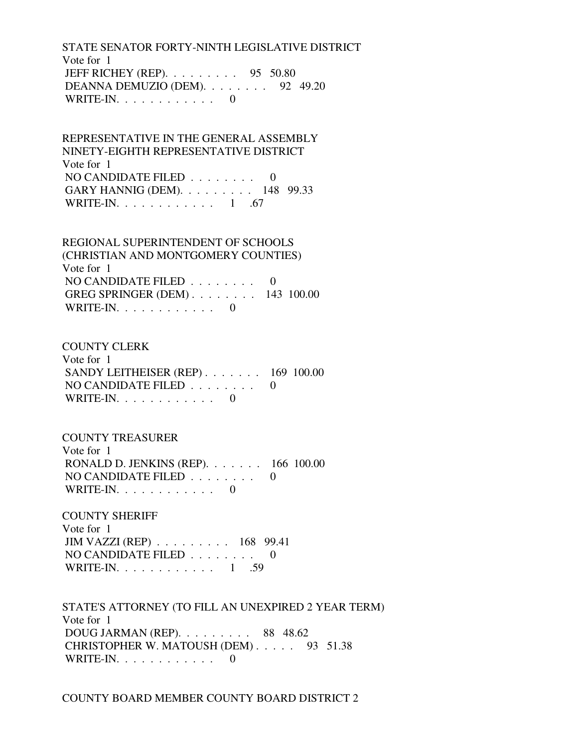STATE SENATOR FORTY-NINTH LEGISLATIVE DISTRICT
Vote for 1
JEFF RICHEY (REP). . . . . . . . . 95 50.80
DEANNA DEMUZIO (DEM). . . . . . . . 92 49.20
WRITE-IN. . . . . . . . . . . . 0

REPRESENTATIVE IN THE GENERAL ASSEMBLY
NINETY-EIGHTH REPRESENTATIVE DISTRICT
Vote for 1
NO CANDIDATE FILED . . . . . . . . 0
GARY HANNIG (DEM). . . . . . . . . 148 99.33
WRITE-IN. . . . . . . . . . . . 1 .67

REGIONAL SUPERINTENDENT OF SCHOOLS
(CHRISTIAN AND MONTGOMERY COUNTIES)
Vote for 1
NO CANDIDATE FILED . . . . . . . . 0
GREG SPRINGER (DEM) . . . . . . . . 143 100.00
WRITE-IN. . . . . . . . . . . . 0

COUNTY CLERK
Vote for 1
SANDY LEITHEISER (REP) . . . . . . . 169 100.00
NO CANDIDATE FILED . . . . . . . . 0
WRITE-IN. . . . . . . . . . . . 0

COUNTY TREASURER
Vote for 1
RONALD D. JENKINS (REP). . . . . . . 166 100.00
NO CANDIDATE FILED . . . . . . . . 0
WRITE-IN. . . . . . . . . . . . 0

COUNTY SHERIFF
Vote for 1
JIM VAZZI (REP) . . . . . . . . . 168 99.41
NO CANDIDATE FILED . . . . . . . . 0
WRITE-IN. . . . . . . . . . . . 1 .59

STATE'S ATTORNEY (TO FILL AN UNEXPIRED 2 YEAR TERM)
Vote for 1
DOUG JARMAN (REP). . . . . . . . . 88 48.62
CHRISTOPHER W. MATOUSH (DEM) . . . . . 93 51.38
WRITE-IN. . . . . . . . . . . . 0

COUNTY BOARD MEMBER COUNTY BOARD DISTRICT 2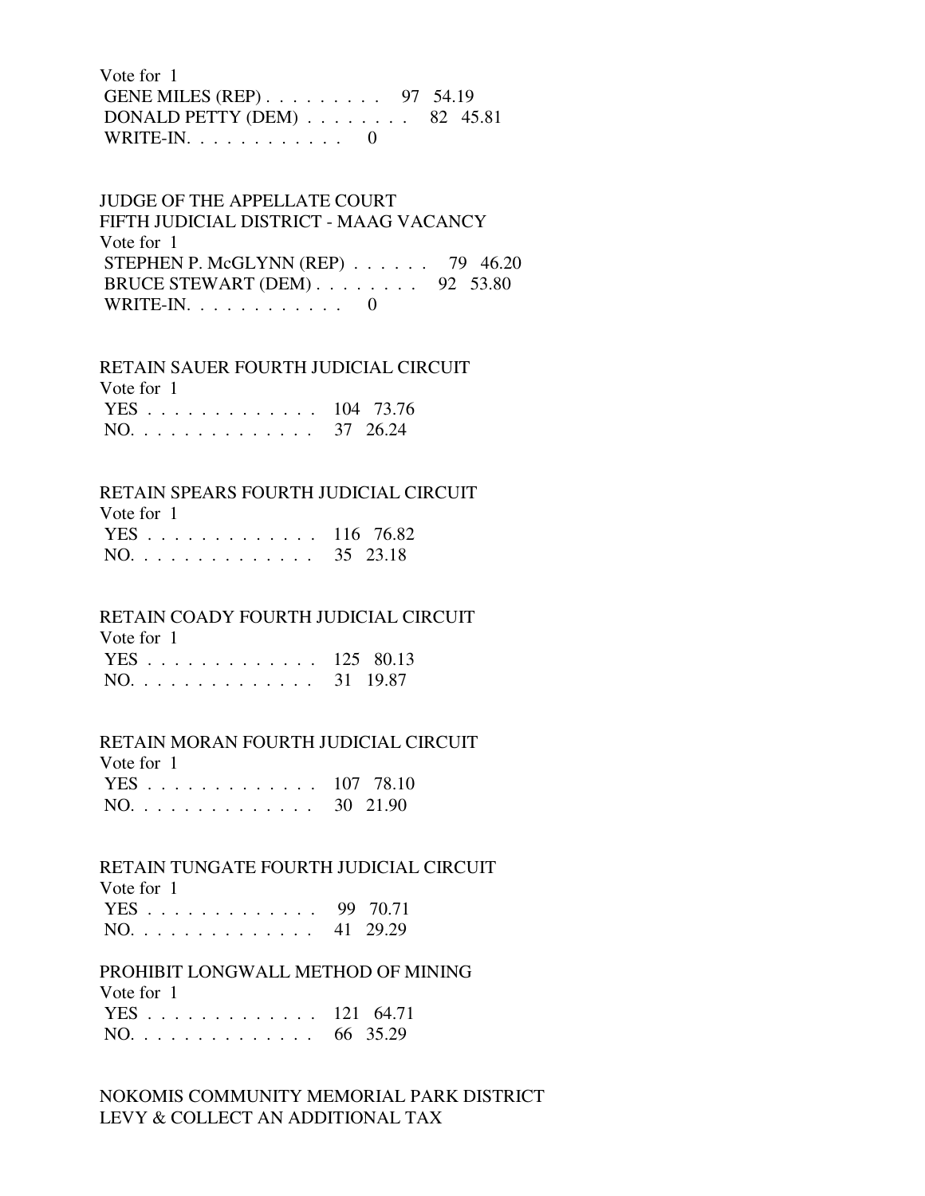Vote for 1
GENE MILES (REP) . . . . . . . . . 97 54.19
DONALD PETTY (DEM) . . . . . . . . 82 45.81
WRITE-IN. . . . . . . . . . . . 0

JUDGE OF THE APPELLATE COURT
FIFTH JUDICIAL DISTRICT - MAAG VACANCY
Vote for 1
STEPHEN P. McGLYNN (REP) . . . . . . 79 46.20
BRUCE STEWART (DEM) . . . . . . . . 92 53.80
WRITE-IN. . . . . . . . . . . . 0

RETAIN SAUER FOURTH JUDICIAL CIRCUIT
Vote for 1
YES . . . . . . . . . . . . . 104 73.76
NO. . . . . . . . . . . . . . 37 26.24

RETAIN SPEARS FOURTH JUDICIAL CIRCUIT
Vote for 1
YES . . . . . . . . . . . . . 116 76.82
NO. . . . . . . . . . . . . . 35 23.18

RETAIN COADY FOURTH JUDICIAL CIRCUIT
Vote for 1
YES . . . . . . . . . . . . . 125 80.13
NO. . . . . . . . . . . . . . 31 19.87

RETAIN MORAN FOURTH JUDICIAL CIRCUIT
Vote for 1
YES . . . . . . . . . . . . . 107 78.10
NO. . . . . . . . . . . . . . 30 21.90

RETAIN TUNGATE FOURTH JUDICIAL CIRCUIT
Vote for 1
YES . . . . . . . . . . . . . 99 70.71
NO. . . . . . . . . . . . . . 41 29.29

PROHIBIT LONGWALL METHOD OF MINING
Vote for 1
YES . . . . . . . . . . . . . 121 64.71
NO. . . . . . . . . . . . . . 66 35.29

NOKOMIS COMMUNITY MEMORIAL PARK DISTRICT
LEVY & COLLECT AN ADDITIONAL TAX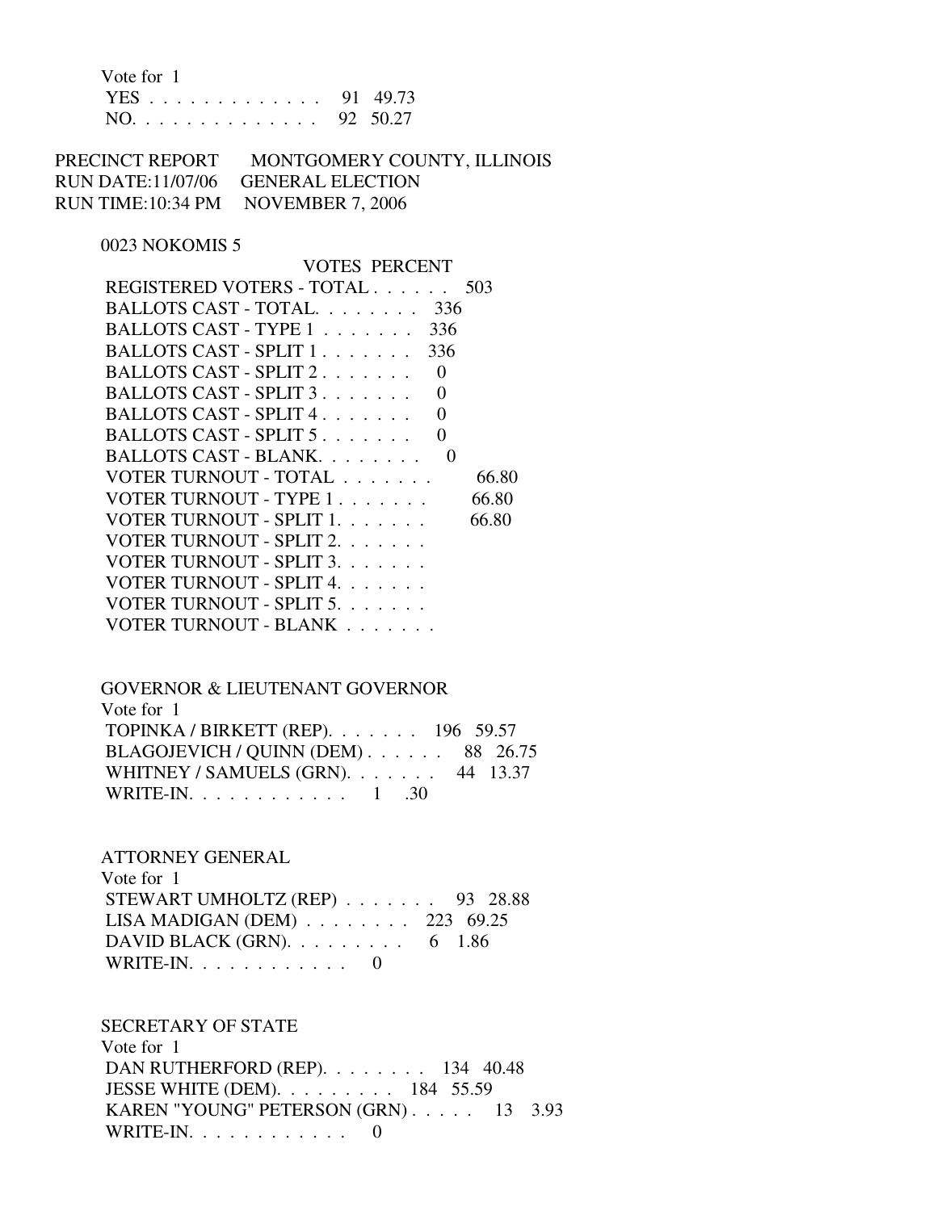Vote for 1

| | | |
|---|---|---|
| YES | 91 | 49.73 |
| NO. | 92 | 50.27 |

PRECINCT REPORT MONTGOMERY COUNTY, ILLINOIS
RUN DATE:11/07/06 GENERAL ELECTION
RUN TIME:10:34 PM NOVEMBER 7, 2006

0023 NOKOMIS 5

| | VOTES | PERCENT |
|---|---|---|
| REGISTERED VOTERS - TOTAL | 503 | |
| BALLOTS CAST - TOTAL. | 336 | |
| BALLOTS CAST - TYPE 1 | 336 | |
| BALLOTS CAST - SPLIT 1 | 336 | |
| BALLOTS CAST - SPLIT 2 | 0 | |
| BALLOTS CAST - SPLIT 3 | 0 | |
| BALLOTS CAST - SPLIT 4 | 0 | |
| BALLOTS CAST - SPLIT 5 | 0 | |
| BALLOTS CAST - BLANK. | 0 | |
| VOTER TURNOUT - TOTAL | | 66.80 |
| VOTER TURNOUT - TYPE 1 | | 66.80 |
| VOTER TURNOUT - SPLIT 1. | | 66.80 |
| VOTER TURNOUT - SPLIT 2. | | |
| VOTER TURNOUT - SPLIT 3. | | |
| VOTER TURNOUT - SPLIT 4. | | |
| VOTER TURNOUT - SPLIT 5. | | |
| VOTER TURNOUT - BLANK | | |

GOVERNOR & LIEUTENANT GOVERNOR
Vote for 1

| | | |
|---|---|---|
| TOPINKA / BIRKETT (REP). | 196 | 59.57 |
| BLAGOJEVICH / QUINN (DEM) | 88 | 26.75 |
| WHITNEY / SAMUELS (GRN). | 44 | 13.37 |
| WRITE-IN. | 1 | .30 |

ATTORNEY GENERAL
Vote for 1

| | | |
|---|---|---|
| STEWART UMHOLTZ (REP) | 93 | 28.88 |
| LISA MADIGAN (DEM) | 223 | 69.25 |
| DAVID BLACK (GRN). | 6 | 1.86 |
| WRITE-IN. | 0 | |

SECRETARY OF STATE
Vote for 1

| | | |
|---|---|---|
| DAN RUTHERFORD (REP). | 134 | 40.48 |
| JESSE WHITE (DEM). | 184 | 55.59 |
| KAREN "YOUNG" PETERSON (GRN) | 13 | 3.93 |
| WRITE-IN. | 0 | |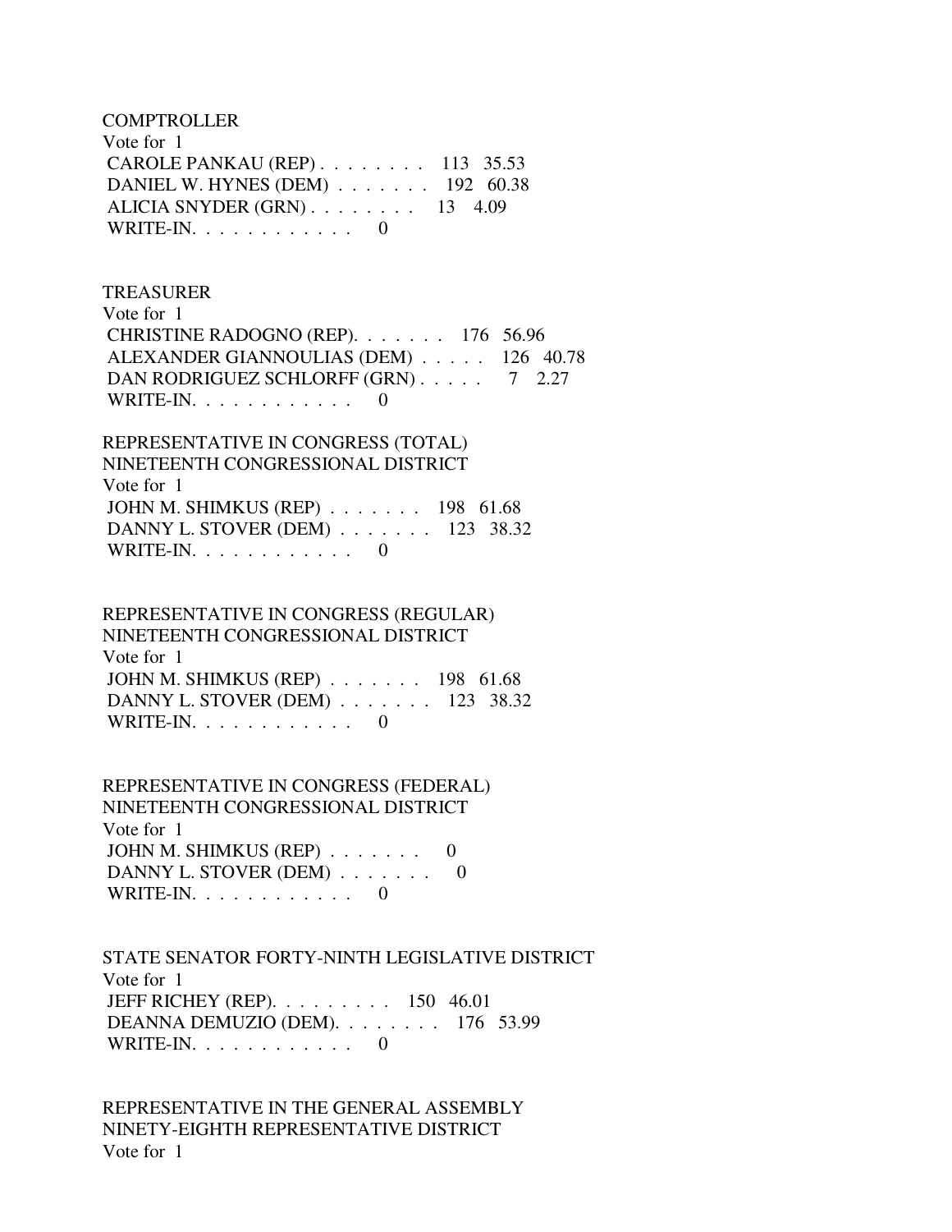COMPTROLLER
Vote for 1
CAROLE PANKAU (REP) . . . . . . . . 113 35.53
DANIEL W. HYNES (DEM) . . . . . . . 192 60.38
ALICIA SNYDER (GRN) . . . . . . . . 13 4.09
WRITE-IN. . . . . . . . . . . . 0

TREASURER
Vote for 1
CHRISTINE RADOGNO (REP). . . . . . . 176 56.96
ALEXANDER GIANNOULIAS (DEM) . . . . . 126 40.78
DAN RODRIGUEZ SCHLORFF (GRN) . . . . . 7 2.27
WRITE-IN. . . . . . . . . . . . 0

REPRESENTATIVE IN CONGRESS (TOTAL)
NINETEENTH CONGRESSIONAL DISTRICT
Vote for 1
JOHN M. SHIMKUS (REP) . . . . . . . 198 61.68
DANNY L. STOVER (DEM) . . . . . . . 123 38.32
WRITE-IN. . . . . . . . . . . . 0

REPRESENTATIVE IN CONGRESS (REGULAR)
NINETEENTH CONGRESSIONAL DISTRICT
Vote for 1
JOHN M. SHIMKUS (REP) . . . . . . . 198 61.68
DANNY L. STOVER (DEM) . . . . . . . 123 38.32
WRITE-IN. . . . . . . . . . . . 0

REPRESENTATIVE IN CONGRESS (FEDERAL)
NINETEENTH CONGRESSIONAL DISTRICT
Vote for 1
JOHN M. SHIMKUS (REP) . . . . . . . 0
DANNY L. STOVER (DEM) . . . . . . . 0
WRITE-IN. . . . . . . . . . . . 0

STATE SENATOR FORTY-NINTH LEGISLATIVE DISTRICT
Vote for 1
JEFF RICHEY (REP). . . . . . . . . 150 46.01
DEANNA DEMUZIO (DEM). . . . . . . . 176 53.99
WRITE-IN. . . . . . . . . . . . 0

REPRESENTATIVE IN THE GENERAL ASSEMBLY
NINETY-EIGHTH REPRESENTATIVE DISTRICT
Vote for 1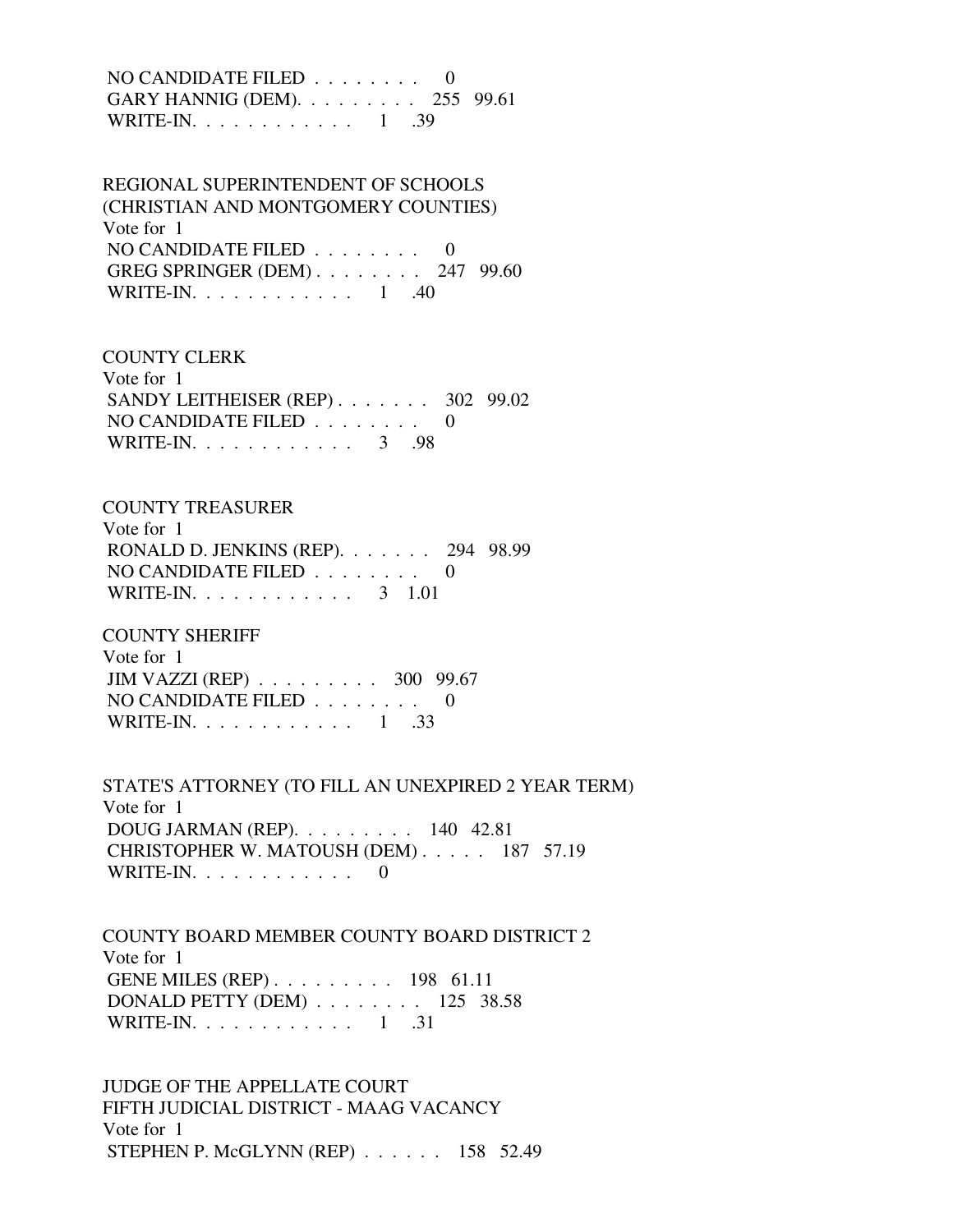NO CANDIDATE FILED . . . . . . . . 0
GARY HANNIG (DEM). . . . . . . . . 255 99.61
WRITE-IN. . . . . . . . . . . . 1 .39

REGIONAL SUPERINTENDENT OF SCHOOLS
(CHRISTIAN AND MONTGOMERY COUNTIES)
Vote for 1
NO CANDIDATE FILED . . . . . . . . 0
GREG SPRINGER (DEM) . . . . . . . . 247 99.60
WRITE-IN. . . . . . . . . . . . 1 .40

COUNTY CLERK
Vote for 1
SANDY LEITHEISER (REP) . . . . . . . 302 99.02
NO CANDIDATE FILED . . . . . . . . 0
WRITE-IN. . . . . . . . . . . . 3 .98

COUNTY TREASURER
Vote for 1
RONALD D. JENKINS (REP). . . . . . . 294 98.99
NO CANDIDATE FILED . . . . . . . . 0
WRITE-IN. . . . . . . . . . . . 3 1.01

COUNTY SHERIFF
Vote for 1
JIM VAZZI (REP) . . . . . . . . . 300 99.67
NO CANDIDATE FILED . . . . . . . . 0
WRITE-IN. . . . . . . . . . . . 1 .33

STATE'S ATTORNEY (TO FILL AN UNEXPIRED 2 YEAR TERM)
Vote for 1
DOUG JARMAN (REP). . . . . . . . . 140 42.81
CHRISTOPHER W. MATOUSH (DEM) . . . . . 187 57.19
WRITE-IN. . . . . . . . . . . . 0

COUNTY BOARD MEMBER COUNTY BOARD DISTRICT 2
Vote for 1
GENE MILES (REP) . . . . . . . . . 198 61.11
DONALD PETTY (DEM) . . . . . . . . 125 38.58
WRITE-IN. . . . . . . . . . . . 1 .31

JUDGE OF THE APPELLATE COURT
FIFTH JUDICIAL DISTRICT - MAAG VACANCY
Vote for 1
STEPHEN P. McGLYNN (REP) . . . . . . 158 52.49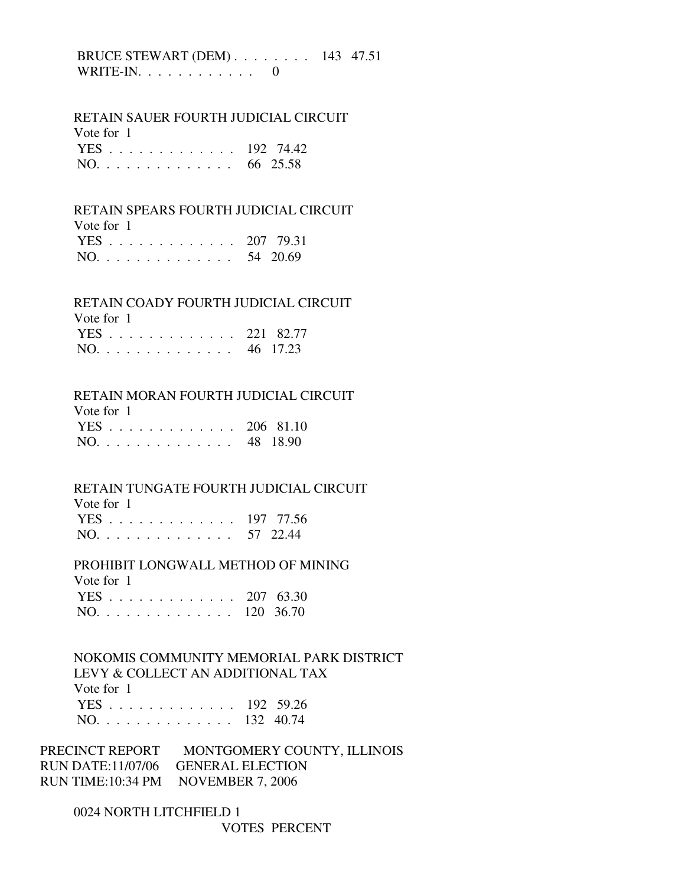BRUCE STEWART (DEM) . . . . . . . . 143 47.51
WRITE-IN. . . . . . . . . . . . 0

RETAIN SAUER FOURTH JUDICIAL CIRCUIT
Vote for 1
YES . . . . . . . . . . . . . 192 74.42
NO. . . . . . . . . . . . . . 66 25.58

RETAIN SPEARS FOURTH JUDICIAL CIRCUIT
Vote for 1
YES . . . . . . . . . . . . . 207 79.31
NO. . . . . . . . . . . . . . 54 20.69

RETAIN COADY FOURTH JUDICIAL CIRCUIT
Vote for 1
YES . . . . . . . . . . . . . 221 82.77
NO. . . . . . . . . . . . . . 46 17.23

RETAIN MORAN FOURTH JUDICIAL CIRCUIT
Vote for 1
YES . . . . . . . . . . . . . 206 81.10
NO. . . . . . . . . . . . . . 48 18.90

RETAIN TUNGATE FOURTH JUDICIAL CIRCUIT
Vote for 1
YES . . . . . . . . . . . . . 197 77.56
NO. . . . . . . . . . . . . . 57 22.44

PROHIBIT LONGWALL METHOD OF MINING
Vote for 1
YES . . . . . . . . . . . . . 207 63.30
NO. . . . . . . . . . . . . . 120 36.70

NOKOMIS COMMUNITY MEMORIAL PARK DISTRICT
LEVY & COLLECT AN ADDITIONAL TAX
Vote for 1
YES . . . . . . . . . . . . . 192 59.26
NO. . . . . . . . . . . . . . 132 40.74

PRECINCT REPORT MONTGOMERY COUNTY, ILLINOIS
RUN DATE:11/07/06 GENERAL ELECTION
RUN TIME:10:34 PM NOVEMBER 7, 2006

0024 NORTH LITCHFIELD 1
VOTES PERCENT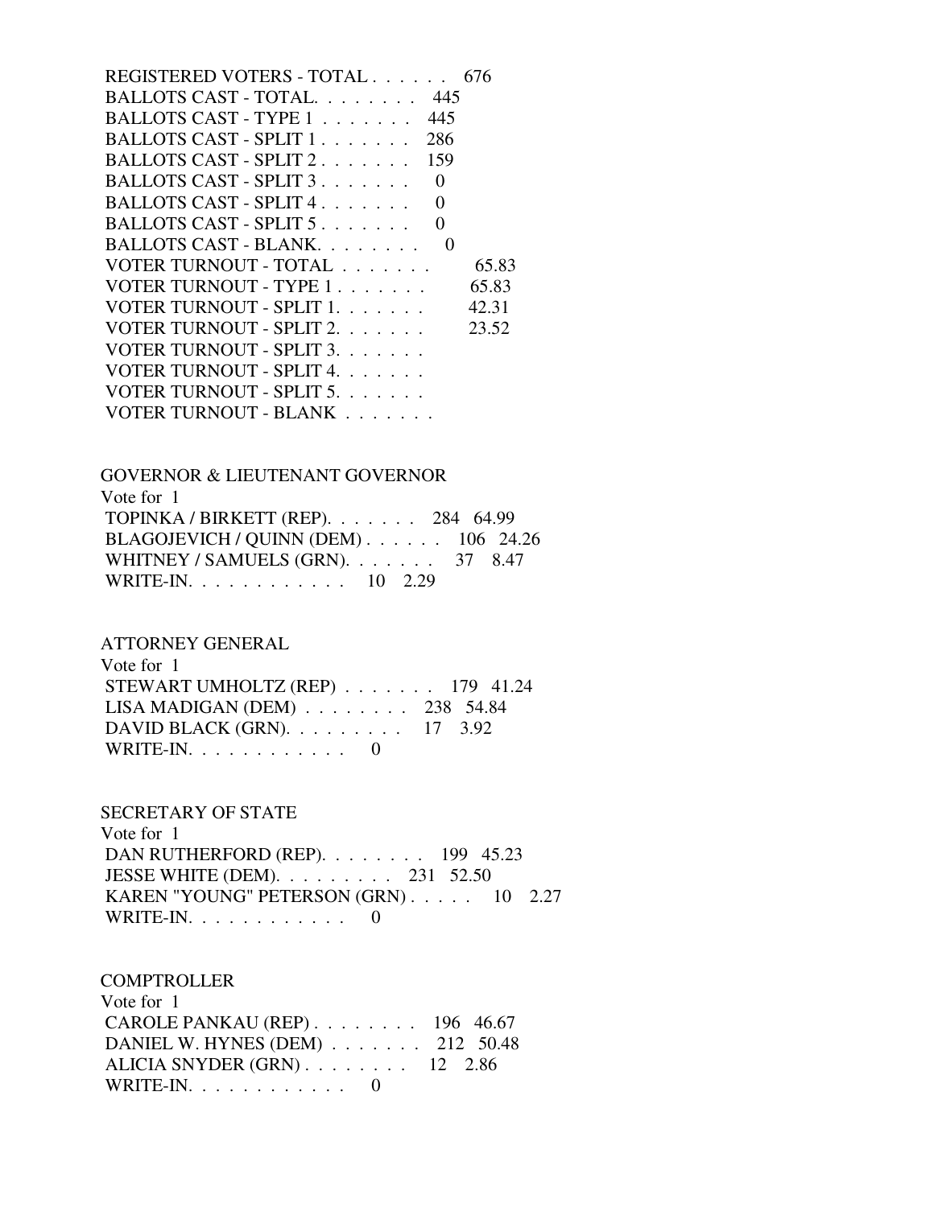REGISTERED VOTERS - TOTAL . . . . . . 676
BALLOTS CAST - TOTAL. . . . . . . . 445
BALLOTS CAST - TYPE 1 . . . . . . . 445
BALLOTS CAST - SPLIT 1 . . . . . . . 286
BALLOTS CAST - SPLIT 2 . . . . . . . 159
BALLOTS CAST - SPLIT 3 . . . . . . . 0
BALLOTS CAST - SPLIT 4 . . . . . . . 0
BALLOTS CAST - SPLIT 5 . . . . . . . 0
BALLOTS CAST - BLANK. . . . . . . . 0
VOTER TURNOUT - TOTAL . . . . . . . 65.83
VOTER TURNOUT - TYPE 1 . . . . . . . 65.83
VOTER TURNOUT - SPLIT 1. . . . . . . 42.31
VOTER TURNOUT - SPLIT 2. . . . . . . 23.52
VOTER TURNOUT - SPLIT 3. . . . . . .
VOTER TURNOUT - SPLIT 4. . . . . . .
VOTER TURNOUT - SPLIT 5. . . . . . .
VOTER TURNOUT - BLANK . . . . . . .

GOVERNOR & LIEUTENANT GOVERNOR
Vote for 1
TOPINKA / BIRKETT (REP). . . . . . . 284 64.99
BLAGOJEVICH / QUINN (DEM) . . . . . . 106 24.26
WHITNEY / SAMUELS (GRN). . . . . . . 37 8.47
WRITE-IN. . . . . . . . . . . . 10 2.29

ATTORNEY GENERAL
Vote for 1
STEWART UMHOLTZ (REP) . . . . . . . 179 41.24
LISA MADIGAN (DEM) . . . . . . . . 238 54.84
DAVID BLACK (GRN). . . . . . . . . 17 3.92
WRITE-IN. . . . . . . . . . . . 0

SECRETARY OF STATE
Vote for 1
DAN RUTHERFORD (REP). . . . . . . . 199 45.23
JESSE WHITE (DEM). . . . . . . . . 231 52.50
KAREN "YOUNG" PETERSON (GRN) . . . . . 10 2.27
WRITE-IN. . . . . . . . . . . . 0

COMPTROLLER
Vote for 1
CAROLE PANKAU (REP) . . . . . . . . 196 46.67
DANIEL W. HYNES (DEM) . . . . . . . 212 50.48
ALICIA SNYDER (GRN) . . . . . . . . 12 2.86
WRITE-IN. . . . . . . . . . . . 0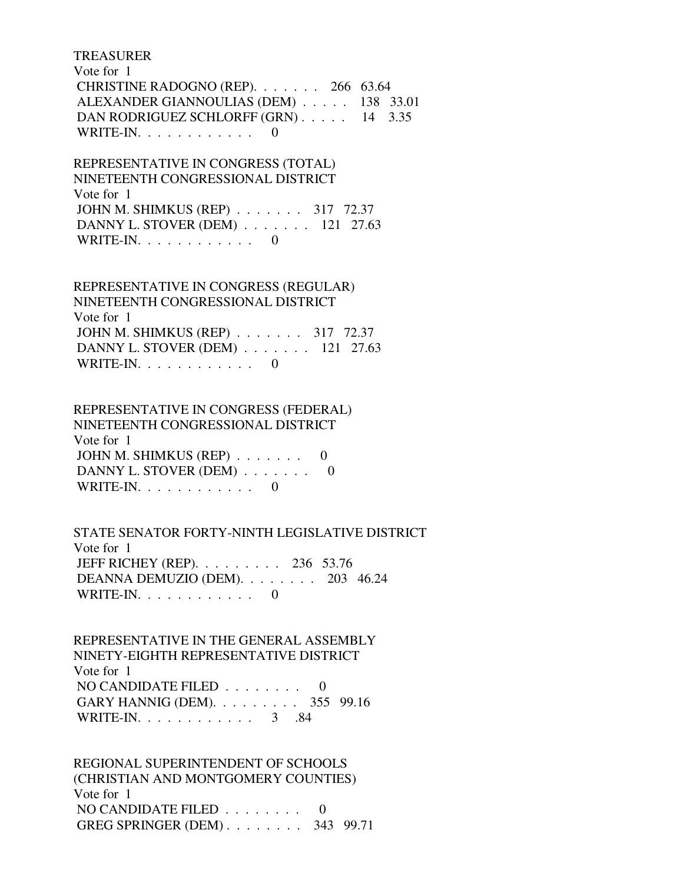TREASURER
Vote for 1
CHRISTINE RADOGNO (REP). . . . . . . 266 63.64
ALEXANDER GIANNOULIAS (DEM) . . . . . 138 33.01
DAN RODRIGUEZ SCHLORFF (GRN) . . . . . 14 3.35
WRITE-IN. . . . . . . . . . . . 0

REPRESENTATIVE IN CONGRESS (TOTAL)
NINETEENTH CONGRESSIONAL DISTRICT
Vote for 1
JOHN M. SHIMKUS (REP) . . . . . . . 317 72.37
DANNY L. STOVER (DEM) . . . . . . . 121 27.63
WRITE-IN. . . . . . . . . . . . 0

REPRESENTATIVE IN CONGRESS (REGULAR)
NINETEENTH CONGRESSIONAL DISTRICT
Vote for 1
JOHN M. SHIMKUS (REP) . . . . . . . 317 72.37
DANNY L. STOVER (DEM) . . . . . . . 121 27.63
WRITE-IN. . . . . . . . . . . . 0

REPRESENTATIVE IN CONGRESS (FEDERAL)
NINETEENTH CONGRESSIONAL DISTRICT
Vote for 1
JOHN M. SHIMKUS (REP) . . . . . . . 0
DANNY L. STOVER (DEM) . . . . . . . 0
WRITE-IN. . . . . . . . . . . . 0

STATE SENATOR FORTY-NINTH LEGISLATIVE DISTRICT
Vote for 1
JEFF RICHEY (REP). . . . . . . . . 236 53.76
DEANNA DEMUZIO (DEM). . . . . . . . 203 46.24
WRITE-IN. . . . . . . . . . . . 0

REPRESENTATIVE IN THE GENERAL ASSEMBLY
NINETY-EIGHTH REPRESENTATIVE DISTRICT
Vote for 1
NO CANDIDATE FILED . . . . . . . . 0
GARY HANNIG (DEM). . . . . . . . . 355 99.16
WRITE-IN. . . . . . . . . . . . 3 .84

REGIONAL SUPERINTENDENT OF SCHOOLS
(CHRISTIAN AND MONTGOMERY COUNTIES)
Vote for 1
NO CANDIDATE FILED . . . . . . . . 0
GREG SPRINGER (DEM) . . . . . . . . 343 99.71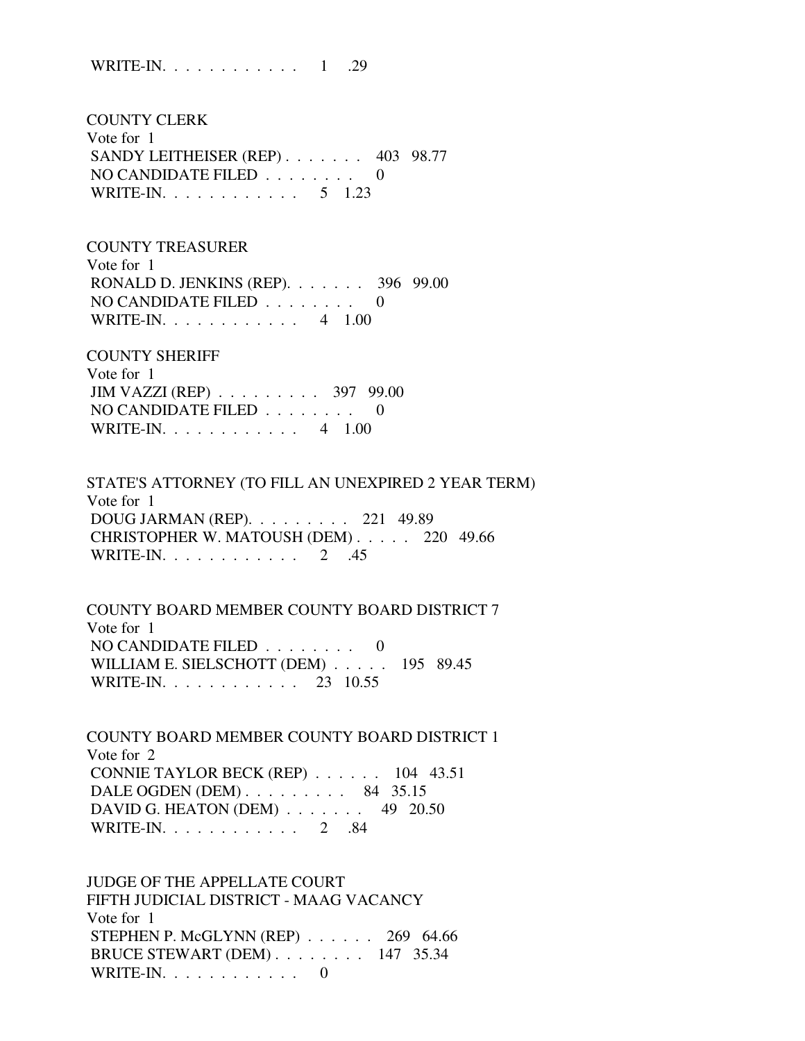WRITE-IN. . . . . . . . . . . . 1 .29

COUNTY CLERK
Vote for 1
SANDY LEITHEISER (REP) . . . . . . . 403 98.77
NO CANDIDATE FILED . . . . . . . . 0
WRITE-IN. . . . . . . . . . . . 5 1.23

COUNTY TREASURER
Vote for 1
RONALD D. JENKINS (REP). . . . . . . 396 99.00
NO CANDIDATE FILED . . . . . . . . 0
WRITE-IN. . . . . . . . . . . . 4 1.00

COUNTY SHERIFF
Vote for 1
JIM VAZZI (REP) . . . . . . . . . 397 99.00
NO CANDIDATE FILED . . . . . . . . 0
WRITE-IN. . . . . . . . . . . . 4 1.00

STATE'S ATTORNEY (TO FILL AN UNEXPIRED 2 YEAR TERM)
Vote for 1
DOUG JARMAN (REP). . . . . . . . . 221 49.89
CHRISTOPHER W. MATOUSH (DEM) . . . . . 220 49.66
WRITE-IN. . . . . . . . . . . . 2 .45

COUNTY BOARD MEMBER COUNTY BOARD DISTRICT 7
Vote for 1
NO CANDIDATE FILED . . . . . . . . 0
WILLIAM E. SIELSCHOTT (DEM) . . . . . 195 89.45
WRITE-IN. . . . . . . . . . . . 23 10.55

COUNTY BOARD MEMBER COUNTY BOARD DISTRICT 1
Vote for 2
CONNIE TAYLOR BECK (REP) . . . . . . 104 43.51
DALE OGDEN (DEM) . . . . . . . . . 84 35.15
DAVID G. HEATON (DEM) . . . . . . . 49 20.50
WRITE-IN. . . . . . . . . . . . 2 .84

JUDGE OF THE APPELLATE COURT
FIFTH JUDICIAL DISTRICT - MAAG VACANCY
Vote for 1
STEPHEN P. McGLYNN (REP) . . . . . . 269 64.66
BRUCE STEWART (DEM) . . . . . . . . 147 35.34
WRITE-IN. . . . . . . . . . . . 0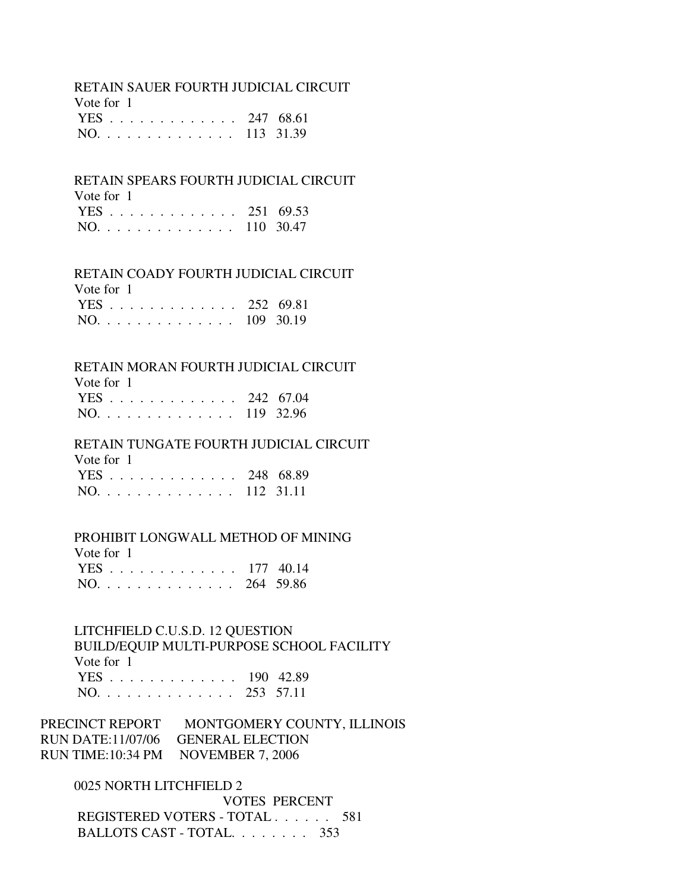RETAIN SAUER FOURTH JUDICIAL CIRCUIT
Vote for 1

| | | |
|---|---|---|
| YES . . . . . . . . . . . . . | 247 | 68.61 |
| NO. . . . . . . . . . . . . . | 113 | 31.39 |

RETAIN SPEARS FOURTH JUDICIAL CIRCUIT
Vote for 1

| | | |
|---|---|---|
| YES . . . . . . . . . . . . . | 251 | 69.53 |
| NO. . . . . . . . . . . . . . | 110 | 30.47 |

RETAIN COADY FOURTH JUDICIAL CIRCUIT
Vote for 1

| | | |
|---|---|---|
| YES . . . . . . . . . . . . . | 252 | 69.81 |
| NO. . . . . . . . . . . . . . | 109 | 30.19 |

RETAIN MORAN FOURTH JUDICIAL CIRCUIT
Vote for 1

| | | |
|---|---|---|
| YES . . . . . . . . . . . . . | 242 | 67.04 |
| NO. . . . . . . . . . . . . . | 119 | 32.96 |

RETAIN TUNGATE FOURTH JUDICIAL CIRCUIT
Vote for 1

| | | |
|---|---|---|
| YES . . . . . . . . . . . . . | 248 | 68.89 |
| NO. . . . . . . . . . . . . . | 112 | 31.11 |

PROHIBIT LONGWALL METHOD OF MINING
Vote for 1

| | | |
|---|---|---|
| YES . . . . . . . . . . . . . | 177 | 40.14 |
| NO. . . . . . . . . . . . . . | 264 | 59.86 |

LITCHFIELD C.U.S.D. 12 QUESTION
BUILD/EQUIP MULTI-PURPOSE SCHOOL FACILITY
Vote for 1

| | | |
|---|---|---|
| YES . . . . . . . . . . . . . | 190 | 42.89 |
| NO. . . . . . . . . . . . . . | 253 | 57.11 |

PRECINCT REPORT MONTGOMERY COUNTY, ILLINOIS
RUN DATE:11/07/06 GENERAL ELECTION
RUN TIME:10:34 PM NOVEMBER 7, 2006

0025 NORTH LITCHFIELD 2

| | VOTES | PERCENT |
|---|---|---|
| REGISTERED VOTERS - TOTAL . . . . . . | 581 | |
| BALLOTS CAST - TOTAL. . . . . . . . | 353 | |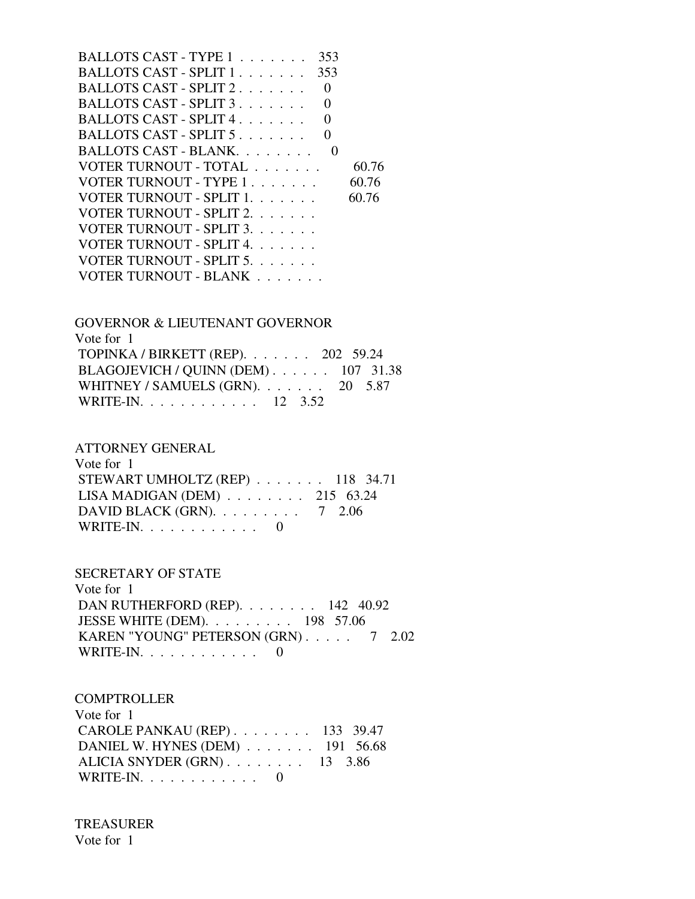BALLOTS CAST - TYPE 1 . . . . . . . 353
BALLOTS CAST - SPLIT 1 . . . . . . . 353
BALLOTS CAST - SPLIT 2 . . . . . . . 0
BALLOTS CAST - SPLIT 3 . . . . . . . 0
BALLOTS CAST - SPLIT 4 . . . . . . . 0
BALLOTS CAST - SPLIT 5 . . . . . . . 0
BALLOTS CAST - BLANK. . . . . . . . 0
VOTER TURNOUT - TOTAL . . . . . . . 60.76
VOTER TURNOUT - TYPE 1 . . . . . . . 60.76
VOTER TURNOUT - SPLIT 1. . . . . . . 60.76
VOTER TURNOUT - SPLIT 2. . . . . . .
VOTER TURNOUT - SPLIT 3. . . . . . .
VOTER TURNOUT - SPLIT 4. . . . . . .
VOTER TURNOUT - SPLIT 5. . . . . . .
VOTER TURNOUT - BLANK . . . . . . .

GOVERNOR & LIEUTENANT GOVERNOR
Vote for 1
TOPINKA / BIRKETT (REP). . . . . . . 202 59.24
BLAGOJEVICH / QUINN (DEM) . . . . . . 107 31.38
WHITNEY / SAMUELS (GRN). . . . . . . 20 5.87
WRITE-IN. . . . . . . . . . . . 12 3.52

ATTORNEY GENERAL
Vote for 1
STEWART UMHOLTZ (REP) . . . . . . . 118 34.71
LISA MADIGAN (DEM) . . . . . . . . 215 63.24
DAVID BLACK (GRN). . . . . . . . . 7 2.06
WRITE-IN. . . . . . . . . . . . 0

SECRETARY OF STATE
Vote for 1
DAN RUTHERFORD (REP). . . . . . . . 142 40.92
JESSE WHITE (DEM). . . . . . . . . 198 57.06
KAREN "YOUNG" PETERSON (GRN) . . . . . 7 2.02
WRITE-IN. . . . . . . . . . . . 0

COMPTROLLER
Vote for 1
CAROLE PANKAU (REP) . . . . . . . . 133 39.47
DANIEL W. HYNES (DEM) . . . . . . . 191 56.68
ALICIA SNYDER (GRN) . . . . . . . . 13 3.86
WRITE-IN. . . . . . . . . . . . 0

TREASURER
Vote for 1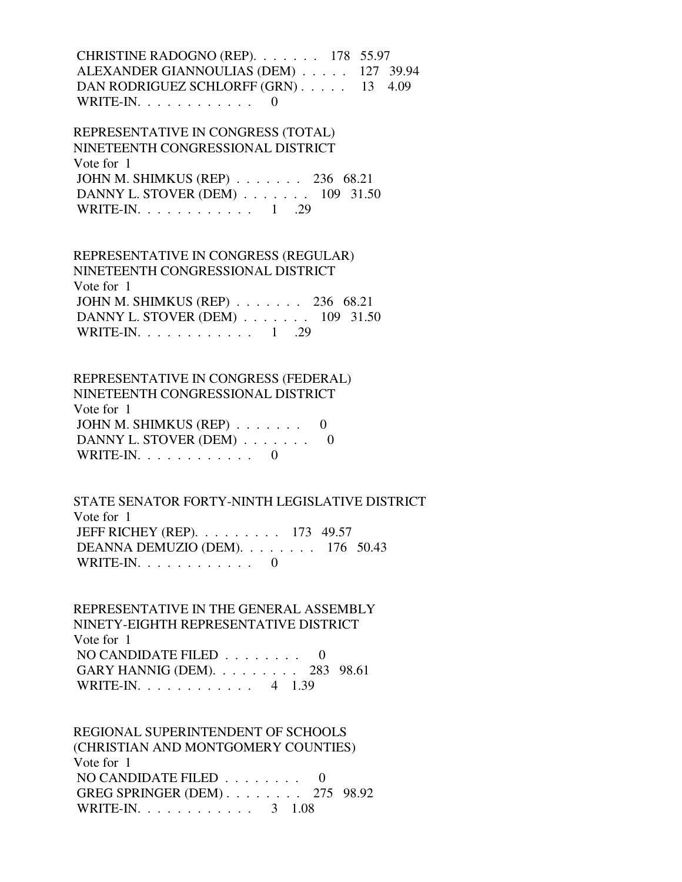CHRISTINE RADOGNO (REP). . . . . . . 178 55.97
ALEXANDER GIANNOULIAS (DEM) . . . . . 127 39.94
DAN RODRIGUEZ SCHLORFF (GRN) . . . . . 13 4.09
WRITE-IN. . . . . . . . . . . . 0

REPRESENTATIVE IN CONGRESS (TOTAL)
NINETEENTH CONGRESSIONAL DISTRICT
Vote for 1
JOHN M. SHIMKUS (REP) . . . . . . . 236 68.21
DANNY L. STOVER (DEM) . . . . . . . 109 31.50
WRITE-IN. . . . . . . . . . . . 1 .29

REPRESENTATIVE IN CONGRESS (REGULAR)
NINETEENTH CONGRESSIONAL DISTRICT
Vote for 1
JOHN M. SHIMKUS (REP) . . . . . . . 236 68.21
DANNY L. STOVER (DEM) . . . . . . . 109 31.50
WRITE-IN. . . . . . . . . . . . 1 .29

REPRESENTATIVE IN CONGRESS (FEDERAL)
NINETEENTH CONGRESSIONAL DISTRICT
Vote for 1
JOHN M. SHIMKUS (REP) . . . . . . . 0
DANNY L. STOVER (DEM) . . . . . . . 0
WRITE-IN. . . . . . . . . . . . 0

STATE SENATOR FORTY-NINTH LEGISLATIVE DISTRICT
Vote for 1
JEFF RICHEY (REP). . . . . . . . . 173 49.57
DEANNA DEMUZIO (DEM). . . . . . . . 176 50.43
WRITE-IN. . . . . . . . . . . . 0

REPRESENTATIVE IN THE GENERAL ASSEMBLY
NINETY-EIGHTH REPRESENTATIVE DISTRICT
Vote for 1
NO CANDIDATE FILED . . . . . . . . 0
GARY HANNIG (DEM). . . . . . . . . 283 98.61
WRITE-IN. . . . . . . . . . . . 4 1.39

REGIONAL SUPERINTENDENT OF SCHOOLS
(CHRISTIAN AND MONTGOMERY COUNTIES)
Vote for 1
NO CANDIDATE FILED . . . . . . . . 0
GREG SPRINGER (DEM) . . . . . . . . 275 98.92
WRITE-IN. . . . . . . . . . . . 3 1.08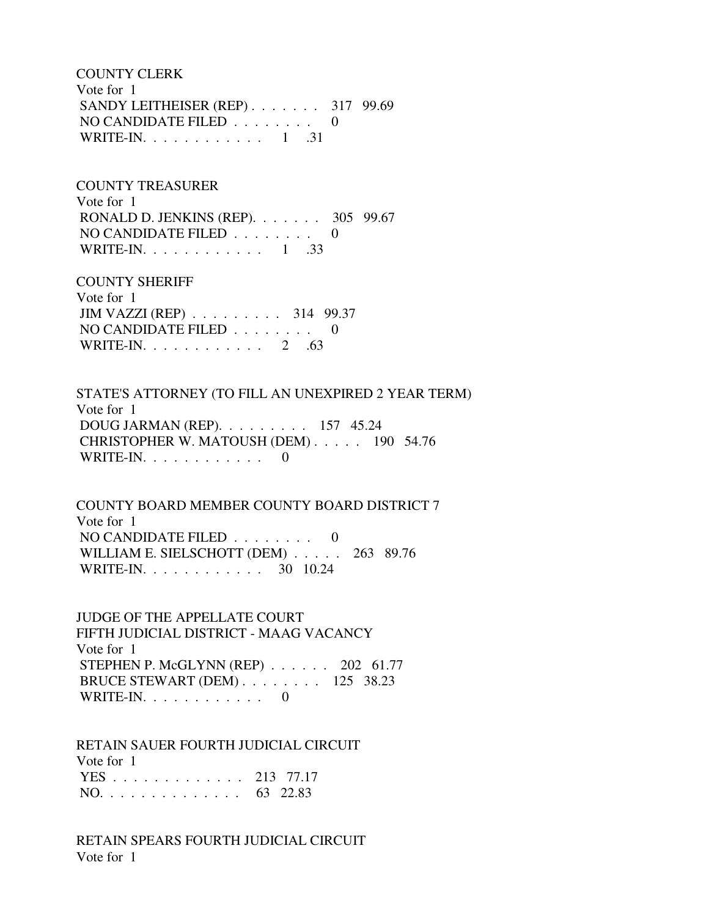COUNTY CLERK
Vote for 1
SANDY LEITHEISER (REP) . . . . . . . 317 99.69
NO CANDIDATE FILED . . . . . . . . 0
WRITE-IN. . . . . . . . . . . . 1 .31

COUNTY TREASURER
Vote for 1
RONALD D. JENKINS (REP). . . . . . . 305 99.67
NO CANDIDATE FILED . . . . . . . . 0
WRITE-IN. . . . . . . . . . . . 1 .33

COUNTY SHERIFF
Vote for 1
JIM VAZZI (REP) . . . . . . . . . 314 99.37
NO CANDIDATE FILED . . . . . . . . 0
WRITE-IN. . . . . . . . . . . . 2 .63

STATE'S ATTORNEY (TO FILL AN UNEXPIRED 2 YEAR TERM)
Vote for 1
DOUG JARMAN (REP). . . . . . . . . 157 45.24
CHRISTOPHER W. MATOUSH (DEM) . . . . . 190 54.76
WRITE-IN. . . . . . . . . . . . 0

COUNTY BOARD MEMBER COUNTY BOARD DISTRICT 7
Vote for 1
NO CANDIDATE FILED . . . . . . . . 0
WILLIAM E. SIELSCHOTT (DEM) . . . . . 263 89.76
WRITE-IN. . . . . . . . . . . . 30 10.24

JUDGE OF THE APPELLATE COURT
FIFTH JUDICIAL DISTRICT - MAAG VACANCY
Vote for 1
STEPHEN P. McGLYNN (REP) . . . . . . 202 61.77
BRUCE STEWART (DEM) . . . . . . . . 125 38.23
WRITE-IN. . . . . . . . . . . . 0

RETAIN SAUER FOURTH JUDICIAL CIRCUIT
Vote for 1
YES . . . . . . . . . . . . . 213 77.17
NO. . . . . . . . . . . . . . 63 22.83

RETAIN SPEARS FOURTH JUDICIAL CIRCUIT
Vote for 1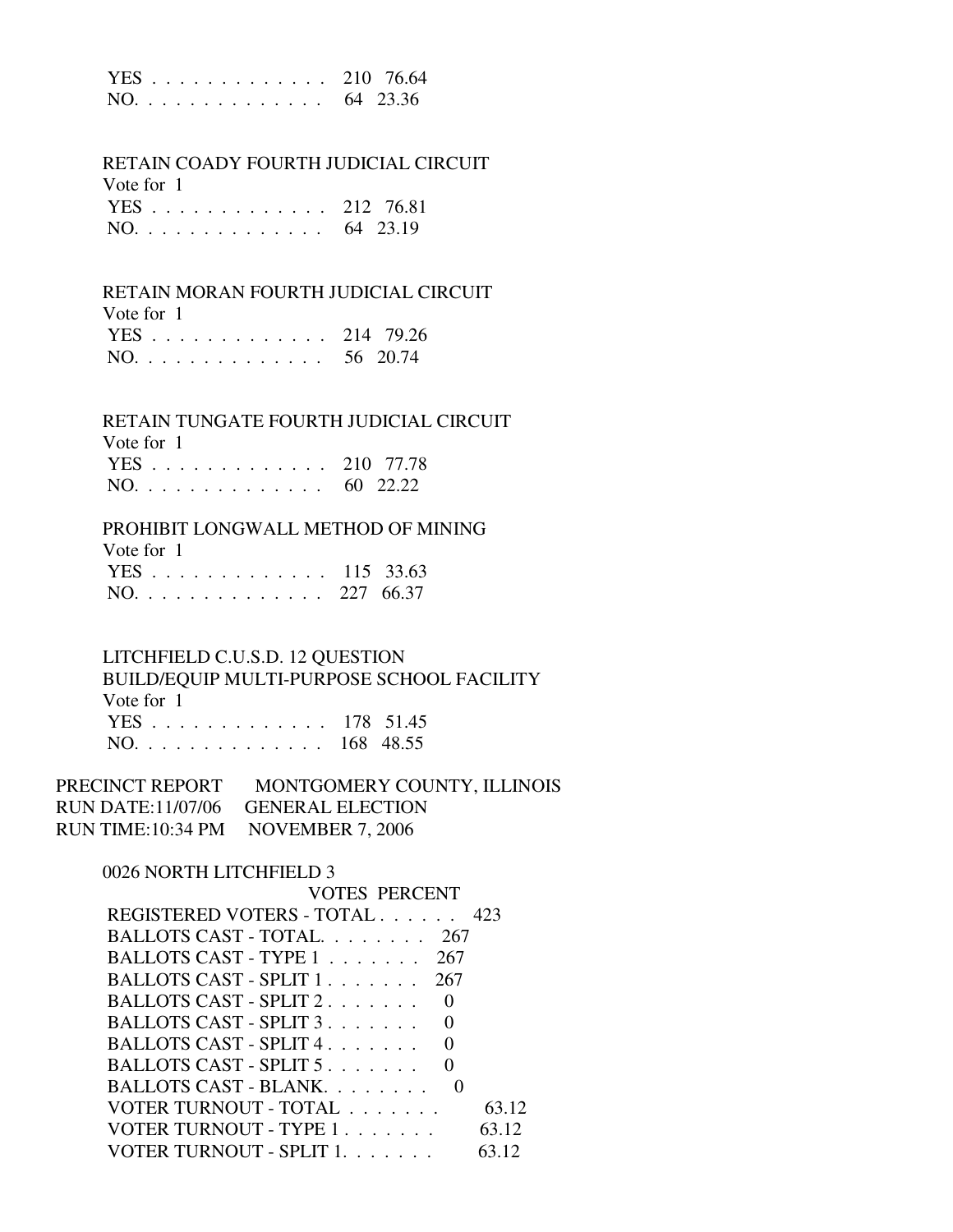| | | |
|---|---|---|
| YES . . . . . . . . . . . . . | 210 | 76.64 |
| NO. . . . . . . . . . . . . . | 64 | 23.36 |

RETAIN COADY FOURTH JUDICIAL CIRCUIT
Vote for 1

| | | |
|---|---|---|
| YES . . . . . . . . . . . . . | 212 | 76.81 |
| NO. . . . . . . . . . . . . . | 64 | 23.19 |

RETAIN MORAN FOURTH JUDICIAL CIRCUIT
Vote for 1

| | | |
|---|---|---|
| YES . . . . . . . . . . . . . | 214 | 79.26 |
| NO. . . . . . . . . . . . . . | 56 | 20.74 |

RETAIN TUNGATE FOURTH JUDICIAL CIRCUIT
Vote for 1

| | | |
|---|---|---|
| YES . . . . . . . . . . . . . | 210 | 77.78 |
| NO. . . . . . . . . . . . . . | 60 | 22.22 |

PROHIBIT LONGWALL METHOD OF MINING
Vote for 1

| | | |
|---|---|---|
| YES . . . . . . . . . . . . . | 115 | 33.63 |
| NO. . . . . . . . . . . . . . | 227 | 66.37 |

LITCHFIELD C.U.S.D. 12 QUESTION
BUILD/EQUIP MULTI-PURPOSE SCHOOL FACILITY
Vote for 1

| | | |
|---|---|---|
| YES . . . . . . . . . . . . . | 178 | 51.45 |
| NO. . . . . . . . . . . . . . | 168 | 48.55 |

PRECINCT REPORT MONTGOMERY COUNTY, ILLINOIS
RUN DATE:11/07/06 GENERAL ELECTION
RUN TIME:10:34 PM NOVEMBER 7, 2006

0026 NORTH LITCHFIELD 3

| | VOTES | PERCENT |
|---|---|---|
| REGISTERED VOTERS - TOTAL . . . . . . | 423 | |
| BALLOTS CAST - TOTAL. . . . . . . . | 267 | |
| BALLOTS CAST - TYPE 1 . . . . . . . | 267 | |
| BALLOTS CAST - SPLIT 1 . . . . . . . | 267 | |
| BALLOTS CAST - SPLIT 2 . . . . . . . | 0 | |
| BALLOTS CAST - SPLIT 3 . . . . . . . | 0 | |
| BALLOTS CAST - SPLIT 4 . . . . . . . | 0 | |
| BALLOTS CAST - SPLIT 5 . . . . . . . | 0 | |
| BALLOTS CAST - BLANK. . . . . . . . | 0 | |
| VOTER TURNOUT - TOTAL . . . . . . . | | 63.12 |
| VOTER TURNOUT - TYPE 1 . . . . . . . | | 63.12 |
| VOTER TURNOUT - SPLIT 1. . . . . . . | | 63.12 |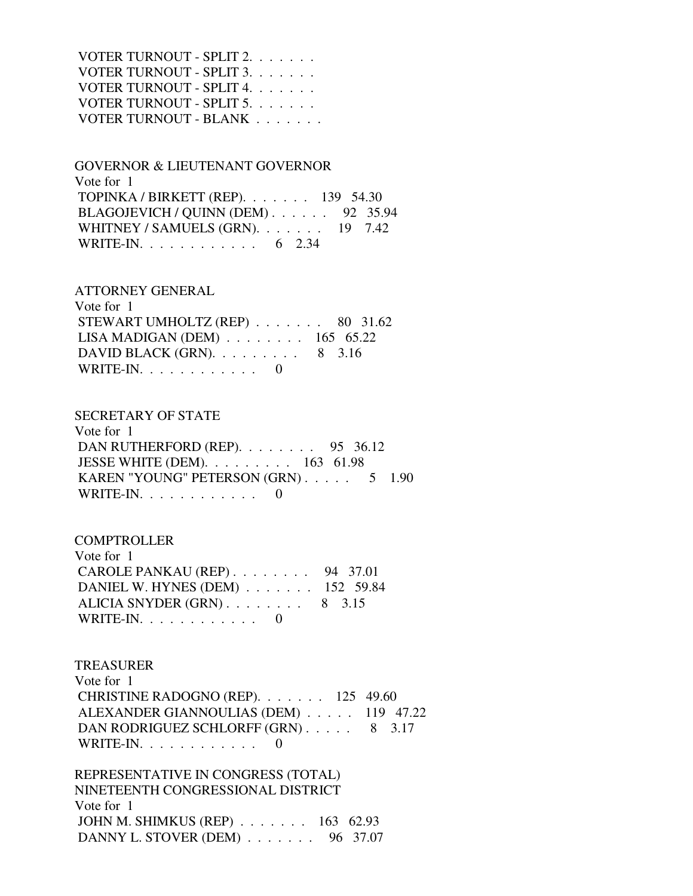VOTER TURNOUT - SPLIT 2. . . . . . .
VOTER TURNOUT - SPLIT 3. . . . . . .
VOTER TURNOUT - SPLIT 4. . . . . . .
VOTER TURNOUT - SPLIT 5. . . . . . .
VOTER TURNOUT - BLANK . . . . . . .

GOVERNOR & LIEUTENANT GOVERNOR
Vote for 1

| | | |
|---|---|---|
| TOPINKA / BIRKETT (REP). . . . . . . | 139 | 54.30 |
| BLAGOJEVICH / QUINN (DEM) . . . . . . | 92 | 35.94 |
| WHITNEY / SAMUELS (GRN). . . . . . . | 19 | 7.42 |
| WRITE-IN. . . . . . . . . . . . | 6 | 2.34 |

ATTORNEY GENERAL
Vote for 1

| | | |
|---|---|---|
| STEWART UMHOLTZ (REP) . . . . . . . | 80 | 31.62 |
| LISA MADIGAN (DEM) . . . . . . . . | 165 | 65.22 |
| DAVID BLACK (GRN). . . . . . . . . | 8 | 3.16 |
| WRITE-IN. . . . . . . . . . . . | 0 | |

SECRETARY OF STATE
Vote for 1

| | | |
|---|---|---|
| DAN RUTHERFORD (REP). . . . . . . . | 95 | 36.12 |
| JESSE WHITE (DEM). . . . . . . . . | 163 | 61.98 |
| KAREN "YOUNG" PETERSON (GRN) . . . . . | 5 | 1.90 |
| WRITE-IN. . . . . . . . . . . . | 0 | |

COMPTROLLER
Vote for 1

| | | |
|---|---|---|
| CAROLE PANKAU (REP) . . . . . . . . | 94 | 37.01 |
| DANIEL W. HYNES (DEM) . . . . . . . | 152 | 59.84 |
| ALICIA SNYDER (GRN) . . . . . . . . | 8 | 3.15 |
| WRITE-IN. . . . . . . . . . . . | 0 | |

TREASURER
Vote for 1

| | | |
|---|---|---|
| CHRISTINE RADOGNO (REP). . . . . . . | 125 | 49.60 |
| ALEXANDER GIANNOULIAS (DEM) . . . . . | 119 | 47.22 |
| DAN RODRIGUEZ SCHLORFF (GRN) . . . . . | 8 | 3.17 |
| WRITE-IN. . . . . . . . . . . . | 0 | |

REPRESENTATIVE IN CONGRESS (TOTAL)
NINETEENTH CONGRESSIONAL DISTRICT
Vote for 1

| | | |
|---|---|---|
| JOHN M. SHIMKUS (REP) . . . . . . . | 163 | 62.93 |
| DANNY L. STOVER (DEM) . . . . . . . | 96 | 37.07 |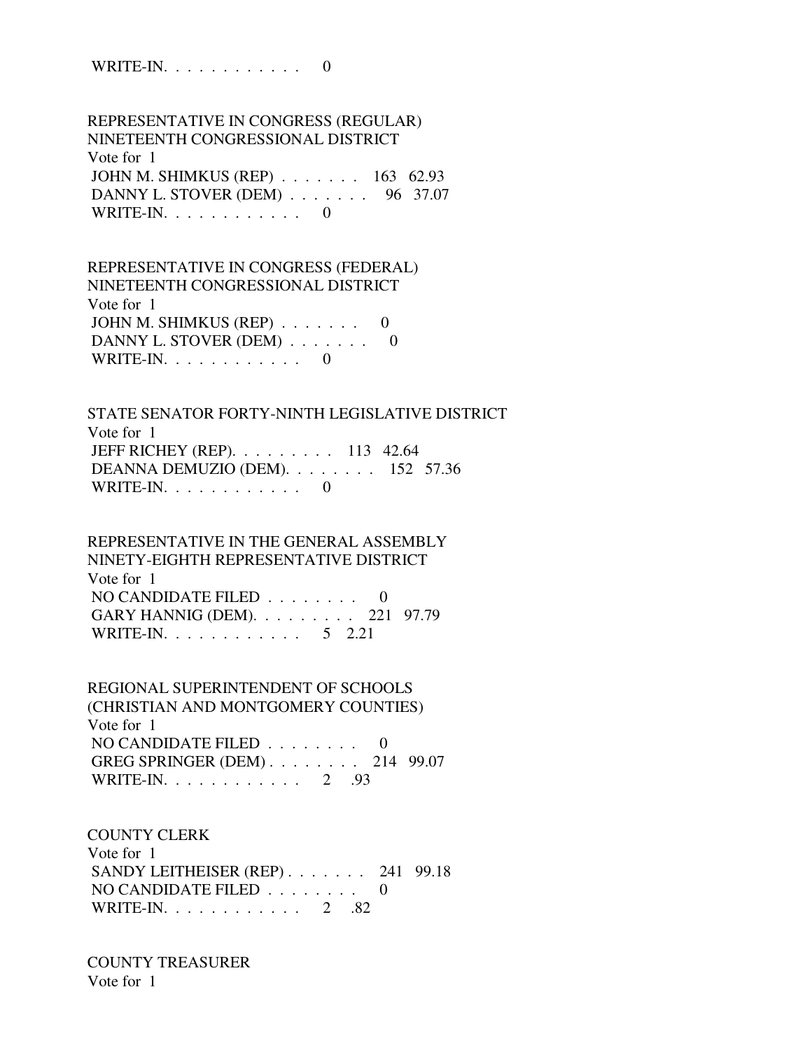WRITE-IN. . . . . . . . . . . . 0

REPRESENTATIVE IN CONGRESS (REGULAR)
NINETEENTH CONGRESSIONAL DISTRICT
Vote for 1

| | | |
|---|---|---|
| JOHN M. SHIMKUS (REP) . . . . . . . | 163 | 62.93 |
| DANNY L. STOVER (DEM) . . . . . . . | 96 | 37.07 |
| WRITE-IN. . . . . . . . . . . . | 0 | |

REPRESENTATIVE IN CONGRESS (FEDERAL)
NINETEENTH CONGRESSIONAL DISTRICT
Vote for 1

| | | |
|---|---|---|
| JOHN M. SHIMKUS (REP) . . . . . . . | 0 | |
| DANNY L. STOVER (DEM) . . . . . . . | 0 | |
| WRITE-IN. . . . . . . . . . . . | 0 | |

STATE SENATOR FORTY-NINTH LEGISLATIVE DISTRICT
Vote for 1

| | | |
|---|---|---|
| JEFF RICHEY (REP). . . . . . . . . | 113 | 42.64 |
| DEANNA DEMUZIO (DEM). . . . . . . . | 152 | 57.36 |
| WRITE-IN. . . . . . . . . . . . | 0 | |

REPRESENTATIVE IN THE GENERAL ASSEMBLY
NINETY-EIGHTH REPRESENTATIVE DISTRICT
Vote for 1

| | | |
|---|---|---|
| NO CANDIDATE FILED . . . . . . . . | 0 | |
| GARY HANNIG (DEM). . . . . . . . . | 221 | 97.79 |
| WRITE-IN. . . . . . . . . . . . | 5 | 2.21 |

REGIONAL SUPERINTENDENT OF SCHOOLS
(CHRISTIAN AND MONTGOMERY COUNTIES)
Vote for 1

| | | |
|---|---|---|
| NO CANDIDATE FILED . . . . . . . . | 0 | |
| GREG SPRINGER (DEM) . . . . . . . . | 214 | 99.07 |
| WRITE-IN. . . . . . . . . . . . | 2 | .93 |

COUNTY CLERK
Vote for 1

| | | |
|---|---|---|
| SANDY LEITHEISER (REP) . . . . . . . | 241 | 99.18 |
| NO CANDIDATE FILED . . . . . . . . | 0 | |
| WRITE-IN. . . . . . . . . . . . | 2 | .82 |

COUNTY TREASURER
Vote for 1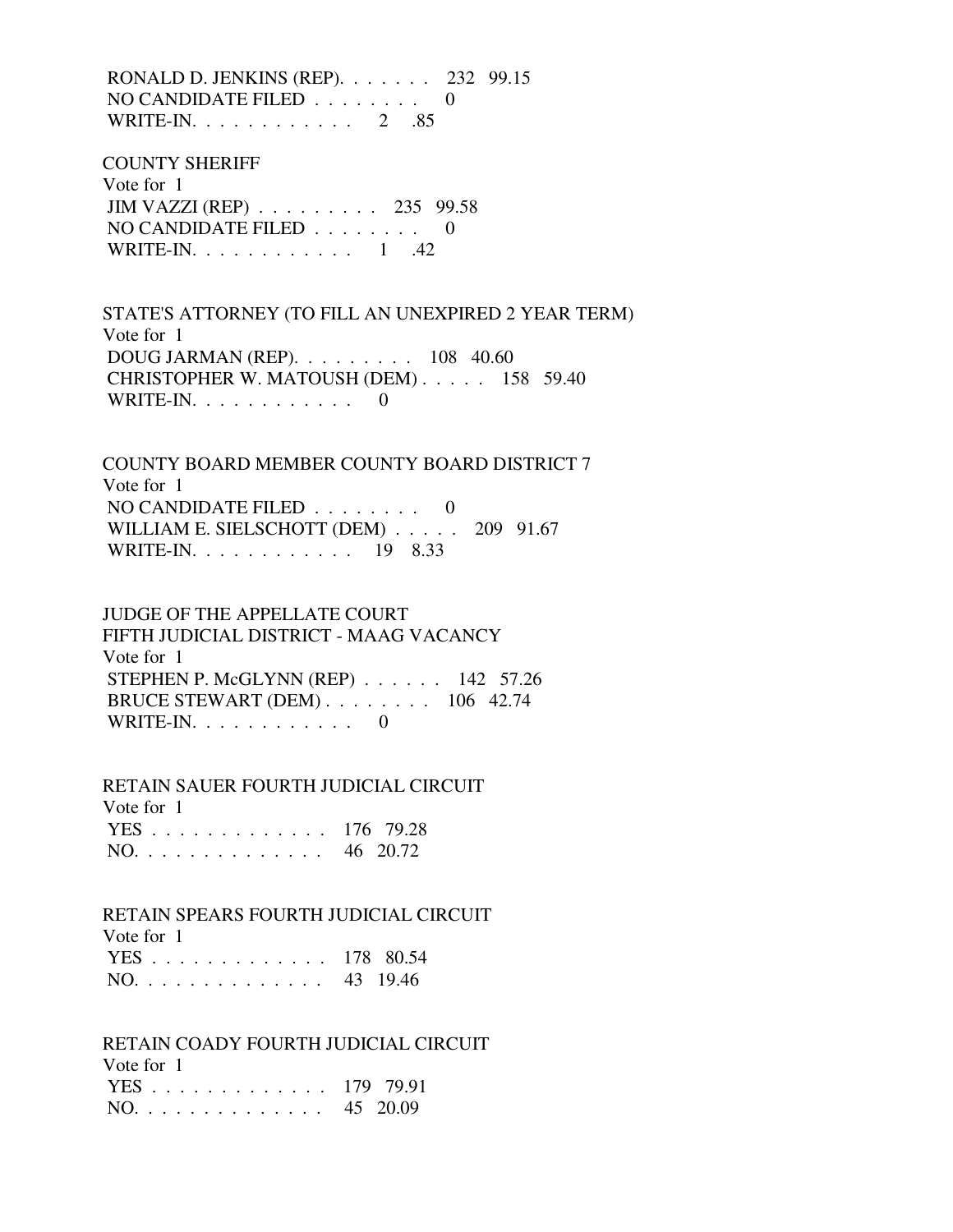RONALD D. JENKINS (REP). . . . . . . 232 99.15
NO CANDIDATE FILED . . . . . . . . 0
WRITE-IN. . . . . . . . . . . . 2 .85

COUNTY SHERIFF
Vote for 1
JIM VAZZI (REP) . . . . . . . . . 235 99.58
NO CANDIDATE FILED . . . . . . . . 0
WRITE-IN. . . . . . . . . . . . 1 .42

STATE'S ATTORNEY (TO FILL AN UNEXPIRED 2 YEAR TERM)
Vote for 1
DOUG JARMAN (REP). . . . . . . . . 108 40.60
CHRISTOPHER W. MATOUSH (DEM) . . . . . 158 59.40
WRITE-IN. . . . . . . . . . . . 0

COUNTY BOARD MEMBER COUNTY BOARD DISTRICT 7
Vote for 1
NO CANDIDATE FILED . . . . . . . . 0
WILLIAM E. SIELSCHOTT (DEM) . . . . . 209 91.67
WRITE-IN. . . . . . . . . . . . 19 8.33

JUDGE OF THE APPELLATE COURT
FIFTH JUDICIAL DISTRICT - MAAG VACANCY
Vote for 1
STEPHEN P. McGLYNN (REP) . . . . . . 142 57.26
BRUCE STEWART (DEM) . . . . . . . . 106 42.74
WRITE-IN. . . . . . . . . . . . 0

RETAIN SAUER FOURTH JUDICIAL CIRCUIT
Vote for 1
YES . . . . . . . . . . . . . 176 79.28
NO. . . . . . . . . . . . . . 46 20.72

RETAIN SPEARS FOURTH JUDICIAL CIRCUIT
Vote for 1
YES . . . . . . . . . . . . . 178 80.54
NO. . . . . . . . . . . . . . 43 19.46

RETAIN COADY FOURTH JUDICIAL CIRCUIT
Vote for 1
YES . . . . . . . . . . . . . 179 79.91
NO. . . . . . . . . . . . . . 45 20.09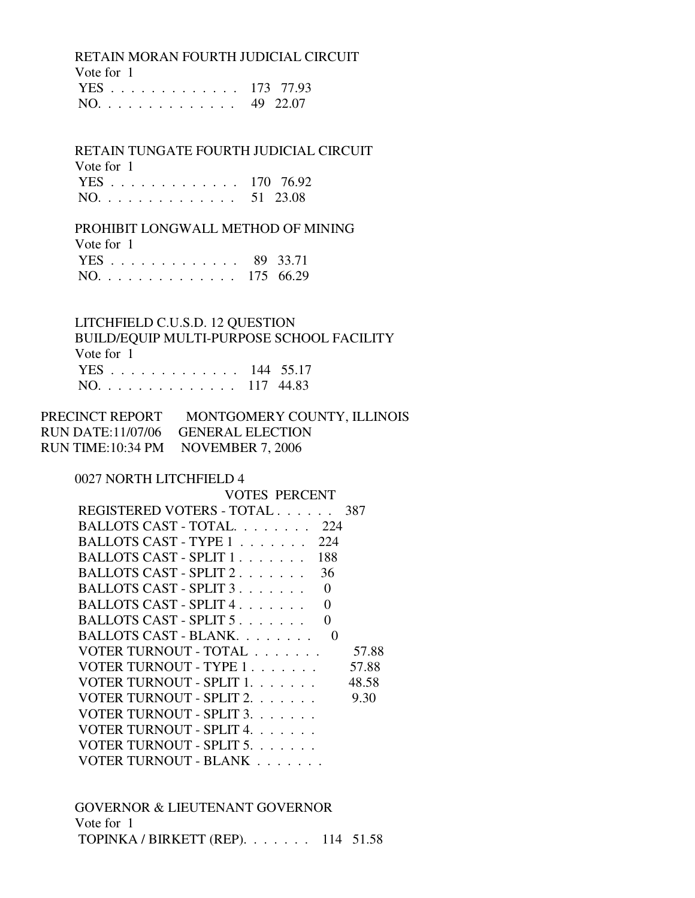RETAIN MORAN FOURTH JUDICIAL CIRCUIT

Vote for 1

| | | |
|---|---|---|
| YES | 173 | 77.93 |
| NO. | 49 | 22.07 |

RETAIN TUNGATE FOURTH JUDICIAL CIRCUIT

Vote for 1

| | | |
|---|---|---|
| YES | 170 | 76.92 |
| NO. | 51 | 23.08 |

PROHIBIT LONGWALL METHOD OF MINING

Vote for 1

| | | |
|---|---|---|
| YES | 89 | 33.71 |
| NO. | 175 | 66.29 |

LITCHFIELD C.U.S.D. 12 QUESTION
BUILD/EQUIP MULTI-PURPOSE SCHOOL FACILITY

Vote for 1

| | | |
|---|---|---|
| YES | 144 | 55.17 |
| NO. | 117 | 44.83 |

PRECINCT REPORT MONTGOMERY COUNTY, ILLINOIS
RUN DATE:11/07/06 GENERAL ELECTION
RUN TIME:10:34 PM NOVEMBER 7, 2006

0027 NORTH LITCHFIELD 4

| | VOTES | PERCENT |
|---|---|---|
| REGISTERED VOTERS - TOTAL | 387 | |
| BALLOTS CAST - TOTAL. | 224 | |
| BALLOTS CAST - TYPE 1 | 224 | |
| BALLOTS CAST - SPLIT 1 | 188 | |
| BALLOTS CAST - SPLIT 2 | 36 | |
| BALLOTS CAST - SPLIT 3 | 0 | |
| BALLOTS CAST - SPLIT 4 | 0 | |
| BALLOTS CAST - SPLIT 5 | 0 | |
| BALLOTS CAST - BLANK. | 0 | |
| VOTER TURNOUT - TOTAL | | 57.88 |
| VOTER TURNOUT - TYPE 1 | | 57.88 |
| VOTER TURNOUT - SPLIT 1. | | 48.58 |
| VOTER TURNOUT - SPLIT 2. | | 9.30 |
| VOTER TURNOUT - SPLIT 3. | | |
| VOTER TURNOUT - SPLIT 4. | | |
| VOTER TURNOUT - SPLIT 5. | | |
| VOTER TURNOUT - BLANK | | |

GOVERNOR & LIEUTENANT GOVERNOR

Vote for 1

| | | |
|---|---|---|
| TOPINKA / BIRKETT (REP). | 114 | 51.58 |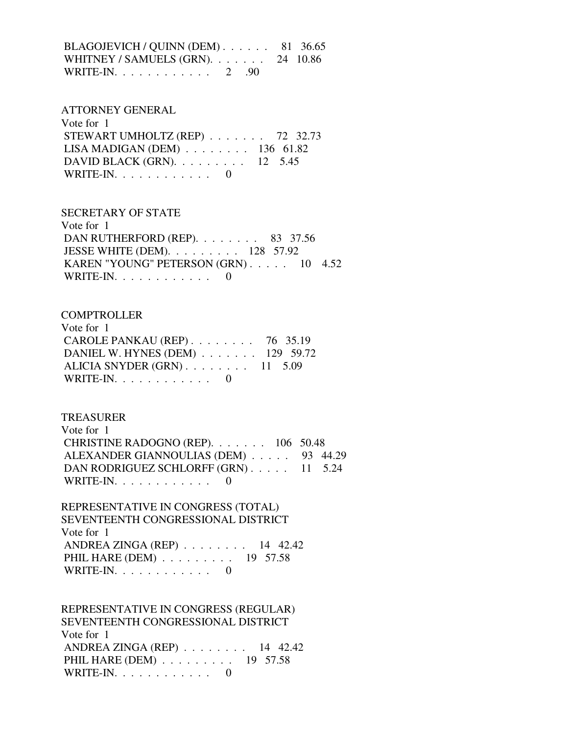BLAGOJEVICH / QUINN (DEM) . . . . . . 81 36.65
WHITNEY / SAMUELS (GRN). . . . . . . 24 10.86
WRITE-IN. . . . . . . . . . . . 2 .90

ATTORNEY GENERAL
Vote for 1
STEWART UMHOLTZ (REP) . . . . . . . 72 32.73
LISA MADIGAN (DEM) . . . . . . . . 136 61.82
DAVID BLACK (GRN). . . . . . . . . 12 5.45
WRITE-IN. . . . . . . . . . . . 0

SECRETARY OF STATE
Vote for 1
DAN RUTHERFORD (REP). . . . . . . . 83 37.56
JESSE WHITE (DEM). . . . . . . . . 128 57.92
KAREN "YOUNG" PETERSON (GRN) . . . . . 10 4.52
WRITE-IN. . . . . . . . . . . . 0

COMPTROLLER
Vote for 1
CAROLE PANKAU (REP) . . . . . . . . 76 35.19
DANIEL W. HYNES (DEM) . . . . . . . 129 59.72
ALICIA SNYDER (GRN) . . . . . . . . 11 5.09
WRITE-IN. . . . . . . . . . . . 0

TREASURER
Vote for 1
CHRISTINE RADOGNO (REP). . . . . . . 106 50.48
ALEXANDER GIANNOULIAS (DEM) . . . . . 93 44.29
DAN RODRIGUEZ SCHLORFF (GRN) . . . . . 11 5.24
WRITE-IN. . . . . . . . . . . . 0

REPRESENTATIVE IN CONGRESS (TOTAL)
SEVENTEENTH CONGRESSIONAL DISTRICT
Vote for 1
ANDREA ZINGA (REP) . . . . . . . . 14 42.42
PHIL HARE (DEM) . . . . . . . . . 19 57.58
WRITE-IN. . . . . . . . . . . . 0

REPRESENTATIVE IN CONGRESS (REGULAR)
SEVENTEENTH CONGRESSIONAL DISTRICT
Vote for 1
ANDREA ZINGA (REP) . . . . . . . . 14 42.42
PHIL HARE (DEM) . . . . . . . . . 19 57.58
WRITE-IN. . . . . . . . . . . . 0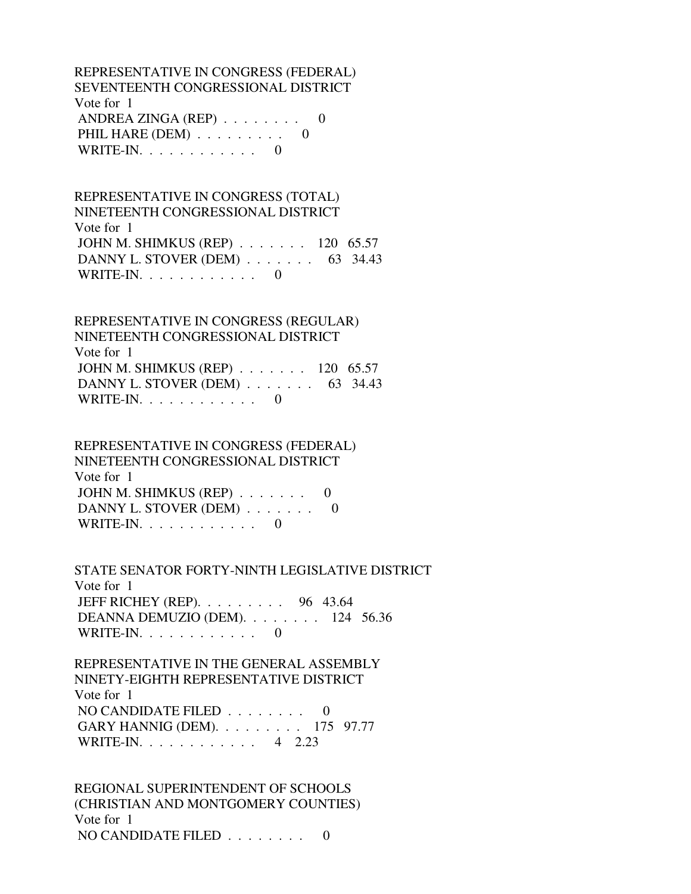REPRESENTATIVE IN CONGRESS (FEDERAL)
SEVENTEENTH CONGRESSIONAL DISTRICT
Vote for 1

| | | |
|---|---|---|
| ANDREA ZINGA (REP) | 0 | |
| PHIL HARE (DEM) | 0 | |
| WRITE-IN. | 0 | |

REPRESENTATIVE IN CONGRESS (TOTAL)
NINETEENTH CONGRESSIONAL DISTRICT
Vote for 1

| | | |
|---|---|---|
| JOHN M. SHIMKUS (REP) | 120 | 65.57 |
| DANNY L. STOVER (DEM) | 63 | 34.43 |
| WRITE-IN. | 0 | |

REPRESENTATIVE IN CONGRESS (REGULAR)
NINETEENTH CONGRESSIONAL DISTRICT
Vote for 1

| | | |
|---|---|---|
| JOHN M. SHIMKUS (REP) | 120 | 65.57 |
| DANNY L. STOVER (DEM) | 63 | 34.43 |
| WRITE-IN. | 0 | |

REPRESENTATIVE IN CONGRESS (FEDERAL)
NINETEENTH CONGRESSIONAL DISTRICT
Vote for 1

| | | |
|---|---|---|
| JOHN M. SHIMKUS (REP) | 0 | |
| DANNY L. STOVER (DEM) | 0 | |
| WRITE-IN. | 0 | |

STATE SENATOR FORTY-NINTH LEGISLATIVE DISTRICT
Vote for 1

| | | |
|---|---|---|
| JEFF RICHEY (REP). | 96 | 43.64 |
| DEANNA DEMUZIO (DEM). | 124 | 56.36 |
| WRITE-IN. | 0 | |

REPRESENTATIVE IN THE GENERAL ASSEMBLY
NINETY-EIGHTH REPRESENTATIVE DISTRICT
Vote for 1

| | | |
|---|---|---|
| NO CANDIDATE FILED | 0 | |
| GARY HANNIG (DEM). | 175 | 97.77 |
| WRITE-IN. | 4 | 2.23 |

REGIONAL SUPERINTENDENT OF SCHOOLS
(CHRISTIAN AND MONTGOMERY COUNTIES)
Vote for 1

| | | |
|---|---|---|
| NO CANDIDATE FILED | 0 | |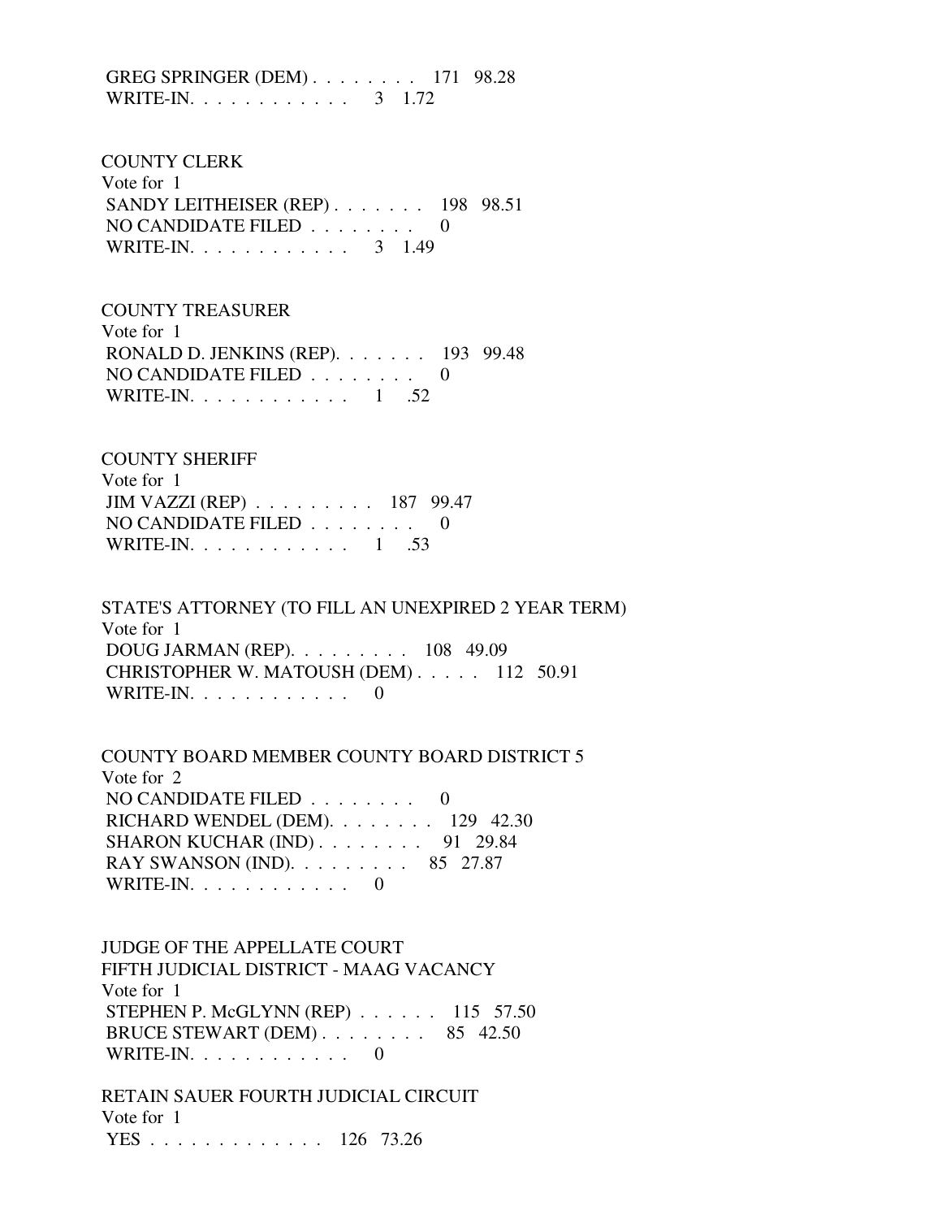GREG SPRINGER (DEM) . . . . . . . . 171 98.28
WRITE-IN. . . . . . . . . . . . 3 1.72

COUNTY CLERK
Vote for 1
SANDY LEITHEISER (REP) . . . . . . . 198 98.51
NO CANDIDATE FILED . . . . . . . . 0
WRITE-IN. . . . . . . . . . . . 3 1.49

COUNTY TREASURER
Vote for 1
RONALD D. JENKINS (REP). . . . . . . 193 99.48
NO CANDIDATE FILED . . . . . . . . 0
WRITE-IN. . . . . . . . . . . . 1 .52

COUNTY SHERIFF
Vote for 1
JIM VAZZI (REP) . . . . . . . . . 187 99.47
NO CANDIDATE FILED . . . . . . . . 0
WRITE-IN. . . . . . . . . . . . 1 .53

STATE'S ATTORNEY (TO FILL AN UNEXPIRED 2 YEAR TERM)
Vote for 1
DOUG JARMAN (REP). . . . . . . . . 108 49.09
CHRISTOPHER W. MATOUSH (DEM) . . . . . 112 50.91
WRITE-IN. . . . . . . . . . . . 0

COUNTY BOARD MEMBER COUNTY BOARD DISTRICT 5
Vote for 2
NO CANDIDATE FILED . . . . . . . . 0
RICHARD WENDEL (DEM). . . . . . . . 129 42.30
SHARON KUCHAR (IND) . . . . . . . . 91 29.84
RAY SWANSON (IND). . . . . . . . . 85 27.87
WRITE-IN. . . . . . . . . . . . 0

JUDGE OF THE APPELLATE COURT
FIFTH JUDICIAL DISTRICT - MAAG VACANCY
Vote for 1
STEPHEN P. McGLYNN (REP) . . . . . . 115 57.50
BRUCE STEWART (DEM) . . . . . . . . 85 42.50
WRITE-IN. . . . . . . . . . . . 0

RETAIN SAUER FOURTH JUDICIAL CIRCUIT
Vote for 1
YES . . . . . . . . . . . . . 126 73.26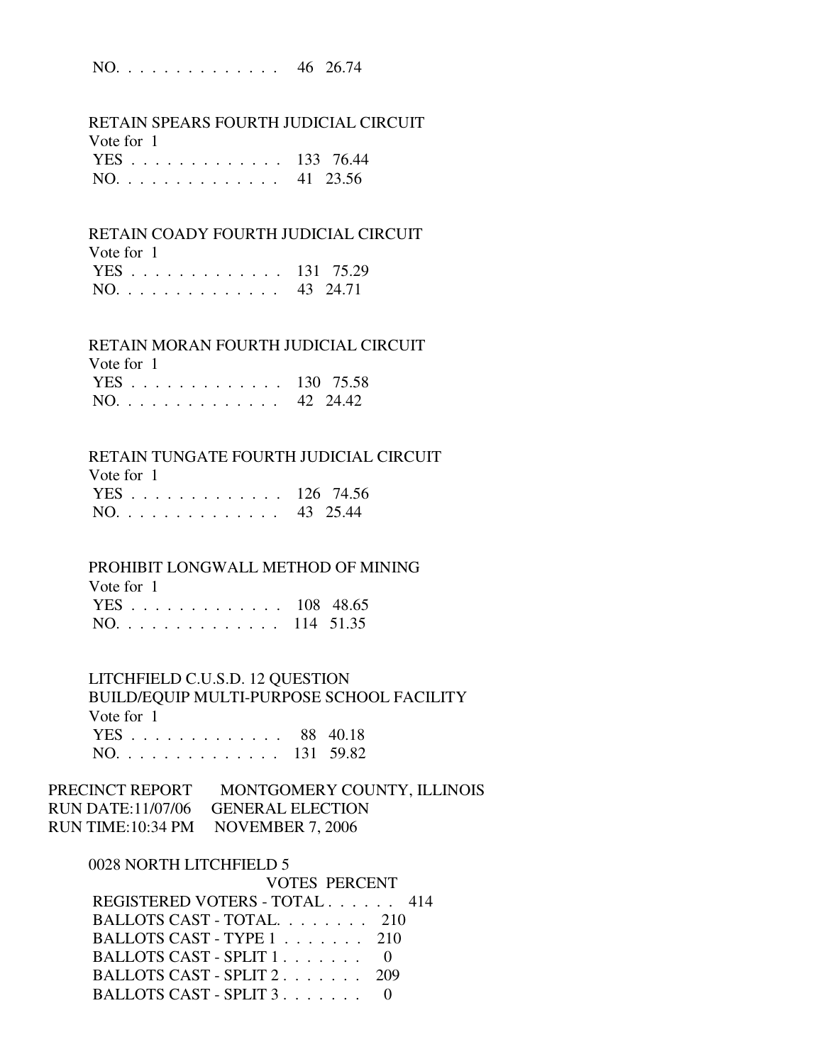NO. . . . . . . . . . . . . . 46 26.74

RETAIN SPEARS FOURTH JUDICIAL CIRCUIT
Vote for 1
YES . . . . . . . . . . . . . 133 76.44
NO. . . . . . . . . . . . . . 41 23.56

RETAIN COADY FOURTH JUDICIAL CIRCUIT
Vote for 1
YES . . . . . . . . . . . . . 131 75.29
NO. . . . . . . . . . . . . . 43 24.71

RETAIN MORAN FOURTH JUDICIAL CIRCUIT
Vote for 1
YES . . . . . . . . . . . . . 130 75.58
NO. . . . . . . . . . . . . . 42 24.42

RETAIN TUNGATE FOURTH JUDICIAL CIRCUIT
Vote for 1
YES . . . . . . . . . . . . . 126 74.56
NO. . . . . . . . . . . . . . 43 25.44

PROHIBIT LONGWALL METHOD OF MINING
Vote for 1
YES . . . . . . . . . . . . . 108 48.65
NO. . . . . . . . . . . . . . 114 51.35

LITCHFIELD C.U.S.D. 12 QUESTION
BUILD/EQUIP MULTI-PURPOSE SCHOOL FACILITY
Vote for 1
YES . . . . . . . . . . . . . 88 40.18
NO. . . . . . . . . . . . . . 131 59.82

PRECINCT REPORT MONTGOMERY COUNTY, ILLINOIS
RUN DATE:11/07/06 GENERAL ELECTION
RUN TIME:10:34 PM NOVEMBER 7, 2006

0028 NORTH LITCHFIELD 5
VOTES PERCENT
REGISTERED VOTERS - TOTAL . . . . . . 414
BALLOTS CAST - TOTAL. . . . . . . . 210
BALLOTS CAST - TYPE 1 . . . . . . . 210
BALLOTS CAST - SPLIT 1 . . . . . . . 0
BALLOTS CAST - SPLIT 2 . . . . . . . 209
BALLOTS CAST - SPLIT 3 . . . . . . . 0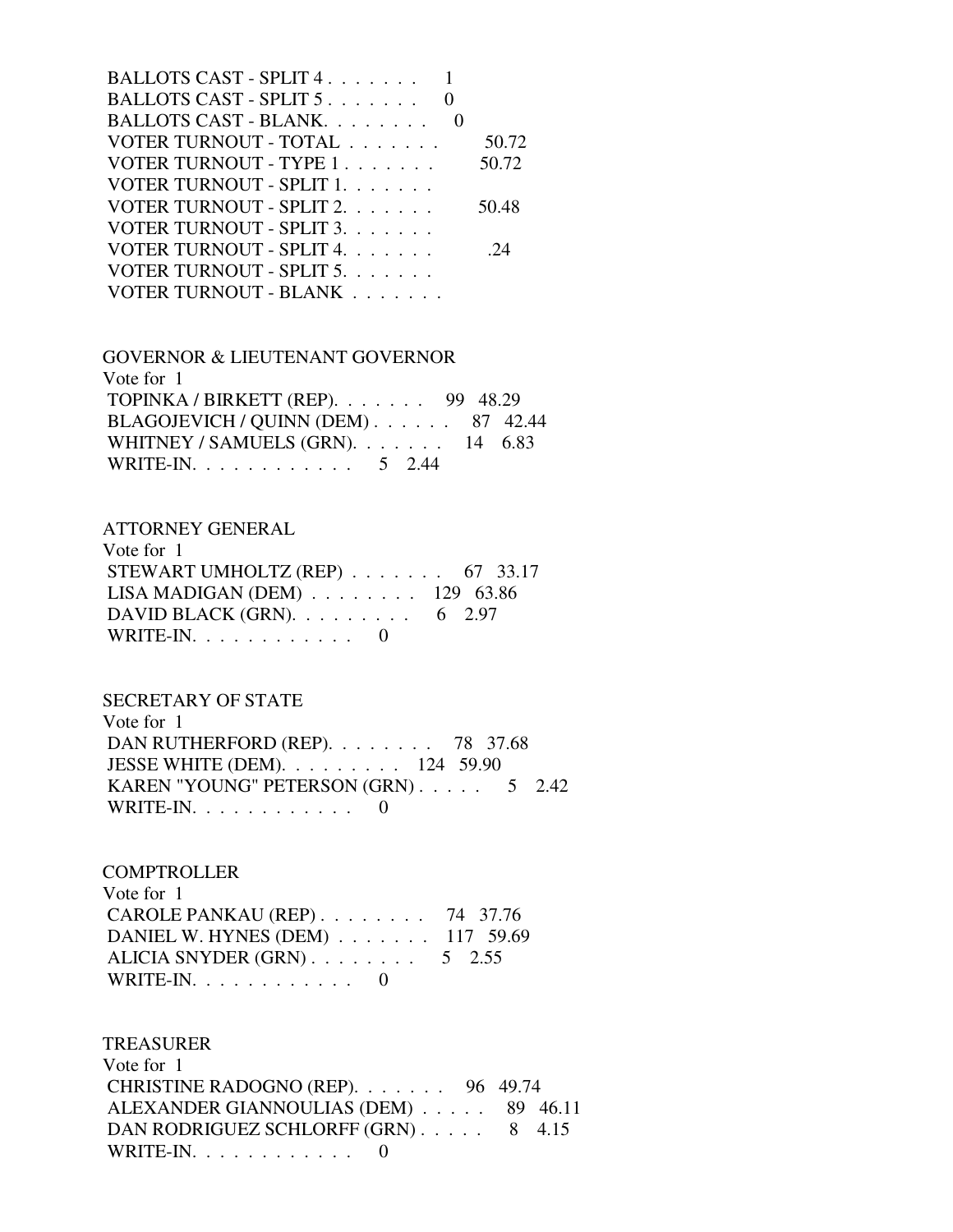BALLOTS CAST - SPLIT 4 . . . . . . . 1
BALLOTS CAST - SPLIT 5 . . . . . . . 0
BALLOTS CAST - BLANK. . . . . . . . 0
VOTER TURNOUT - TOTAL . . . . . . . 50.72
VOTER TURNOUT - TYPE 1 . . . . . . . 50.72
VOTER TURNOUT - SPLIT 1. . . . . . .
VOTER TURNOUT - SPLIT 2. . . . . . . 50.48
VOTER TURNOUT - SPLIT 3. . . . . . .
VOTER TURNOUT - SPLIT 4. . . . . . . .24
VOTER TURNOUT - SPLIT 5. . . . . . .
VOTER TURNOUT - BLANK . . . . . . .

GOVERNOR & LIEUTENANT GOVERNOR
Vote for 1
TOPINKA / BIRKETT (REP). . . . . . . 99 48.29
BLAGOJEVICH / QUINN (DEM) . . . . . . 87 42.44
WHITNEY / SAMUELS (GRN). . . . . . . 14 6.83
WRITE-IN. . . . . . . . . . . . 5 2.44

ATTORNEY GENERAL
Vote for 1
STEWART UMHOLTZ (REP) . . . . . . . 67 33.17
LISA MADIGAN (DEM) . . . . . . . . 129 63.86
DAVID BLACK (GRN). . . . . . . . . 6 2.97
WRITE-IN. . . . . . . . . . . . 0

SECRETARY OF STATE
Vote for 1
DAN RUTHERFORD (REP). . . . . . . . 78 37.68
JESSE WHITE (DEM). . . . . . . . . 124 59.90
KAREN "YOUNG" PETERSON (GRN) . . . . . 5 2.42
WRITE-IN. . . . . . . . . . . . 0

COMPTROLLER
Vote for 1
CAROLE PANKAU (REP) . . . . . . . . 74 37.76
DANIEL W. HYNES (DEM) . . . . . . . 117 59.69
ALICIA SNYDER (GRN) . . . . . . . . 5 2.55
WRITE-IN. . . . . . . . . . . . 0

TREASURER
Vote for 1
CHRISTINE RADOGNO (REP). . . . . . . 96 49.74
ALEXANDER GIANNOULIAS (DEM) . . . . . 89 46.11
DAN RODRIGUEZ SCHLORFF (GRN) . . . . . 8 4.15
WRITE-IN. . . . . . . . . . . . 0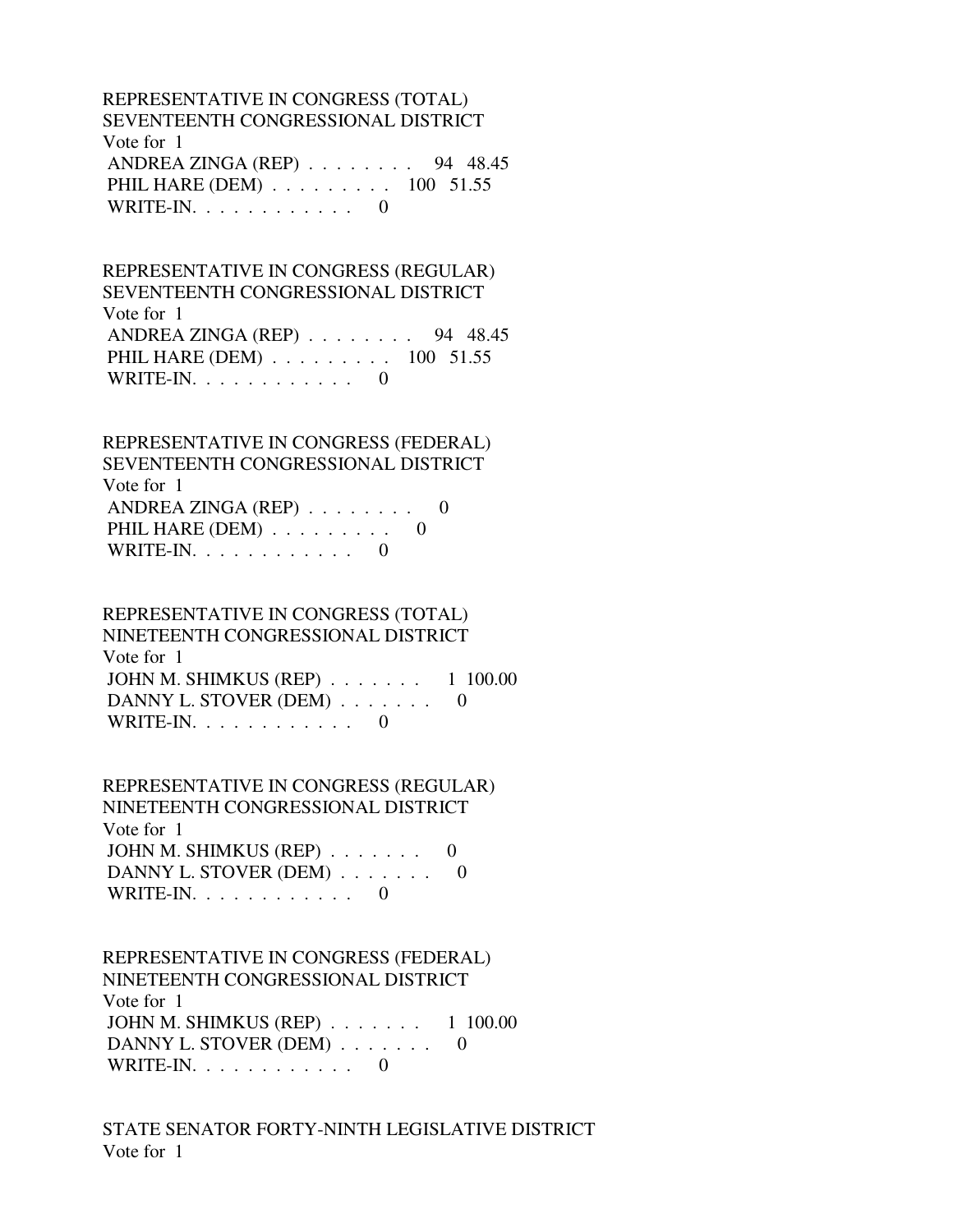REPRESENTATIVE IN CONGRESS (TOTAL)
SEVENTEENTH CONGRESSIONAL DISTRICT
Vote for 1

ANDREA ZINGA (REP) . . . . . . . . 94 48.45
PHIL HARE (DEM) . . . . . . . . . 100 51.55
WRITE-IN. . . . . . . . . . . . 0

REPRESENTATIVE IN CONGRESS (REGULAR)
SEVENTEENTH CONGRESSIONAL DISTRICT
Vote for 1

ANDREA ZINGA (REP) . . . . . . . . 94 48.45
PHIL HARE (DEM) . . . . . . . . . 100 51.55
WRITE-IN. . . . . . . . . . . . 0

REPRESENTATIVE IN CONGRESS (FEDERAL)
SEVENTEENTH CONGRESSIONAL DISTRICT
Vote for 1

ANDREA ZINGA (REP) . . . . . . . . 0
PHIL HARE (DEM) . . . . . . . . . 0
WRITE-IN. . . . . . . . . . . . 0

REPRESENTATIVE IN CONGRESS (TOTAL)
NINETEENTH CONGRESSIONAL DISTRICT
Vote for 1

JOHN M. SHIMKUS (REP) . . . . . . . 1 100.00
DANNY L. STOVER (DEM) . . . . . . . 0
WRITE-IN. . . . . . . . . . . . 0

REPRESENTATIVE IN CONGRESS (REGULAR)
NINETEENTH CONGRESSIONAL DISTRICT
Vote for 1

JOHN M. SHIMKUS (REP) . . . . . . . 0
DANNY L. STOVER (DEM) . . . . . . . 0
WRITE-IN. . . . . . . . . . . . 0

REPRESENTATIVE IN CONGRESS (FEDERAL)
NINETEENTH CONGRESSIONAL DISTRICT
Vote for 1

JOHN M. SHIMKUS (REP) . . . . . . . 1 100.00
DANNY L. STOVER (DEM) . . . . . . . 0
WRITE-IN. . . . . . . . . . . . 0

STATE SENATOR FORTY-NINTH LEGISLATIVE DISTRICT
Vote for 1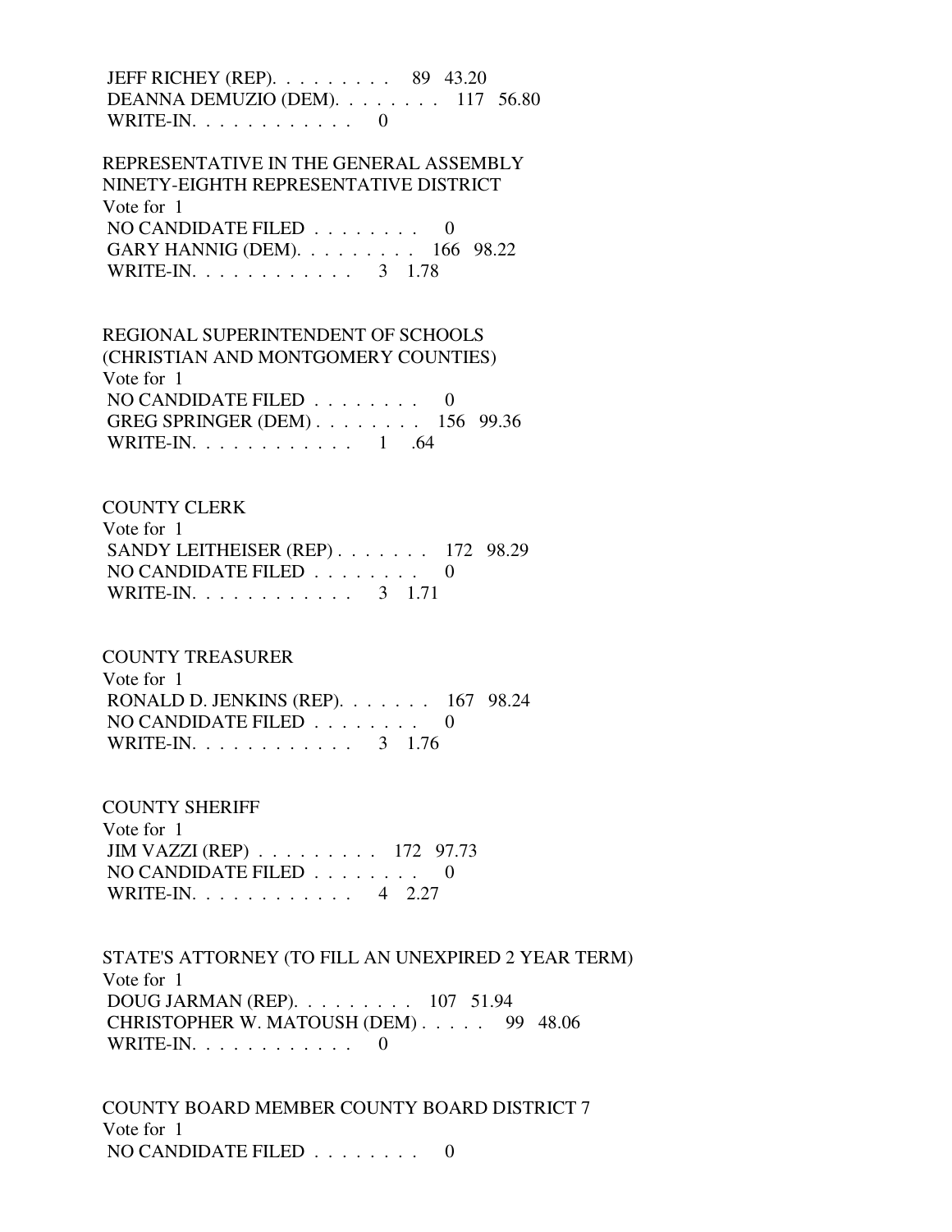JEFF RICHEY (REP). . . . . . . . . 89 43.20
DEANNA DEMUZIO (DEM). . . . . . . . 117 56.80
WRITE-IN. . . . . . . . . . . . 0

REPRESENTATIVE IN THE GENERAL ASSEMBLY
NINETY-EIGHTH REPRESENTATIVE DISTRICT
Vote for 1
NO CANDIDATE FILED . . . . . . . . 0
GARY HANNIG (DEM). . . . . . . . . 166 98.22
WRITE-IN. . . . . . . . . . . . 3 1.78

REGIONAL SUPERINTENDENT OF SCHOOLS
(CHRISTIAN AND MONTGOMERY COUNTIES)
Vote for 1
NO CANDIDATE FILED . . . . . . . . 0
GREG SPRINGER (DEM) . . . . . . . . 156 99.36
WRITE-IN. . . . . . . . . . . . 1 .64

COUNTY CLERK
Vote for 1
SANDY LEITHEISER (REP) . . . . . . . 172 98.29
NO CANDIDATE FILED . . . . . . . . 0
WRITE-IN. . . . . . . . . . . . 3 1.71

COUNTY TREASURER
Vote for 1
RONALD D. JENKINS (REP). . . . . . . 167 98.24
NO CANDIDATE FILED . . . . . . . . 0
WRITE-IN. . . . . . . . . . . . 3 1.76

COUNTY SHERIFF
Vote for 1
JIM VAZZI (REP) . . . . . . . . . 172 97.73
NO CANDIDATE FILED . . . . . . . . 0
WRITE-IN. . . . . . . . . . . . 4 2.27

STATE'S ATTORNEY (TO FILL AN UNEXPIRED 2 YEAR TERM)
Vote for 1
DOUG JARMAN (REP). . . . . . . . . 107 51.94
CHRISTOPHER W. MATOUSH (DEM) . . . . . 99 48.06
WRITE-IN. . . . . . . . . . . . 0

COUNTY BOARD MEMBER COUNTY BOARD DISTRICT 7
Vote for 1
NO CANDIDATE FILED . . . . . . . . 0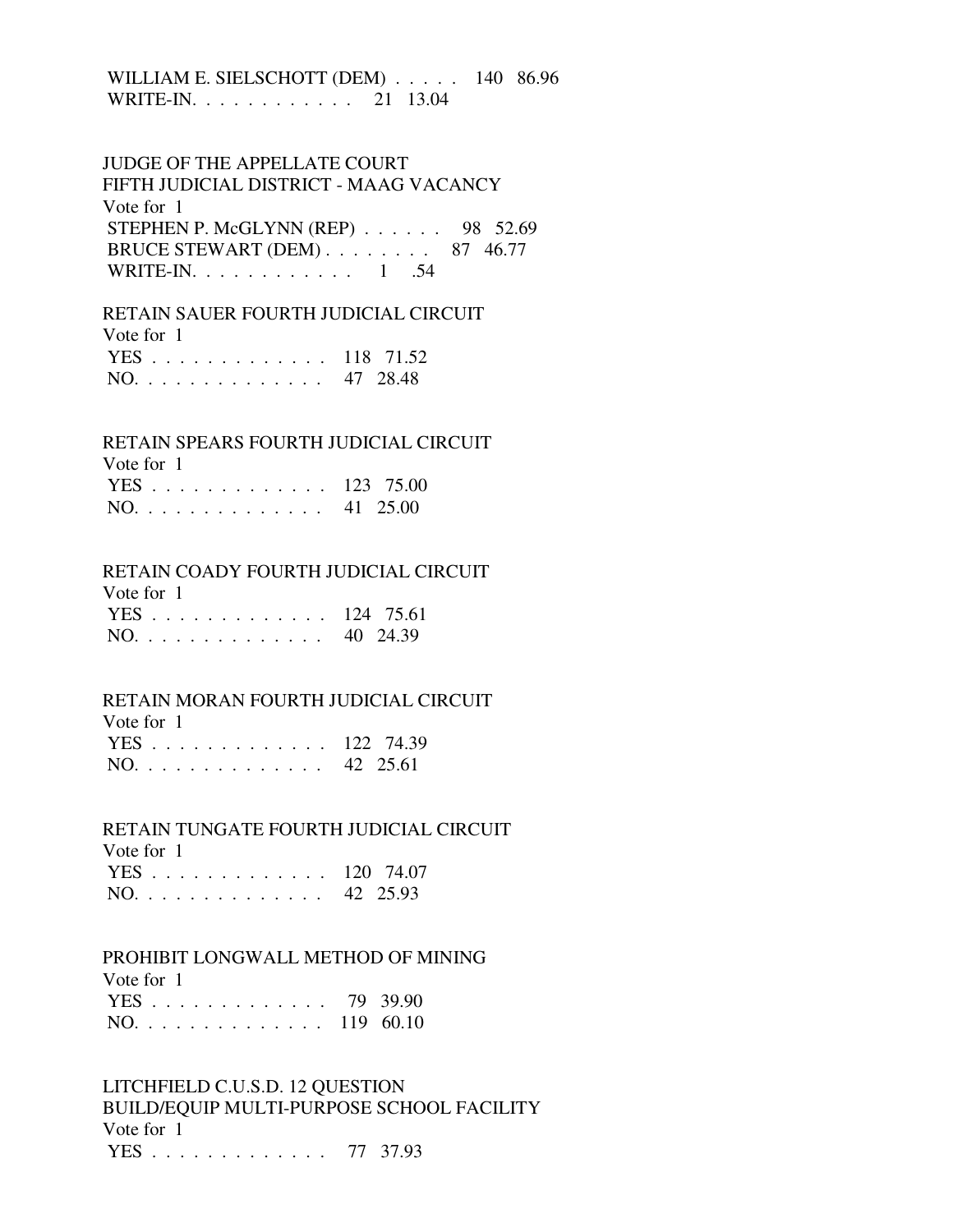WILLIAM E. SIELSCHOTT (DEM) . . . . . 140 86.96
WRITE-IN. . . . . . . . . . . . 21 13.04

JUDGE OF THE APPELLATE COURT
FIFTH JUDICIAL DISTRICT - MAAG VACANCY
Vote for 1
STEPHEN P. McGLYNN (REP) . . . . . . 98 52.69
BRUCE STEWART (DEM) . . . . . . . . 87 46.77
WRITE-IN. . . . . . . . . . . . 1 .54

RETAIN SAUER FOURTH JUDICIAL CIRCUIT
Vote for 1
YES . . . . . . . . . . . . . 118 71.52
NO. . . . . . . . . . . . . . 47 28.48

RETAIN SPEARS FOURTH JUDICIAL CIRCUIT
Vote for 1
YES . . . . . . . . . . . . . 123 75.00
NO. . . . . . . . . . . . . . 41 25.00

RETAIN COADY FOURTH JUDICIAL CIRCUIT
Vote for 1
YES . . . . . . . . . . . . . 124 75.61
NO. . . . . . . . . . . . . . 40 24.39

RETAIN MORAN FOURTH JUDICIAL CIRCUIT
Vote for 1
YES . . . . . . . . . . . . . 122 74.39
NO. . . . . . . . . . . . . . 42 25.61

RETAIN TUNGATE FOURTH JUDICIAL CIRCUIT
Vote for 1
YES . . . . . . . . . . . . . 120 74.07
NO. . . . . . . . . . . . . . 42 25.93

PROHIBIT LONGWALL METHOD OF MINING
Vote for 1
YES . . . . . . . . . . . . . 79 39.90
NO. . . . . . . . . . . . . . 119 60.10

LITCHFIELD C.U.S.D. 12 QUESTION
BUILD/EQUIP MULTI-PURPOSE SCHOOL FACILITY
Vote for 1
YES . . . . . . . . . . . . . 77 37.93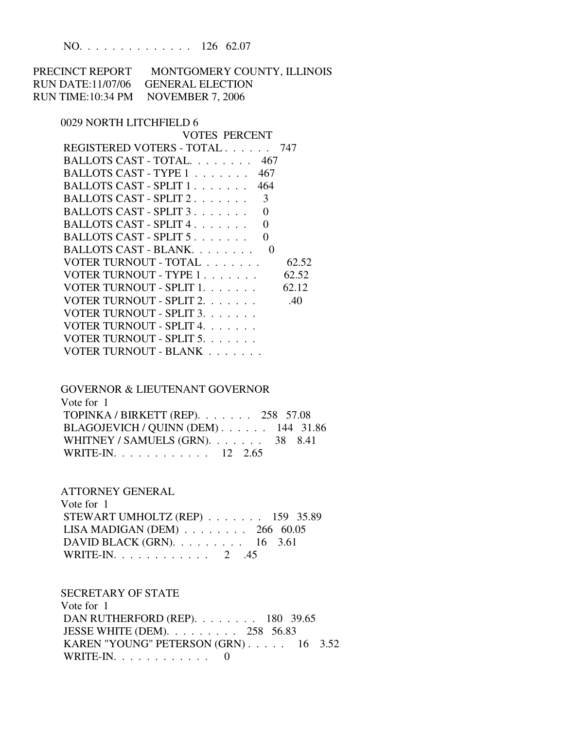NO. . . . . . . . . . . . . . 126 62.07

PRECINCT REPORT MONTGOMERY COUNTY, ILLINOIS
RUN DATE:11/07/06 GENERAL ELECTION
RUN TIME:10:34 PM NOVEMBER 7, 2006

0029 NORTH LITCHFIELD 6

| | VOTES | PERCENT |
|---|---|---|
| REGISTERED VOTERS - TOTAL . . . . . . | 747 | |
| BALLOTS CAST - TOTAL. . . . . . . . | 467 | |
| BALLOTS CAST - TYPE 1 . . . . . . . | 467 | |
| BALLOTS CAST - SPLIT 1 . . . . . . . | 464 | |
| BALLOTS CAST - SPLIT 2 . . . . . . . | 3 | |
| BALLOTS CAST - SPLIT 3 . . . . . . . | 0 | |
| BALLOTS CAST - SPLIT 4 . . . . . . . | 0 | |
| BALLOTS CAST - SPLIT 5 . . . . . . . | 0 | |
| BALLOTS CAST - BLANK. . . . . . . . | 0 | |
| VOTER TURNOUT - TOTAL . . . . . . . | | 62.52 |
| VOTER TURNOUT - TYPE 1 . . . . . . . | | 62.52 |
| VOTER TURNOUT - SPLIT 1. . . . . . . | | 62.12 |
| VOTER TURNOUT - SPLIT 2. . . . . . . | | .40 |
| VOTER TURNOUT - SPLIT 3. . . . . . . | | |
| VOTER TURNOUT - SPLIT 4. . . . . . . | | |
| VOTER TURNOUT - SPLIT 5. . . . . . . | | |
| VOTER TURNOUT - BLANK . . . . . . . | | |

GOVERNOR & LIEUTENANT GOVERNOR
Vote for 1

| | | |
|---|---|---|
| TOPINKA / BIRKETT (REP). . . . . . . | 258 | 57.08 |
| BLAGOJEVICH / QUINN (DEM) . . . . . . | 144 | 31.86 |
| WHITNEY / SAMUELS (GRN). . . . . . . | 38 | 8.41 |
| WRITE-IN. . . . . . . . . . . . | 12 | 2.65 |

ATTORNEY GENERAL
Vote for 1

| | | |
|---|---|---|
| STEWART UMHOLTZ (REP) . . . . . . . | 159 | 35.89 |
| LISA MADIGAN (DEM) . . . . . . . . | 266 | 60.05 |
| DAVID BLACK (GRN). . . . . . . . . | 16 | 3.61 |
| WRITE-IN. . . . . . . . . . . . | 2 | .45 |

SECRETARY OF STATE
Vote for 1

| | | |
|---|---|---|
| DAN RUTHERFORD (REP). . . . . . . . | 180 | 39.65 |
| JESSE WHITE (DEM). . . . . . . . . | 258 | 56.83 |
| KAREN "YOUNG" PETERSON (GRN) . . . . . | 16 | 3.52 |
| WRITE-IN. . . . . . . . . . . . | 0 | |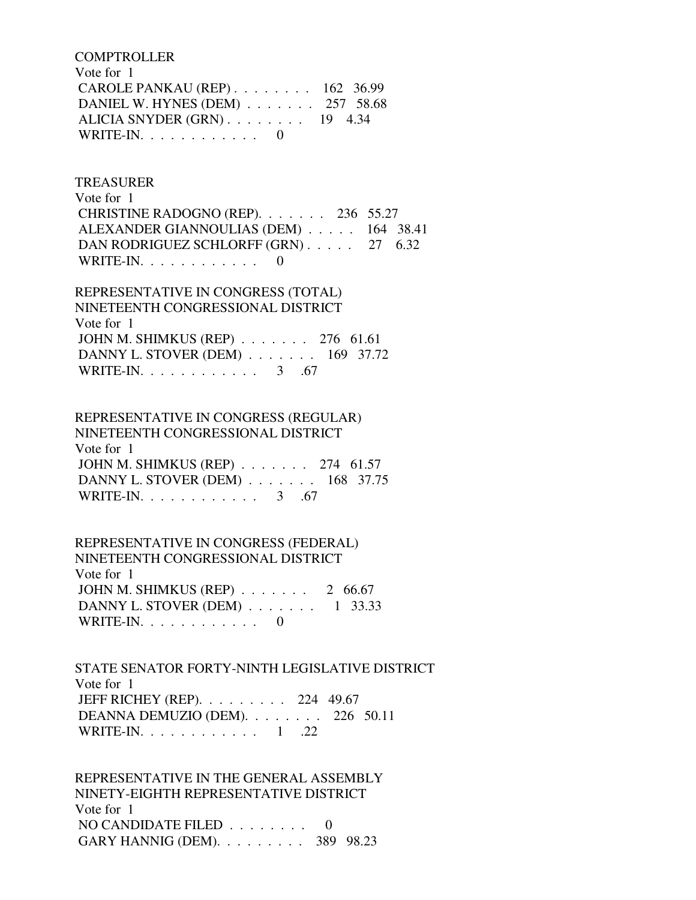COMPTROLLER
Vote for 1

| | | |
|---|---|---|
| CAROLE PANKAU (REP) | 162 | 36.99 |
| DANIEL W. HYNES (DEM) | 257 | 58.68 |
| ALICIA SNYDER (GRN) | 19 | 4.34 |
| WRITE-IN. | 0 | |

TREASURER
Vote for 1

| | | |
|---|---|---|
| CHRISTINE RADOGNO (REP). | 236 | 55.27 |
| ALEXANDER GIANNOULIAS (DEM) | 164 | 38.41 |
| DAN RODRIGUEZ SCHLORFF (GRN) | 27 | 6.32 |
| WRITE-IN. | 0 | |

REPRESENTATIVE IN CONGRESS (TOTAL)
NINETEENTH CONGRESSIONAL DISTRICT
Vote for 1

| | | |
|---|---|---|
| JOHN M. SHIMKUS (REP) | 276 | 61.61 |
| DANNY L. STOVER (DEM) | 169 | 37.72 |
| WRITE-IN. | 3 | .67 |

REPRESENTATIVE IN CONGRESS (REGULAR)
NINETEENTH CONGRESSIONAL DISTRICT
Vote for 1

| | | |
|---|---|---|
| JOHN M. SHIMKUS (REP) | 274 | 61.57 |
| DANNY L. STOVER (DEM) | 168 | 37.75 |
| WRITE-IN. | 3 | .67 |

REPRESENTATIVE IN CONGRESS (FEDERAL)
NINETEENTH CONGRESSIONAL DISTRICT
Vote for 1

| | | |
|---|---|---|
| JOHN M. SHIMKUS (REP) | 2 | 66.67 |
| DANNY L. STOVER (DEM) | 1 | 33.33 |
| WRITE-IN. | 0 | |

STATE SENATOR FORTY-NINTH LEGISLATIVE DISTRICT
Vote for 1

| | | |
|---|---|---|
| JEFF RICHEY (REP). | 224 | 49.67 |
| DEANNA DEMUZIO (DEM). | 226 | 50.11 |
| WRITE-IN. | 1 | .22 |

REPRESENTATIVE IN THE GENERAL ASSEMBLY
NINETY-EIGHTH REPRESENTATIVE DISTRICT
Vote for 1

| | | |
|---|---|---|
| NO CANDIDATE FILED | 0 | |
| GARY HANNIG (DEM). | 389 | 98.23 |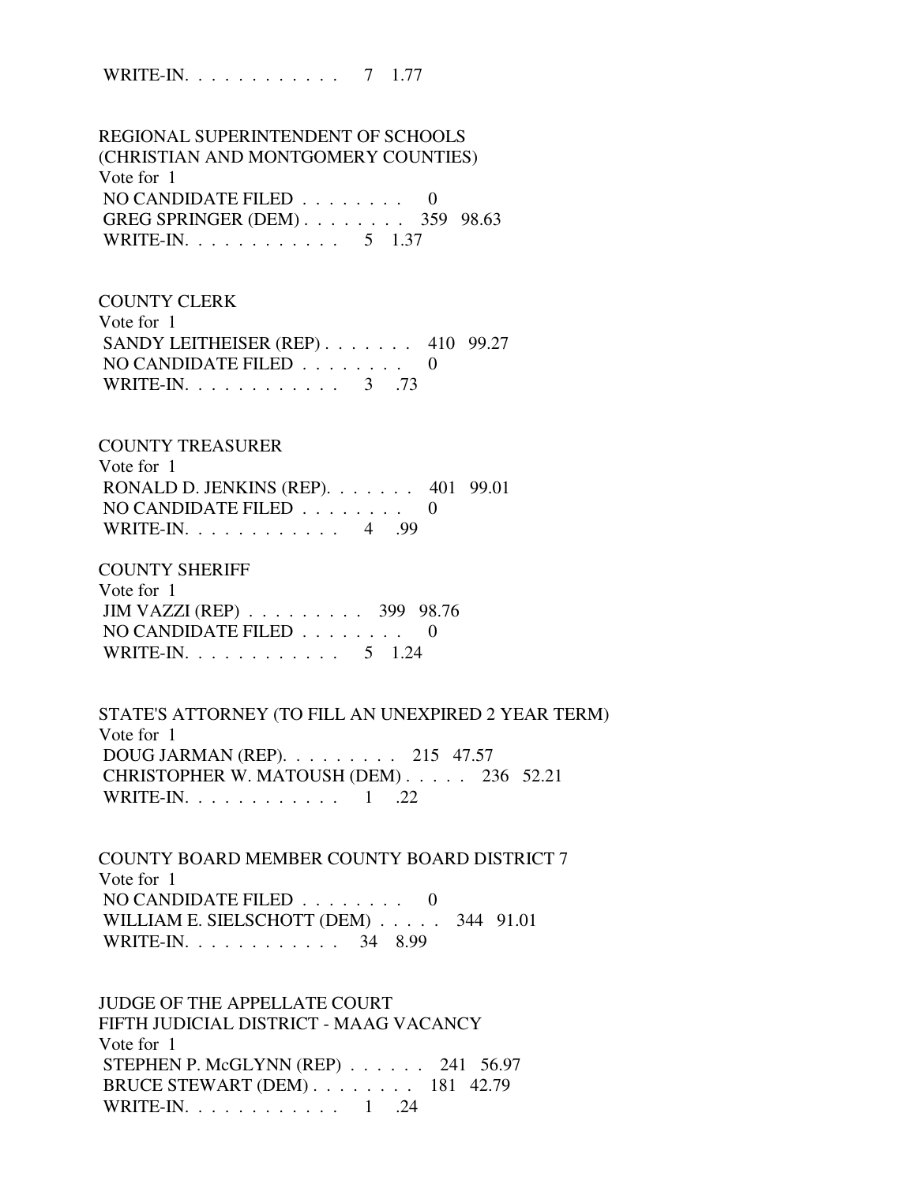WRITE-IN. . . . . . . . . . . . 7 1.77

REGIONAL SUPERINTENDENT OF SCHOOLS
(CHRISTIAN AND MONTGOMERY COUNTIES)
Vote for 1
NO CANDIDATE FILED . . . . . . . . 0
GREG SPRINGER (DEM) . . . . . . . . 359 98.63
WRITE-IN. . . . . . . . . . . . 5 1.37

COUNTY CLERK
Vote for 1
SANDY LEITHEISER (REP) . . . . . . . 410 99.27
NO CANDIDATE FILED . . . . . . . . 0
WRITE-IN. . . . . . . . . . . . 3 .73

COUNTY TREASURER
Vote for 1
RONALD D. JENKINS (REP). . . . . . . 401 99.01
NO CANDIDATE FILED . . . . . . . . 0
WRITE-IN. . . . . . . . . . . . 4 .99

COUNTY SHERIFF
Vote for 1
JIM VAZZI (REP) . . . . . . . . . 399 98.76
NO CANDIDATE FILED . . . . . . . . 0
WRITE-IN. . . . . . . . . . . . 5 1.24

STATE'S ATTORNEY (TO FILL AN UNEXPIRED 2 YEAR TERM)
Vote for 1
DOUG JARMAN (REP). . . . . . . . . 215 47.57
CHRISTOPHER W. MATOUSH (DEM) . . . . . 236 52.21
WRITE-IN. . . . . . . . . . . . 1 .22

COUNTY BOARD MEMBER COUNTY BOARD DISTRICT 7
Vote for 1
NO CANDIDATE FILED . . . . . . . . 0
WILLIAM E. SIELSCHOTT (DEM) . . . . . 344 91.01
WRITE-IN. . . . . . . . . . . . 34 8.99

JUDGE OF THE APPELLATE COURT
FIFTH JUDICIAL DISTRICT - MAAG VACANCY
Vote for 1
STEPHEN P. McGLYNN (REP) . . . . . . 241 56.97
BRUCE STEWART (DEM) . . . . . . . . 181 42.79
WRITE-IN. . . . . . . . . . . . 1 .24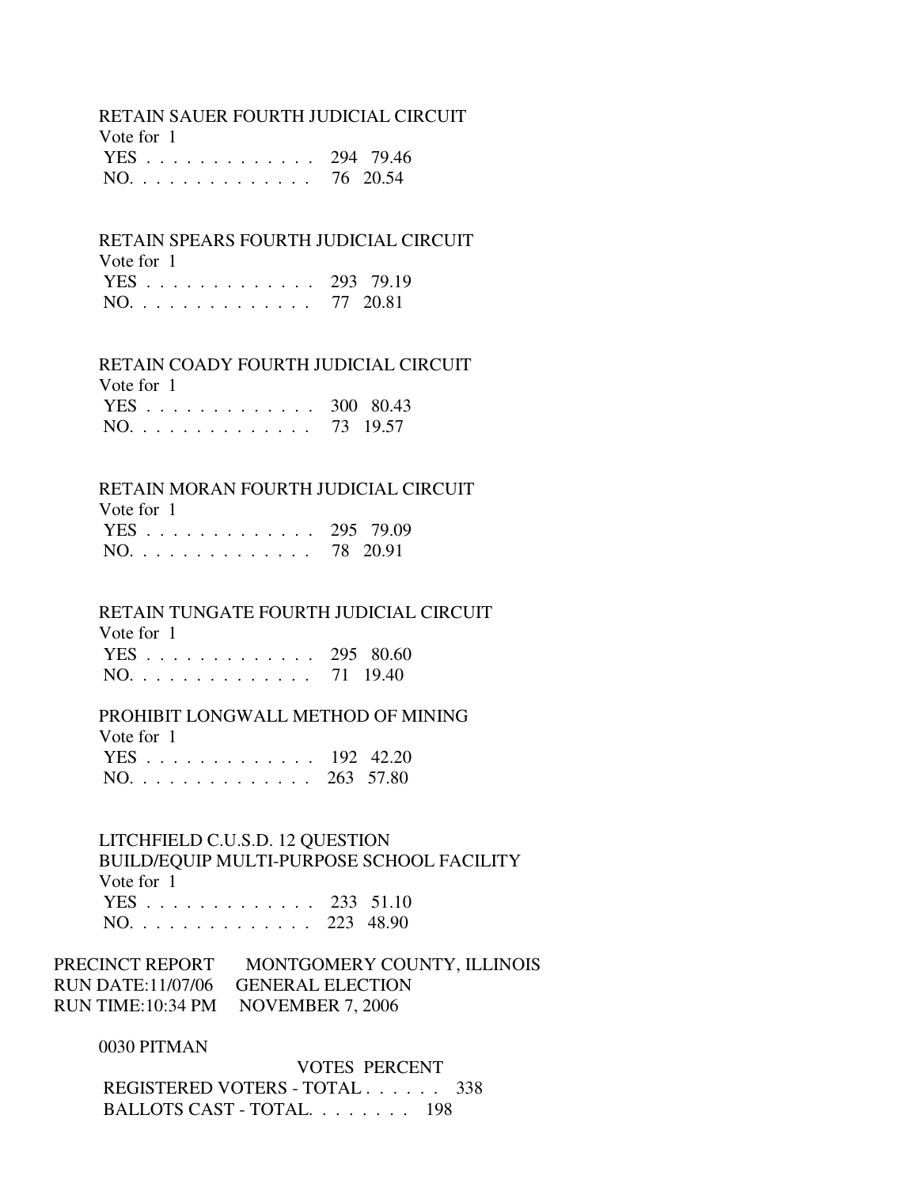RETAIN SAUER FOURTH JUDICIAL CIRCUIT
Vote for 1

| | | |
|---|---|---|
| YES . . . . . . . . . . . . . | 294 | 79.46 |
| NO. . . . . . . . . . . . . . | 76 | 20.54 |

RETAIN SPEARS FOURTH JUDICIAL CIRCUIT
Vote for 1

| | | |
|---|---|---|
| YES . . . . . . . . . . . . . | 293 | 79.19 |
| NO. . . . . . . . . . . . . . | 77 | 20.81 |

RETAIN COADY FOURTH JUDICIAL CIRCUIT
Vote for 1

| | | |
|---|---|---|
| YES . . . . . . . . . . . . . | 300 | 80.43 |
| NO. . . . . . . . . . . . . . | 73 | 19.57 |

RETAIN MORAN FOURTH JUDICIAL CIRCUIT
Vote for 1

| | | |
|---|---|---|
| YES . . . . . . . . . . . . . | 295 | 79.09 |
| NO. . . . . . . . . . . . . . | 78 | 20.91 |

RETAIN TUNGATE FOURTH JUDICIAL CIRCUIT
Vote for 1

| | | |
|---|---|---|
| YES . . . . . . . . . . . . . | 295 | 80.60 |
| NO. . . . . . . . . . . . . . | 71 | 19.40 |

PROHIBIT LONGWALL METHOD OF MINING
Vote for 1

| | | |
|---|---|---|
| YES . . . . . . . . . . . . . | 192 | 42.20 |
| NO. . . . . . . . . . . . . . | 263 | 57.80 |

LITCHFIELD C.U.S.D. 12 QUESTION
BUILD/EQUIP MULTI-PURPOSE SCHOOL FACILITY
Vote for 1

| | | |
|---|---|---|
| YES . . . . . . . . . . . . . | 233 | 51.10 |
| NO. . . . . . . . . . . . . . | 223 | 48.90 |

PRECINCT REPORT MONTGOMERY COUNTY, ILLINOIS
RUN DATE:11/07/06 GENERAL ELECTION
RUN TIME:10:34 PM NOVEMBER 7, 2006

0030 PITMAN

| | VOTES | PERCENT |
|---|---|---|
| REGISTERED VOTERS - TOTAL . . . . . . | 338 | |
| BALLOTS CAST - TOTAL. . . . . . . . | 198 | |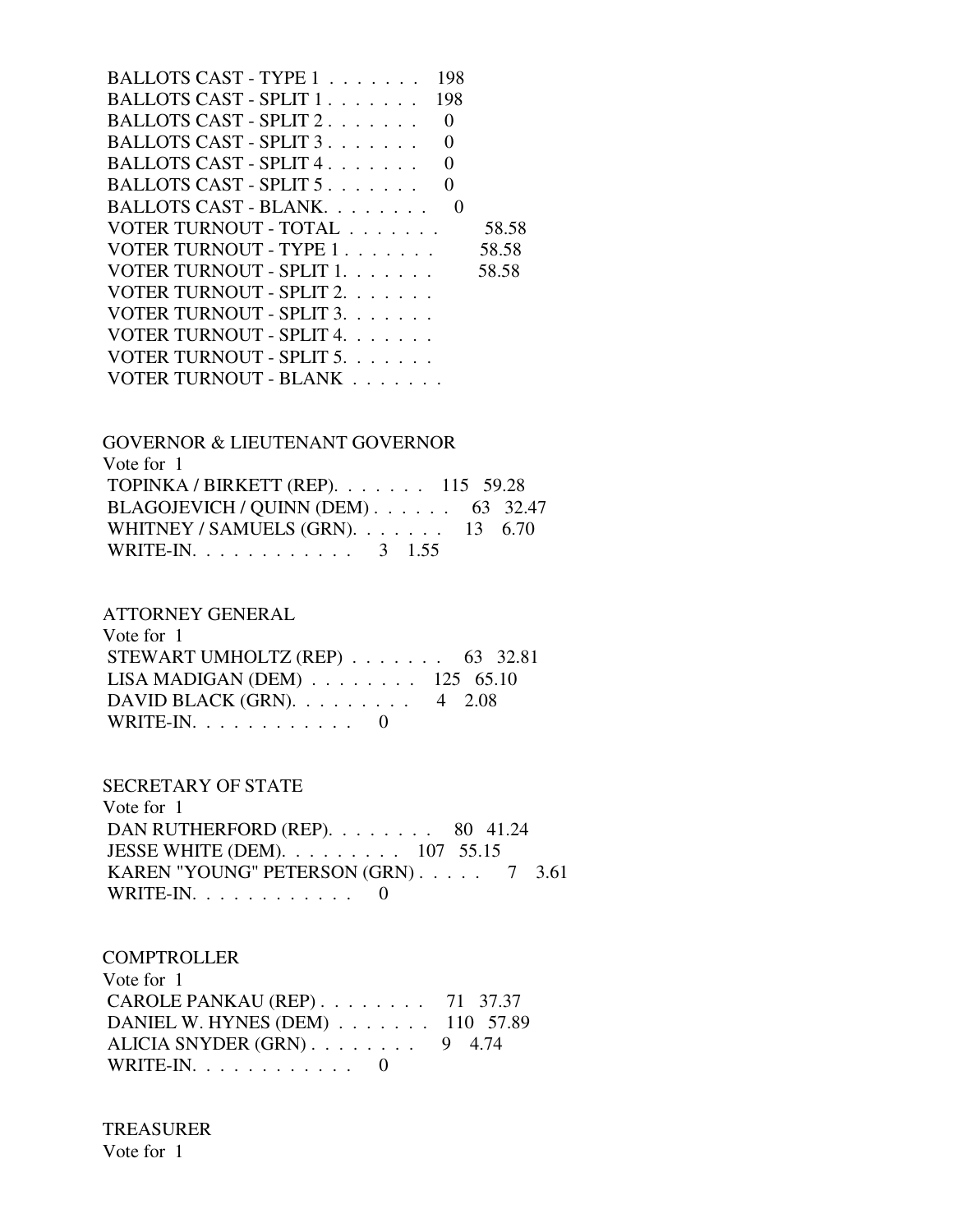BALLOTS CAST - TYPE 1 . . . . . . . 198
BALLOTS CAST - SPLIT 1 . . . . . . . 198
BALLOTS CAST - SPLIT 2 . . . . . . . 0
BALLOTS CAST - SPLIT 3 . . . . . . . 0
BALLOTS CAST - SPLIT 4 . . . . . . . 0
BALLOTS CAST - SPLIT 5 . . . . . . . 0
BALLOTS CAST - BLANK. . . . . . . . 0
VOTER TURNOUT - TOTAL . . . . . . . 58.58
VOTER TURNOUT - TYPE 1 . . . . . . . 58.58
VOTER TURNOUT - SPLIT 1. . . . . . . 58.58
VOTER TURNOUT - SPLIT 2. . . . . . .
VOTER TURNOUT - SPLIT 3. . . . . . .
VOTER TURNOUT - SPLIT 4. . . . . . .
VOTER TURNOUT - SPLIT 5. . . . . . .
VOTER TURNOUT - BLANK . . . . . . .

GOVERNOR & LIEUTENANT GOVERNOR
Vote for 1
TOPINKA / BIRKETT (REP). . . . . . . 115 59.28
BLAGOJEVICH / QUINN (DEM) . . . . . . 63 32.47
WHITNEY / SAMUELS (GRN). . . . . . . 13 6.70
WRITE-IN. . . . . . . . . . . . 3 1.55

ATTORNEY GENERAL
Vote for 1
STEWART UMHOLTZ (REP) . . . . . . . 63 32.81
LISA MADIGAN (DEM) . . . . . . . . 125 65.10
DAVID BLACK (GRN). . . . . . . . . 4 2.08
WRITE-IN. . . . . . . . . . . . 0

SECRETARY OF STATE
Vote for 1
DAN RUTHERFORD (REP). . . . . . . . 80 41.24
JESSE WHITE (DEM). . . . . . . . . 107 55.15
KAREN "YOUNG" PETERSON (GRN) . . . . . 7 3.61
WRITE-IN. . . . . . . . . . . . 0

COMPTROLLER
Vote for 1
CAROLE PANKAU (REP) . . . . . . . . 71 37.37
DANIEL W. HYNES (DEM) . . . . . . . 110 57.89
ALICIA SNYDER (GRN) . . . . . . . . 9 4.74
WRITE-IN. . . . . . . . . . . . 0

TREASURER
Vote for 1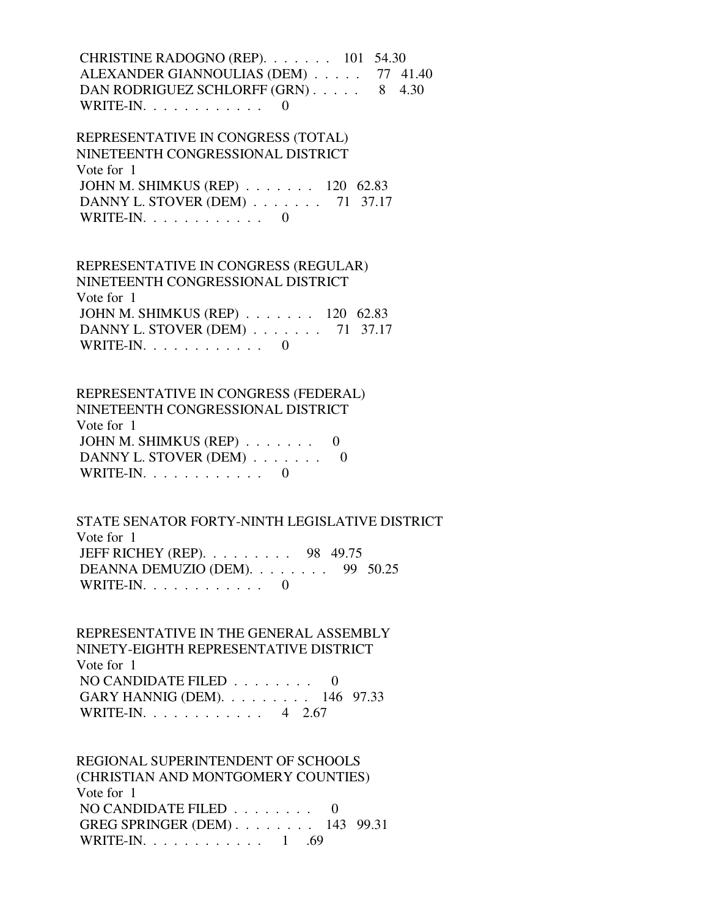CHRISTINE RADOGNO (REP). . . . . . . 101 54.30
ALEXANDER GIANNOULIAS (DEM) . . . . . 77 41.40
DAN RODRIGUEZ SCHLORFF (GRN) . . . . . 8 4.30
WRITE-IN. . . . . . . . . . . . 0

REPRESENTATIVE IN CONGRESS (TOTAL)
NINETEENTH CONGRESSIONAL DISTRICT
Vote for 1
JOHN M. SHIMKUS (REP) . . . . . . . 120 62.83
DANNY L. STOVER (DEM) . . . . . . . 71 37.17
WRITE-IN. . . . . . . . . . . . 0

REPRESENTATIVE IN CONGRESS (REGULAR)
NINETEENTH CONGRESSIONAL DISTRICT
Vote for 1
JOHN M. SHIMKUS (REP) . . . . . . . 120 62.83
DANNY L. STOVER (DEM) . . . . . . . 71 37.17
WRITE-IN. . . . . . . . . . . . 0

REPRESENTATIVE IN CONGRESS (FEDERAL)
NINETEENTH CONGRESSIONAL DISTRICT
Vote for 1
JOHN M. SHIMKUS (REP) . . . . . . . 0
DANNY L. STOVER (DEM) . . . . . . . 0
WRITE-IN. . . . . . . . . . . . 0

STATE SENATOR FORTY-NINTH LEGISLATIVE DISTRICT
Vote for 1
JEFF RICHEY (REP). . . . . . . . . 98 49.75
DEANNA DEMUZIO (DEM). . . . . . . . 99 50.25
WRITE-IN. . . . . . . . . . . . 0

REPRESENTATIVE IN THE GENERAL ASSEMBLY
NINETY-EIGHTH REPRESENTATIVE DISTRICT
Vote for 1
NO CANDIDATE FILED . . . . . . . . 0
GARY HANNIG (DEM). . . . . . . . . 146 97.33
WRITE-IN. . . . . . . . . . . . 4 2.67

REGIONAL SUPERINTENDENT OF SCHOOLS
(CHRISTIAN AND MONTGOMERY COUNTIES)
Vote for 1
NO CANDIDATE FILED . . . . . . . . 0
GREG SPRINGER (DEM) . . . . . . . . 143 99.31
WRITE-IN. . . . . . . . . . . . 1 .69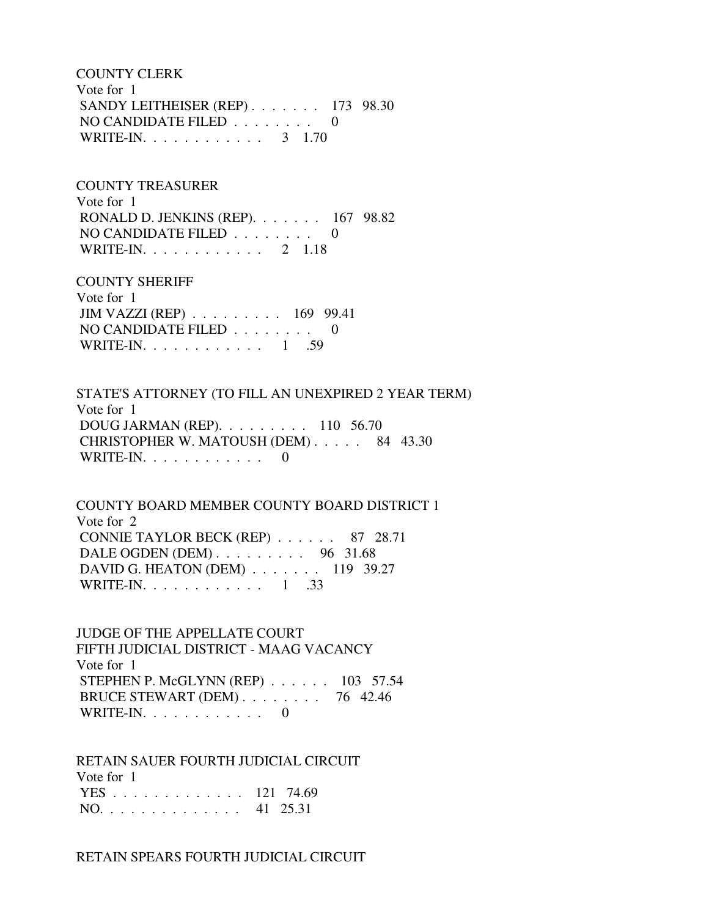COUNTY CLERK
Vote for 1
SANDY LEITHEISER (REP) . . . . . . . 173 98.30
NO CANDIDATE FILED . . . . . . . . 0
WRITE-IN. . . . . . . . . . . . 3 1.70

COUNTY TREASURER
Vote for 1
RONALD D. JENKINS (REP). . . . . . . 167 98.82
NO CANDIDATE FILED . . . . . . . . 0
WRITE-IN. . . . . . . . . . . . 2 1.18

COUNTY SHERIFF
Vote for 1
JIM VAZZI (REP) . . . . . . . . . 169 99.41
NO CANDIDATE FILED . . . . . . . . 0
WRITE-IN. . . . . . . . . . . . 1 .59

STATE'S ATTORNEY (TO FILL AN UNEXPIRED 2 YEAR TERM)
Vote for 1
DOUG JARMAN (REP). . . . . . . . . 110 56.70
CHRISTOPHER W. MATOUSH (DEM) . . . . . 84 43.30
WRITE-IN. . . . . . . . . . . . 0

COUNTY BOARD MEMBER COUNTY BOARD DISTRICT 1
Vote for 2
CONNIE TAYLOR BECK (REP) . . . . . . 87 28.71
DALE OGDEN (DEM) . . . . . . . . . 96 31.68
DAVID G. HEATON (DEM) . . . . . . . 119 39.27
WRITE-IN. . . . . . . . . . . . 1 .33

JUDGE OF THE APPELLATE COURT
FIFTH JUDICIAL DISTRICT - MAAG VACANCY
Vote for 1
STEPHEN P. McGLYNN (REP) . . . . . . 103 57.54
BRUCE STEWART (DEM) . . . . . . . . 76 42.46
WRITE-IN. . . . . . . . . . . . 0

RETAIN SAUER FOURTH JUDICIAL CIRCUIT
Vote for 1
YES . . . . . . . . . . . . . 121 74.69
NO. . . . . . . . . . . . . . 41 25.31

RETAIN SPEARS FOURTH JUDICIAL CIRCUIT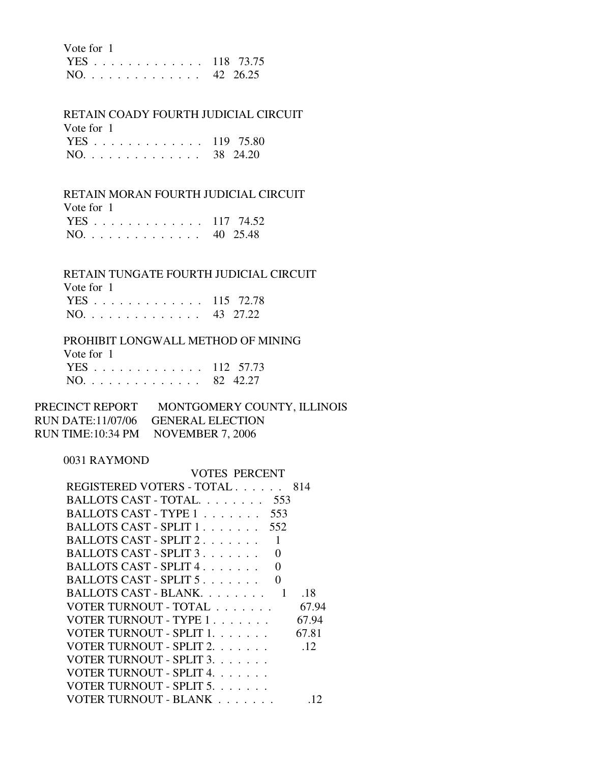Vote for 1

| | | |
|---|---|---|
| YES | 118 | 73.75 |
| NO. | 42 | 26.25 |

RETAIN COADY FOURTH JUDICIAL CIRCUIT

Vote for 1

| | | |
|---|---|---|
| YES | 119 | 75.80 |
| NO. | 38 | 24.20 |

RETAIN MORAN FOURTH JUDICIAL CIRCUIT

Vote for 1

| | | |
|---|---|---|
| YES | 117 | 74.52 |
| NO. | 40 | 25.48 |

RETAIN TUNGATE FOURTH JUDICIAL CIRCUIT

Vote for 1

| | | |
|---|---|---|
| YES | 115 | 72.78 |
| NO. | 43 | 27.22 |

PROHIBIT LONGWALL METHOD OF MINING

Vote for 1

| | | |
|---|---|---|
| YES | 112 | 57.73 |
| NO. | 82 | 42.27 |

PRECINCT REPORT MONTGOMERY COUNTY, ILLINOIS
RUN DATE:11/07/06 GENERAL ELECTION
RUN TIME:10:34 PM NOVEMBER 7, 2006

0031 RAYMOND

| | VOTES | PERCENT |
|---|---|---|
| REGISTERED VOTERS - TOTAL | 814 | |
| BALLOTS CAST - TOTAL. | 553 | |
| BALLOTS CAST - TYPE 1 | 553 | |
| BALLOTS CAST - SPLIT 1 | 552 | |
| BALLOTS CAST - SPLIT 2 | 1 | |
| BALLOTS CAST - SPLIT 3 | 0 | |
| BALLOTS CAST - SPLIT 4 | 0 | |
| BALLOTS CAST - SPLIT 5 | 0 | |
| BALLOTS CAST - BLANK. | 1 | .18 |
| VOTER TURNOUT - TOTAL | | 67.94 |
| VOTER TURNOUT - TYPE 1 | | 67.94 |
| VOTER TURNOUT - SPLIT 1. | | 67.81 |
| VOTER TURNOUT - SPLIT 2. | | .12 |
| VOTER TURNOUT - SPLIT 3. | | |
| VOTER TURNOUT - SPLIT 4. | | |
| VOTER TURNOUT - SPLIT 5. | | |
| VOTER TURNOUT - BLANK | | .12 |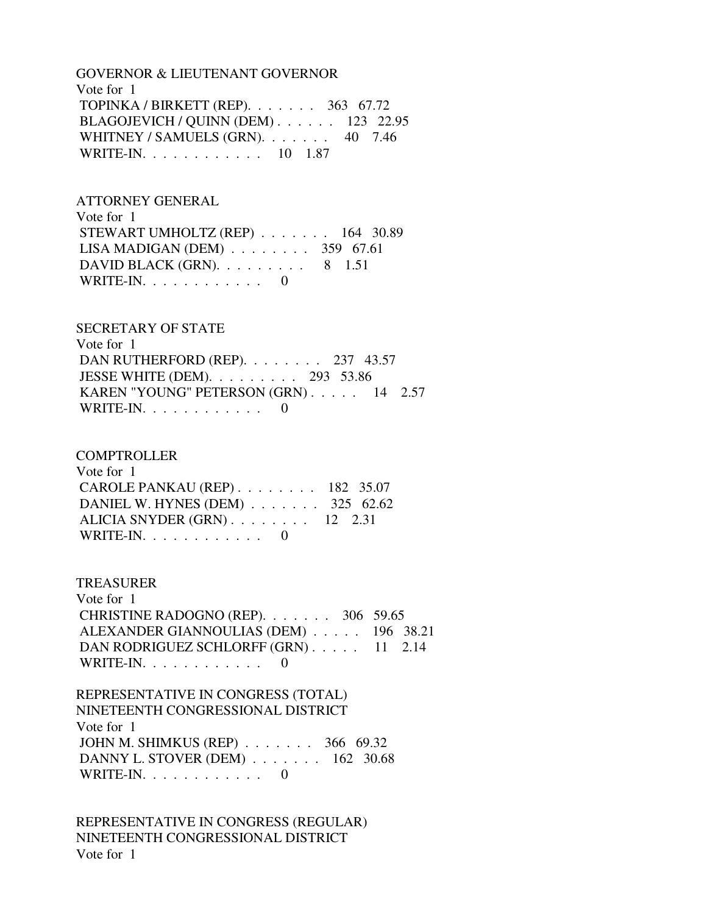GOVERNOR & LIEUTENANT GOVERNOR
Vote for 1

| | | |
|---|---|---|
| TOPINKA / BIRKETT (REP). . . . . . . | 363 | 67.72 |
| BLAGOJEVICH / QUINN (DEM) . . . . . . | 123 | 22.95 |
| WHITNEY / SAMUELS (GRN). . . . . . . | 40 | 7.46 |
| WRITE-IN. . . . . . . . . . . . | 10 | 1.87 |

ATTORNEY GENERAL
Vote for 1

| | | |
|---|---|---|
| STEWART UMHOLTZ (REP) . . . . . . . | 164 | 30.89 |
| LISA MADIGAN (DEM) . . . . . . . . | 359 | 67.61 |
| DAVID BLACK (GRN). . . . . . . . . | 8 | 1.51 |
| WRITE-IN. . . . . . . . . . . . | 0 | |

SECRETARY OF STATE
Vote for 1

| | | |
|---|---|---|
| DAN RUTHERFORD (REP). . . . . . . . | 237 | 43.57 |
| JESSE WHITE (DEM). . . . . . . . . | 293 | 53.86 |
| KAREN "YOUNG" PETERSON (GRN) . . . . . | 14 | 2.57 |
| WRITE-IN. . . . . . . . . . . . | 0 | |

COMPTROLLER
Vote for 1

| | | |
|---|---|---|
| CAROLE PANKAU (REP) . . . . . . . . | 182 | 35.07 |
| DANIEL W. HYNES (DEM) . . . . . . . | 325 | 62.62 |
| ALICIA SNYDER (GRN) . . . . . . . . | 12 | 2.31 |
| WRITE-IN. . . . . . . . . . . . | 0 | |

TREASURER
Vote for 1

| | | |
|---|---|---|
| CHRISTINE RADOGNO (REP). . . . . . . | 306 | 59.65 |
| ALEXANDER GIANNOULIAS (DEM) . . . . . | 196 | 38.21 |
| DAN RODRIGUEZ SCHLORFF (GRN) . . . . . | 11 | 2.14 |
| WRITE-IN. . . . . . . . . . . . | 0 | |

REPRESENTATIVE IN CONGRESS (TOTAL)
NINETEENTH CONGRESSIONAL DISTRICT
Vote for 1

| | | |
|---|---|---|
| JOHN M. SHIMKUS (REP) . . . . . . . | 366 | 69.32 |
| DANNY L. STOVER (DEM) . . . . . . . | 162 | 30.68 |
| WRITE-IN. . . . . . . . . . . . | 0 | |

REPRESENTATIVE IN CONGRESS (REGULAR)
NINETEENTH CONGRESSIONAL DISTRICT
Vote for 1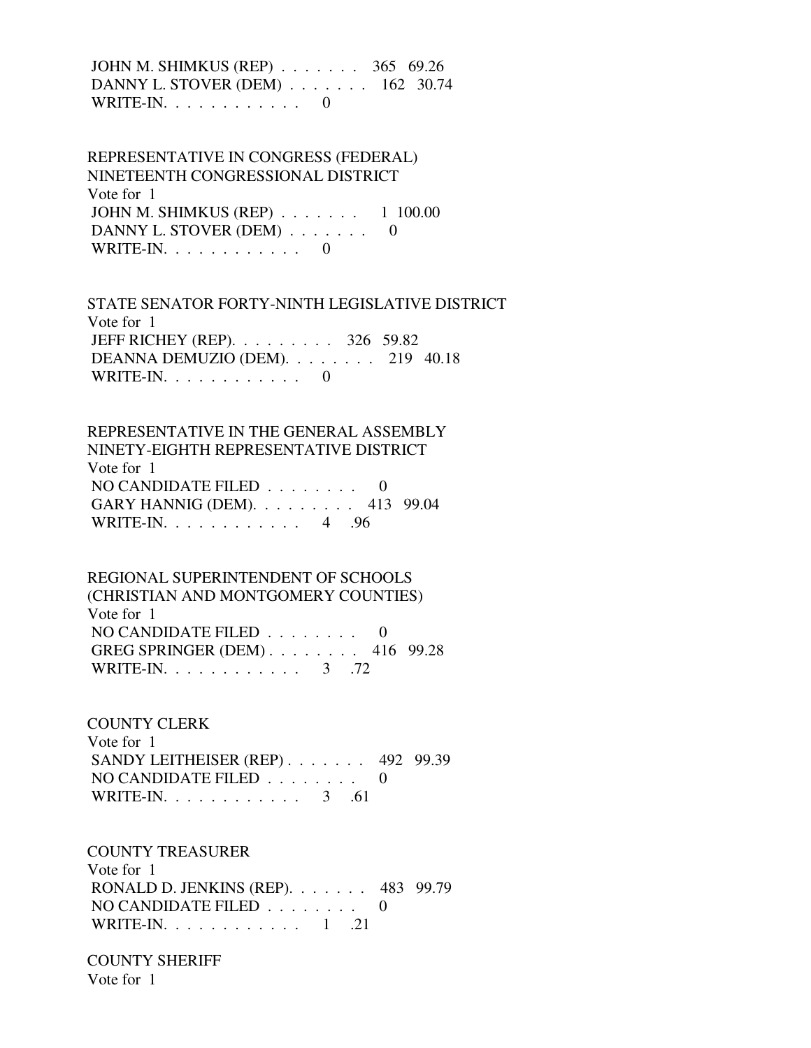JOHN M. SHIMKUS (REP) . . . . . . . 365 69.26
DANNY L. STOVER (DEM) . . . . . . . 162 30.74
WRITE-IN. . . . . . . . . . . . 0

REPRESENTATIVE IN CONGRESS (FEDERAL)
NINETEENTH CONGRESSIONAL DISTRICT
Vote for 1
JOHN M. SHIMKUS (REP) . . . . . . . 1 100.00
DANNY L. STOVER (DEM) . . . . . . . 0
WRITE-IN. . . . . . . . . . . . 0

STATE SENATOR FORTY-NINTH LEGISLATIVE DISTRICT
Vote for 1
JEFF RICHEY (REP). . . . . . . . . 326 59.82
DEANNA DEMUZIO (DEM). . . . . . . . 219 40.18
WRITE-IN. . . . . . . . . . . . 0

REPRESENTATIVE IN THE GENERAL ASSEMBLY
NINETY-EIGHTH REPRESENTATIVE DISTRICT
Vote for 1
NO CANDIDATE FILED . . . . . . . . 0
GARY HANNIG (DEM). . . . . . . . . 413 99.04
WRITE-IN. . . . . . . . . . . . 4 .96

REGIONAL SUPERINTENDENT OF SCHOOLS
(CHRISTIAN AND MONTGOMERY COUNTIES)
Vote for 1
NO CANDIDATE FILED . . . . . . . . 0
GREG SPRINGER (DEM) . . . . . . . . 416 99.28
WRITE-IN. . . . . . . . . . . . 3 .72

COUNTY CLERK
Vote for 1
SANDY LEITHEISER (REP) . . . . . . . 492 99.39
NO CANDIDATE FILED . . . . . . . . 0
WRITE-IN. . . . . . . . . . . . 3 .61

COUNTY TREASURER
Vote for 1
RONALD D. JENKINS (REP). . . . . . . 483 99.79
NO CANDIDATE FILED . . . . . . . . 0
WRITE-IN. . . . . . . . . . . . 1 .21

COUNTY SHERIFF
Vote for 1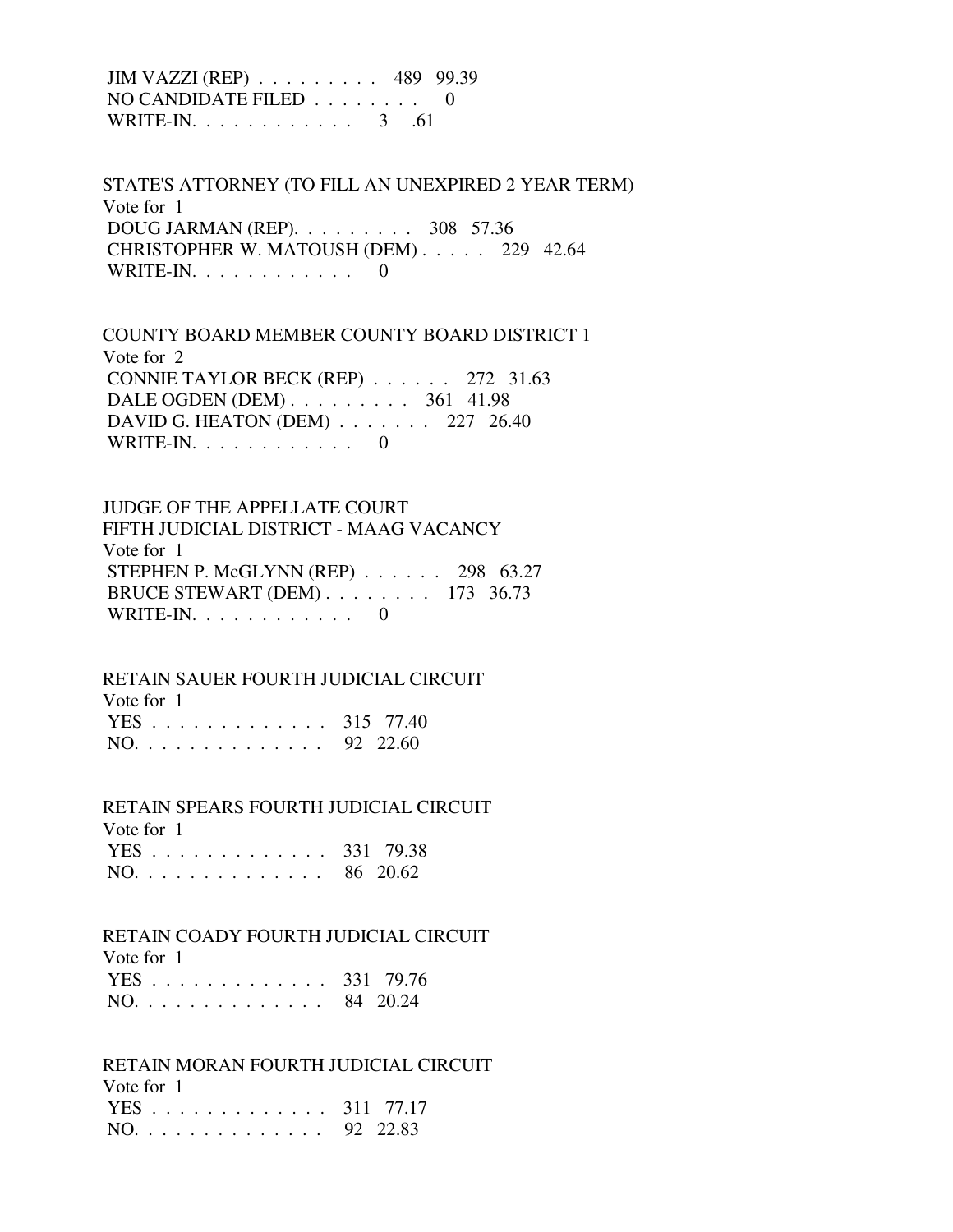JIM VAZZI (REP) . . . . . . . . . 489 99.39
NO CANDIDATE FILED . . . . . . . . 0
WRITE-IN. . . . . . . . . . . . 3 .61

STATE'S ATTORNEY (TO FILL AN UNEXPIRED 2 YEAR TERM)
Vote for 1
DOUG JARMAN (REP). . . . . . . . . 308 57.36
CHRISTOPHER W. MATOUSH (DEM) . . . . . 229 42.64
WRITE-IN. . . . . . . . . . . . 0

COUNTY BOARD MEMBER COUNTY BOARD DISTRICT 1
Vote for 2
CONNIE TAYLOR BECK (REP) . . . . . . 272 31.63
DALE OGDEN (DEM) . . . . . . . . . 361 41.98
DAVID G. HEATON (DEM) . . . . . . . 227 26.40
WRITE-IN. . . . . . . . . . . . 0

JUDGE OF THE APPELLATE COURT
FIFTH JUDICIAL DISTRICT - MAAG VACANCY
Vote for 1
STEPHEN P. McGLYNN (REP) . . . . . . 298 63.27
BRUCE STEWART (DEM) . . . . . . . . 173 36.73
WRITE-IN. . . . . . . . . . . . 0

RETAIN SAUER FOURTH JUDICIAL CIRCUIT
Vote for 1
YES . . . . . . . . . . . . . 315 77.40
NO. . . . . . . . . . . . . . 92 22.60

RETAIN SPEARS FOURTH JUDICIAL CIRCUIT
Vote for 1
YES . . . . . . . . . . . . . 331 79.38
NO. . . . . . . . . . . . . . 86 20.62

RETAIN COADY FOURTH JUDICIAL CIRCUIT
Vote for 1
YES . . . . . . . . . . . . . 331 79.76
NO. . . . . . . . . . . . . . 84 20.24

RETAIN MORAN FOURTH JUDICIAL CIRCUIT
Vote for 1
YES . . . . . . . . . . . . . 311 77.17
NO. . . . . . . . . . . . . . 92 22.83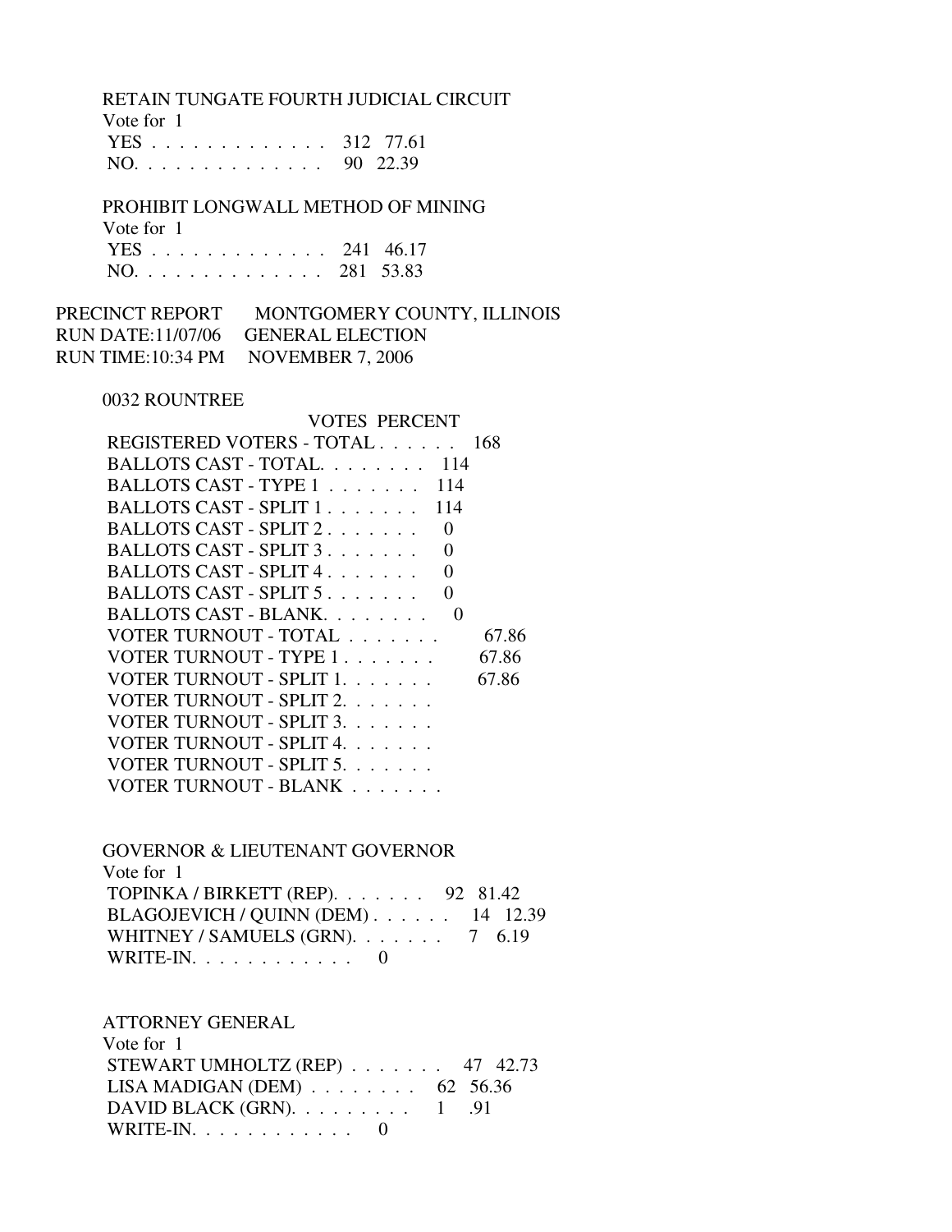RETAIN TUNGATE FOURTH JUDICIAL CIRCUIT
Vote for 1

| | | |
|---|---|---|
| YES . . . . . . . . . . . . . . | 312 | 77.61 |
| NO. . . . . . . . . . . . . . . | 90 | 22.39 |

PROHIBIT LONGWALL METHOD OF MINING
Vote for 1

| | | |
|---|---|---|
| YES . . . . . . . . . . . . . . | 241 | 46.17 |
| NO. . . . . . . . . . . . . . . | 281 | 53.83 |

PRECINCT REPORT MONTGOMERY COUNTY, ILLINOIS
RUN DATE:11/07/06 GENERAL ELECTION
RUN TIME:10:34 PM NOVEMBER 7, 2006

0032 ROUNTREE

| | VOTES | PERCENT |
|---|---|---|
| REGISTERED VOTERS - TOTAL . . . . . . | 168 | |
| BALLOTS CAST - TOTAL. . . . . . . . | 114 | |
| BALLOTS CAST - TYPE 1 . . . . . . . | 114 | |
| BALLOTS CAST - SPLIT 1 . . . . . . . | 114 | |
| BALLOTS CAST - SPLIT 2 . . . . . . . | 0 | |
| BALLOTS CAST - SPLIT 3 . . . . . . . | 0 | |
| BALLOTS CAST - SPLIT 4 . . . . . . . | 0 | |
| BALLOTS CAST - SPLIT 5 . . . . . . . | 0 | |
| BALLOTS CAST - BLANK. . . . . . . . | 0 | |
| VOTER TURNOUT - TOTAL . . . . . . . | | 67.86 |
| VOTER TURNOUT - TYPE 1 . . . . . . . | | 67.86 |
| VOTER TURNOUT - SPLIT 1. . . . . . . | | 67.86 |
| VOTER TURNOUT - SPLIT 2. . . . . . . | | |
| VOTER TURNOUT - SPLIT 3. . . . . . . | | |
| VOTER TURNOUT - SPLIT 4. . . . . . . | | |
| VOTER TURNOUT - SPLIT 5. . . . . . . | | |
| VOTER TURNOUT - BLANK . . . . . . . | | |

GOVERNOR & LIEUTENANT GOVERNOR
Vote for 1

| | | |
|---|---|---|
| TOPINKA / BIRKETT (REP). . . . . . . | 92 | 81.42 |
| BLAGOJEVICH / QUINN (DEM) . . . . . . | 14 | 12.39 |
| WHITNEY / SAMUELS (GRN). . . . . . . | 7 | 6.19 |
| WRITE-IN. . . . . . . . . . . . | 0 | |

ATTORNEY GENERAL
Vote for 1

| | | |
|---|---|---|
| STEWART UMHOLTZ (REP) . . . . . . . | 47 | 42.73 |
| LISA MADIGAN (DEM) . . . . . . . . | 62 | 56.36 |
| DAVID BLACK (GRN). . . . . . . . . | 1 | .91 |
| WRITE-IN. . . . . . . . . . . . | 0 | |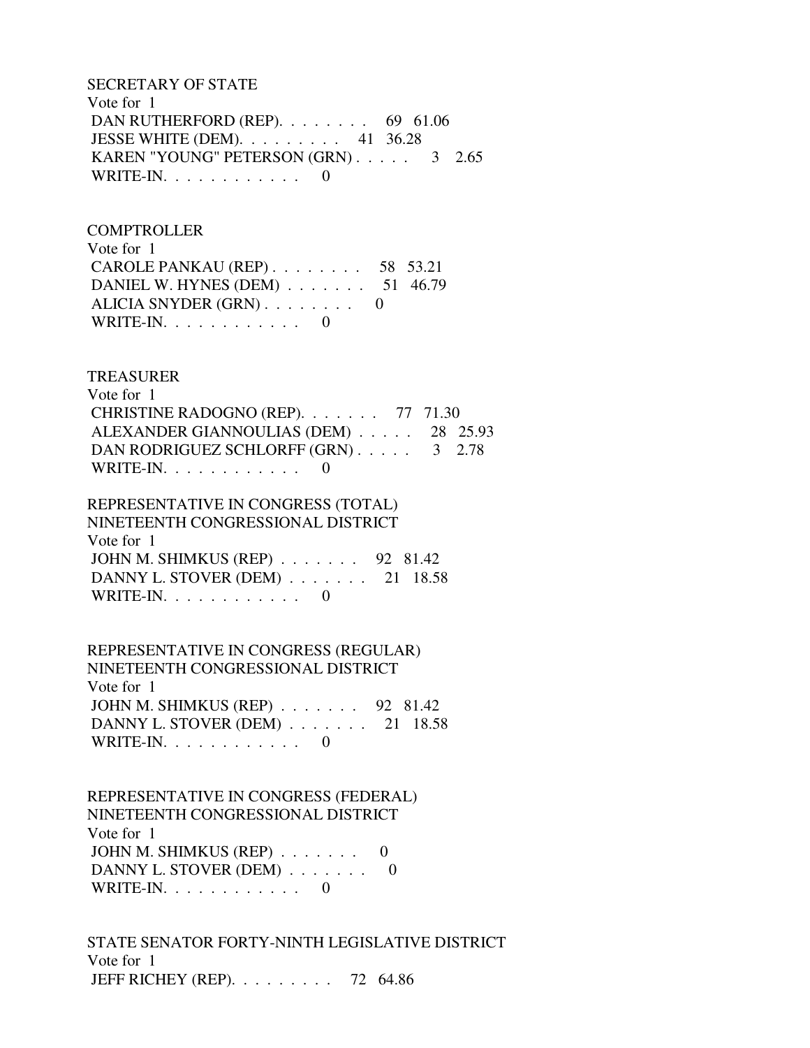SECRETARY OF STATE
Vote for 1
DAN RUTHERFORD (REP). . . . . . . . 69 61.06
JESSE WHITE (DEM). . . . . . . . . 41 36.28
KAREN "YOUNG" PETERSON (GRN) . . . . . 3 2.65
WRITE-IN. . . . . . . . . . . . 0

COMPTROLLER
Vote for 1
CAROLE PANKAU (REP) . . . . . . . . 58 53.21
DANIEL W. HYNES (DEM) . . . . . . . 51 46.79
ALICIA SNYDER (GRN) . . . . . . . . 0
WRITE-IN. . . . . . . . . . . . 0

TREASURER
Vote for 1
CHRISTINE RADOGNO (REP). . . . . . . 77 71.30
ALEXANDER GIANNOULIAS (DEM) . . . . . 28 25.93
DAN RODRIGUEZ SCHLORFF (GRN) . . . . . 3 2.78
WRITE-IN. . . . . . . . . . . . 0

REPRESENTATIVE IN CONGRESS (TOTAL)
NINETEENTH CONGRESSIONAL DISTRICT
Vote for 1
JOHN M. SHIMKUS (REP) . . . . . . . 92 81.42
DANNY L. STOVER (DEM) . . . . . . . 21 18.58
WRITE-IN. . . . . . . . . . . . 0

REPRESENTATIVE IN CONGRESS (REGULAR)
NINETEENTH CONGRESSIONAL DISTRICT
Vote for 1
JOHN M. SHIMKUS (REP) . . . . . . . 92 81.42
DANNY L. STOVER (DEM) . . . . . . . 21 18.58
WRITE-IN. . . . . . . . . . . . 0

REPRESENTATIVE IN CONGRESS (FEDERAL)
NINETEENTH CONGRESSIONAL DISTRICT
Vote for 1
JOHN M. SHIMKUS (REP) . . . . . . . 0
DANNY L. STOVER (DEM) . . . . . . . 0
WRITE-IN. . . . . . . . . . . . 0

STATE SENATOR FORTY-NINTH LEGISLATIVE DISTRICT
Vote for 1
JEFF RICHEY (REP). . . . . . . . . 72 64.86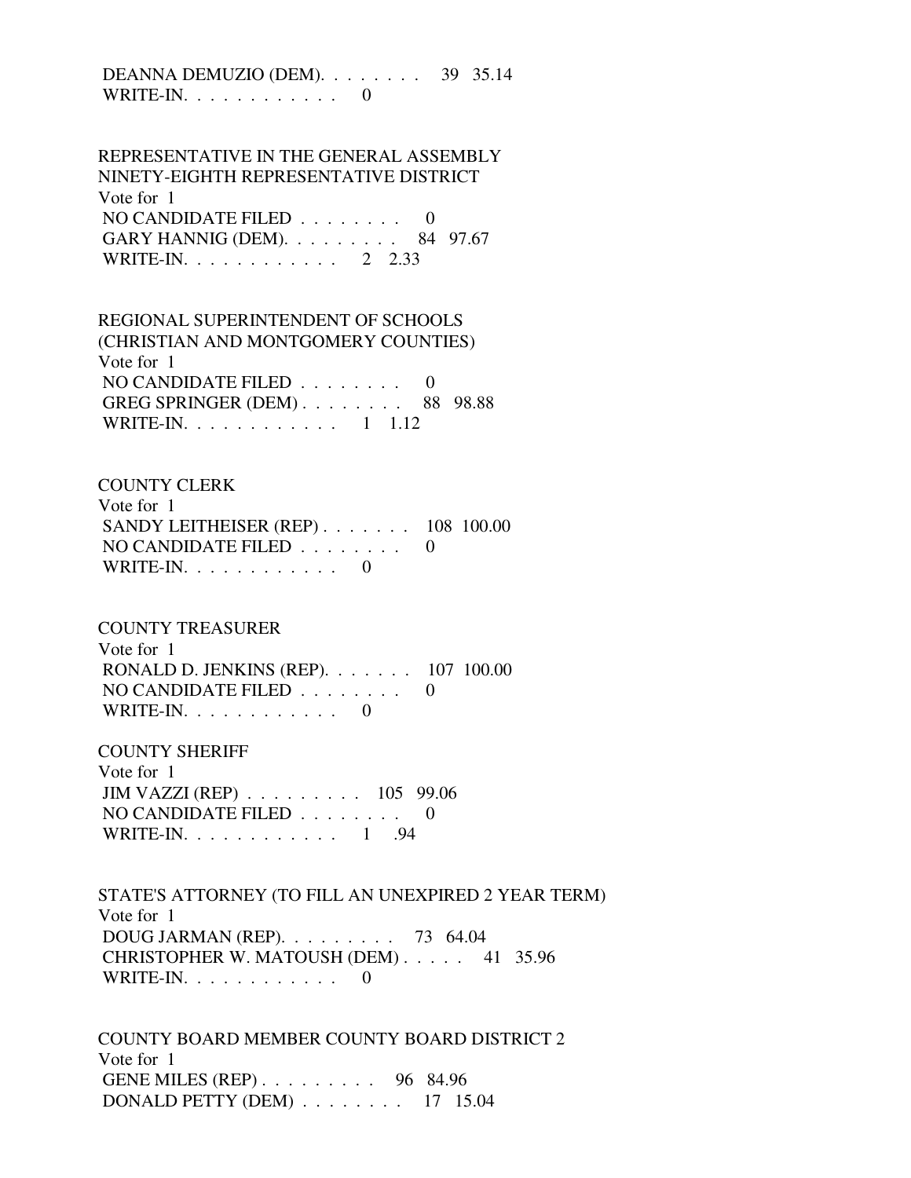DEANNA DEMUZIO (DEM). . . . . . . . 39 35.14
WRITE-IN. . . . . . . . . . . . 0

REPRESENTATIVE IN THE GENERAL ASSEMBLY
NINETY-EIGHTH REPRESENTATIVE DISTRICT
Vote for 1
NO CANDIDATE FILED . . . . . . . . 0
GARY HANNIG (DEM). . . . . . . . . 84 97.67
WRITE-IN. . . . . . . . . . . . 2 2.33

REGIONAL SUPERINTENDENT OF SCHOOLS
(CHRISTIAN AND MONTGOMERY COUNTIES)
Vote for 1
NO CANDIDATE FILED . . . . . . . . 0
GREG SPRINGER (DEM) . . . . . . . . 88 98.88
WRITE-IN. . . . . . . . . . . . 1 1.12

COUNTY CLERK
Vote for 1
SANDY LEITHEISER (REP) . . . . . . . 108 100.00
NO CANDIDATE FILED . . . . . . . . 0
WRITE-IN. . . . . . . . . . . . 0

COUNTY TREASURER
Vote for 1
RONALD D. JENKINS (REP). . . . . . . 107 100.00
NO CANDIDATE FILED . . . . . . . . 0
WRITE-IN. . . . . . . . . . . . 0

COUNTY SHERIFF
Vote for 1
JIM VAZZI (REP) . . . . . . . . . 105 99.06
NO CANDIDATE FILED . . . . . . . . 0
WRITE-IN. . . . . . . . . . . . 1 .94

STATE'S ATTORNEY (TO FILL AN UNEXPIRED 2 YEAR TERM)
Vote for 1
DOUG JARMAN (REP). . . . . . . . . 73 64.04
CHRISTOPHER W. MATOUSH (DEM) . . . . . 41 35.96
WRITE-IN. . . . . . . . . . . . 0

COUNTY BOARD MEMBER COUNTY BOARD DISTRICT 2
Vote for 1
GENE MILES (REP) . . . . . . . . . 96 84.96
DONALD PETTY (DEM) . . . . . . . . 17 15.04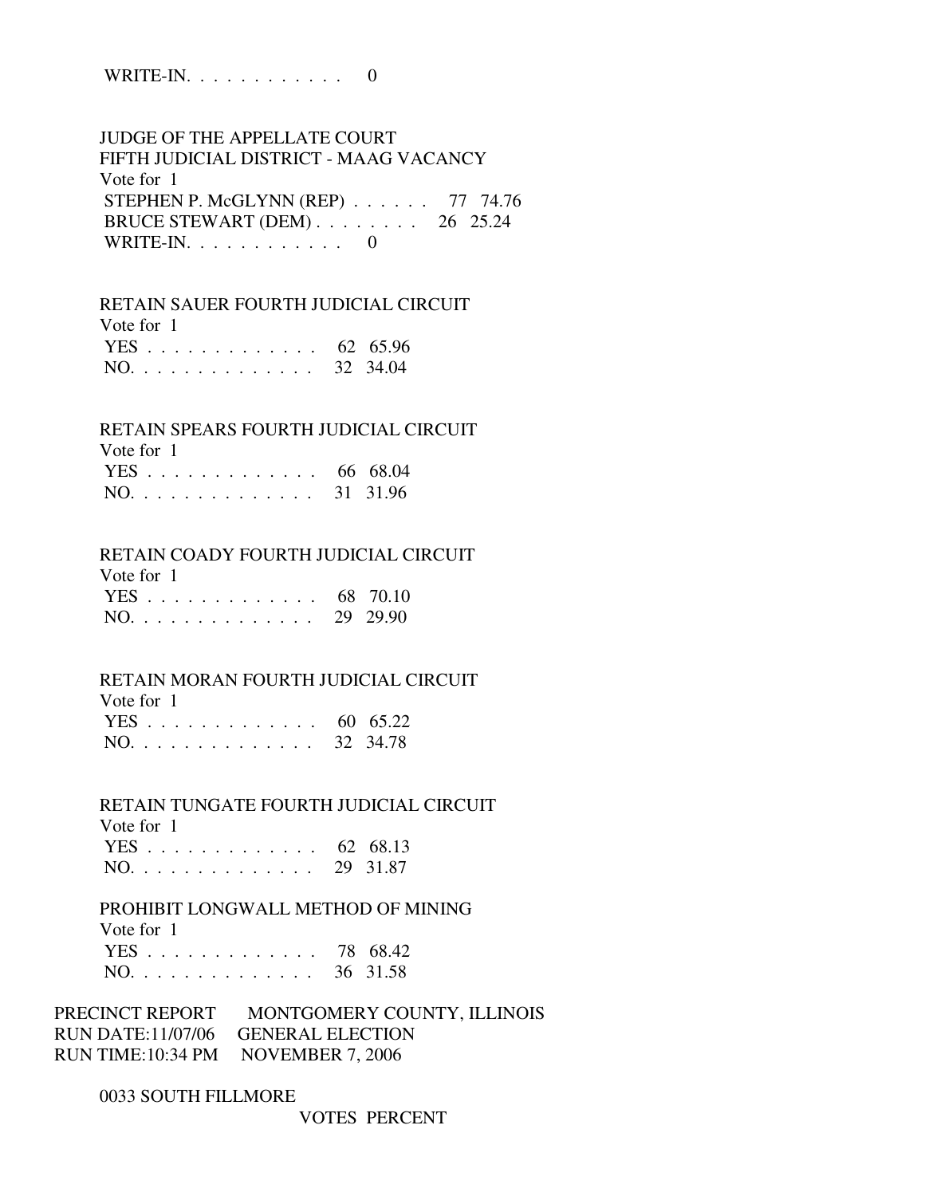WRITE-IN. . . . . . . . . . . . 0

JUDGE OF THE APPELLATE COURT
FIFTH JUDICIAL DISTRICT - MAAG VACANCY
Vote for 1

| | | |
|---|---|---|
| STEPHEN P. McGLYNN (REP) . . . . . . | 77 | 74.76 |
| BRUCE STEWART (DEM) . . . . . . . . | 26 | 25.24 |
| WRITE-IN. . . . . . . . . . . . | 0 | |

RETAIN SAUER FOURTH JUDICIAL CIRCUIT
Vote for 1

| | | |
|---|---|---|
| YES . . . . . . . . . . . . . | 62 | 65.96 |
| NO. . . . . . . . . . . . . . | 32 | 34.04 |

RETAIN SPEARS FOURTH JUDICIAL CIRCUIT
Vote for 1

| | | |
|---|---|---|
| YES . . . . . . . . . . . . . | 66 | 68.04 |
| NO. . . . . . . . . . . . . . | 31 | 31.96 |

RETAIN COADY FOURTH JUDICIAL CIRCUIT
Vote for 1

| | | |
|---|---|---|
| YES . . . . . . . . . . . . . | 68 | 70.10 |
| NO. . . . . . . . . . . . . . | 29 | 29.90 |

RETAIN MORAN FOURTH JUDICIAL CIRCUIT
Vote for 1

| | | |
|---|---|---|
| YES . . . . . . . . . . . . . | 60 | 65.22 |
| NO. . . . . . . . . . . . . . | 32 | 34.78 |

RETAIN TUNGATE FOURTH JUDICIAL CIRCUIT
Vote for 1

| | | |
|---|---|---|
| YES . . . . . . . . . . . . . | 62 | 68.13 |
| NO. . . . . . . . . . . . . . | 29 | 31.87 |

PROHIBIT LONGWALL METHOD OF MINING
Vote for 1

| | | |
|---|---|---|
| YES . . . . . . . . . . . . . | 78 | 68.42 |
| NO. . . . . . . . . . . . . . | 36 | 31.58 |

PRECINCT REPORT MONTGOMERY COUNTY, ILLINOIS
RUN DATE:11/07/06 GENERAL ELECTION
RUN TIME:10:34 PM NOVEMBER 7, 2006

0033 SOUTH FILLMORE

VOTES PERCENT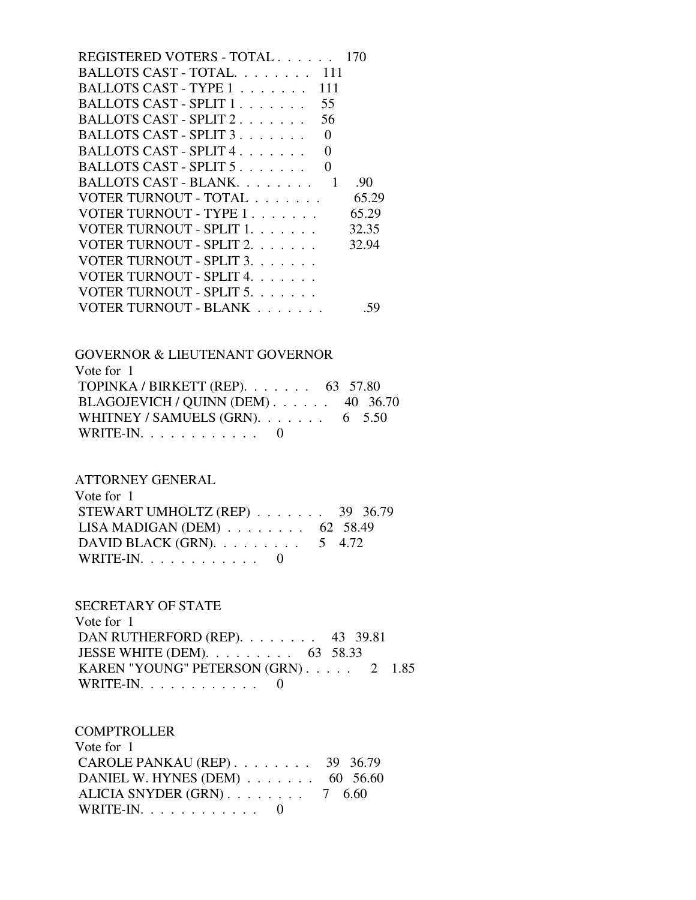REGISTERED VOTERS - TOTAL . . . . . . 170
BALLOTS CAST - TOTAL. . . . . . . . 111
BALLOTS CAST - TYPE 1 . . . . . . . 111
BALLOTS CAST - SPLIT 1 . . . . . . . 55
BALLOTS CAST - SPLIT 2 . . . . . . . 56
BALLOTS CAST - SPLIT 3 . . . . . . . 0
BALLOTS CAST - SPLIT 4 . . . . . . . 0
BALLOTS CAST - SPLIT 5 . . . . . . . 0
BALLOTS CAST - BLANK. . . . . . . . 1 .90
VOTER TURNOUT - TOTAL . . . . . . . 65.29
VOTER TURNOUT - TYPE 1 . . . . . . . 65.29
VOTER TURNOUT - SPLIT 1. . . . . . . 32.35
VOTER TURNOUT - SPLIT 2. . . . . . . 32.94
VOTER TURNOUT - SPLIT 3. . . . . . .
VOTER TURNOUT - SPLIT 4. . . . . . .
VOTER TURNOUT - SPLIT 5. . . . . . .
VOTER TURNOUT - BLANK . . . . . . . .59

GOVERNOR & LIEUTENANT GOVERNOR
Vote for 1
TOPINKA / BIRKETT (REP). . . . . . . 63 57.80
BLAGOJEVICH / QUINN (DEM) . . . . . . 40 36.70
WHITNEY / SAMUELS (GRN). . . . . . . 6 5.50
WRITE-IN. . . . . . . . . . . . 0

ATTORNEY GENERAL
Vote for 1
STEWART UMHOLTZ (REP) . . . . . . . 39 36.79
LISA MADIGAN (DEM) . . . . . . . . 62 58.49
DAVID BLACK (GRN). . . . . . . . . 5 4.72
WRITE-IN. . . . . . . . . . . . 0

SECRETARY OF STATE
Vote for 1
DAN RUTHERFORD (REP). . . . . . . . 43 39.81
JESSE WHITE (DEM). . . . . . . . . 63 58.33
KAREN "YOUNG" PETERSON (GRN) . . . . . 2 1.85
WRITE-IN. . . . . . . . . . . . 0

COMPTROLLER
Vote for 1
CAROLE PANKAU (REP) . . . . . . . . 39 36.79
DANIEL W. HYNES (DEM) . . . . . . . 60 56.60
ALICIA SNYDER (GRN) . . . . . . . . 7 6.60
WRITE-IN. . . . . . . . . . . . 0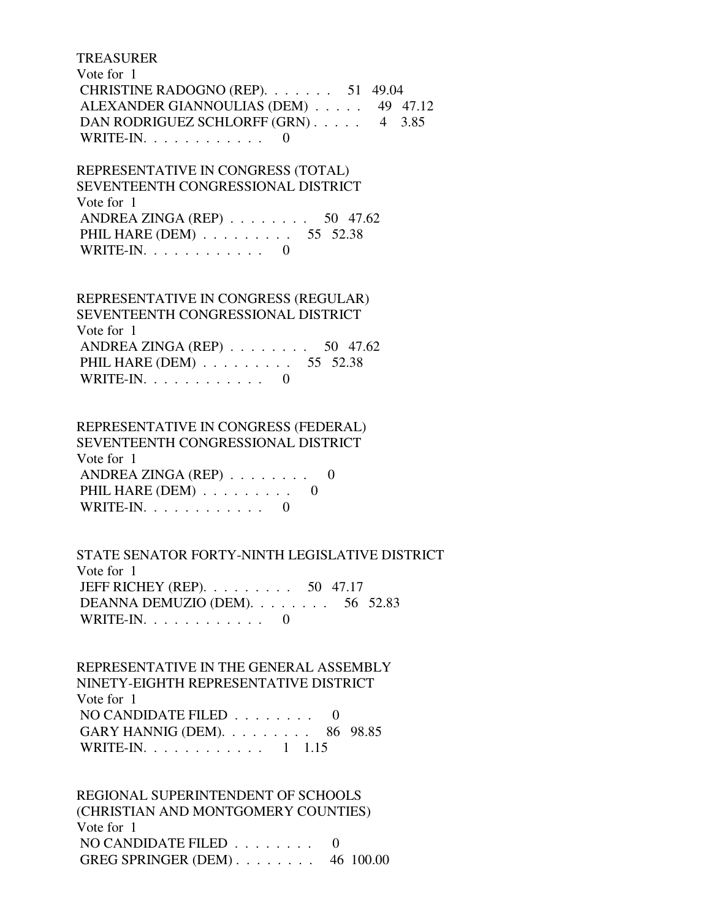TREASURER
Vote for 1
CHRISTINE RADOGNO (REP). . . . . . . 51 49.04
ALEXANDER GIANNOULIAS (DEM) . . . . . 49 47.12
DAN RODRIGUEZ SCHLORFF (GRN) . . . . . 4 3.85
WRITE-IN. . . . . . . . . . . . 0

REPRESENTATIVE IN CONGRESS (TOTAL)
SEVENTEENTH CONGRESSIONAL DISTRICT
Vote for 1
ANDREA ZINGA (REP) . . . . . . . . 50 47.62
PHIL HARE (DEM) . . . . . . . . . 55 52.38
WRITE-IN. . . . . . . . . . . . 0

REPRESENTATIVE IN CONGRESS (REGULAR)
SEVENTEENTH CONGRESSIONAL DISTRICT
Vote for 1
ANDREA ZINGA (REP) . . . . . . . . 50 47.62
PHIL HARE (DEM) . . . . . . . . . 55 52.38
WRITE-IN. . . . . . . . . . . . 0

REPRESENTATIVE IN CONGRESS (FEDERAL)
SEVENTEENTH CONGRESSIONAL DISTRICT
Vote for 1
ANDREA ZINGA (REP) . . . . . . . . 0
PHIL HARE (DEM) . . . . . . . . . 0
WRITE-IN. . . . . . . . . . . . 0

STATE SENATOR FORTY-NINTH LEGISLATIVE DISTRICT
Vote for 1
JEFF RICHEY (REP). . . . . . . . . 50 47.17
DEANNA DEMUZIO (DEM). . . . . . . . 56 52.83
WRITE-IN. . . . . . . . . . . . 0

REPRESENTATIVE IN THE GENERAL ASSEMBLY
NINETY-EIGHTH REPRESENTATIVE DISTRICT
Vote for 1
NO CANDIDATE FILED . . . . . . . . 0
GARY HANNIG (DEM). . . . . . . . . 86 98.85
WRITE-IN. . . . . . . . . . . . 1 1.15

REGIONAL SUPERINTENDENT OF SCHOOLS
(CHRISTIAN AND MONTGOMERY COUNTIES)
Vote for 1
NO CANDIDATE FILED . . . . . . . . 0
GREG SPRINGER (DEM) . . . . . . . . 46 100.00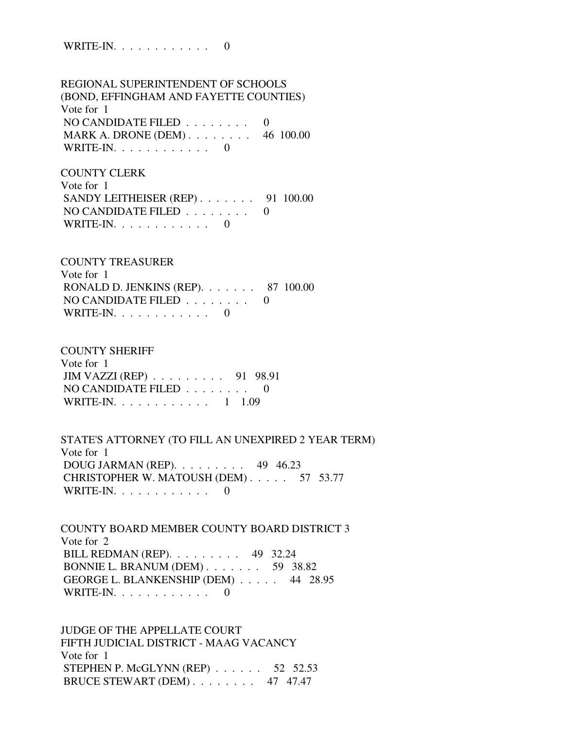WRITE-IN. . . . . . . . . . . . 0

REGIONAL SUPERINTENDENT OF SCHOOLS
(BOND, EFFINGHAM AND FAYETTE COUNTIES)
Vote for 1
NO CANDIDATE FILED . . . . . . . . 0
MARK A. DRONE (DEM) . . . . . . . . 46 100.00
WRITE-IN. . . . . . . . . . . . 0

COUNTY CLERK
Vote for 1
SANDY LEITHEISER (REP) . . . . . . . 91 100.00
NO CANDIDATE FILED . . . . . . . . 0
WRITE-IN. . . . . . . . . . . . 0

COUNTY TREASURER
Vote for 1
RONALD D. JENKINS (REP). . . . . . . 87 100.00
NO CANDIDATE FILED . . . . . . . . 0
WRITE-IN. . . . . . . . . . . . 0

COUNTY SHERIFF
Vote for 1
JIM VAZZI (REP) . . . . . . . . . 91 98.91
NO CANDIDATE FILED . . . . . . . . 0
WRITE-IN. . . . . . . . . . . . 1 1.09

STATE'S ATTORNEY (TO FILL AN UNEXPIRED 2 YEAR TERM)
Vote for 1
DOUG JARMAN (REP). . . . . . . . . 49 46.23
CHRISTOPHER W. MATOUSH (DEM) . . . . . 57 53.77
WRITE-IN. . . . . . . . . . . . 0

COUNTY BOARD MEMBER COUNTY BOARD DISTRICT 3
Vote for 2
BILL REDMAN (REP). . . . . . . . . 49 32.24
BONNIE L. BRANUM (DEM) . . . . . . . 59 38.82
GEORGE L. BLANKENSHIP (DEM) . . . . . 44 28.95
WRITE-IN. . . . . . . . . . . . 0

JUDGE OF THE APPELLATE COURT
FIFTH JUDICIAL DISTRICT - MAAG VACANCY
Vote for 1
STEPHEN P. McGLYNN (REP) . . . . . . 52 52.53
BRUCE STEWART (DEM) . . . . . . . . 47 47.47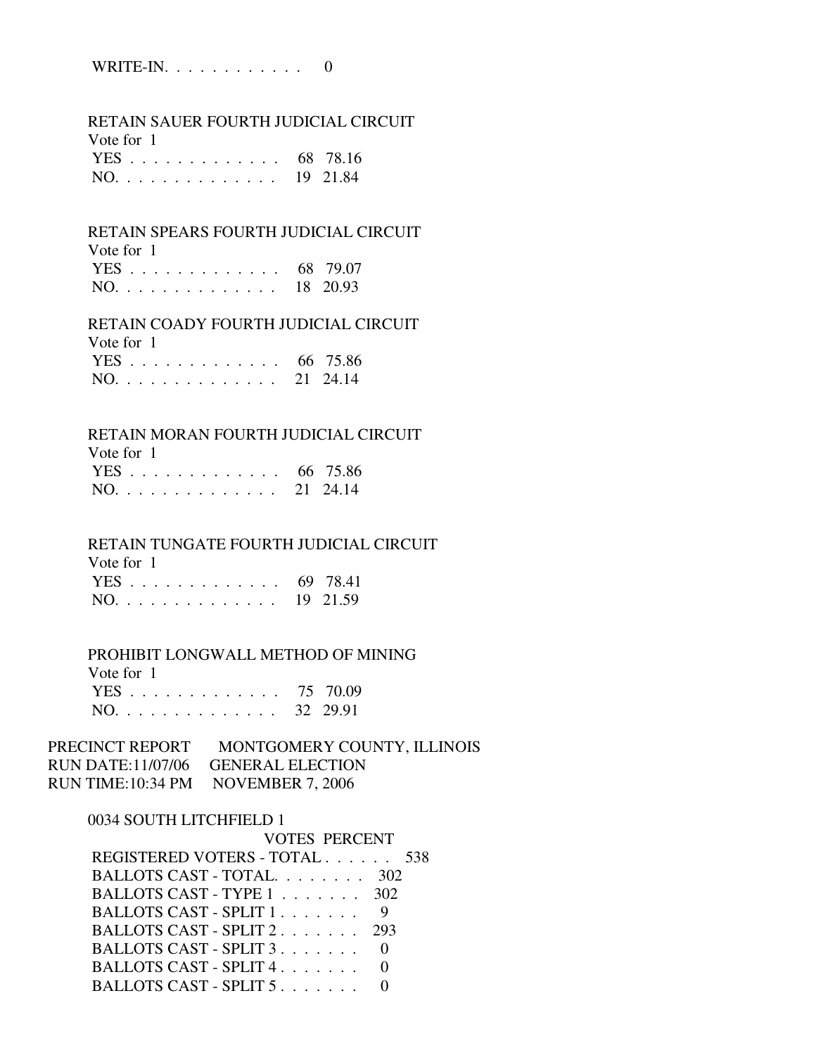WRITE-IN. . . . . . . . . . . . 0

RETAIN SAUER FOURTH JUDICIAL CIRCUIT
Vote for 1

| | | |
|---|---|---|
| YES . . . . . . . . . . . . . | 68 | 78.16 |
| NO. . . . . . . . . . . . . . | 19 | 21.84 |

RETAIN SPEARS FOURTH JUDICIAL CIRCUIT
Vote for 1

| | | |
|---|---|---|
| YES . . . . . . . . . . . . . | 68 | 79.07 |
| NO. . . . . . . . . . . . . . | 18 | 20.93 |

RETAIN COADY FOURTH JUDICIAL CIRCUIT
Vote for 1

| | | |
|---|---|---|
| YES . . . . . . . . . . . . . | 66 | 75.86 |
| NO. . . . . . . . . . . . . . | 21 | 24.14 |

RETAIN MORAN FOURTH JUDICIAL CIRCUIT
Vote for 1

| | | |
|---|---|---|
| YES . . . . . . . . . . . . . | 66 | 75.86 |
| NO. . . . . . . . . . . . . . | 21 | 24.14 |

RETAIN TUNGATE FOURTH JUDICIAL CIRCUIT
Vote for 1

| | | |
|---|---|---|
| YES . . . . . . . . . . . . . | 69 | 78.41 |
| NO. . . . . . . . . . . . . . | 19 | 21.59 |

PROHIBIT LONGWALL METHOD OF MINING
Vote for 1

| | | |
|---|---|---|
| YES . . . . . . . . . . . . . | 75 | 70.09 |
| NO. . . . . . . . . . . . . . | 32 | 29.91 |

PRECINCT REPORT MONTGOMERY COUNTY, ILLINOIS
RUN DATE:11/07/06 GENERAL ELECTION
RUN TIME:10:34 PM NOVEMBER 7, 2006

0034 SOUTH LITCHFIELD 1

| | VOTES | PERCENT |
|---|---|---|
| REGISTERED VOTERS - TOTAL . . . . . . | 538 | |
| BALLOTS CAST - TOTAL. . . . . . . . | 302 | |
| BALLOTS CAST - TYPE 1 . . . . . . . | 302 | |
| BALLOTS CAST - SPLIT 1 . . . . . . . | 9 | |
| BALLOTS CAST - SPLIT 2 . . . . . . . | 293 | |
| BALLOTS CAST - SPLIT 3 . . . . . . . | 0 | |
| BALLOTS CAST - SPLIT 4 . . . . . . . | 0 | |
| BALLOTS CAST - SPLIT 5 . . . . . . . | 0 | |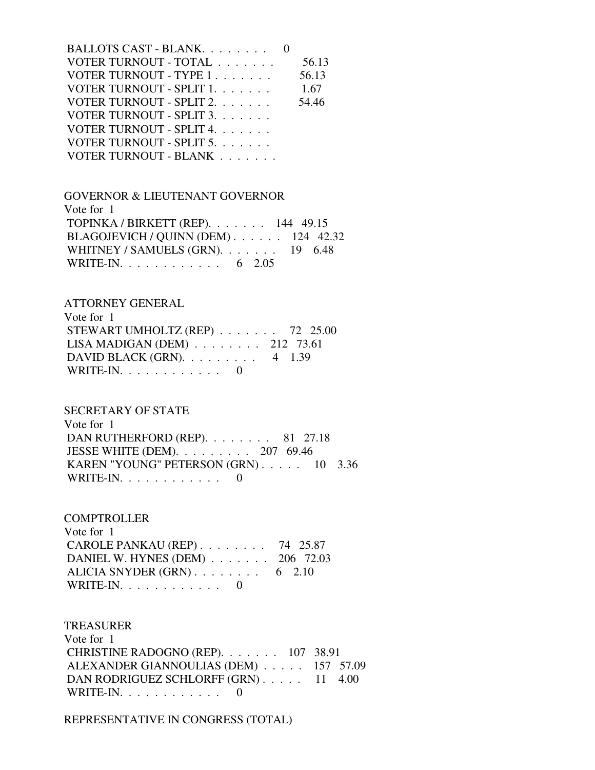BALLOTS CAST - BLANK. . . . . . . . 0
VOTER TURNOUT - TOTAL . . . . . . . 56.13
VOTER TURNOUT - TYPE 1 . . . . . . . 56.13
VOTER TURNOUT - SPLIT 1. . . . . . . 1.67
VOTER TURNOUT - SPLIT 2. . . . . . . 54.46
VOTER TURNOUT - SPLIT 3. . . . . . .
VOTER TURNOUT - SPLIT 4. . . . . . .
VOTER TURNOUT - SPLIT 5. . . . . . .
VOTER TURNOUT - BLANK . . . . . . .

GOVERNOR & LIEUTENANT GOVERNOR
Vote for 1
TOPINKA / BIRKETT (REP). . . . . . . 144 49.15
BLAGOJEVICH / QUINN (DEM) . . . . . . 124 42.32
WHITNEY / SAMUELS (GRN). . . . . . . 19 6.48
WRITE-IN. . . . . . . . . . . . 6 2.05

ATTORNEY GENERAL
Vote for 1
STEWART UMHOLTZ (REP) . . . . . . . 72 25.00
LISA MADIGAN (DEM) . . . . . . . . 212 73.61
DAVID BLACK (GRN). . . . . . . . . 4 1.39
WRITE-IN. . . . . . . . . . . . 0

SECRETARY OF STATE
Vote for 1
DAN RUTHERFORD (REP). . . . . . . . 81 27.18
JESSE WHITE (DEM). . . . . . . . . 207 69.46
KAREN "YOUNG" PETERSON (GRN) . . . . . 10 3.36
WRITE-IN. . . . . . . . . . . . 0

COMPTROLLER
Vote for 1
CAROLE PANKAU (REP) . . . . . . . . 74 25.87
DANIEL W. HYNES (DEM) . . . . . . . 206 72.03
ALICIA SNYDER (GRN) . . . . . . . . 6 2.10
WRITE-IN. . . . . . . . . . . . 0

TREASURER
Vote for 1
CHRISTINE RADOGNO (REP). . . . . . . 107 38.91
ALEXANDER GIANNOULIAS (DEM) . . . . . 157 57.09
DAN RODRIGUEZ SCHLORFF (GRN) . . . . . 11 4.00
WRITE-IN. . . . . . . . . . . . 0

REPRESENTATIVE IN CONGRESS (TOTAL)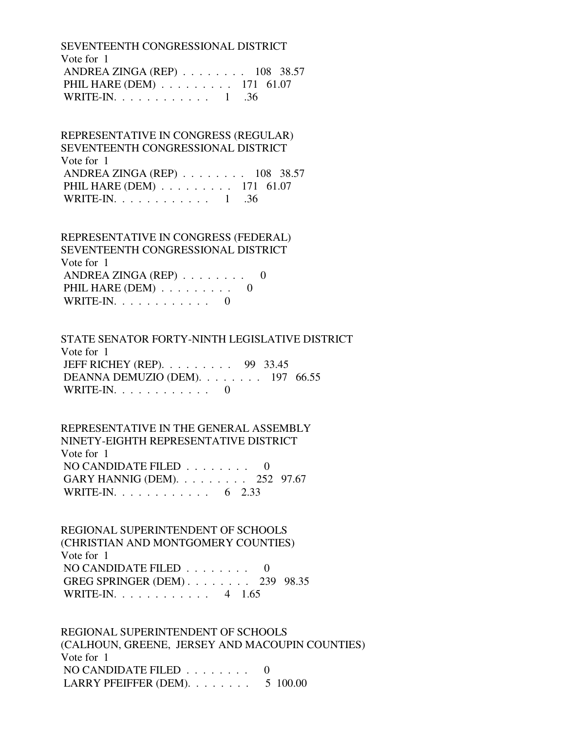SEVENTEENTH CONGRESSIONAL DISTRICT
Vote for 1

| | | |
|---|---|---|
| ANDREA ZINGA (REP) | 108 | 38.57 |
| PHIL HARE (DEM) | 171 | 61.07 |
| WRITE-IN. | 1 | .36 |

REPRESENTATIVE IN CONGRESS (REGULAR)
SEVENTEENTH CONGRESSIONAL DISTRICT
Vote for 1

| | | |
|---|---|---|
| ANDREA ZINGA (REP) | 108 | 38.57 |
| PHIL HARE (DEM) | 171 | 61.07 |
| WRITE-IN. | 1 | .36 |

REPRESENTATIVE IN CONGRESS (FEDERAL)
SEVENTEENTH CONGRESSIONAL DISTRICT
Vote for 1

| | | |
|---|---|---|
| ANDREA ZINGA (REP) | 0 | |
| PHIL HARE (DEM) | 0 | |
| WRITE-IN. | 0 | |

STATE SENATOR FORTY-NINTH LEGISLATIVE DISTRICT
Vote for 1

| | | |
|---|---|---|
| JEFF RICHEY (REP). | 99 | 33.45 |
| DEANNA DEMUZIO (DEM). | 197 | 66.55 |
| WRITE-IN. | 0 | |

REPRESENTATIVE IN THE GENERAL ASSEMBLY
NINETY-EIGHTH REPRESENTATIVE DISTRICT
Vote for 1

| | | |
|---|---|---|
| NO CANDIDATE FILED | 0 | |
| GARY HANNIG (DEM). | 252 | 97.67 |
| WRITE-IN. | 6 | 2.33 |

REGIONAL SUPERINTENDENT OF SCHOOLS
(CHRISTIAN AND MONTGOMERY COUNTIES)
Vote for 1

| | | |
|---|---|---|
| NO CANDIDATE FILED | 0 | |
| GREG SPRINGER (DEM) | 239 | 98.35 |
| WRITE-IN. | 4 | 1.65 |

REGIONAL SUPERINTENDENT OF SCHOOLS
(CALHOUN, GREENE, JERSEY AND MACOUPIN COUNTIES)
Vote for 1

| | | |
|---|---|---|
| NO CANDIDATE FILED | 0 | |
| LARRY PFEIFFER (DEM). | 5 | 100.00 |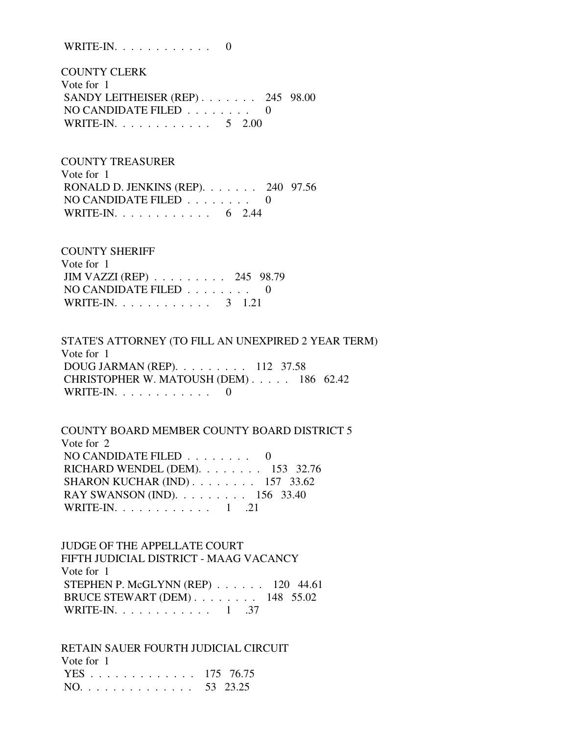WRITE-IN. . . . . . . . . . . . 0

COUNTY CLERK
Vote for 1
SANDY LEITHEISER (REP) . . . . . . . 245 98.00
NO CANDIDATE FILED . . . . . . . . 0
WRITE-IN. . . . . . . . . . . . 5 2.00

COUNTY TREASURER
Vote for 1
RONALD D. JENKINS (REP). . . . . . . 240 97.56
NO CANDIDATE FILED . . . . . . . . 0
WRITE-IN. . . . . . . . . . . . 6 2.44

COUNTY SHERIFF
Vote for 1
JIM VAZZI (REP) . . . . . . . . . 245 98.79
NO CANDIDATE FILED . . . . . . . . 0
WRITE-IN. . . . . . . . . . . . 3 1.21

STATE'S ATTORNEY (TO FILL AN UNEXPIRED 2 YEAR TERM)
Vote for 1
DOUG JARMAN (REP). . . . . . . . . 112 37.58
CHRISTOPHER W. MATOUSH (DEM) . . . . . 186 62.42
WRITE-IN. . . . . . . . . . . . 0

COUNTY BOARD MEMBER COUNTY BOARD DISTRICT 5
Vote for 2
NO CANDIDATE FILED . . . . . . . . 0
RICHARD WENDEL (DEM). . . . . . . . 153 32.76
SHARON KUCHAR (IND) . . . . . . . . 157 33.62
RAY SWANSON (IND). . . . . . . . . 156 33.40
WRITE-IN. . . . . . . . . . . . 1 .21

JUDGE OF THE APPELLATE COURT
FIFTH JUDICIAL DISTRICT - MAAG VACANCY
Vote for 1
STEPHEN P. McGLYNN (REP) . . . . . . 120 44.61
BRUCE STEWART (DEM) . . . . . . . . 148 55.02
WRITE-IN. . . . . . . . . . . . 1 .37

RETAIN SAUER FOURTH JUDICIAL CIRCUIT
Vote for 1
YES . . . . . . . . . . . . . 175 76.75
NO. . . . . . . . . . . . . . 53 23.25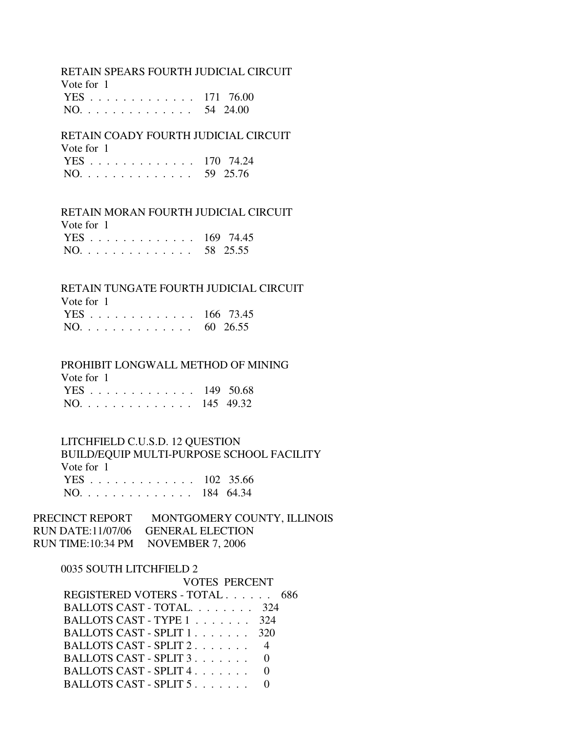RETAIN SPEARS FOURTH JUDICIAL CIRCUIT
Vote for 1

| | | |
|---|---|---|
| YES . . . . . . . . . . . . . | 171 | 76.00 |
| NO. . . . . . . . . . . . . . | 54 | 24.00 |

RETAIN COADY FOURTH JUDICIAL CIRCUIT
Vote for 1

| | | |
|---|---|---|
| YES . . . . . . . . . . . . . | 170 | 74.24 |
| NO. . . . . . . . . . . . . . | 59 | 25.76 |

RETAIN MORAN FOURTH JUDICIAL CIRCUIT
Vote for 1

| | | |
|---|---|---|
| YES . . . . . . . . . . . . . | 169 | 74.45 |
| NO. . . . . . . . . . . . . . | 58 | 25.55 |

RETAIN TUNGATE FOURTH JUDICIAL CIRCUIT
Vote for 1

| | | |
|---|---|---|
| YES . . . . . . . . . . . . . | 166 | 73.45 |
| NO. . . . . . . . . . . . . . | 60 | 26.55 |

PROHIBIT LONGWALL METHOD OF MINING
Vote for 1

| | | |
|---|---|---|
| YES . . . . . . . . . . . . . | 149 | 50.68 |
| NO. . . . . . . . . . . . . . | 145 | 49.32 |

LITCHFIELD C.U.S.D. 12 QUESTION
BUILD/EQUIP MULTI-PURPOSE SCHOOL FACILITY
Vote for 1

| | | |
|---|---|---|
| YES . . . . . . . . . . . . . | 102 | 35.66 |
| NO. . . . . . . . . . . . . . | 184 | 64.34 |

PRECINCT REPORT MONTGOMERY COUNTY, ILLINOIS
RUN DATE:11/07/06 GENERAL ELECTION
RUN TIME:10:34 PM NOVEMBER 7, 2006

0035 SOUTH LITCHFIELD 2

| | VOTES | PERCENT |
|---|---|---|
| REGISTERED VOTERS - TOTAL . . . . . . | 686 | |
| BALLOTS CAST - TOTAL. . . . . . . . | 324 | |
| BALLOTS CAST - TYPE 1 . . . . . . . | 324 | |
| BALLOTS CAST - SPLIT 1 . . . . . . . | 320 | |
| BALLOTS CAST - SPLIT 2 . . . . . . . | 4 | |
| BALLOTS CAST - SPLIT 3 . . . . . . . | 0 | |
| BALLOTS CAST - SPLIT 4 . . . . . . . | 0 | |
| BALLOTS CAST - SPLIT 5 . . . . . . . | 0 | |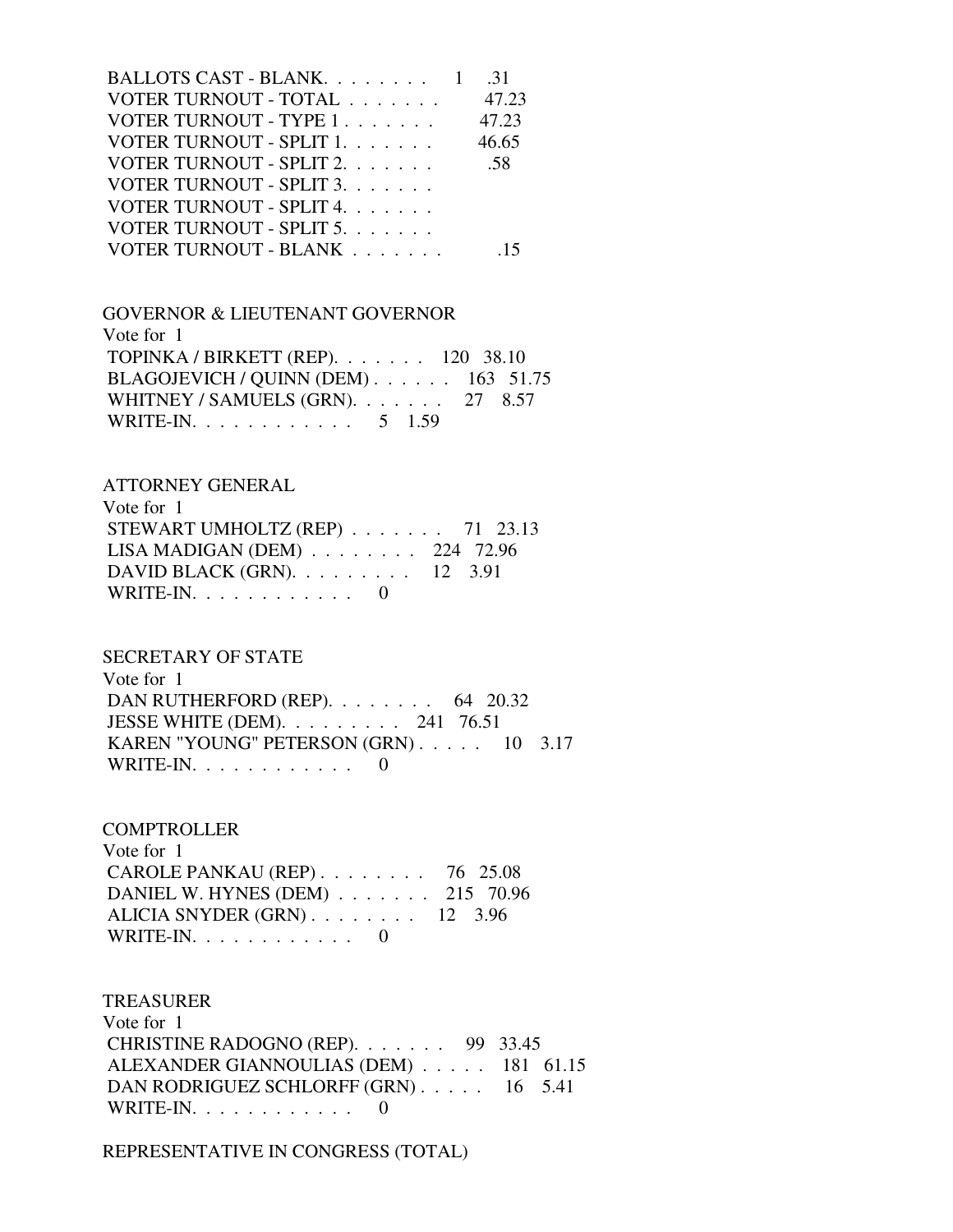BALLOTS CAST - BLANK. . . . . . . . 1 .31
VOTER TURNOUT - TOTAL . . . . . . . 47.23
VOTER TURNOUT - TYPE 1 . . . . . . . 47.23
VOTER TURNOUT - SPLIT 1. . . . . . . 46.65
VOTER TURNOUT - SPLIT 2. . . . . . . .58
VOTER TURNOUT - SPLIT 3. . . . . . .
VOTER TURNOUT - SPLIT 4. . . . . . .
VOTER TURNOUT - SPLIT 5. . . . . . .
VOTER TURNOUT - BLANK . . . . . . . .15

GOVERNOR & LIEUTENANT GOVERNOR
Vote for 1
TOPINKA / BIRKETT (REP). . . . . . . 120 38.10
BLAGOJEVICH / QUINN (DEM) . . . . . . 163 51.75
WHITNEY / SAMUELS (GRN). . . . . . . 27 8.57
WRITE-IN. . . . . . . . . . . . 5 1.59

ATTORNEY GENERAL
Vote for 1
STEWART UMHOLTZ (REP) . . . . . . . 71 23.13
LISA MADIGAN (DEM) . . . . . . . . 224 72.96
DAVID BLACK (GRN). . . . . . . . . 12 3.91
WRITE-IN. . . . . . . . . . . . 0

SECRETARY OF STATE
Vote for 1
DAN RUTHERFORD (REP). . . . . . . . 64 20.32
JESSE WHITE (DEM). . . . . . . . . 241 76.51
KAREN "YOUNG" PETERSON (GRN) . . . . . 10 3.17
WRITE-IN. . . . . . . . . . . . 0

COMPTROLLER
Vote for 1
CAROLE PANKAU (REP) . . . . . . . . 76 25.08
DANIEL W. HYNES (DEM) . . . . . . . 215 70.96
ALICIA SNYDER (GRN) . . . . . . . . 12 3.96
WRITE-IN. . . . . . . . . . . . 0

TREASURER
Vote for 1
CHRISTINE RADOGNO (REP). . . . . . . 99 33.45
ALEXANDER GIANNOULIAS (DEM) . . . . . 181 61.15
DAN RODRIGUEZ SCHLORFF (GRN) . . . . . 16 5.41
WRITE-IN. . . . . . . . . . . . 0

REPRESENTATIVE IN CONGRESS (TOTAL)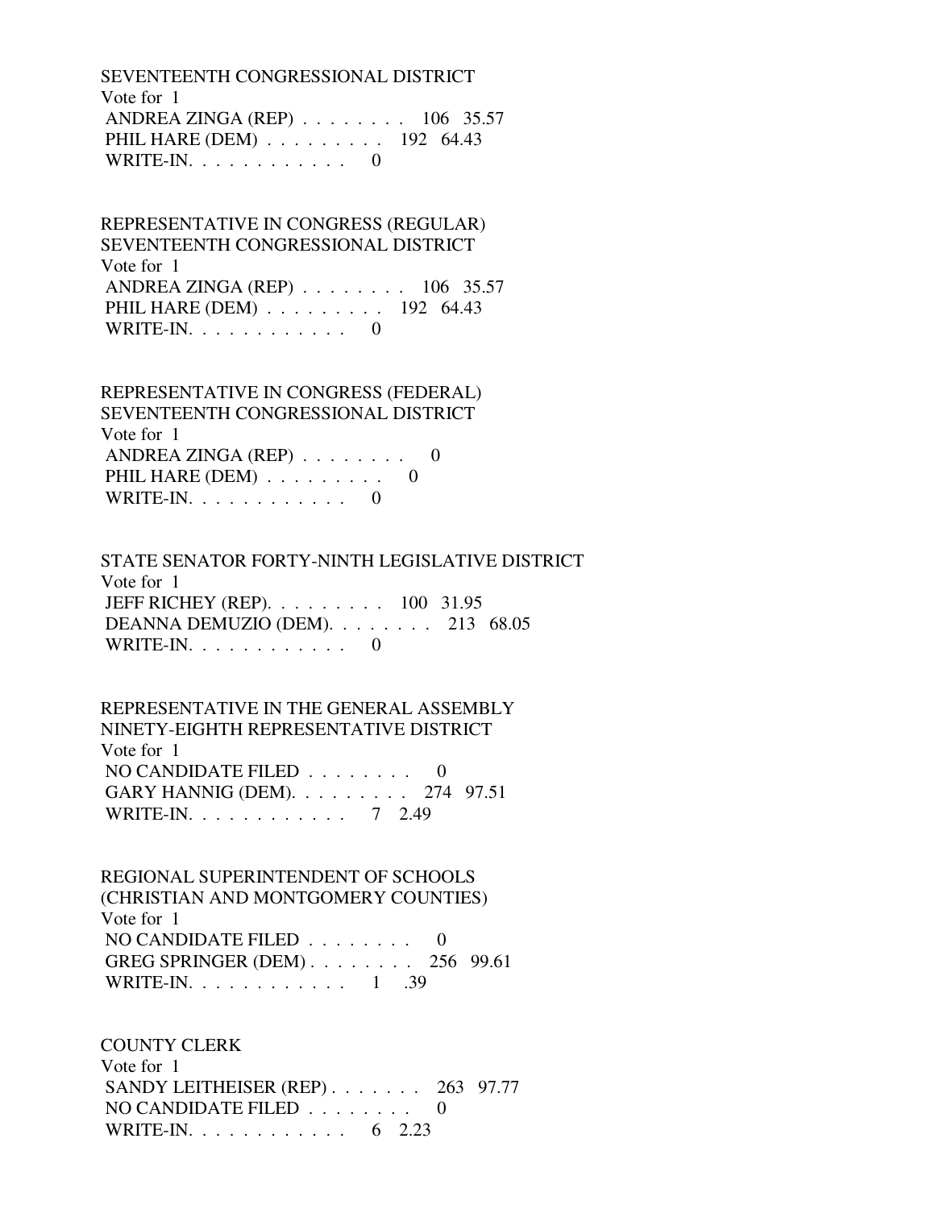SEVENTEENTH CONGRESSIONAL DISTRICT
Vote for 1
ANDREA ZINGA (REP) . . . . . . . . 106 35.57
PHIL HARE (DEM) . . . . . . . . . 192 64.43
WRITE-IN. . . . . . . . . . . . 0

REPRESENTATIVE IN CONGRESS (REGULAR)
SEVENTEENTH CONGRESSIONAL DISTRICT
Vote for 1
ANDREA ZINGA (REP) . . . . . . . . 106 35.57
PHIL HARE (DEM) . . . . . . . . . 192 64.43
WRITE-IN. . . . . . . . . . . . 0

REPRESENTATIVE IN CONGRESS (FEDERAL)
SEVENTEENTH CONGRESSIONAL DISTRICT
Vote for 1
ANDREA ZINGA (REP) . . . . . . . . 0
PHIL HARE (DEM) . . . . . . . . . 0
WRITE-IN. . . . . . . . . . . . 0

STATE SENATOR FORTY-NINTH LEGISLATIVE DISTRICT
Vote for 1
JEFF RICHEY (REP). . . . . . . . . 100 31.95
DEANNA DEMUZIO (DEM). . . . . . . . 213 68.05
WRITE-IN. . . . . . . . . . . . 0

REPRESENTATIVE IN THE GENERAL ASSEMBLY
NINETY-EIGHTH REPRESENTATIVE DISTRICT
Vote for 1
NO CANDIDATE FILED . . . . . . . . 0
GARY HANNIG (DEM). . . . . . . . . 274 97.51
WRITE-IN. . . . . . . . . . . . 7 2.49

REGIONAL SUPERINTENDENT OF SCHOOLS
(CHRISTIAN AND MONTGOMERY COUNTIES)
Vote for 1
NO CANDIDATE FILED . . . . . . . . 0
GREG SPRINGER (DEM) . . . . . . . . 256 99.61
WRITE-IN. . . . . . . . . . . . 1 .39

COUNTY CLERK
Vote for 1
SANDY LEITHEISER (REP) . . . . . . . 263 97.77
NO CANDIDATE FILED . . . . . . . . 0
WRITE-IN. . . . . . . . . . . . 6 2.23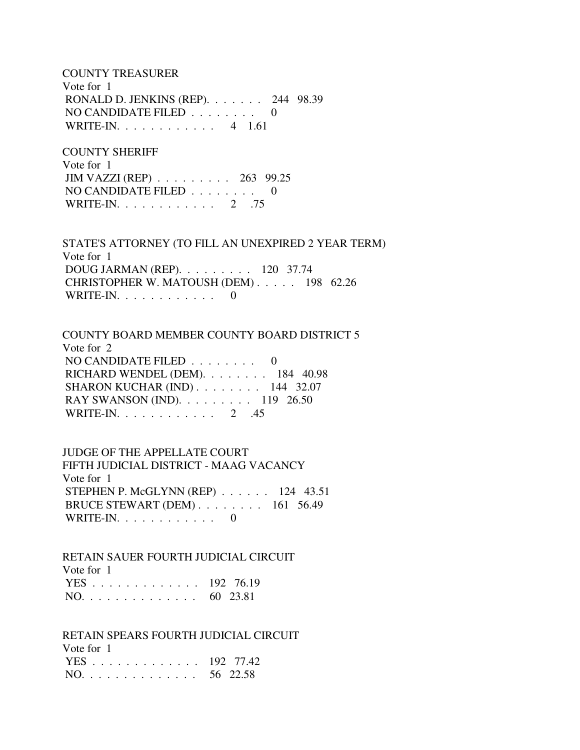COUNTY TREASURER
Vote for 1
RONALD D. JENKINS (REP). . . . . . . 244 98.39
NO CANDIDATE FILED . . . . . . . . 0
WRITE-IN. . . . . . . . . . . . 4 1.61

COUNTY SHERIFF
Vote for 1
JIM VAZZI (REP) . . . . . . . . . 263 99.25
NO CANDIDATE FILED . . . . . . . . 0
WRITE-IN. . . . . . . . . . . . 2 .75

STATE'S ATTORNEY (TO FILL AN UNEXPIRED 2 YEAR TERM)
Vote for 1
DOUG JARMAN (REP). . . . . . . . . 120 37.74
CHRISTOPHER W. MATOUSH (DEM) . . . . . 198 62.26
WRITE-IN. . . . . . . . . . . . 0

COUNTY BOARD MEMBER COUNTY BOARD DISTRICT 5
Vote for 2
NO CANDIDATE FILED . . . . . . . . 0
RICHARD WENDEL (DEM). . . . . . . . 184 40.98
SHARON KUCHAR (IND) . . . . . . . . 144 32.07
RAY SWANSON (IND). . . . . . . . . 119 26.50
WRITE-IN. . . . . . . . . . . . 2 .45

JUDGE OF THE APPELLATE COURT
FIFTH JUDICIAL DISTRICT - MAAG VACANCY
Vote for 1
STEPHEN P. McGLYNN (REP) . . . . . . 124 43.51
BRUCE STEWART (DEM) . . . . . . . . 161 56.49
WRITE-IN. . . . . . . . . . . . 0

RETAIN SAUER FOURTH JUDICIAL CIRCUIT
Vote for 1
YES . . . . . . . . . . . . . 192 76.19
NO. . . . . . . . . . . . . . 60 23.81

RETAIN SPEARS FOURTH JUDICIAL CIRCUIT
Vote for 1
YES . . . . . . . . . . . . . 192 77.42
NO. . . . . . . . . . . . . . 56 22.58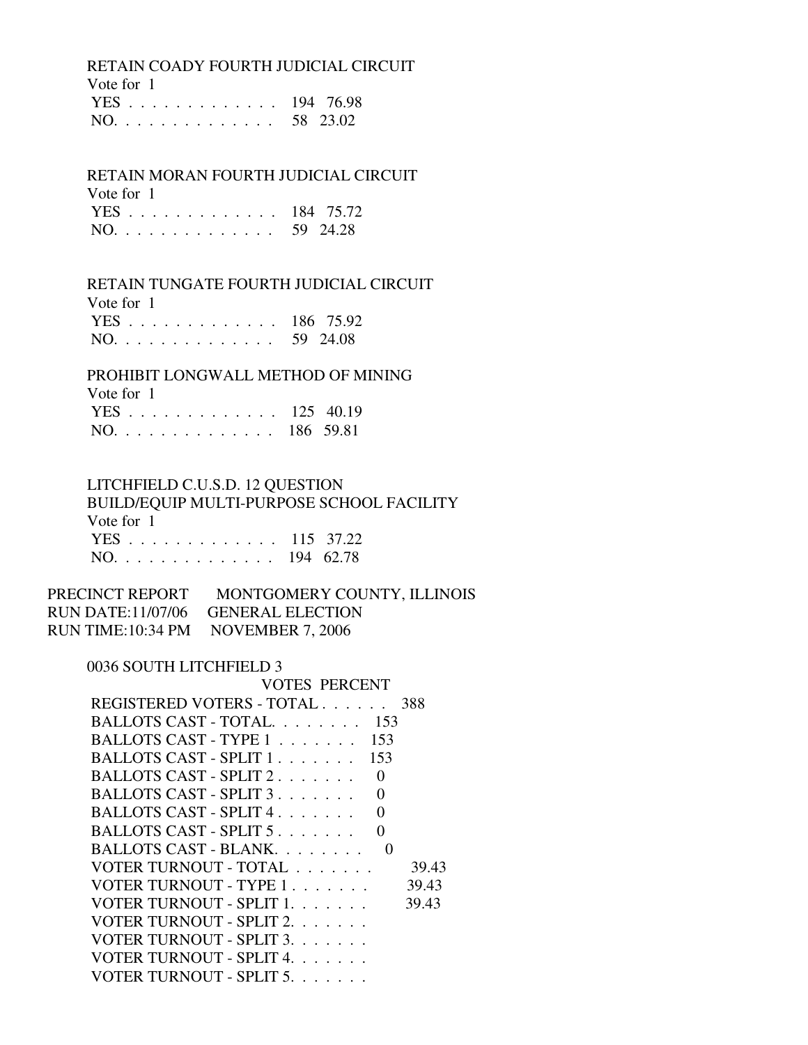RETAIN COADY FOURTH JUDICIAL CIRCUIT
Vote for 1

| | | |
|---|---|---|
| YES | 194 | 76.98 |
| NO. | 58 | 23.02 |

RETAIN MORAN FOURTH JUDICIAL CIRCUIT
Vote for 1

| | | |
|---|---|---|
| YES | 184 | 75.72 |
| NO. | 59 | 24.28 |

RETAIN TUNGATE FOURTH JUDICIAL CIRCUIT
Vote for 1

| | | |
|---|---|---|
| YES | 186 | 75.92 |
| NO. | 59 | 24.08 |

PROHIBIT LONGWALL METHOD OF MINING
Vote for 1

| | | |
|---|---|---|
| YES | 125 | 40.19 |
| NO. | 186 | 59.81 |

LITCHFIELD C.U.S.D. 12 QUESTION
BUILD/EQUIP MULTI-PURPOSE SCHOOL FACILITY
Vote for 1

| | | |
|---|---|---|
| YES | 115 | 37.22 |
| NO. | 194 | 62.78 |

PRECINCT REPORT MONTGOMERY COUNTY, ILLINOIS
RUN DATE:11/07/06 GENERAL ELECTION
RUN TIME:10:34 PM NOVEMBER 7, 2006

0036 SOUTH LITCHFIELD 3

| | VOTES | PERCENT |
|---|---|---|
| REGISTERED VOTERS - TOTAL | 388 | |
| BALLOTS CAST - TOTAL. | 153 | |
| BALLOTS CAST - TYPE 1 | 153 | |
| BALLOTS CAST - SPLIT 1 | 153 | |
| BALLOTS CAST - SPLIT 2 | 0 | |
| BALLOTS CAST - SPLIT 3 | 0 | |
| BALLOTS CAST - SPLIT 4 | 0 | |
| BALLOTS CAST - SPLIT 5 | 0 | |
| BALLOTS CAST - BLANK. | 0 | |
| VOTER TURNOUT - TOTAL | | 39.43 |
| VOTER TURNOUT - TYPE 1 | | 39.43 |
| VOTER TURNOUT - SPLIT 1. | | 39.43 |
| VOTER TURNOUT - SPLIT 2. | | |
| VOTER TURNOUT - SPLIT 3. | | |
| VOTER TURNOUT - SPLIT 4. | | |
| VOTER TURNOUT - SPLIT 5. | | |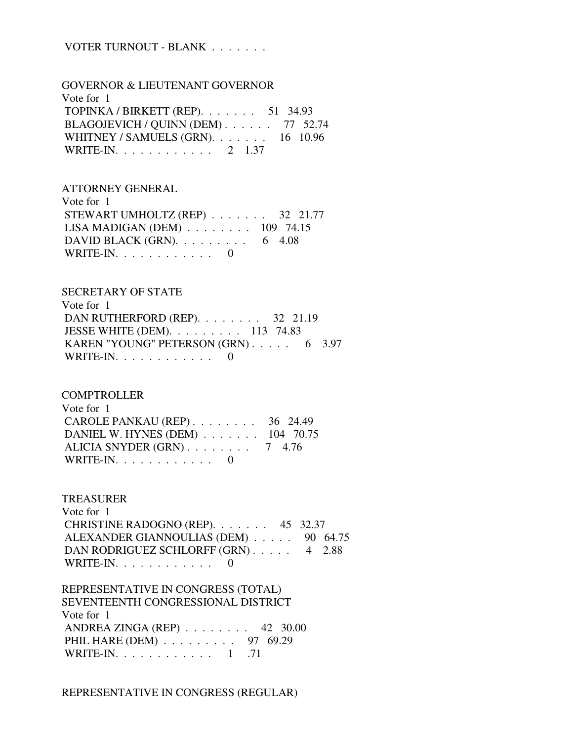VOTER TURNOUT - BLANK . . . . . . .

GOVERNOR & LIEUTENANT GOVERNOR
Vote for 1

| | | |
|---|---|---|
| TOPINKA / BIRKETT (REP). . . . . . . | 51 | 34.93 |
| BLAGOJEVICH / QUINN (DEM) . . . . . . | 77 | 52.74 |
| WHITNEY / SAMUELS (GRN). . . . . . . | 16 | 10.96 |
| WRITE-IN. . . . . . . . . . . . | 2 | 1.37 |

ATTORNEY GENERAL
Vote for 1

| | | |
|---|---|---|
| STEWART UMHOLTZ (REP) . . . . . . . | 32 | 21.77 |
| LISA MADIGAN (DEM) . . . . . . . . | 109 | 74.15 |
| DAVID BLACK (GRN). . . . . . . . . | 6 | 4.08 |
| WRITE-IN. . . . . . . . . . . . | 0 | |

SECRETARY OF STATE
Vote for 1

| | | |
|---|---|---|
| DAN RUTHERFORD (REP). . . . . . . . | 32 | 21.19 |
| JESSE WHITE (DEM). . . . . . . . . | 113 | 74.83 |
| KAREN "YOUNG" PETERSON (GRN) . . . . . | 6 | 3.97 |
| WRITE-IN. . . . . . . . . . . . | 0 | |

COMPTROLLER
Vote for 1

| | | |
|---|---|---|
| CAROLE PANKAU (REP) . . . . . . . . | 36 | 24.49 |
| DANIEL W. HYNES (DEM) . . . . . . . | 104 | 70.75 |
| ALICIA SNYDER (GRN) . . . . . . . . | 7 | 4.76 |
| WRITE-IN. . . . . . . . . . . . | 0 | |

TREASURER
Vote for 1

| | | |
|---|---|---|
| CHRISTINE RADOGNO (REP). . . . . . . | 45 | 32.37 |
| ALEXANDER GIANNOULIAS (DEM) . . . . . | 90 | 64.75 |
| DAN RODRIGUEZ SCHLORFF (GRN) . . . . . | 4 | 2.88 |
| WRITE-IN. . . . . . . . . . . . | 0 | |

REPRESENTATIVE IN CONGRESS (TOTAL)
SEVENTEENTH CONGRESSIONAL DISTRICT
Vote for 1

| | | |
|---|---|---|
| ANDREA ZINGA (REP) . . . . . . . . | 42 | 30.00 |
| PHIL HARE (DEM) . . . . . . . . . | 97 | 69.29 |
| WRITE-IN. . . . . . . . . . . . | 1 | .71 |

REPRESENTATIVE IN CONGRESS (REGULAR)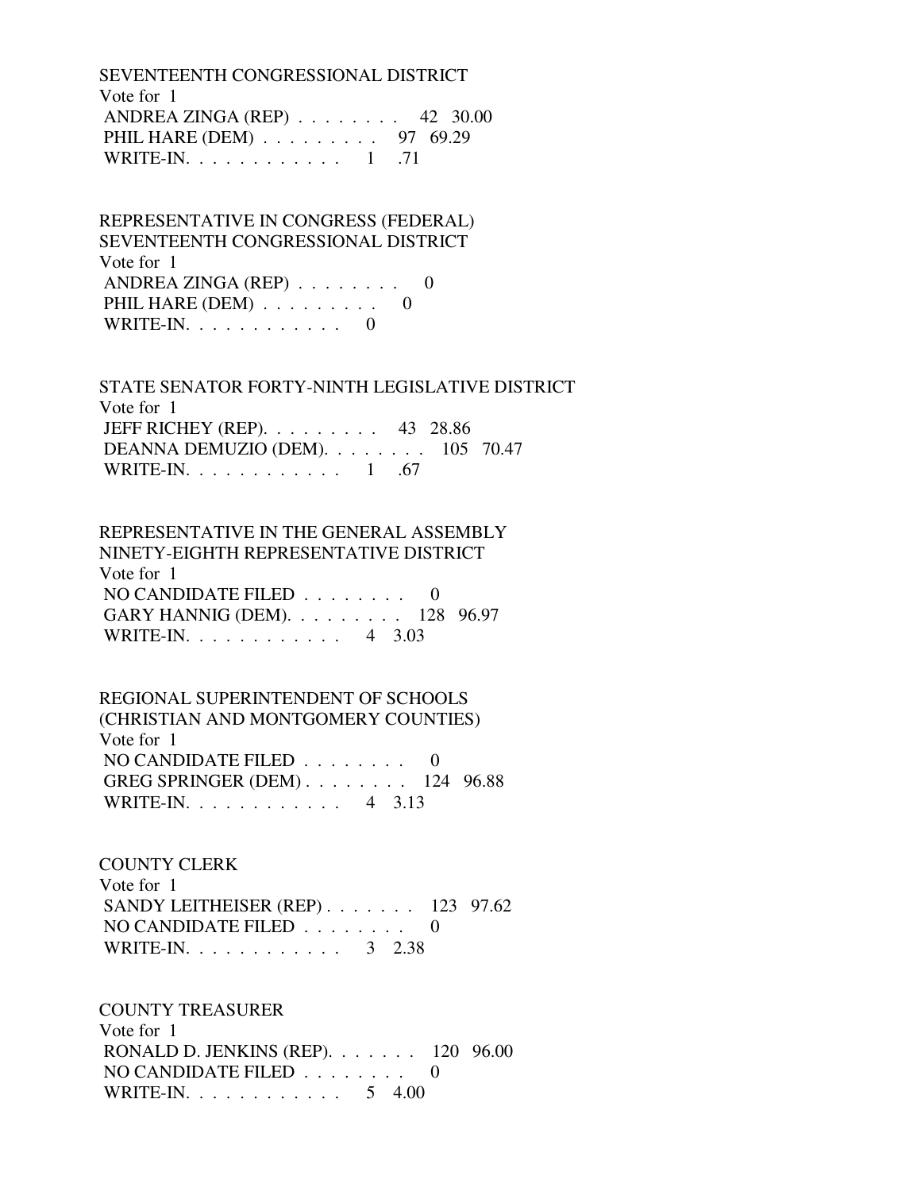SEVENTEENTH CONGRESSIONAL DISTRICT
Vote for 1
ANDREA ZINGA (REP) . . . . . . . . 42 30.00
PHIL HARE (DEM) . . . . . . . . . 97 69.29
WRITE-IN. . . . . . . . . . . . 1 .71

REPRESENTATIVE IN CONGRESS (FEDERAL)
SEVENTEENTH CONGRESSIONAL DISTRICT
Vote for 1
ANDREA ZINGA (REP) . . . . . . . . 0
PHIL HARE (DEM) . . . . . . . . . 0
WRITE-IN. . . . . . . . . . . . 0

STATE SENATOR FORTY-NINTH LEGISLATIVE DISTRICT
Vote for 1
JEFF RICHEY (REP). . . . . . . . . 43 28.86
DEANNA DEMUZIO (DEM). . . . . . . . 105 70.47
WRITE-IN. . . . . . . . . . . . 1 .67

REPRESENTATIVE IN THE GENERAL ASSEMBLY
NINETY-EIGHTH REPRESENTATIVE DISTRICT
Vote for 1
NO CANDIDATE FILED . . . . . . . . 0
GARY HANNIG (DEM). . . . . . . . . 128 96.97
WRITE-IN. . . . . . . . . . . . 4 3.03

REGIONAL SUPERINTENDENT OF SCHOOLS
(CHRISTIAN AND MONTGOMERY COUNTIES)
Vote for 1
NO CANDIDATE FILED . . . . . . . . 0
GREG SPRINGER (DEM) . . . . . . . . 124 96.88
WRITE-IN. . . . . . . . . . . . 4 3.13

COUNTY CLERK
Vote for 1
SANDY LEITHEISER (REP) . . . . . . . 123 97.62
NO CANDIDATE FILED . . . . . . . . 0
WRITE-IN. . . . . . . . . . . . 3 2.38

COUNTY TREASURER
Vote for 1
RONALD D. JENKINS (REP). . . . . . . 120 96.00
NO CANDIDATE FILED . . . . . . . . 0
WRITE-IN. . . . . . . . . . . . 5 4.00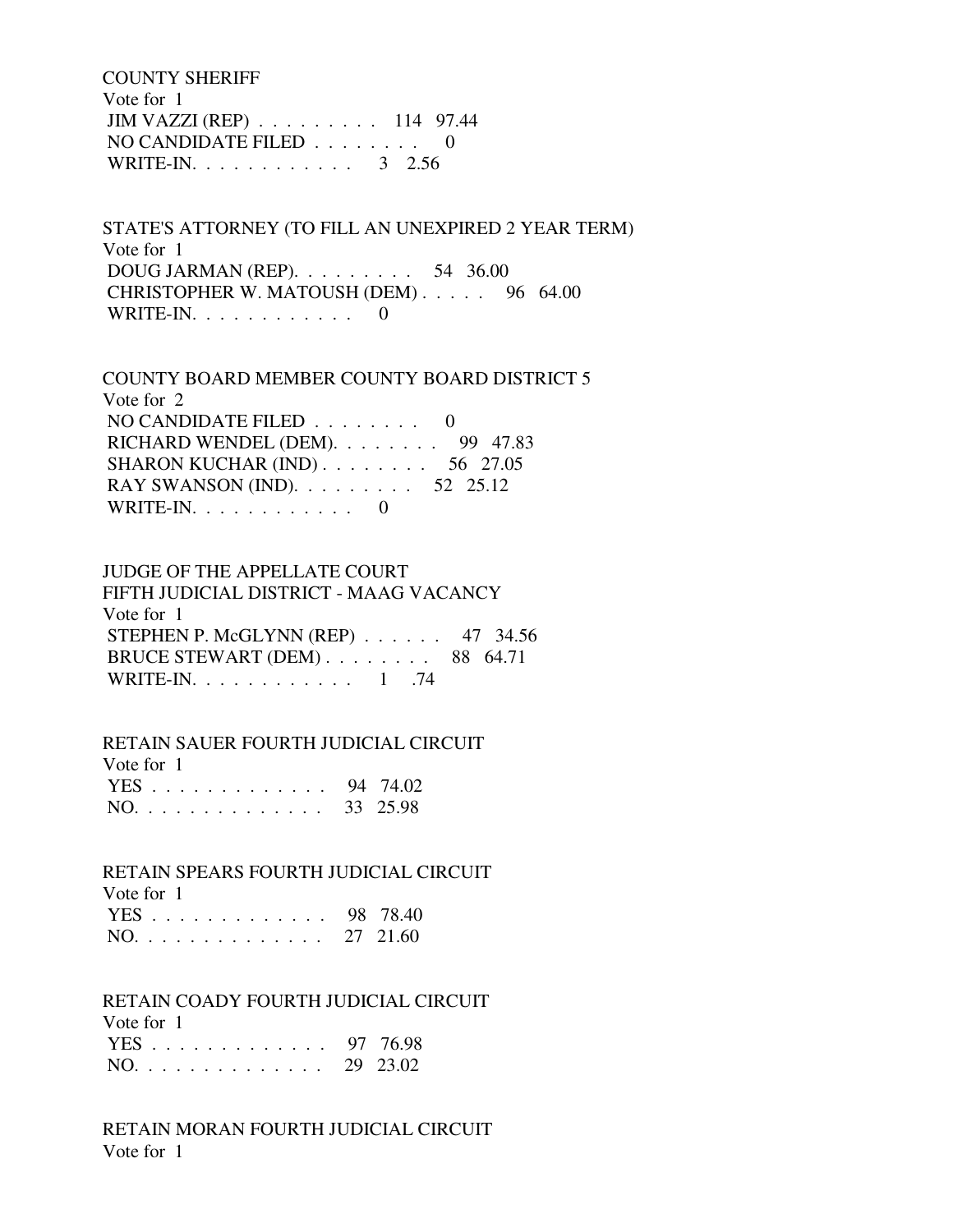COUNTY SHERIFF
Vote for 1

| | | |
|---|---|---|
| JIM VAZZI (REP) | 114 | 97.44 |
| NO CANDIDATE FILED | 0 | |
| WRITE-IN. | 3 | 2.56 |

STATE'S ATTORNEY (TO FILL AN UNEXPIRED 2 YEAR TERM)
Vote for 1

| | | |
|---|---|---|
| DOUG JARMAN (REP). | 54 | 36.00 |
| CHRISTOPHER W. MATOUSH (DEM) | 96 | 64.00 |
| WRITE-IN. | 0 | |

COUNTY BOARD MEMBER COUNTY BOARD DISTRICT 5
Vote for 2

| | | |
|---|---|---|
| NO CANDIDATE FILED | 0 | |
| RICHARD WENDEL (DEM). | 99 | 47.83 |
| SHARON KUCHAR (IND) | 56 | 27.05 |
| RAY SWANSON (IND). | 52 | 25.12 |
| WRITE-IN. | 0 | |

JUDGE OF THE APPELLATE COURT
FIFTH JUDICIAL DISTRICT - MAAG VACANCY
Vote for 1

| | | |
|---|---|---|
| STEPHEN P. McGLYNN (REP) | 47 | 34.56 |
| BRUCE STEWART (DEM) | 88 | 64.71 |
| WRITE-IN. | 1 | .74 |

RETAIN SAUER FOURTH JUDICIAL CIRCUIT
Vote for 1

| | | |
|---|---|---|
| YES | 94 | 74.02 |
| NO. | 33 | 25.98 |

RETAIN SPEARS FOURTH JUDICIAL CIRCUIT
Vote for 1

| | | |
|---|---|---|
| YES | 98 | 78.40 |
| NO. | 27 | 21.60 |

RETAIN COADY FOURTH JUDICIAL CIRCUIT
Vote for 1

| | | |
|---|---|---|
| YES | 97 | 76.98 |
| NO. | 29 | 23.02 |

RETAIN MORAN FOURTH JUDICIAL CIRCUIT
Vote for 1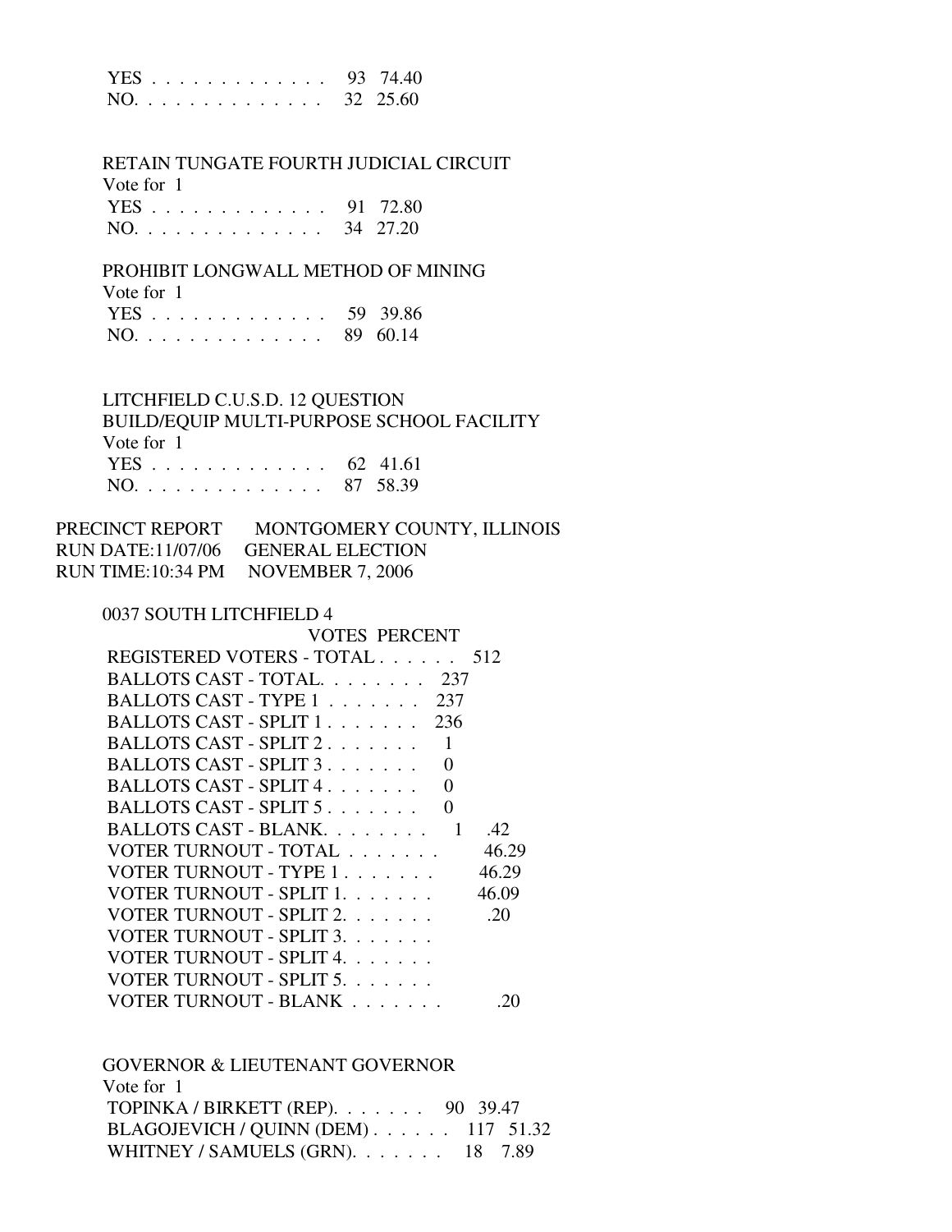| | | |
|---|---|---|
| YES | 93 | 74.40 |
| NO. | 32 | 25.60 |

RETAIN TUNGATE FOURTH JUDICIAL CIRCUIT
Vote for 1

| | | |
|---|---|---|
| YES | 91 | 72.80 |
| NO. | 34 | 27.20 |

PROHIBIT LONGWALL METHOD OF MINING
Vote for 1

| | | |
|---|---|---|
| YES | 59 | 39.86 |
| NO. | 89 | 60.14 |

LITCHFIELD C.U.S.D. 12 QUESTION
BUILD/EQUIP MULTI-PURPOSE SCHOOL FACILITY
Vote for 1

| | | |
|---|---|---|
| YES | 62 | 41.61 |
| NO. | 87 | 58.39 |

PRECINCT REPORT MONTGOMERY COUNTY, ILLINOIS
RUN DATE:11/07/06 GENERAL ELECTION
RUN TIME:10:34 PM NOVEMBER 7, 2006

0037 SOUTH LITCHFIELD 4

| | VOTES | PERCENT |
|---|---|---|
| REGISTERED VOTERS - TOTAL | 512 | |
| BALLOTS CAST - TOTAL. | 237 | |
| BALLOTS CAST - TYPE 1 | 237 | |
| BALLOTS CAST - SPLIT 1 | 236 | |
| BALLOTS CAST - SPLIT 2 | 1 | |
| BALLOTS CAST - SPLIT 3 | 0 | |
| BALLOTS CAST - SPLIT 4 | 0 | |
| BALLOTS CAST - SPLIT 5 | 0 | |
| BALLOTS CAST - BLANK. | 1 | .42 |
| VOTER TURNOUT - TOTAL | | 46.29 |
| VOTER TURNOUT - TYPE 1 | | 46.29 |
| VOTER TURNOUT - SPLIT 1. | | 46.09 |
| VOTER TURNOUT - SPLIT 2. | | .20 |
| VOTER TURNOUT - SPLIT 3. | | |
| VOTER TURNOUT - SPLIT 4. | | |
| VOTER TURNOUT - SPLIT 5. | | |
| VOTER TURNOUT - BLANK | | .20 |

GOVERNOR & LIEUTENANT GOVERNOR
Vote for 1

| | | |
|---|---|---|
| TOPINKA / BIRKETT (REP). | 90 | 39.47 |
| BLAGOJEVICH / QUINN (DEM) | 117 | 51.32 |
| WHITNEY / SAMUELS (GRN). | 18 | 7.89 |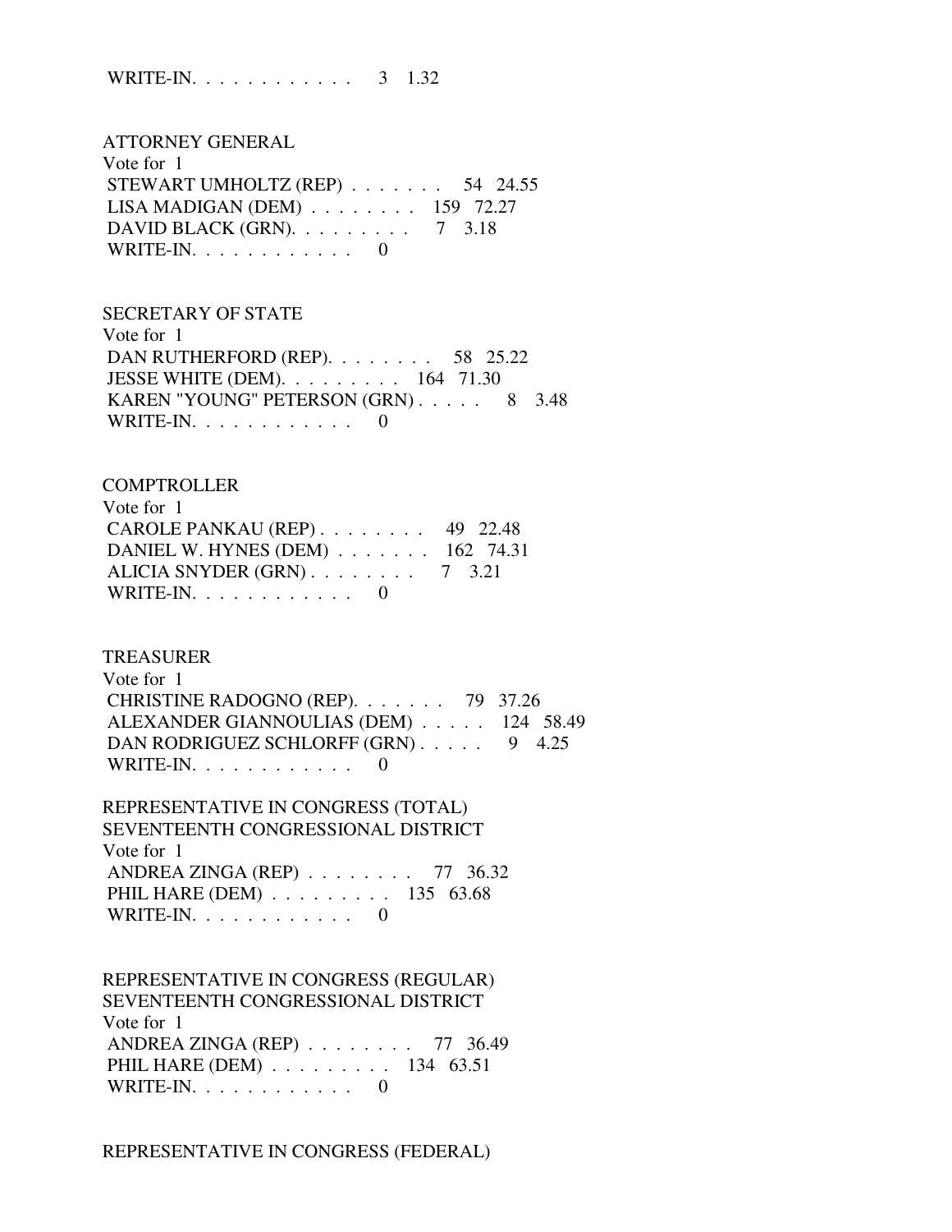WRITE-IN. . . . . . . . . . . . 3 1.32

ATTORNEY GENERAL
Vote for 1
STEWART UMHOLTZ (REP) . . . . . . . 54 24.55
LISA MADIGAN (DEM) . . . . . . . . 159 72.27
DAVID BLACK (GRN). . . . . . . . . 7 3.18
WRITE-IN. . . . . . . . . . . . 0

SECRETARY OF STATE
Vote for 1
DAN RUTHERFORD (REP). . . . . . . . 58 25.22
JESSE WHITE (DEM). . . . . . . . . 164 71.30
KAREN "YOUNG" PETERSON (GRN) . . . . . 8 3.48
WRITE-IN. . . . . . . . . . . . 0

COMPTROLLER
Vote for 1
CAROLE PANKAU (REP) . . . . . . . . 49 22.48
DANIEL W. HYNES (DEM) . . . . . . . 162 74.31
ALICIA SNYDER (GRN) . . . . . . . . 7 3.21
WRITE-IN. . . . . . . . . . . . 0

TREASURER
Vote for 1
CHRISTINE RADOGNO (REP). . . . . . . 79 37.26
ALEXANDER GIANNOULIAS (DEM) . . . . . 124 58.49
DAN RODRIGUEZ SCHLORFF (GRN) . . . . . 9 4.25
WRITE-IN. . . . . . . . . . . . 0

REPRESENTATIVE IN CONGRESS (TOTAL)
SEVENTEENTH CONGRESSIONAL DISTRICT
Vote for 1
ANDREA ZINGA (REP) . . . . . . . . 77 36.32
PHIL HARE (DEM) . . . . . . . . . 135 63.68
WRITE-IN. . . . . . . . . . . . 0

REPRESENTATIVE IN CONGRESS (REGULAR)
SEVENTEENTH CONGRESSIONAL DISTRICT
Vote for 1
ANDREA ZINGA (REP) . . . . . . . . 77 36.49
PHIL HARE (DEM) . . . . . . . . . 134 63.51
WRITE-IN. . . . . . . . . . . . 0

REPRESENTATIVE IN CONGRESS (FEDERAL)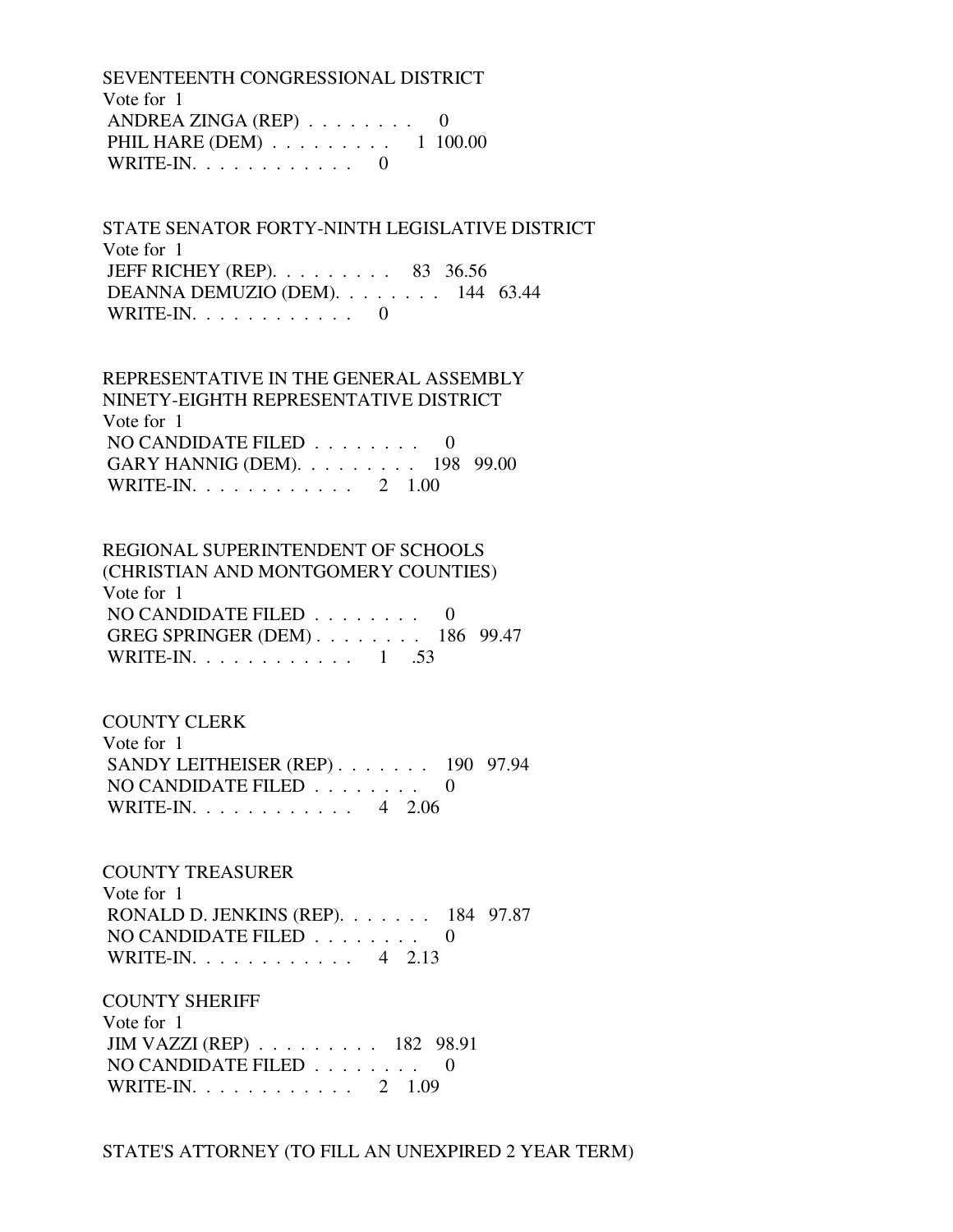SEVENTEENTH CONGRESSIONAL DISTRICT
Vote for 1
ANDREA ZINGA (REP) . . . . . . . . 0
PHIL HARE (DEM) . . . . . . . . . 1 100.00
WRITE-IN. . . . . . . . . . . . 0

STATE SENATOR FORTY-NINTH LEGISLATIVE DISTRICT
Vote for 1
JEFF RICHEY (REP). . . . . . . . . 83 36.56
DEANNA DEMUZIO (DEM). . . . . . . . 144 63.44
WRITE-IN. . . . . . . . . . . . 0

REPRESENTATIVE IN THE GENERAL ASSEMBLY
NINETY-EIGHTH REPRESENTATIVE DISTRICT
Vote for 1
NO CANDIDATE FILED . . . . . . . . 0
GARY HANNIG (DEM). . . . . . . . . 198 99.00
WRITE-IN. . . . . . . . . . . . 2 1.00

REGIONAL SUPERINTENDENT OF SCHOOLS
(CHRISTIAN AND MONTGOMERY COUNTIES)
Vote for 1
NO CANDIDATE FILED . . . . . . . . 0
GREG SPRINGER (DEM) . . . . . . . . 186 99.47
WRITE-IN. . . . . . . . . . . . 1 .53

COUNTY CLERK
Vote for 1
SANDY LEITHEISER (REP) . . . . . . . 190 97.94
NO CANDIDATE FILED . . . . . . . . 0
WRITE-IN. . . . . . . . . . . . 4 2.06

COUNTY TREASURER
Vote for 1
RONALD D. JENKINS (REP). . . . . . . 184 97.87
NO CANDIDATE FILED . . . . . . . . 0
WRITE-IN. . . . . . . . . . . . 4 2.13

COUNTY SHERIFF
Vote for 1
JIM VAZZI (REP) . . . . . . . . . 182 98.91
NO CANDIDATE FILED . . . . . . . . 0
WRITE-IN. . . . . . . . . . . . 2 1.09

STATE'S ATTORNEY (TO FILL AN UNEXPIRED 2 YEAR TERM)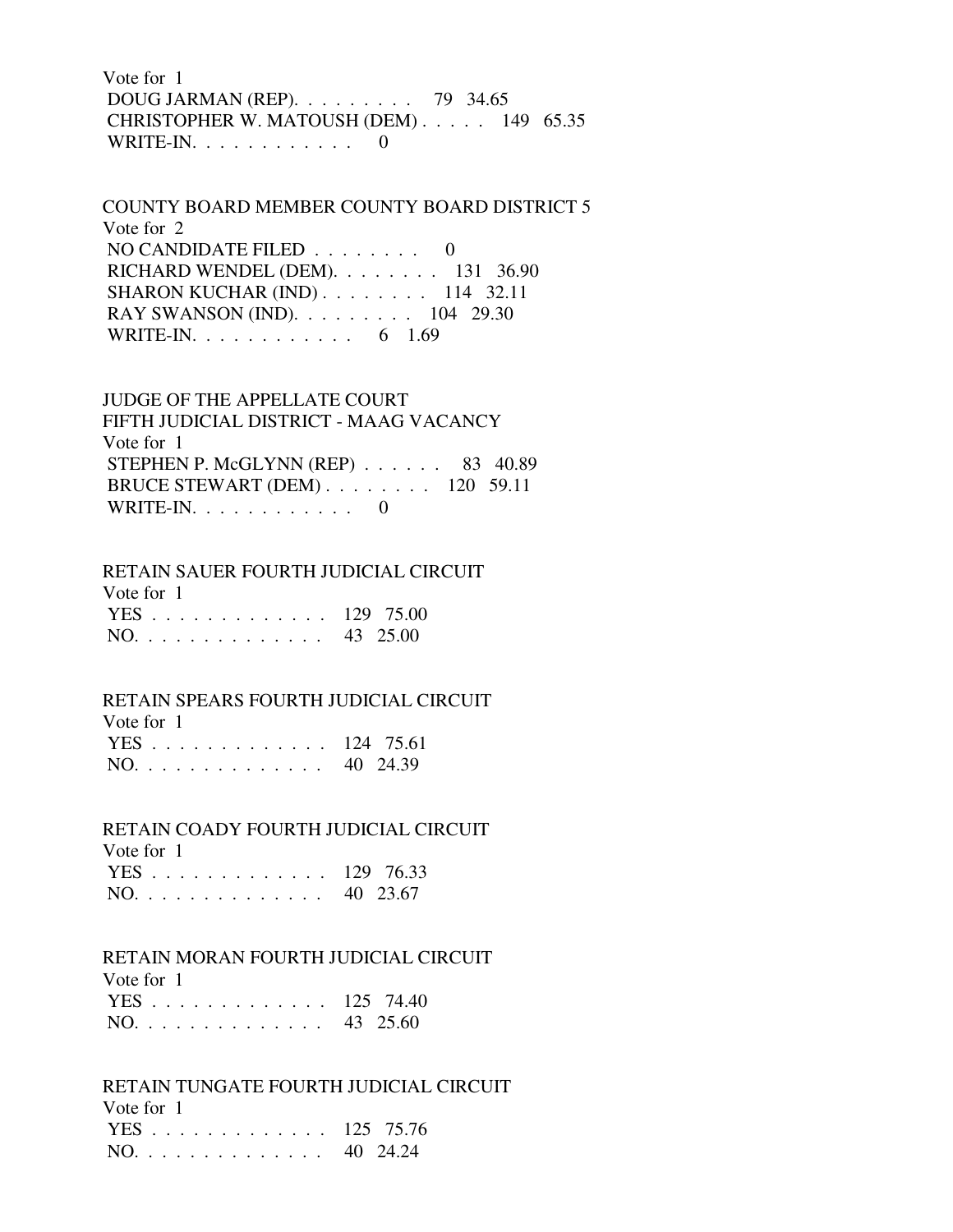Vote for 1
DOUG JARMAN (REP). . . . . . . . . 79 34.65
CHRISTOPHER W. MATOUSH (DEM) . . . . . 149 65.35
WRITE-IN. . . . . . . . . . . . 0

COUNTY BOARD MEMBER COUNTY BOARD DISTRICT 5
Vote for 2
NO CANDIDATE FILED . . . . . . . . 0
RICHARD WENDEL (DEM). . . . . . . . 131 36.90
SHARON KUCHAR (IND) . . . . . . . . 114 32.11
RAY SWANSON (IND). . . . . . . . . 104 29.30
WRITE-IN. . . . . . . . . . . . 6 1.69

JUDGE OF THE APPELLATE COURT
FIFTH JUDICIAL DISTRICT - MAAG VACANCY
Vote for 1
STEPHEN P. McGLYNN (REP) . . . . . . 83 40.89
BRUCE STEWART (DEM) . . . . . . . . 120 59.11
WRITE-IN. . . . . . . . . . . . 0

RETAIN SAUER FOURTH JUDICIAL CIRCUIT
Vote for 1
YES . . . . . . . . . . . . . 129 75.00
NO. . . . . . . . . . . . . . 43 25.00

RETAIN SPEARS FOURTH JUDICIAL CIRCUIT
Vote for 1
YES . . . . . . . . . . . . . 124 75.61
NO. . . . . . . . . . . . . . 40 24.39

RETAIN COADY FOURTH JUDICIAL CIRCUIT
Vote for 1
YES . . . . . . . . . . . . . 129 76.33
NO. . . . . . . . . . . . . . 40 23.67

RETAIN MORAN FOURTH JUDICIAL CIRCUIT
Vote for 1
YES . . . . . . . . . . . . . 125 74.40
NO. . . . . . . . . . . . . . 43 25.60

RETAIN TUNGATE FOURTH JUDICIAL CIRCUIT
Vote for 1
YES . . . . . . . . . . . . . 125 75.76
NO. . . . . . . . . . . . . . 40 24.24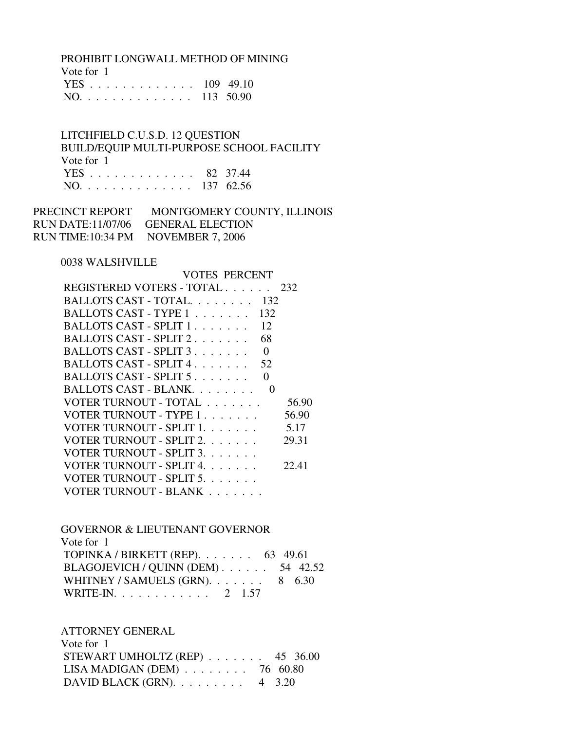PROHIBIT LONGWALL METHOD OF MINING
Vote for 1

| | | |
|---|---|---|
| YES . . . . . . . . . . . . . . | 109 | 49.10 |
| NO. . . . . . . . . . . . . . . | 113 | 50.90 |

LITCHFIELD C.U.S.D. 12 QUESTION
BUILD/EQUIP MULTI-PURPOSE SCHOOL FACILITY
Vote for 1

| | | |
|---|---|---|
| YES . . . . . . . . . . . . . . | 82 | 37.44 |
| NO. . . . . . . . . . . . . . . | 137 | 62.56 |

PRECINCT REPORT MONTGOMERY COUNTY, ILLINOIS
RUN DATE:11/07/06 GENERAL ELECTION
RUN TIME:10:34 PM NOVEMBER 7, 2006

0038 WALSHVILLE

| | VOTES | PERCENT |
|---|---|---|
| REGISTERED VOTERS - TOTAL . . . . . . | 232 | |
| BALLOTS CAST - TOTAL. . . . . . . . | 132 | |
| BALLOTS CAST - TYPE 1 . . . . . . . | 132 | |
| BALLOTS CAST - SPLIT 1 . . . . . . . | 12 | |
| BALLOTS CAST - SPLIT 2 . . . . . . . | 68 | |
| BALLOTS CAST - SPLIT 3 . . . . . . . | 0 | |
| BALLOTS CAST - SPLIT 4 . . . . . . . | 52 | |
| BALLOTS CAST - SPLIT 5 . . . . . . . | 0 | |
| BALLOTS CAST - BLANK. . . . . . . . | 0 | |
| VOTER TURNOUT - TOTAL . . . . . . . | | 56.90 |
| VOTER TURNOUT - TYPE 1 . . . . . . . | | 56.90 |
| VOTER TURNOUT - SPLIT 1. . . . . . . | | 5.17 |
| VOTER TURNOUT - SPLIT 2. . . . . . . | | 29.31 |
| VOTER TURNOUT - SPLIT 3. . . . . . . | | |
| VOTER TURNOUT - SPLIT 4. . . . . . . | | 22.41 |
| VOTER TURNOUT - SPLIT 5. . . . . . . | | |
| VOTER TURNOUT - BLANK . . . . . . . | | |

GOVERNOR & LIEUTENANT GOVERNOR
Vote for 1

| | | |
|---|---|---|
| TOPINKA / BIRKETT (REP). . . . . . . | 63 | 49.61 |
| BLAGOJEVICH / QUINN (DEM) . . . . . . | 54 | 42.52 |
| WHITNEY / SAMUELS (GRN). . . . . . . | 8 | 6.30 |
| WRITE-IN. . . . . . . . . . . . | 2 | 1.57 |

ATTORNEY GENERAL
Vote for 1

| | | |
|---|---|---|
| STEWART UMHOLTZ (REP) . . . . . . . | 45 | 36.00 |
| LISA MADIGAN (DEM) . . . . . . . . | 76 | 60.80 |
| DAVID BLACK (GRN). . . . . . . . . | 4 | 3.20 |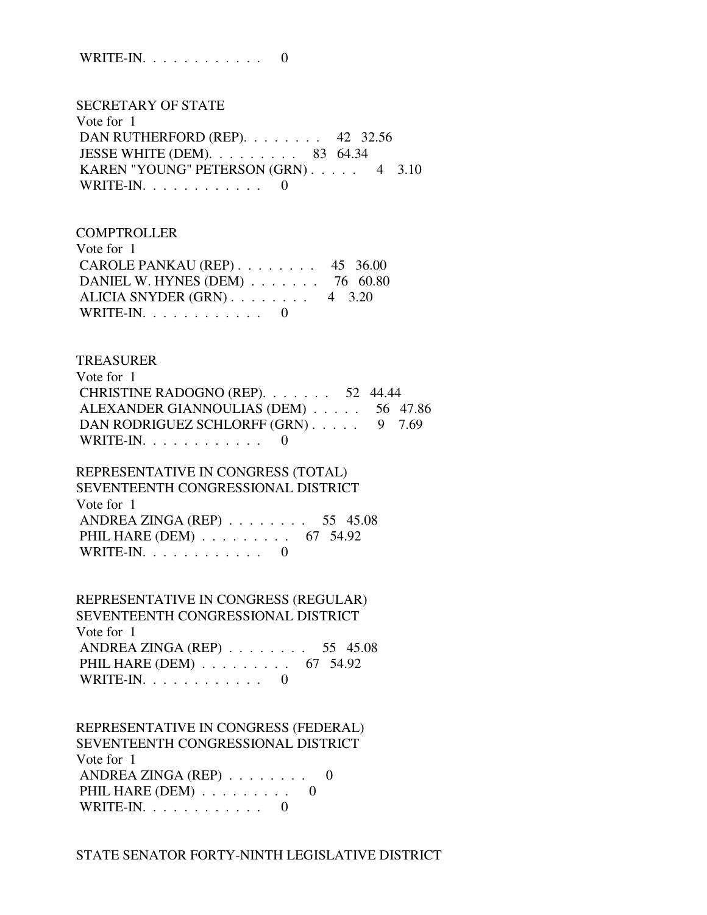WRITE-IN. . . . . . . . . . . . 0

SECRETARY OF STATE
Vote for 1
DAN RUTHERFORD (REP). . . . . . . . 42 32.56
JESSE WHITE (DEM). . . . . . . . . 83 64.34
KAREN "YOUNG" PETERSON (GRN) . . . . . 4 3.10
WRITE-IN. . . . . . . . . . . . 0

COMPTROLLER
Vote for 1
CAROLE PANKAU (REP) . . . . . . . . 45 36.00
DANIEL W. HYNES (DEM) . . . . . . . 76 60.80
ALICIA SNYDER (GRN) . . . . . . . . 4 3.20
WRITE-IN. . . . . . . . . . . . 0

TREASURER
Vote for 1
CHRISTINE RADOGNO (REP). . . . . . . 52 44.44
ALEXANDER GIANNOULIAS (DEM) . . . . . 56 47.86
DAN RODRIGUEZ SCHLORFF (GRN) . . . . . 9 7.69
WRITE-IN. . . . . . . . . . . . 0

REPRESENTATIVE IN CONGRESS (TOTAL)
SEVENTEENTH CONGRESSIONAL DISTRICT
Vote for 1
ANDREA ZINGA (REP) . . . . . . . . 55 45.08
PHIL HARE (DEM) . . . . . . . . . 67 54.92
WRITE-IN. . . . . . . . . . . . 0

REPRESENTATIVE IN CONGRESS (REGULAR)
SEVENTEENTH CONGRESSIONAL DISTRICT
Vote for 1
ANDREA ZINGA (REP) . . . . . . . . 55 45.08
PHIL HARE (DEM) . . . . . . . . . 67 54.92
WRITE-IN. . . . . . . . . . . . 0

REPRESENTATIVE IN CONGRESS (FEDERAL)
SEVENTEENTH CONGRESSIONAL DISTRICT
Vote for 1
ANDREA ZINGA (REP) . . . . . . . . 0
PHIL HARE (DEM) . . . . . . . . . 0
WRITE-IN. . . . . . . . . . . . 0

STATE SENATOR FORTY-NINTH LEGISLATIVE DISTRICT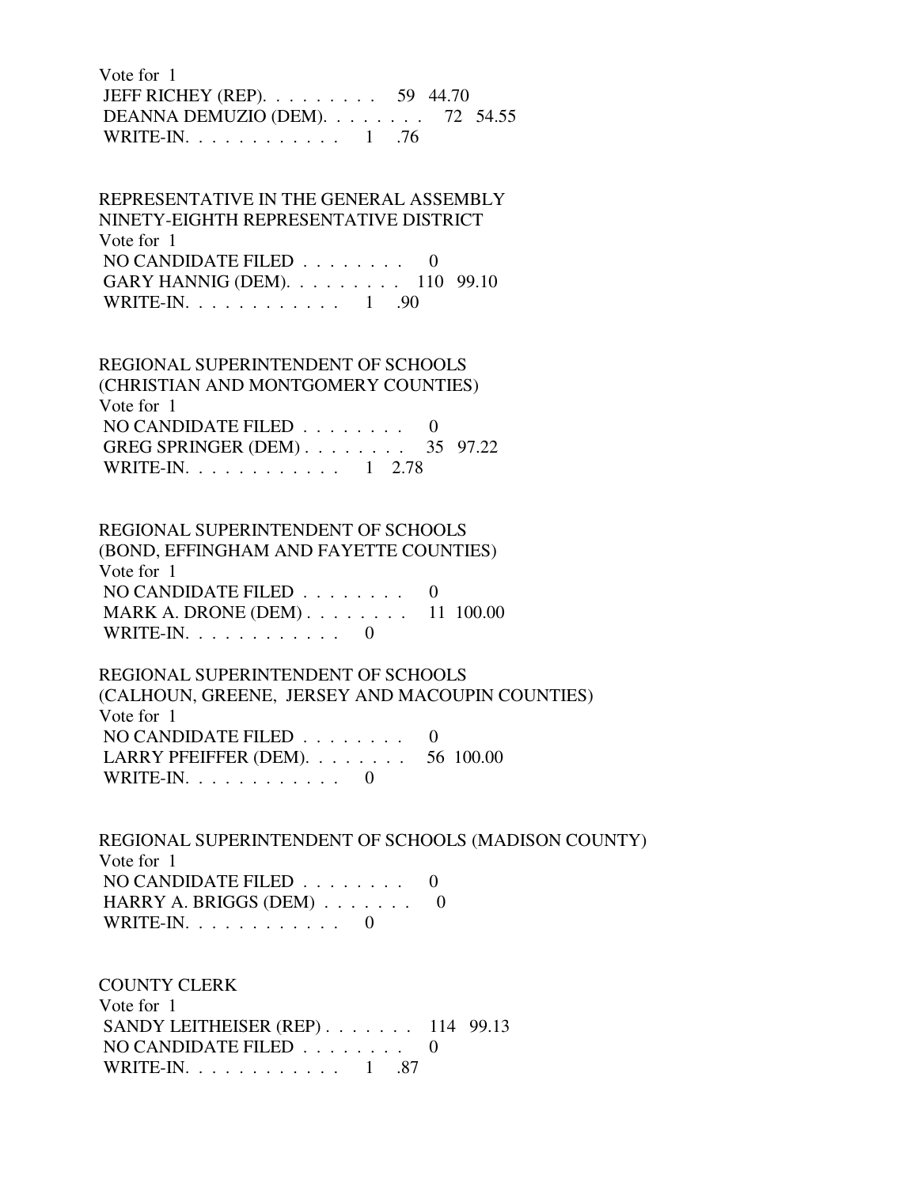Vote for 1
JEFF RICHEY (REP). . . . . . . . . 59 44.70
DEANNA DEMUZIO (DEM). . . . . . . . 72 54.55
WRITE-IN. . . . . . . . . . . . 1 .76

REPRESENTATIVE IN THE GENERAL ASSEMBLY
NINETY-EIGHTH REPRESENTATIVE DISTRICT
Vote for 1
NO CANDIDATE FILED . . . . . . . . 0
GARY HANNIG (DEM). . . . . . . . . 110 99.10
WRITE-IN. . . . . . . . . . . . 1 .90

REGIONAL SUPERINTENDENT OF SCHOOLS
(CHRISTIAN AND MONTGOMERY COUNTIES)
Vote for 1
NO CANDIDATE FILED . . . . . . . . 0
GREG SPRINGER (DEM) . . . . . . . . 35 97.22
WRITE-IN. . . . . . . . . . . . 1 2.78

REGIONAL SUPERINTENDENT OF SCHOOLS
(BOND, EFFINGHAM AND FAYETTE COUNTIES)
Vote for 1
NO CANDIDATE FILED . . . . . . . . 0
MARK A. DRONE (DEM) . . . . . . . . 11 100.00
WRITE-IN. . . . . . . . . . . . 0

REGIONAL SUPERINTENDENT OF SCHOOLS
(CALHOUN, GREENE, JERSEY AND MACOUPIN COUNTIES)
Vote for 1
NO CANDIDATE FILED . . . . . . . . 0
LARRY PFEIFFER (DEM). . . . . . . . 56 100.00
WRITE-IN. . . . . . . . . . . . 0

REGIONAL SUPERINTENDENT OF SCHOOLS (MADISON COUNTY)
Vote for 1
NO CANDIDATE FILED . . . . . . . . 0
HARRY A. BRIGGS (DEM) . . . . . . . 0
WRITE-IN. . . . . . . . . . . . 0

COUNTY CLERK
Vote for 1
SANDY LEITHEISER (REP) . . . . . . . 114 99.13
NO CANDIDATE FILED . . . . . . . . 0
WRITE-IN. . . . . . . . . . . . 1 .87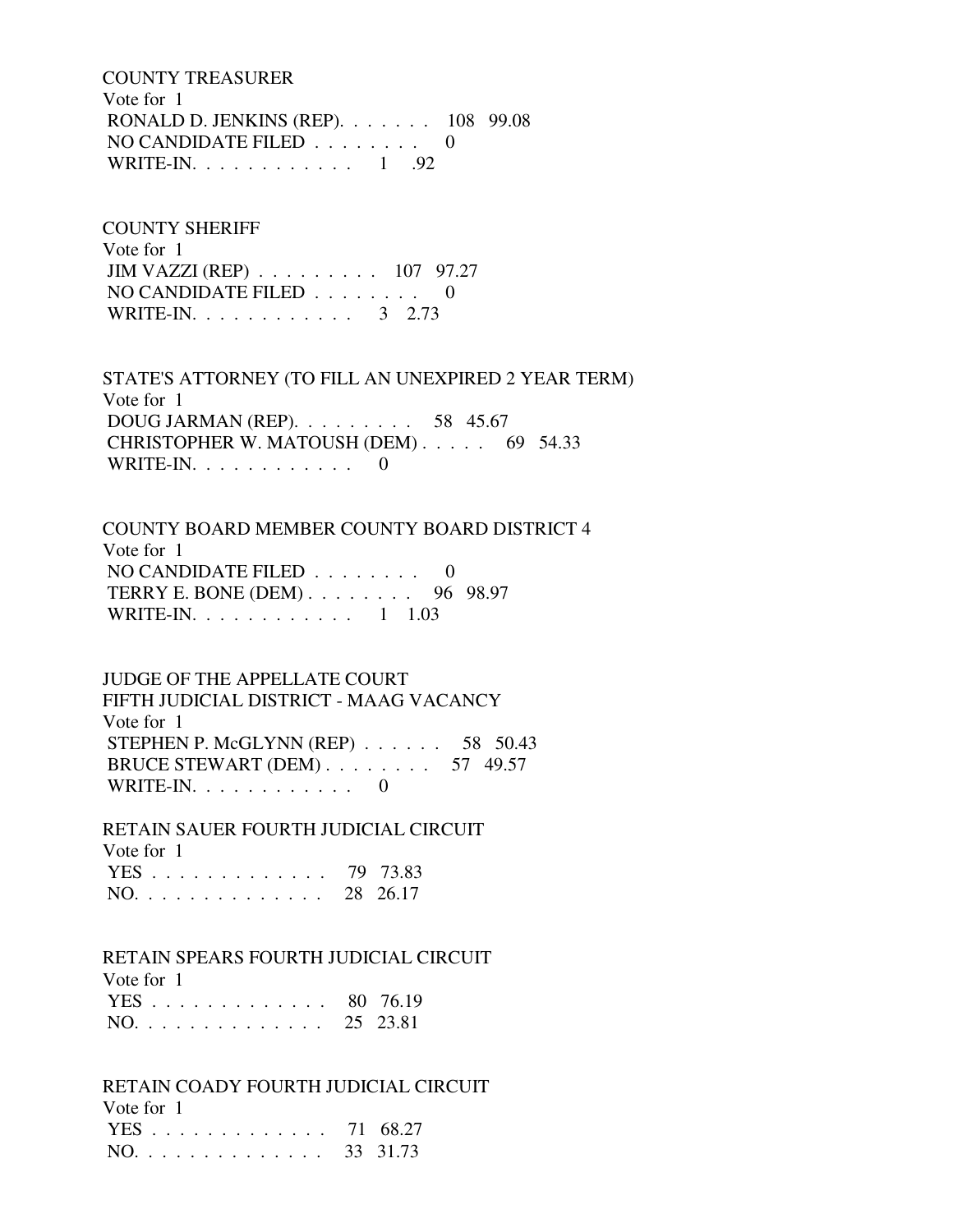COUNTY TREASURER
Vote for 1
RONALD D. JENKINS (REP). . . . . . . 108 99.08
NO CANDIDATE FILED . . . . . . . . 0
WRITE-IN. . . . . . . . . . . . 1 .92

COUNTY SHERIFF
Vote for 1
JIM VAZZI (REP) . . . . . . . . . 107 97.27
NO CANDIDATE FILED . . . . . . . . 0
WRITE-IN. . . . . . . . . . . . 3 2.73

STATE'S ATTORNEY (TO FILL AN UNEXPIRED 2 YEAR TERM)
Vote for 1
DOUG JARMAN (REP). . . . . . . . . 58 45.67
CHRISTOPHER W. MATOUSH (DEM) . . . . . 69 54.33
WRITE-IN. . . . . . . . . . . . 0

COUNTY BOARD MEMBER COUNTY BOARD DISTRICT 4
Vote for 1
NO CANDIDATE FILED . . . . . . . . 0
TERRY E. BONE (DEM) . . . . . . . . 96 98.97
WRITE-IN. . . . . . . . . . . . 1 1.03

JUDGE OF THE APPELLATE COURT
FIFTH JUDICIAL DISTRICT - MAAG VACANCY
Vote for 1
STEPHEN P. McGLYNN (REP) . . . . . . 58 50.43
BRUCE STEWART (DEM) . . . . . . . . 57 49.57
WRITE-IN. . . . . . . . . . . . 0

RETAIN SAUER FOURTH JUDICIAL CIRCUIT
Vote for 1
YES . . . . . . . . . . . . . 79 73.83
NO. . . . . . . . . . . . . . 28 26.17

RETAIN SPEARS FOURTH JUDICIAL CIRCUIT
Vote for 1
YES . . . . . . . . . . . . . 80 76.19
NO. . . . . . . . . . . . . . 25 23.81

RETAIN COADY FOURTH JUDICIAL CIRCUIT
Vote for 1
YES . . . . . . . . . . . . . 71 68.27
NO. . . . . . . . . . . . . . 33 31.73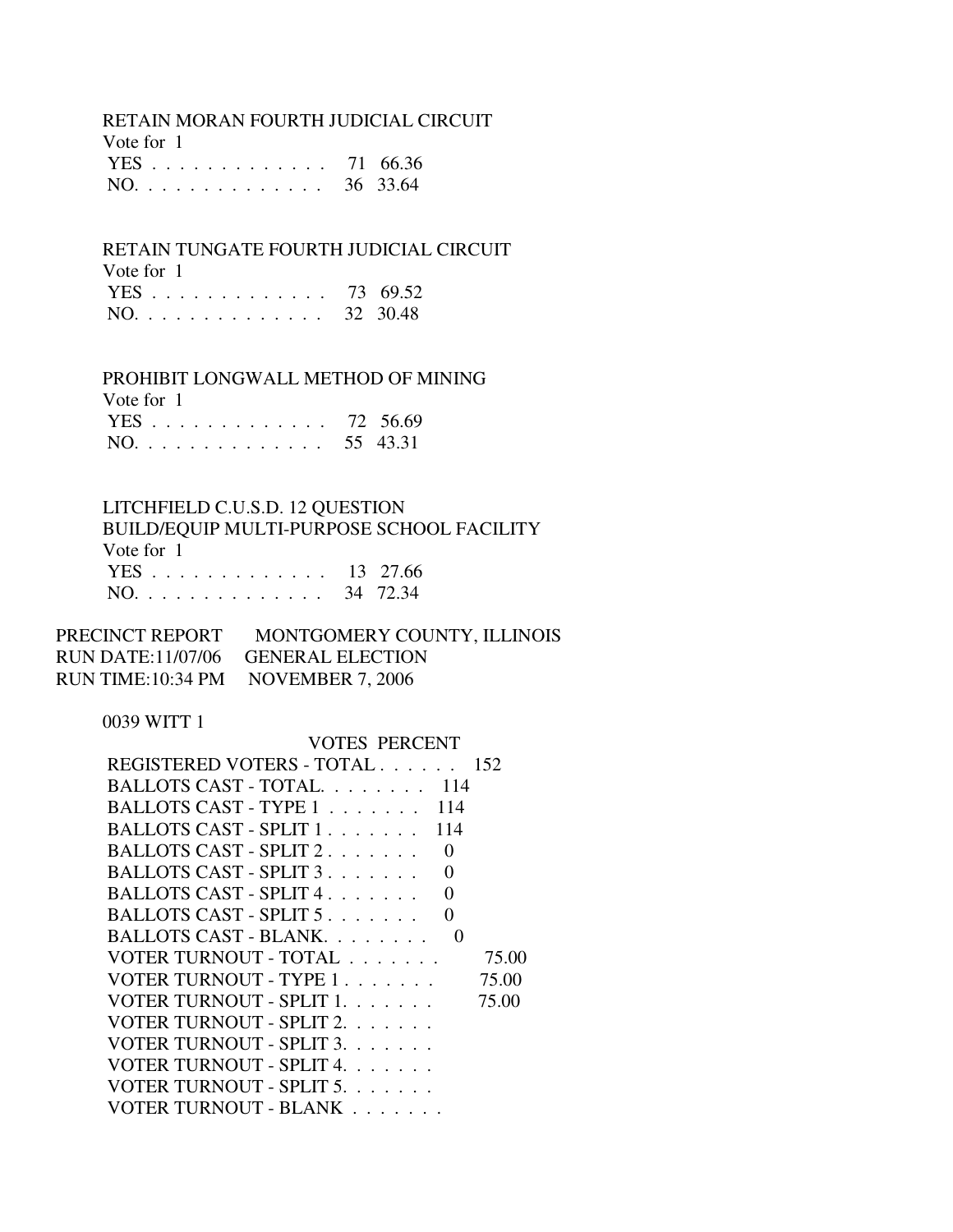RETAIN MORAN FOURTH JUDICIAL CIRCUIT
Vote for 1

| | | |
|---|---|---|
| YES . . . . . . . . . . . . . | 71 | 66.36 |
| NO. . . . . . . . . . . . . . | 36 | 33.64 |

RETAIN TUNGATE FOURTH JUDICIAL CIRCUIT
Vote for 1

| | | |
|---|---|---|
| YES . . . . . . . . . . . . . | 73 | 69.52 |
| NO. . . . . . . . . . . . . . | 32 | 30.48 |

PROHIBIT LONGWALL METHOD OF MINING
Vote for 1

| | | |
|---|---|---|
| YES . . . . . . . . . . . . . | 72 | 56.69 |
| NO. . . . . . . . . . . . . . | 55 | 43.31 |

LITCHFIELD C.U.S.D. 12 QUESTION
BUILD/EQUIP MULTI-PURPOSE SCHOOL FACILITY
Vote for 1

| | | |
|---|---|---|
| YES . . . . . . . . . . . . . | 13 | 27.66 |
| NO. . . . . . . . . . . . . . | 34 | 72.34 |

PRECINCT REPORT MONTGOMERY COUNTY, ILLINOIS
RUN DATE:11/07/06 GENERAL ELECTION
RUN TIME:10:34 PM NOVEMBER 7, 2006

0039 WITT 1

| | VOTES | PERCENT |
|---|---|---|
| REGISTERED VOTERS - TOTAL . . . . . . | 152 | |
| BALLOTS CAST - TOTAL. . . . . . . . | 114 | |
| BALLOTS CAST - TYPE 1 . . . . . . . | 114 | |
| BALLOTS CAST - SPLIT 1 . . . . . . . | 114 | |
| BALLOTS CAST - SPLIT 2 . . . . . . . | 0 | |
| BALLOTS CAST - SPLIT 3 . . . . . . . | 0 | |
| BALLOTS CAST - SPLIT 4 . . . . . . . | 0 | |
| BALLOTS CAST - SPLIT 5 . . . . . . . | 0 | |
| BALLOTS CAST - BLANK. . . . . . . . | 0 | |
| VOTER TURNOUT - TOTAL . . . . . . . | | 75.00 |
| VOTER TURNOUT - TYPE 1 . . . . . . . | | 75.00 |
| VOTER TURNOUT - SPLIT 1. . . . . . . | | 75.00 |
| VOTER TURNOUT - SPLIT 2. . . . . . . | | |
| VOTER TURNOUT - SPLIT 3. . . . . . . | | |
| VOTER TURNOUT - SPLIT 4. . . . . . . | | |
| VOTER TURNOUT - SPLIT 5. . . . . . . | | |
| VOTER TURNOUT - BLANK . . . . . . . | | |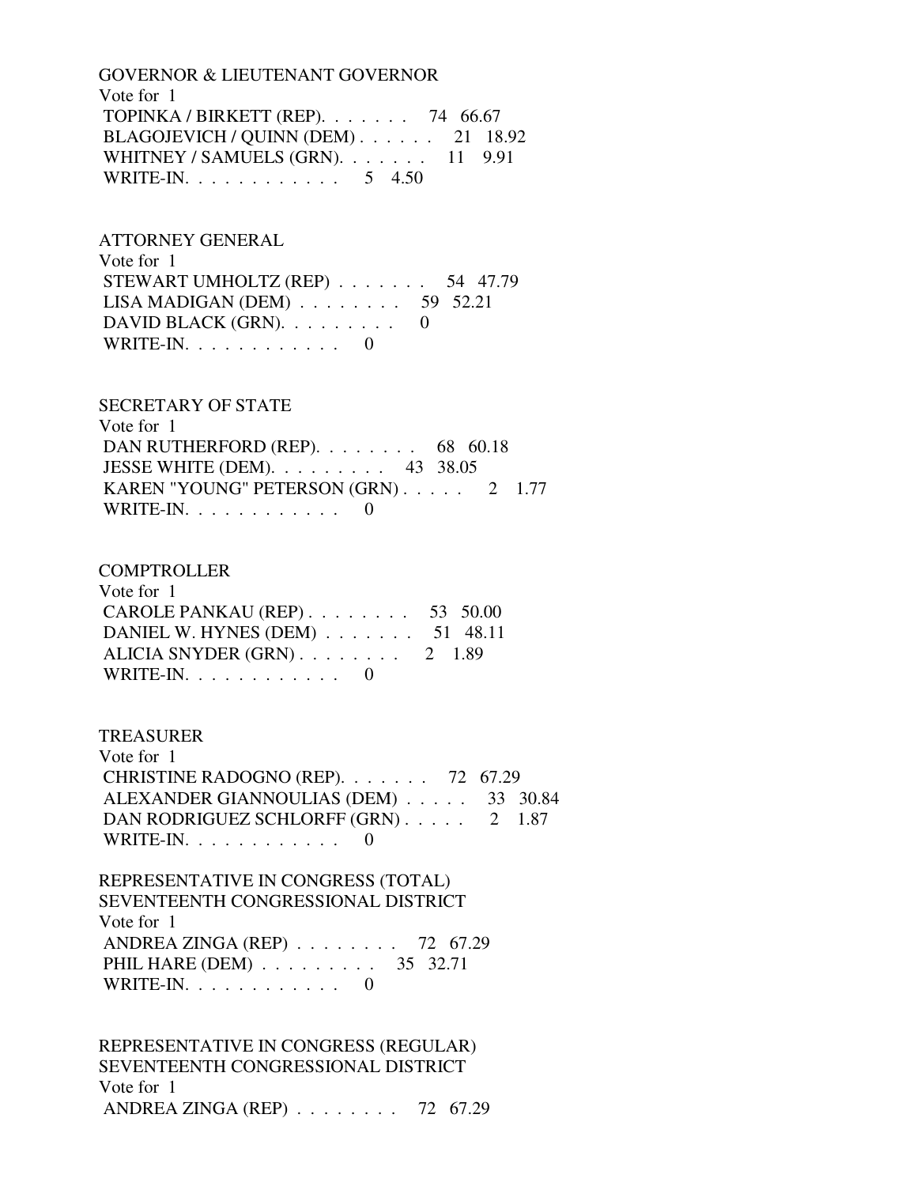GOVERNOR & LIEUTENANT GOVERNOR
Vote for 1

TOPINKA / BIRKETT (REP). . . . . . . 74 66.67
BLAGOJEVICH / QUINN (DEM) . . . . . . 21 18.92
WHITNEY / SAMUELS (GRN). . . . . . . 11 9.91
WRITE-IN. . . . . . . . . . . . 5 4.50

ATTORNEY GENERAL
Vote for 1

STEWART UMHOLTZ (REP) . . . . . . . 54 47.79
LISA MADIGAN (DEM) . . . . . . . . 59 52.21
DAVID BLACK (GRN). . . . . . . . . 0
WRITE-IN. . . . . . . . . . . . 0

SECRETARY OF STATE
Vote for 1

DAN RUTHERFORD (REP). . . . . . . . 68 60.18
JESSE WHITE (DEM). . . . . . . . . 43 38.05
KAREN "YOUNG" PETERSON (GRN) . . . . . 2 1.77
WRITE-IN. . . . . . . . . . . . 0

COMPTROLLER
Vote for 1

CAROLE PANKAU (REP) . . . . . . . . 53 50.00
DANIEL W. HYNES (DEM) . . . . . . . 51 48.11
ALICIA SNYDER (GRN) . . . . . . . . 2 1.89
WRITE-IN. . . . . . . . . . . . 0

TREASURER
Vote for 1

CHRISTINE RADOGNO (REP). . . . . . . 72 67.29
ALEXANDER GIANNOULIAS (DEM) . . . . . 33 30.84
DAN RODRIGUEZ SCHLORFF (GRN) . . . . . 2 1.87
WRITE-IN. . . . . . . . . . . . 0

REPRESENTATIVE IN CONGRESS (TOTAL)
SEVENTEENTH CONGRESSIONAL DISTRICT
Vote for 1

ANDREA ZINGA (REP) . . . . . . . . 72 67.29
PHIL HARE (DEM) . . . . . . . . . 35 32.71
WRITE-IN. . . . . . . . . . . . 0

REPRESENTATIVE IN CONGRESS (REGULAR)
SEVENTEENTH CONGRESSIONAL DISTRICT
Vote for 1

ANDREA ZINGA (REP) . . . . . . . . 72 67.29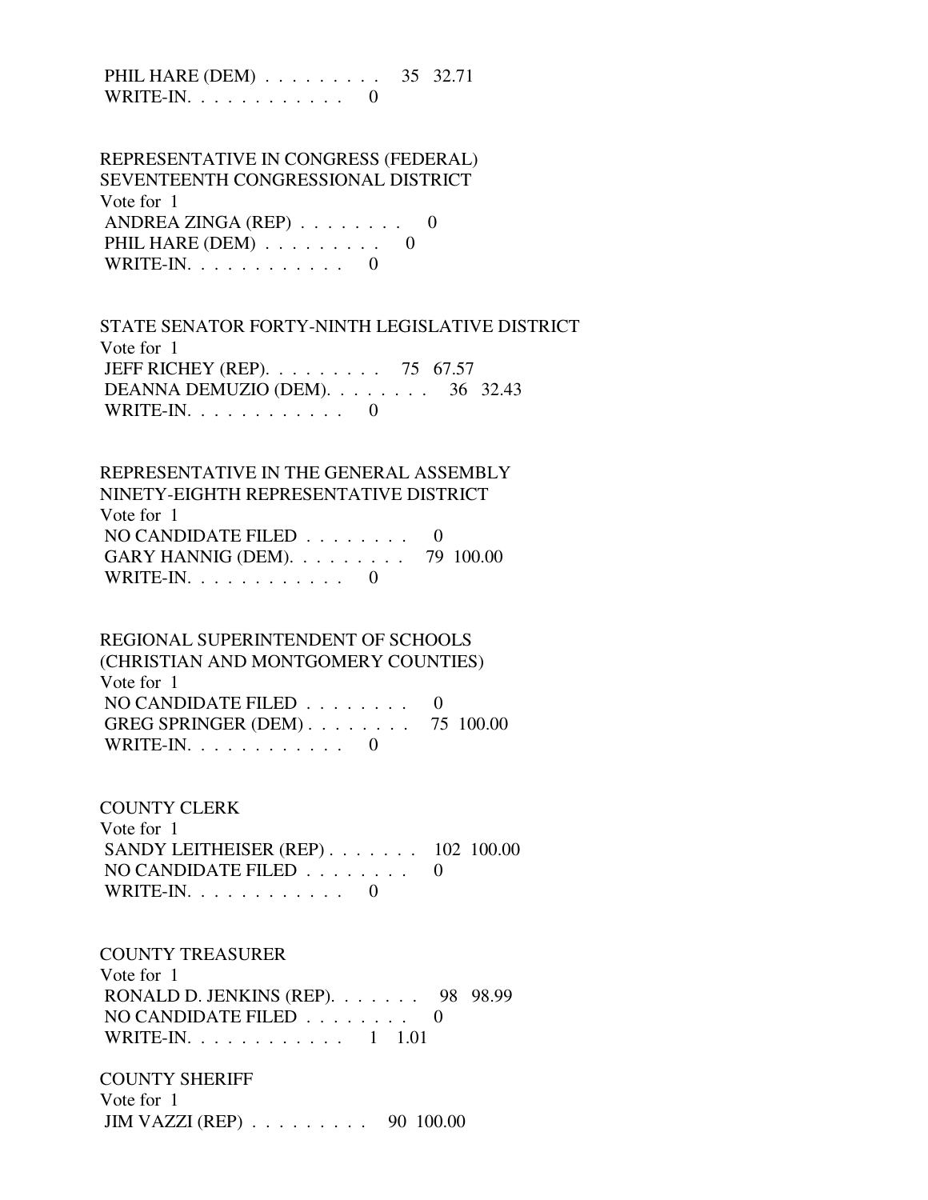PHIL HARE (DEM) . . . . . . . . . 35 32.71
WRITE-IN. . . . . . . . . . . . 0

REPRESENTATIVE IN CONGRESS (FEDERAL)
SEVENTEENTH CONGRESSIONAL DISTRICT
Vote for 1
ANDREA ZINGA (REP) . . . . . . . . 0
PHIL HARE (DEM) . . . . . . . . . 0
WRITE-IN. . . . . . . . . . . . 0

STATE SENATOR FORTY-NINTH LEGISLATIVE DISTRICT
Vote for 1
JEFF RICHEY (REP). . . . . . . . . 75 67.57
DEANNA DEMUZIO (DEM). . . . . . . . 36 32.43
WRITE-IN. . . . . . . . . . . . 0

REPRESENTATIVE IN THE GENERAL ASSEMBLY
NINETY-EIGHTH REPRESENTATIVE DISTRICT
Vote for 1
NO CANDIDATE FILED . . . . . . . . 0
GARY HANNIG (DEM). . . . . . . . . 79 100.00
WRITE-IN. . . . . . . . . . . . 0

REGIONAL SUPERINTENDENT OF SCHOOLS
(CHRISTIAN AND MONTGOMERY COUNTIES)
Vote for 1
NO CANDIDATE FILED . . . . . . . . 0
GREG SPRINGER (DEM) . . . . . . . . 75 100.00
WRITE-IN. . . . . . . . . . . . 0

COUNTY CLERK
Vote for 1
SANDY LEITHEISER (REP) . . . . . . . 102 100.00
NO CANDIDATE FILED . . . . . . . . 0
WRITE-IN. . . . . . . . . . . . 0

COUNTY TREASURER
Vote for 1
RONALD D. JENKINS (REP). . . . . . . 98 98.99
NO CANDIDATE FILED . . . . . . . . 0
WRITE-IN. . . . . . . . . . . . 1 1.01

COUNTY SHERIFF
Vote for 1
JIM VAZZI (REP) . . . . . . . . . 90 100.00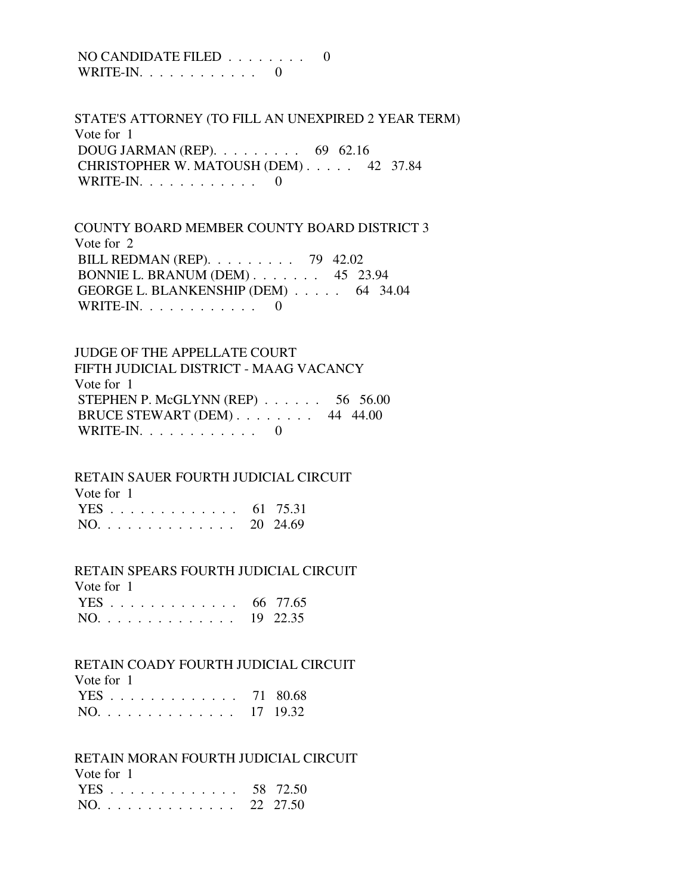NO CANDIDATE FILED . . . . . . . . 0
WRITE-IN. . . . . . . . . . . . 0

STATE'S ATTORNEY (TO FILL AN UNEXPIRED 2 YEAR TERM)
Vote for 1
DOUG JARMAN (REP). . . . . . . . . 69 62.16
CHRISTOPHER W. MATOUSH (DEM) . . . . . 42 37.84
WRITE-IN. . . . . . . . . . . . 0

COUNTY BOARD MEMBER COUNTY BOARD DISTRICT 3
Vote for 2
BILL REDMAN (REP). . . . . . . . . 79 42.02
BONNIE L. BRANUM (DEM) . . . . . . . 45 23.94
GEORGE L. BLANKENSHIP (DEM) . . . . . 64 34.04
WRITE-IN. . . . . . . . . . . . 0

JUDGE OF THE APPELLATE COURT
FIFTH JUDICIAL DISTRICT - MAAG VACANCY
Vote for 1
STEPHEN P. McGLYNN (REP) . . . . . . 56 56.00
BRUCE STEWART (DEM) . . . . . . . . 44 44.00
WRITE-IN. . . . . . . . . . . . 0

RETAIN SAUER FOURTH JUDICIAL CIRCUIT
Vote for 1
YES . . . . . . . . . . . . . 61 75.31
NO. . . . . . . . . . . . . . 20 24.69

RETAIN SPEARS FOURTH JUDICIAL CIRCUIT
Vote for 1
YES . . . . . . . . . . . . . 66 77.65
NO. . . . . . . . . . . . . . 19 22.35

RETAIN COADY FOURTH JUDICIAL CIRCUIT
Vote for 1
YES . . . . . . . . . . . . . 71 80.68
NO. . . . . . . . . . . . . . 17 19.32

RETAIN MORAN FOURTH JUDICIAL CIRCUIT
Vote for 1
YES . . . . . . . . . . . . . 58 72.50
NO. . . . . . . . . . . . . . 22 27.50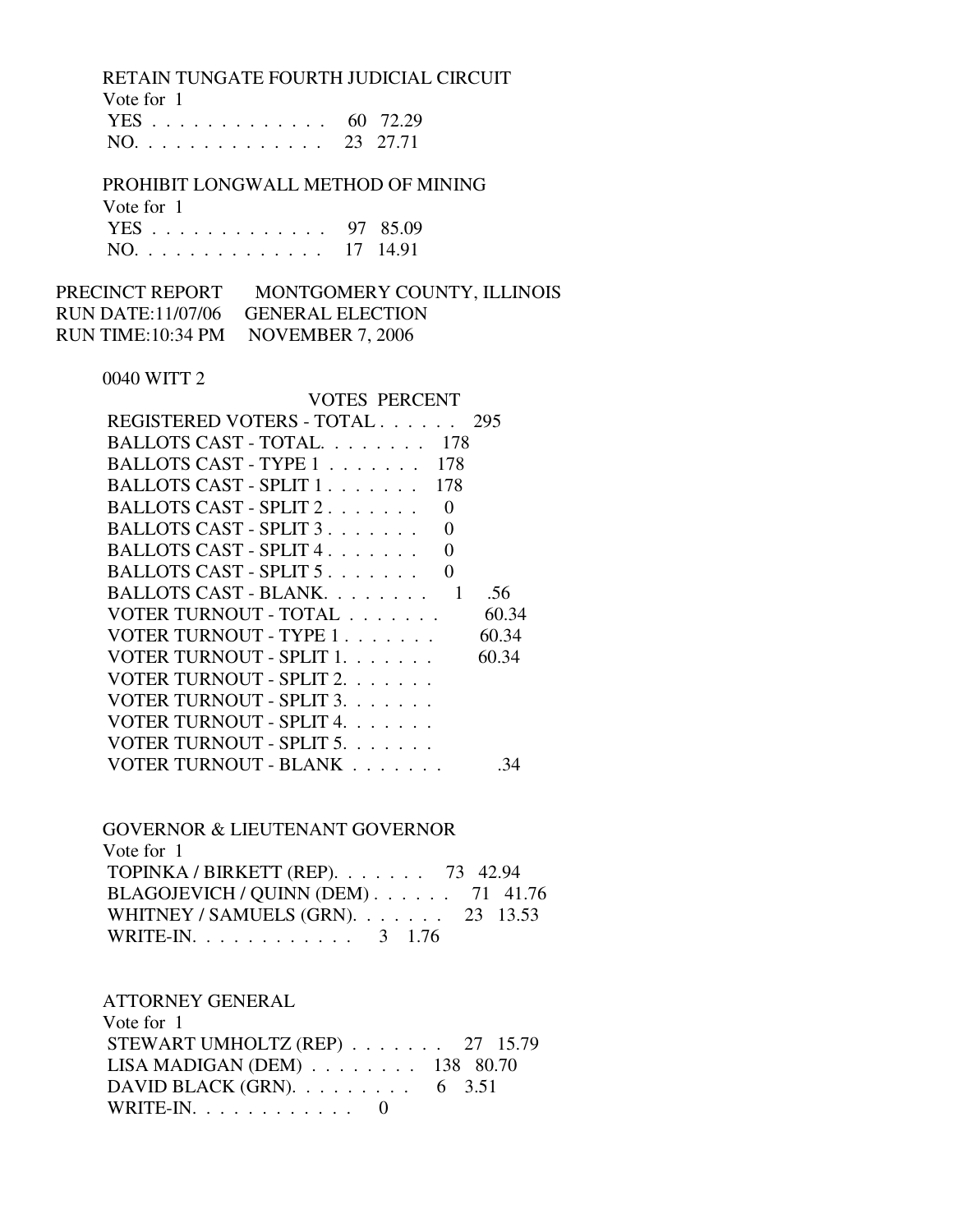RETAIN TUNGATE FOURTH JUDICIAL CIRCUIT
Vote for 1

| | | |
|---|---|---|
| YES | 60 | 72.29 |
| NO. | 23 | 27.71 |

PROHIBIT LONGWALL METHOD OF MINING
Vote for 1

| | | |
|---|---|---|
| YES | 97 | 85.09 |
| NO. | 17 | 14.91 |

PRECINCT REPORT MONTGOMERY COUNTY, ILLINOIS
RUN DATE:11/07/06 GENERAL ELECTION
RUN TIME:10:34 PM NOVEMBER 7, 2006

0040 WITT 2

| | VOTES | PERCENT |
|---|---|---|
| REGISTERED VOTERS - TOTAL | 295 | |
| BALLOTS CAST - TOTAL. | 178 | |
| BALLOTS CAST - TYPE 1 | 178 | |
| BALLOTS CAST - SPLIT 1 | 178 | |
| BALLOTS CAST - SPLIT 2 | 0 | |
| BALLOTS CAST - SPLIT 3 | 0 | |
| BALLOTS CAST - SPLIT 4 | 0 | |
| BALLOTS CAST - SPLIT 5 | 0 | |
| BALLOTS CAST - BLANK. | 1 | .56 |
| VOTER TURNOUT - TOTAL | | 60.34 |
| VOTER TURNOUT - TYPE 1 | | 60.34 |
| VOTER TURNOUT - SPLIT 1. | | 60.34 |
| VOTER TURNOUT - SPLIT 2. | | |
| VOTER TURNOUT - SPLIT 3. | | |
| VOTER TURNOUT - SPLIT 4. | | |
| VOTER TURNOUT - SPLIT 5. | | |
| VOTER TURNOUT - BLANK | | .34 |

GOVERNOR & LIEUTENANT GOVERNOR
Vote for 1

| | | |
|---|---|---|
| TOPINKA / BIRKETT (REP). | 73 | 42.94 |
| BLAGOJEVICH / QUINN (DEM) | 71 | 41.76 |
| WHITNEY / SAMUELS (GRN). | 23 | 13.53 |
| WRITE-IN. | 3 | 1.76 |

ATTORNEY GENERAL
Vote for 1

| | | |
|---|---|---|
| STEWART UMHOLTZ (REP) | 27 | 15.79 |
| LISA MADIGAN (DEM) | 138 | 80.70 |
| DAVID BLACK (GRN). | 6 | 3.51 |
| WRITE-IN. | 0 | |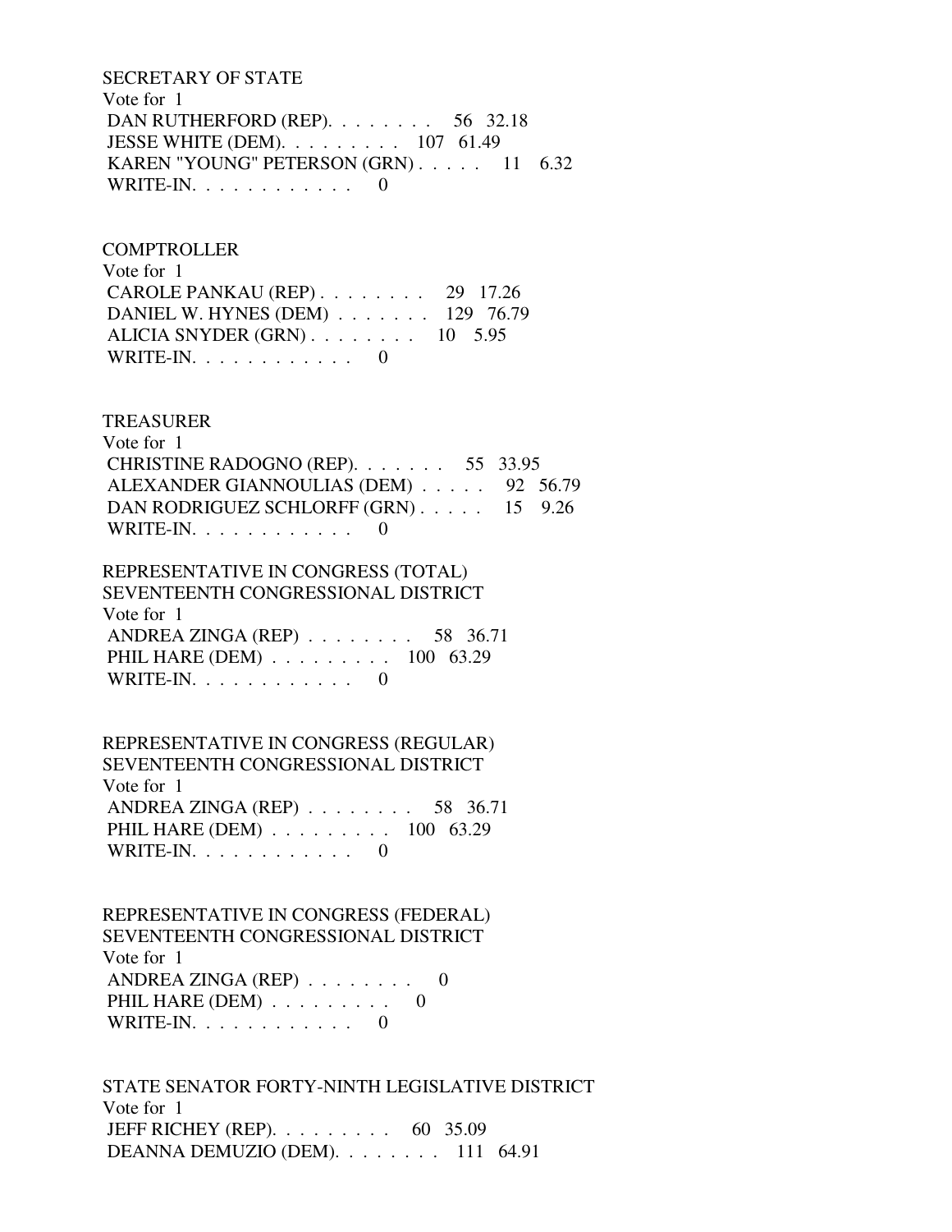SECRETARY OF STATE
Vote for 1

| | | |
|---|---|---|
| DAN RUTHERFORD (REP) | 56 | 32.18 |
| JESSE WHITE (DEM) | 107 | 61.49 |
| KAREN "YOUNG" PETERSON (GRN) | 11 | 6.32 |
| WRITE-IN | 0 | |

COMPTROLLER
Vote for 1

| | | |
|---|---|---|
| CAROLE PANKAU (REP) | 29 | 17.26 |
| DANIEL W. HYNES (DEM) | 129 | 76.79 |
| ALICIA SNYDER (GRN) | 10 | 5.95 |
| WRITE-IN | 0 | |

TREASURER
Vote for 1

| | | |
|---|---|---|
| CHRISTINE RADOGNO (REP) | 55 | 33.95 |
| ALEXANDER GIANNOULIAS (DEM) | 92 | 56.79 |
| DAN RODRIGUEZ SCHLORFF (GRN) | 15 | 9.26 |
| WRITE-IN | 0 | |

REPRESENTATIVE IN CONGRESS (TOTAL)
SEVENTEENTH CONGRESSIONAL DISTRICT
Vote for 1

| | | |
|---|---|---|
| ANDREA ZINGA (REP) | 58 | 36.71 |
| PHIL HARE (DEM) | 100 | 63.29 |
| WRITE-IN | 0 | |

REPRESENTATIVE IN CONGRESS (REGULAR)
SEVENTEENTH CONGRESSIONAL DISTRICT
Vote for 1

| | | |
|---|---|---|
| ANDREA ZINGA (REP) | 58 | 36.71 |
| PHIL HARE (DEM) | 100 | 63.29 |
| WRITE-IN | 0 | |

REPRESENTATIVE IN CONGRESS (FEDERAL)
SEVENTEENTH CONGRESSIONAL DISTRICT
Vote for 1

| | |
|---|---|
| ANDREA ZINGA (REP) | 0 |
| PHIL HARE (DEM) | 0 |
| WRITE-IN | 0 |

STATE SENATOR FORTY-NINTH LEGISLATIVE DISTRICT
Vote for 1

| | | |
|---|---|---|
| JEFF RICHEY (REP) | 60 | 35.09 |
| DEANNA DEMUZIO (DEM) | 111 | 64.91 |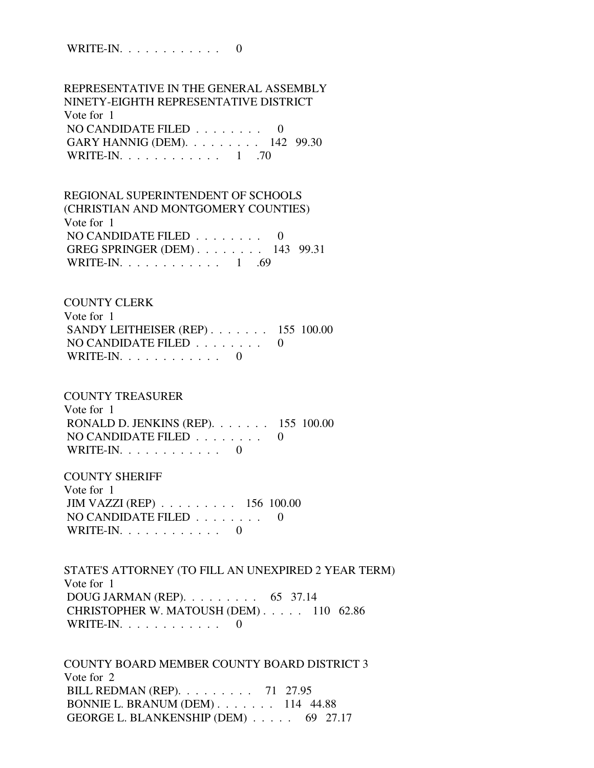WRITE-IN. . . . . . . . . . . . 0

REPRESENTATIVE IN THE GENERAL ASSEMBLY
NINETY-EIGHTH REPRESENTATIVE DISTRICT
Vote for 1
NO CANDIDATE FILED . . . . . . . . 0
GARY HANNIG (DEM). . . . . . . . . 142 99.30
WRITE-IN. . . . . . . . . . . . 1 .70

REGIONAL SUPERINTENDENT OF SCHOOLS
(CHRISTIAN AND MONTGOMERY COUNTIES)
Vote for 1
NO CANDIDATE FILED . . . . . . . . 0
GREG SPRINGER (DEM) . . . . . . . . 143 99.31
WRITE-IN. . . . . . . . . . . . 1 .69

COUNTY CLERK
Vote for 1
SANDY LEITHEISER (REP) . . . . . . . 155 100.00
NO CANDIDATE FILED . . . . . . . . 0
WRITE-IN. . . . . . . . . . . . 0

COUNTY TREASURER
Vote for 1
RONALD D. JENKINS (REP). . . . . . . 155 100.00
NO CANDIDATE FILED . . . . . . . . 0
WRITE-IN. . . . . . . . . . . . 0

COUNTY SHERIFF
Vote for 1
JIM VAZZI (REP) . . . . . . . . . 156 100.00
NO CANDIDATE FILED . . . . . . . . 0
WRITE-IN. . . . . . . . . . . . 0

STATE'S ATTORNEY (TO FILL AN UNEXPIRED 2 YEAR TERM)
Vote for 1
DOUG JARMAN (REP). . . . . . . . . 65 37.14
CHRISTOPHER W. MATOUSH (DEM) . . . . . 110 62.86
WRITE-IN. . . . . . . . . . . . 0

COUNTY BOARD MEMBER COUNTY BOARD DISTRICT 3
Vote for 2
BILL REDMAN (REP). . . . . . . . . 71 27.95
BONNIE L. BRANUM (DEM) . . . . . . . 114 44.88
GEORGE L. BLANKENSHIP (DEM) . . . . . 69 27.17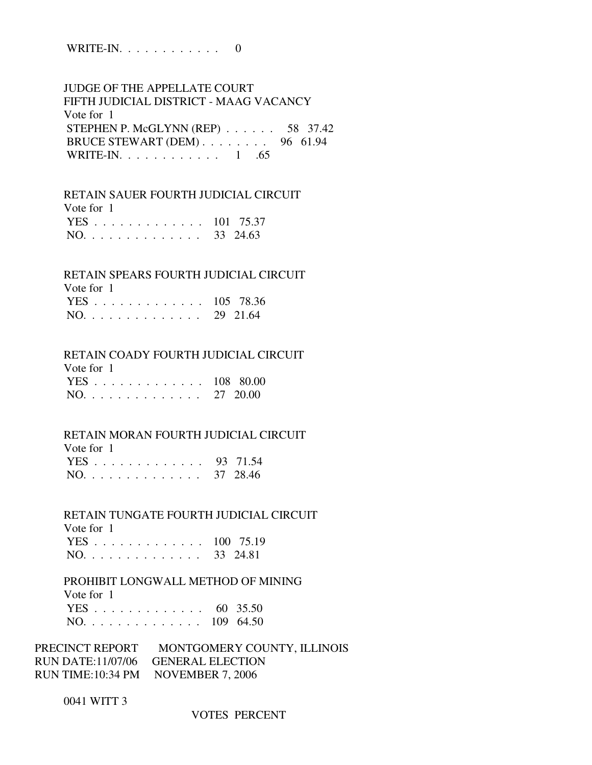WRITE-IN. . . . . . . . . . . . 0

JUDGE OF THE APPELLATE COURT
FIFTH JUDICIAL DISTRICT - MAAG VACANCY
Vote for 1

| | | |
|---|---|---|
| STEPHEN P. McGLYNN (REP) . . . . . . | 58 | 37.42 |
| BRUCE STEWART (DEM) . . . . . . . . | 96 | 61.94 |
| WRITE-IN. . . . . . . . . . . . | 1 | .65 |

RETAIN SAUER FOURTH JUDICIAL CIRCUIT
Vote for 1

| | | |
|---|---|---|
| YES . . . . . . . . . . . . . | 101 | 75.37 |
| NO. . . . . . . . . . . . . . | 33 | 24.63 |

RETAIN SPEARS FOURTH JUDICIAL CIRCUIT
Vote for 1

| | | |
|---|---|---|
| YES . . . . . . . . . . . . . | 105 | 78.36 |
| NO. . . . . . . . . . . . . . | 29 | 21.64 |

RETAIN COADY FOURTH JUDICIAL CIRCUIT
Vote for 1

| | | |
|---|---|---|
| YES . . . . . . . . . . . . . | 108 | 80.00 |
| NO. . . . . . . . . . . . . . | 27 | 20.00 |

RETAIN MORAN FOURTH JUDICIAL CIRCUIT
Vote for 1

| | | |
|---|---|---|
| YES . . . . . . . . . . . . . | 93 | 71.54 |
| NO. . . . . . . . . . . . . . | 37 | 28.46 |

RETAIN TUNGATE FOURTH JUDICIAL CIRCUIT
Vote for 1

| | | |
|---|---|---|
| YES . . . . . . . . . . . . . | 100 | 75.19 |
| NO. . . . . . . . . . . . . . | 33 | 24.81 |

PROHIBIT LONGWALL METHOD OF MINING
Vote for 1

| | | |
|---|---|---|
| YES . . . . . . . . . . . . . | 60 | 35.50 |
| NO. . . . . . . . . . . . . . | 109 | 64.50 |

PRECINCT REPORT MONTGOMERY COUNTY, ILLINOIS
RUN DATE:11/07/06 GENERAL ELECTION
RUN TIME:10:34 PM NOVEMBER 7, 2006

0041 WITT 3

VOTES PERCENT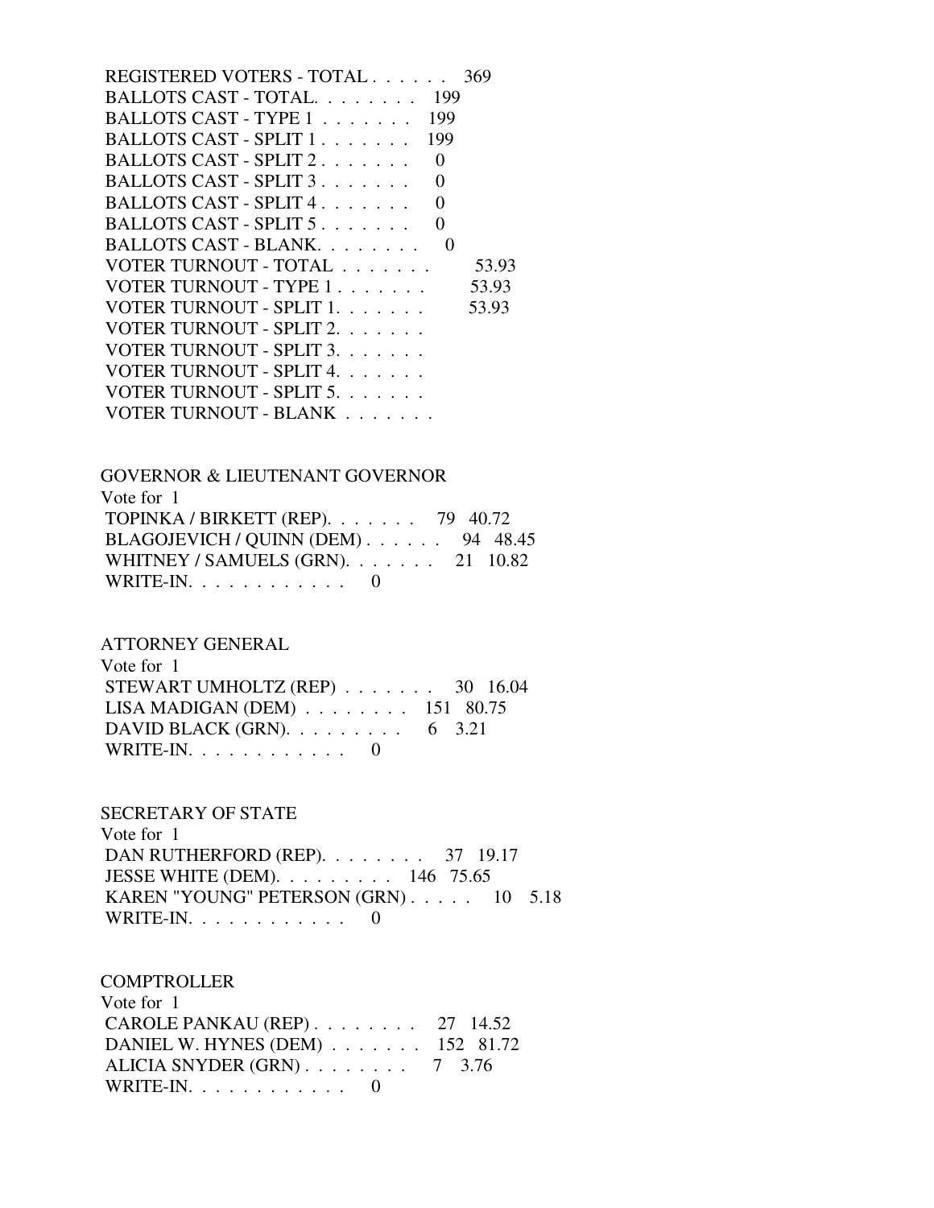REGISTERED VOTERS - TOTAL . . . . . . 369
BALLOTS CAST - TOTAL. . . . . . . . 199
BALLOTS CAST - TYPE 1 . . . . . . . 199
BALLOTS CAST - SPLIT 1 . . . . . . . 199
BALLOTS CAST - SPLIT 2 . . . . . . . 0
BALLOTS CAST - SPLIT 3 . . . . . . . 0
BALLOTS CAST - SPLIT 4 . . . . . . . 0
BALLOTS CAST - SPLIT 5 . . . . . . . 0
BALLOTS CAST - BLANK. . . . . . . . 0
VOTER TURNOUT - TOTAL . . . . . . . 53.93
VOTER TURNOUT - TYPE 1 . . . . . . . 53.93
VOTER TURNOUT - SPLIT 1. . . . . . . 53.93
VOTER TURNOUT - SPLIT 2. . . . . . .
VOTER TURNOUT - SPLIT 3. . . . . . .
VOTER TURNOUT - SPLIT 4. . . . . . .
VOTER TURNOUT - SPLIT 5. . . . . . .
VOTER TURNOUT - BLANK . . . . . . .

GOVERNOR & LIEUTENANT GOVERNOR
Vote for 1
TOPINKA / BIRKETT (REP). . . . . . . 79 40.72
BLAGOJEVICH / QUINN (DEM) . . . . . . 94 48.45
WHITNEY / SAMUELS (GRN). . . . . . . 21 10.82
WRITE-IN. . . . . . . . . . . . 0

ATTORNEY GENERAL
Vote for 1
STEWART UMHOLTZ (REP) . . . . . . . 30 16.04
LISA MADIGAN (DEM) . . . . . . . . 151 80.75
DAVID BLACK (GRN). . . . . . . . . 6 3.21
WRITE-IN. . . . . . . . . . . . 0

SECRETARY OF STATE
Vote for 1
DAN RUTHERFORD (REP). . . . . . . . 37 19.17
JESSE WHITE (DEM). . . . . . . . . 146 75.65
KAREN "YOUNG" PETERSON (GRN) . . . . . 10 5.18
WRITE-IN. . . . . . . . . . . . 0

COMPTROLLER
Vote for 1
CAROLE PANKAU (REP) . . . . . . . . 27 14.52
DANIEL W. HYNES (DEM) . . . . . . . 152 81.72
ALICIA SNYDER (GRN) . . . . . . . . 7 3.76
WRITE-IN. . . . . . . . . . . . 0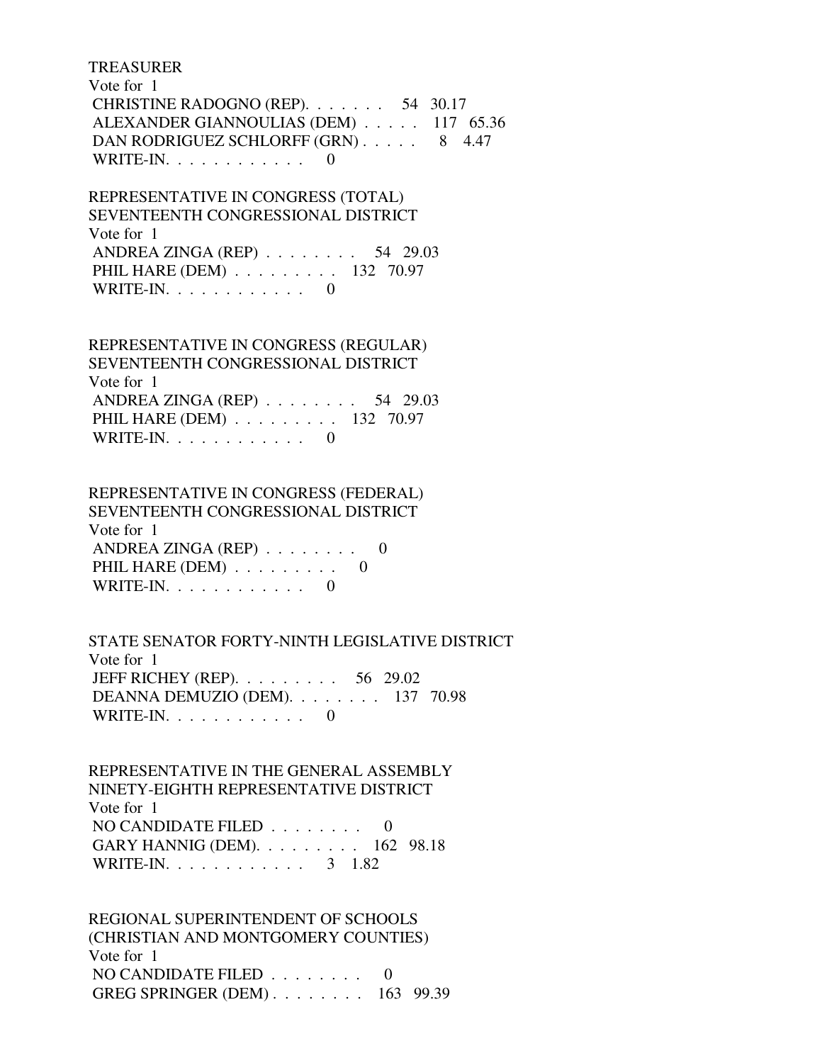TREASURER
Vote for 1
CHRISTINE RADOGNO (REP). . . . . . . 54 30.17
ALEXANDER GIANNOULIAS (DEM) . . . . . 117 65.36
DAN RODRIGUEZ SCHLORFF (GRN) . . . . . 8 4.47
WRITE-IN. . . . . . . . . . . . 0

REPRESENTATIVE IN CONGRESS (TOTAL)
SEVENTEENTH CONGRESSIONAL DISTRICT
Vote for 1
ANDREA ZINGA (REP) . . . . . . . . 54 29.03
PHIL HARE (DEM) . . . . . . . . . 132 70.97
WRITE-IN. . . . . . . . . . . . 0

REPRESENTATIVE IN CONGRESS (REGULAR)
SEVENTEENTH CONGRESSIONAL DISTRICT
Vote for 1
ANDREA ZINGA (REP) . . . . . . . . 54 29.03
PHIL HARE (DEM) . . . . . . . . . 132 70.97
WRITE-IN. . . . . . . . . . . . 0

REPRESENTATIVE IN CONGRESS (FEDERAL)
SEVENTEENTH CONGRESSIONAL DISTRICT
Vote for 1
ANDREA ZINGA (REP) . . . . . . . . 0
PHIL HARE (DEM) . . . . . . . . . 0
WRITE-IN. . . . . . . . . . . . 0

STATE SENATOR FORTY-NINTH LEGISLATIVE DISTRICT
Vote for 1
JEFF RICHEY (REP). . . . . . . . . 56 29.02
DEANNA DEMUZIO (DEM). . . . . . . . 137 70.98
WRITE-IN. . . . . . . . . . . . 0

REPRESENTATIVE IN THE GENERAL ASSEMBLY
NINETY-EIGHTH REPRESENTATIVE DISTRICT
Vote for 1
NO CANDIDATE FILED . . . . . . . . 0
GARY HANNIG (DEM). . . . . . . . . 162 98.18
WRITE-IN. . . . . . . . . . . . 3 1.82

REGIONAL SUPERINTENDENT OF SCHOOLS
(CHRISTIAN AND MONTGOMERY COUNTIES)
Vote for 1
NO CANDIDATE FILED . . . . . . . . 0
GREG SPRINGER (DEM) . . . . . . . . 163 99.39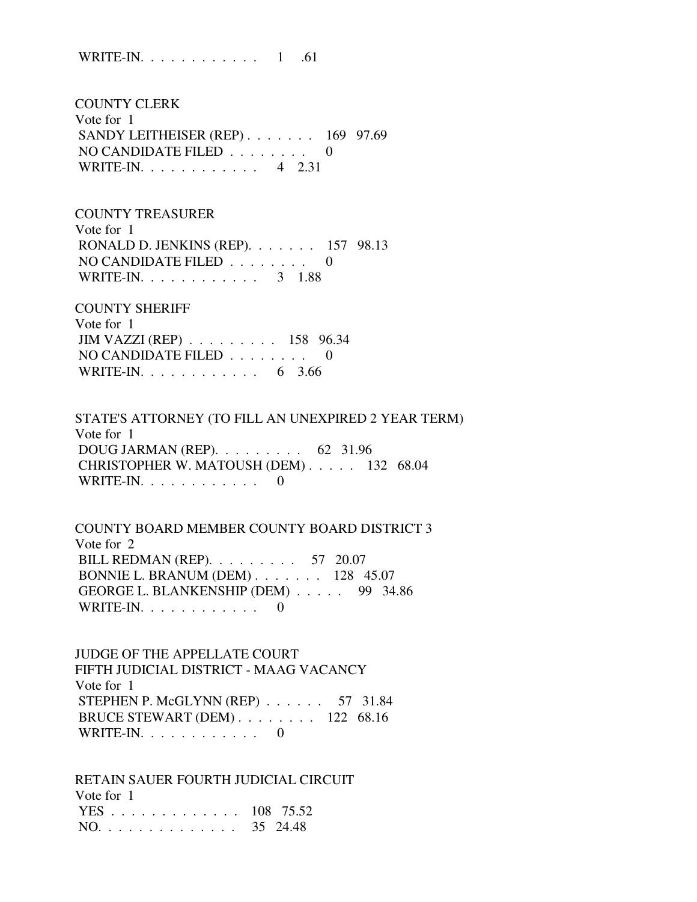WRITE-IN. . . . . . . . . . . . 1 .61

COUNTY CLERK
Vote for 1
SANDY LEITHEISER (REP) . . . . . . . 169 97.69
NO CANDIDATE FILED . . . . . . . . 0
WRITE-IN. . . . . . . . . . . . 4 2.31

COUNTY TREASURER
Vote for 1
RONALD D. JENKINS (REP). . . . . . . 157 98.13
NO CANDIDATE FILED . . . . . . . . 0
WRITE-IN. . . . . . . . . . . . 3 1.88

COUNTY SHERIFF
Vote for 1
JIM VAZZI (REP) . . . . . . . . . 158 96.34
NO CANDIDATE FILED . . . . . . . . 0
WRITE-IN. . . . . . . . . . . . 6 3.66

STATE'S ATTORNEY (TO FILL AN UNEXPIRED 2 YEAR TERM)
Vote for 1
DOUG JARMAN (REP). . . . . . . . . 62 31.96
CHRISTOPHER W. MATOUSH (DEM) . . . . . 132 68.04
WRITE-IN. . . . . . . . . . . . 0

COUNTY BOARD MEMBER COUNTY BOARD DISTRICT 3
Vote for 2
BILL REDMAN (REP). . . . . . . . . 57 20.07
BONNIE L. BRANUM (DEM) . . . . . . . 128 45.07
GEORGE L. BLANKENSHIP (DEM) . . . . . 99 34.86
WRITE-IN. . . . . . . . . . . . 0

JUDGE OF THE APPELLATE COURT
FIFTH JUDICIAL DISTRICT - MAAG VACANCY
Vote for 1
STEPHEN P. McGLYNN (REP) . . . . . . 57 31.84
BRUCE STEWART (DEM) . . . . . . . . 122 68.16
WRITE-IN. . . . . . . . . . . . 0

RETAIN SAUER FOURTH JUDICIAL CIRCUIT
Vote for 1
YES . . . . . . . . . . . . . 108 75.52
NO. . . . . . . . . . . . . . 35 24.48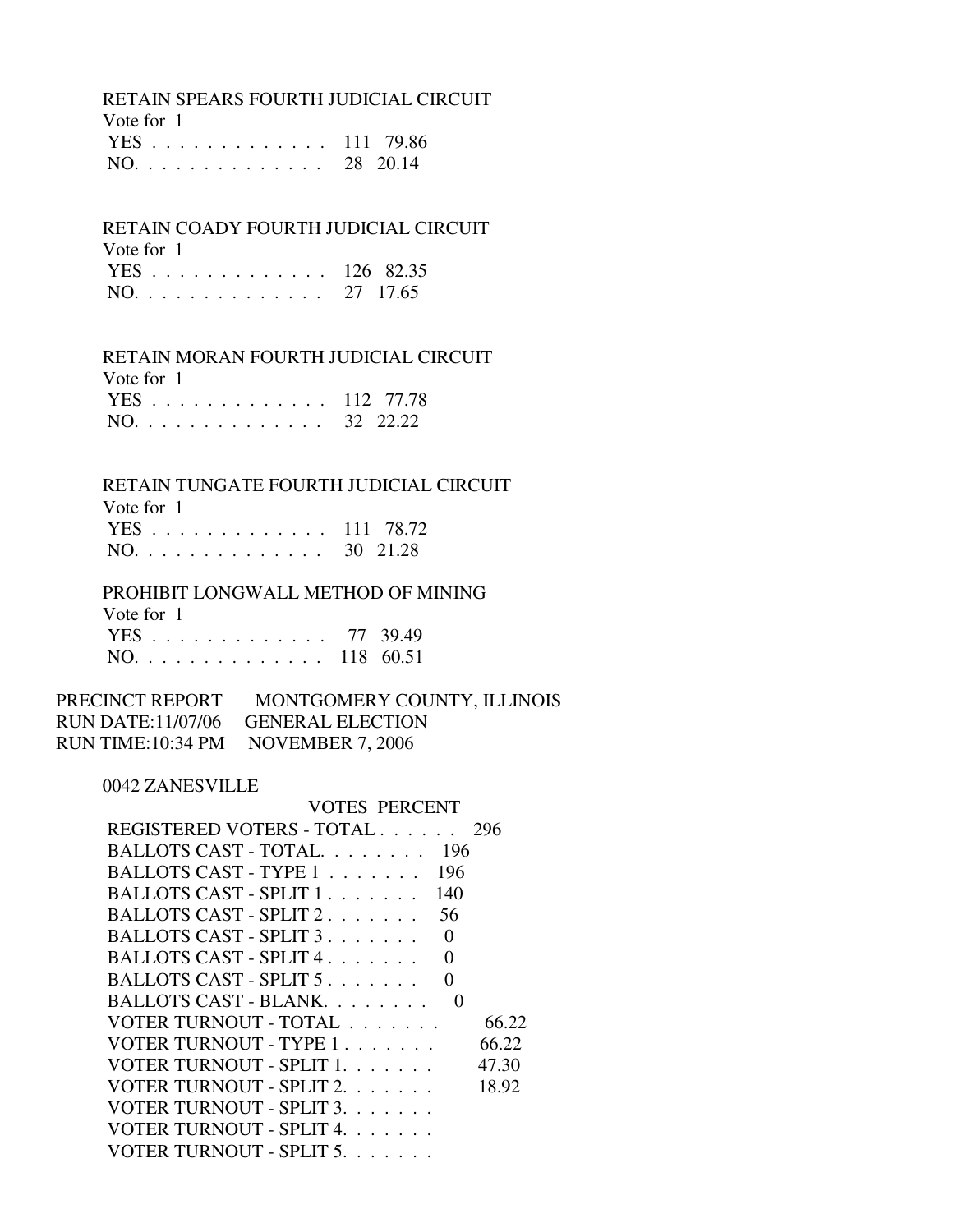RETAIN SPEARS FOURTH JUDICIAL CIRCUIT
Vote for 1

| | | |
|---|---|---|
| YES . . . . . . . . . . . . . | 111 | 79.86 |
| NO. . . . . . . . . . . . . . | 28 | 20.14 |

RETAIN COADY FOURTH JUDICIAL CIRCUIT
Vote for 1

| | | |
|---|---|---|
| YES . . . . . . . . . . . . . | 126 | 82.35 |
| NO. . . . . . . . . . . . . . | 27 | 17.65 |

RETAIN MORAN FOURTH JUDICIAL CIRCUIT
Vote for 1

| | | |
|---|---|---|
| YES . . . . . . . . . . . . . | 112 | 77.78 |
| NO. . . . . . . . . . . . . . | 32 | 22.22 |

RETAIN TUNGATE FOURTH JUDICIAL CIRCUIT
Vote for 1

| | | |
|---|---|---|
| YES . . . . . . . . . . . . . | 111 | 78.72 |
| NO. . . . . . . . . . . . . . | 30 | 21.28 |

PROHIBIT LONGWALL METHOD OF MINING
Vote for 1

| | | |
|---|---|---|
| YES . . . . . . . . . . . . . | 77 | 39.49 |
| NO. . . . . . . . . . . . . . | 118 | 60.51 |

PRECINCT REPORT MONTGOMERY COUNTY, ILLINOIS
RUN DATE:11/07/06 GENERAL ELECTION
RUN TIME:10:34 PM NOVEMBER 7, 2006

0042 ZANESVILLE

| | VOTES | PERCENT |
|---|---|---|
| REGISTERED VOTERS - TOTAL . . . . . . | 296 | |
| BALLOTS CAST - TOTAL. . . . . . . . | 196 | |
| BALLOTS CAST - TYPE 1 . . . . . . . | 196 | |
| BALLOTS CAST - SPLIT 1 . . . . . . . | 140 | |
| BALLOTS CAST - SPLIT 2 . . . . . . . | 56 | |
| BALLOTS CAST - SPLIT 3 . . . . . . . | 0 | |
| BALLOTS CAST - SPLIT 4 . . . . . . . | 0 | |
| BALLOTS CAST - SPLIT 5 . . . . . . . | 0 | |
| BALLOTS CAST - BLANK. . . . . . . . | 0 | |
| VOTER TURNOUT - TOTAL . . . . . . . | | 66.22 |
| VOTER TURNOUT - TYPE 1 . . . . . . . | | 66.22 |
| VOTER TURNOUT - SPLIT 1. . . . . . . | | 47.30 |
| VOTER TURNOUT - SPLIT 2. . . . . . . | | 18.92 |
| VOTER TURNOUT - SPLIT 3. . . . . . . | | |
| VOTER TURNOUT - SPLIT 4. . . . . . . | | |
| VOTER TURNOUT - SPLIT 5. . . . . . . | | |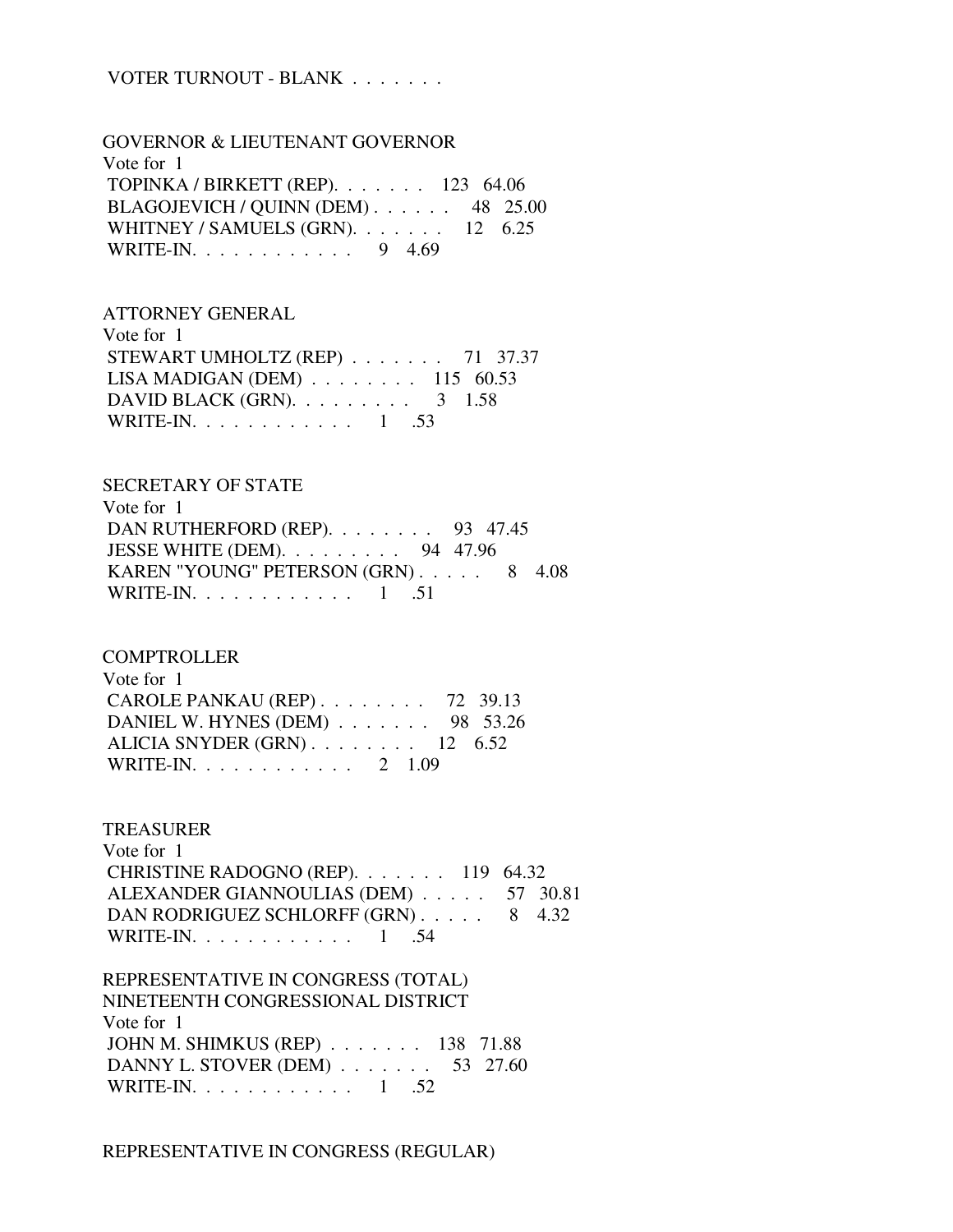VOTER TURNOUT - BLANK . . . . . . .

GOVERNOR & LIEUTENANT GOVERNOR
Vote for 1

| | | |
|---|---|---|
| TOPINKA / BIRKETT (REP). . . . . . . | 123 | 64.06 |
| BLAGOJEVICH / QUINN (DEM) . . . . . . | 48 | 25.00 |
| WHITNEY / SAMUELS (GRN). . . . . . . | 12 | 6.25 |
| WRITE-IN. . . . . . . . . . . . | 9 | 4.69 |

ATTORNEY GENERAL
Vote for 1

| | | |
|---|---|---|
| STEWART UMHOLTZ (REP) . . . . . . . | 71 | 37.37 |
| LISA MADIGAN (DEM) . . . . . . . . | 115 | 60.53 |
| DAVID BLACK (GRN). . . . . . . . . | 3 | 1.58 |
| WRITE-IN. . . . . . . . . . . . | 1 | .53 |

SECRETARY OF STATE
Vote for 1

| | | |
|---|---|---|
| DAN RUTHERFORD (REP). . . . . . . . | 93 | 47.45 |
| JESSE WHITE (DEM). . . . . . . . . | 94 | 47.96 |
| KAREN "YOUNG" PETERSON (GRN) . . . . . | 8 | 4.08 |
| WRITE-IN. . . . . . . . . . . . | 1 | .51 |

COMPTROLLER
Vote for 1

| | | |
|---|---|---|
| CAROLE PANKAU (REP) . . . . . . . . | 72 | 39.13 |
| DANIEL W. HYNES (DEM) . . . . . . . | 98 | 53.26 |
| ALICIA SNYDER (GRN) . . . . . . . . | 12 | 6.52 |
| WRITE-IN. . . . . . . . . . . . | 2 | 1.09 |

TREASURER
Vote for 1

| | | |
|---|---|---|
| CHRISTINE RADOGNO (REP). . . . . . . | 119 | 64.32 |
| ALEXANDER GIANNOULIAS (DEM) . . . . . | 57 | 30.81 |
| DAN RODRIGUEZ SCHLORFF (GRN) . . . . . | 8 | 4.32 |
| WRITE-IN. . . . . . . . . . . . | 1 | .54 |

REPRESENTATIVE IN CONGRESS (TOTAL)
NINETEENTH CONGRESSIONAL DISTRICT
Vote for 1

| | | |
|---|---|---|
| JOHN M. SHIMKUS (REP) . . . . . . . | 138 | 71.88 |
| DANNY L. STOVER (DEM) . . . . . . . | 53 | 27.60 |
| WRITE-IN. . . . . . . . . . . . | 1 | .52 |

REPRESENTATIVE IN CONGRESS (REGULAR)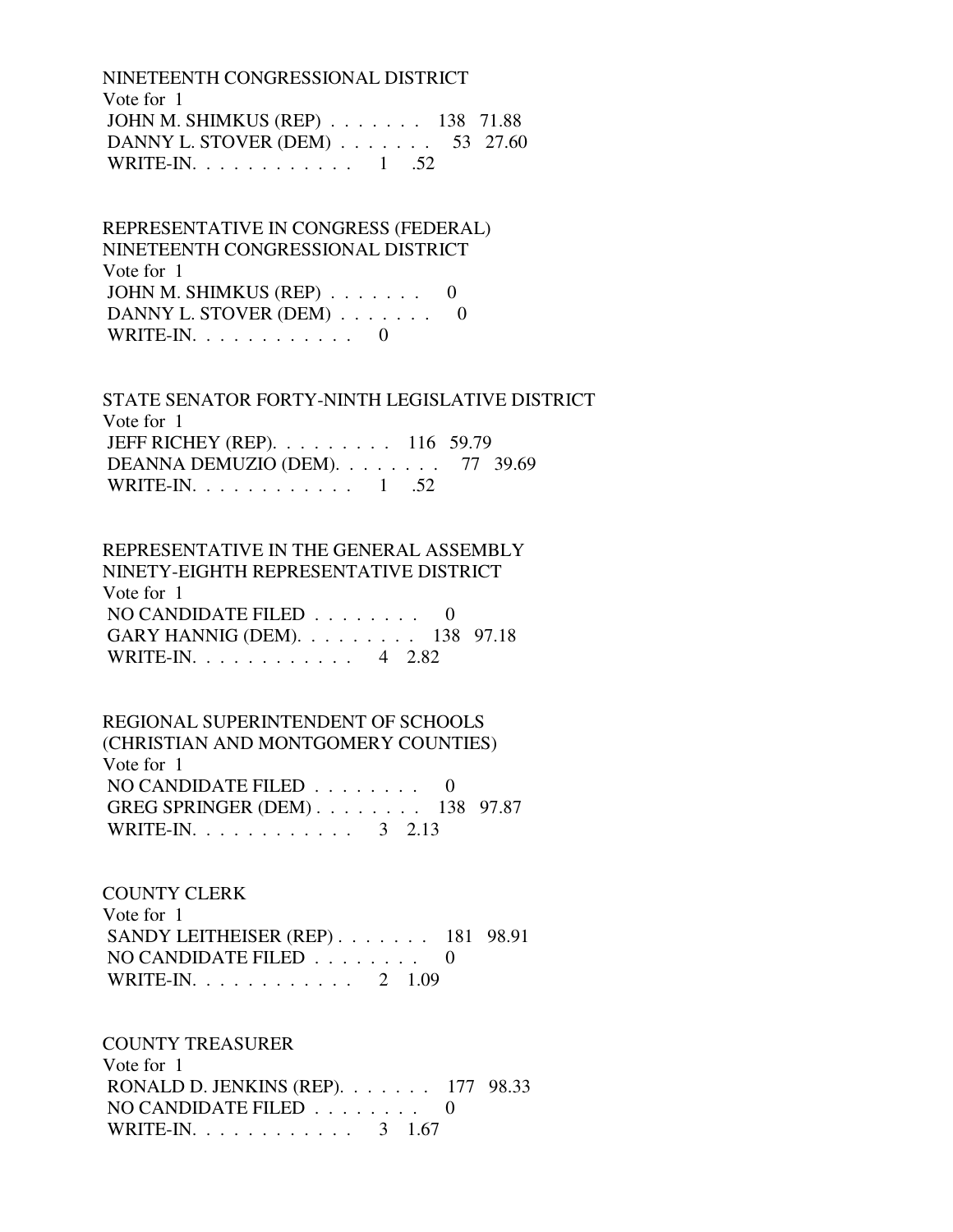NINETEENTH CONGRESSIONAL DISTRICT
Vote for 1
JOHN M. SHIMKUS (REP) . . . . . . . 138 71.88
DANNY L. STOVER (DEM) . . . . . . . 53 27.60
WRITE-IN. . . . . . . . . . . . 1 .52

REPRESENTATIVE IN CONGRESS (FEDERAL)
NINETEENTH CONGRESSIONAL DISTRICT
Vote for 1
JOHN M. SHIMKUS (REP) . . . . . . . 0
DANNY L. STOVER (DEM) . . . . . . . 0
WRITE-IN. . . . . . . . . . . . 0

STATE SENATOR FORTY-NINTH LEGISLATIVE DISTRICT
Vote for 1
JEFF RICHEY (REP). . . . . . . . . 116 59.79
DEANNA DEMUZIO (DEM). . . . . . . . 77 39.69
WRITE-IN. . . . . . . . . . . . 1 .52

REPRESENTATIVE IN THE GENERAL ASSEMBLY
NINETY-EIGHTH REPRESENTATIVE DISTRICT
Vote for 1
NO CANDIDATE FILED . . . . . . . . 0
GARY HANNIG (DEM). . . . . . . . . 138 97.18
WRITE-IN. . . . . . . . . . . . 4 2.82

REGIONAL SUPERINTENDENT OF SCHOOLS
(CHRISTIAN AND MONTGOMERY COUNTIES)
Vote for 1
NO CANDIDATE FILED . . . . . . . . 0
GREG SPRINGER (DEM) . . . . . . . . 138 97.87
WRITE-IN. . . . . . . . . . . . 3 2.13

COUNTY CLERK
Vote for 1
SANDY LEITHEISER (REP) . . . . . . . 181 98.91
NO CANDIDATE FILED . . . . . . . . 0
WRITE-IN. . . . . . . . . . . . 2 1.09

COUNTY TREASURER
Vote for 1
RONALD D. JENKINS (REP). . . . . . . 177 98.33
NO CANDIDATE FILED . . . . . . . . 0
WRITE-IN. . . . . . . . . . . . 3 1.67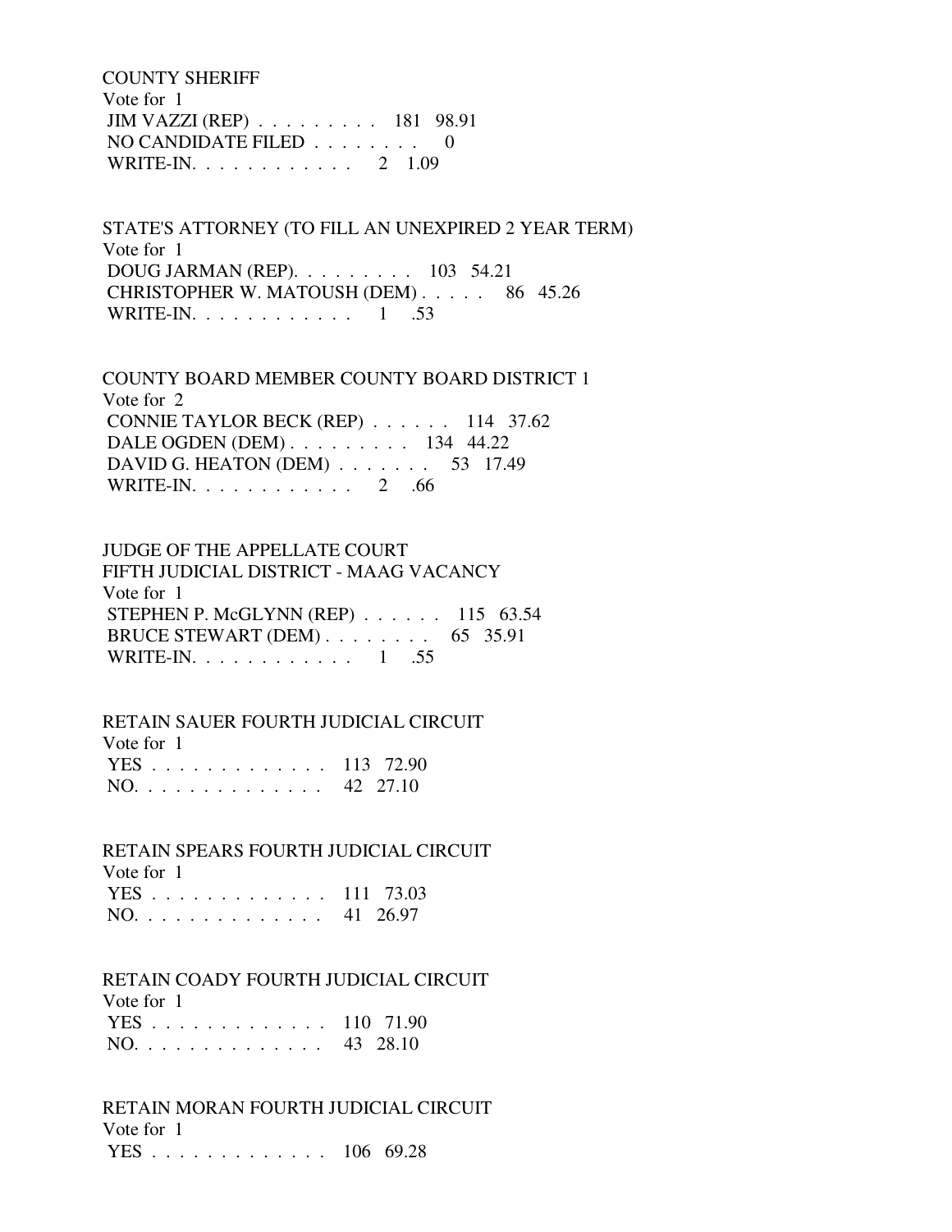COUNTY SHERIFF
Vote for 1
JIM VAZZI (REP) . . . . . . . . . 181 98.91
NO CANDIDATE FILED . . . . . . . . 0
WRITE-IN. . . . . . . . . . . . 2 1.09

STATE'S ATTORNEY (TO FILL AN UNEXPIRED 2 YEAR TERM)
Vote for 1
DOUG JARMAN (REP). . . . . . . . . 103 54.21
CHRISTOPHER W. MATOUSH (DEM) . . . . . 86 45.26
WRITE-IN. . . . . . . . . . . . 1 .53

COUNTY BOARD MEMBER COUNTY BOARD DISTRICT 1
Vote for 2
CONNIE TAYLOR BECK (REP) . . . . . . 114 37.62
DALE OGDEN (DEM) . . . . . . . . . 134 44.22
DAVID G. HEATON (DEM) . . . . . . . 53 17.49
WRITE-IN. . . . . . . . . . . . 2 .66

JUDGE OF THE APPELLATE COURT
FIFTH JUDICIAL DISTRICT - MAAG VACANCY
Vote for 1
STEPHEN P. McGLYNN (REP) . . . . . . 115 63.54
BRUCE STEWART (DEM) . . . . . . . . 65 35.91
WRITE-IN. . . . . . . . . . . . 1 .55

RETAIN SAUER FOURTH JUDICIAL CIRCUIT
Vote for 1
YES . . . . . . . . . . . . . 113 72.90
NO. . . . . . . . . . . . . . 42 27.10

RETAIN SPEARS FOURTH JUDICIAL CIRCUIT
Vote for 1
YES . . . . . . . . . . . . . 111 73.03
NO. . . . . . . . . . . . . . 41 26.97

RETAIN COADY FOURTH JUDICIAL CIRCUIT
Vote for 1
YES . . . . . . . . . . . . . 110 71.90
NO. . . . . . . . . . . . . . 43 28.10

RETAIN MORAN FOURTH JUDICIAL CIRCUIT
Vote for 1
YES . . . . . . . . . . . . . 106 69.28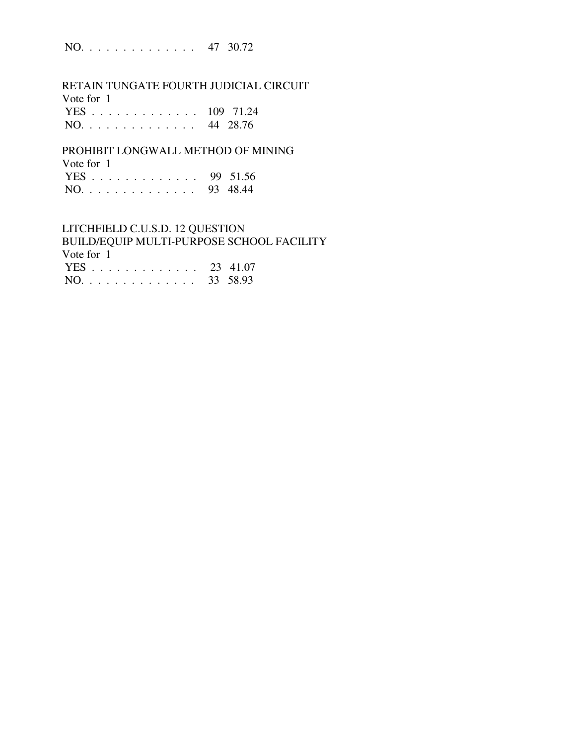NO. . . . . . . . . . . . . . 47 30.72

RETAIN TUNGATE FOURTH JUDICIAL CIRCUIT
Vote for 1
YES . . . . . . . . . . . . . 109 71.24
NO. . . . . . . . . . . . . . 44 28.76

PROHIBIT LONGWALL METHOD OF MINING
Vote for 1
YES . . . . . . . . . . . . . 99 51.56
NO. . . . . . . . . . . . . . 93 48.44

LITCHFIELD C.U.S.D. 12 QUESTION
BUILD/EQUIP MULTI-PURPOSE SCHOOL FACILITY
Vote for 1
YES . . . . . . . . . . . . . 23 41.07
NO. . . . . . . . . . . . . . 33 58.93